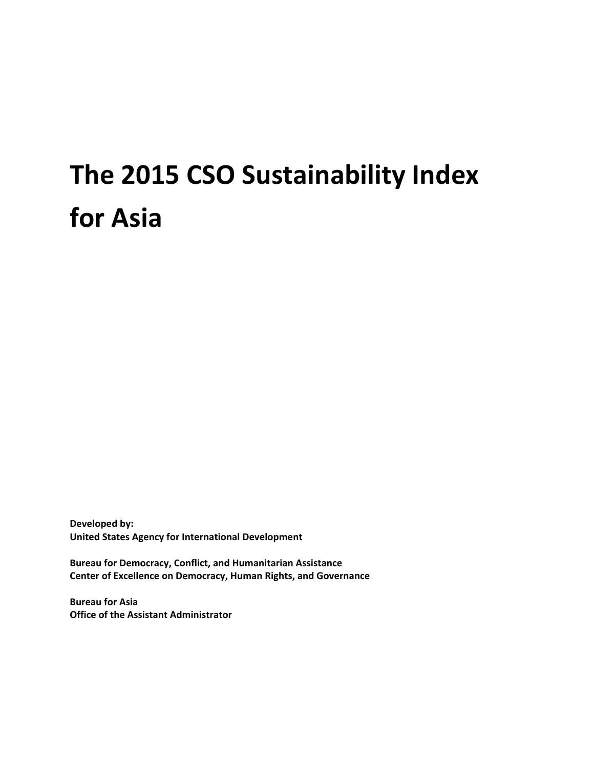# The 2015 CSO Sustainability Index for Asia

**Developed by:**
**United States Agency for International Development**

**Bureau for Democracy, Conflict, and Humanitarian Assistance**
**Center of Excellence on Democracy, Human Rights, and Governance**

**Bureau for Asia**
**Office of the Assistant Administrator**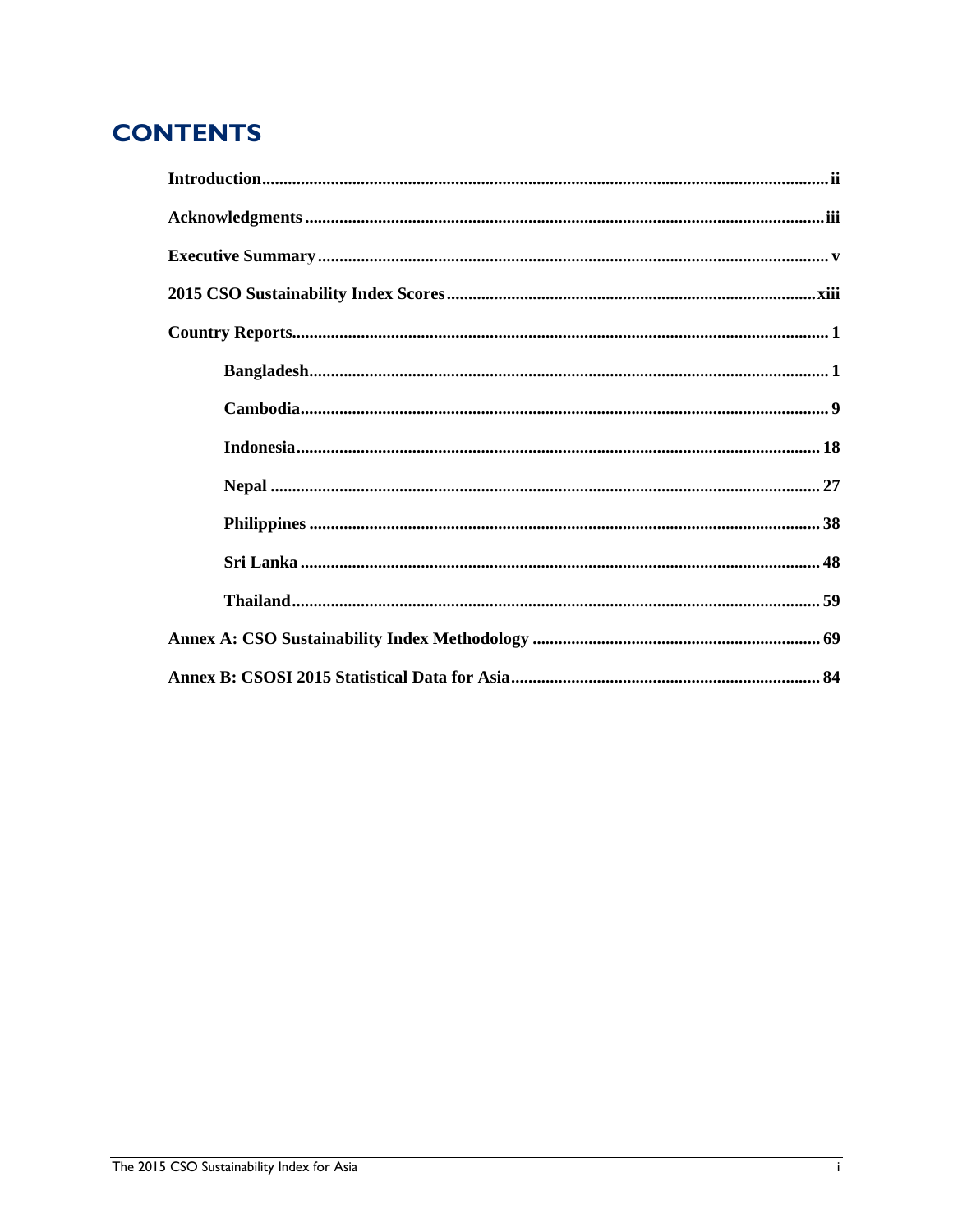# CONTENTS

**Introduction** .......... **ii**

**Acknowledgments** .......... **iii**

**Executive Summary** .......... **v**

**2015 CSO Sustainability Index Scores** .......... **xiii**

**Country Reports** .......... **1**

- **Bangladesh** .......... **1**
- **Cambodia** .......... **9**
- **Indonesia** .......... **18**
- **Nepal** .......... **27**
- **Philippines** .......... **38**
- **Sri Lanka** .......... **48**
- **Thailand** .......... **59**

**Annex A: CSO Sustainability Index Methodology** .......... **69**

**Annex B: CSOSI 2015 Statistical Data for Asia** .......... **84**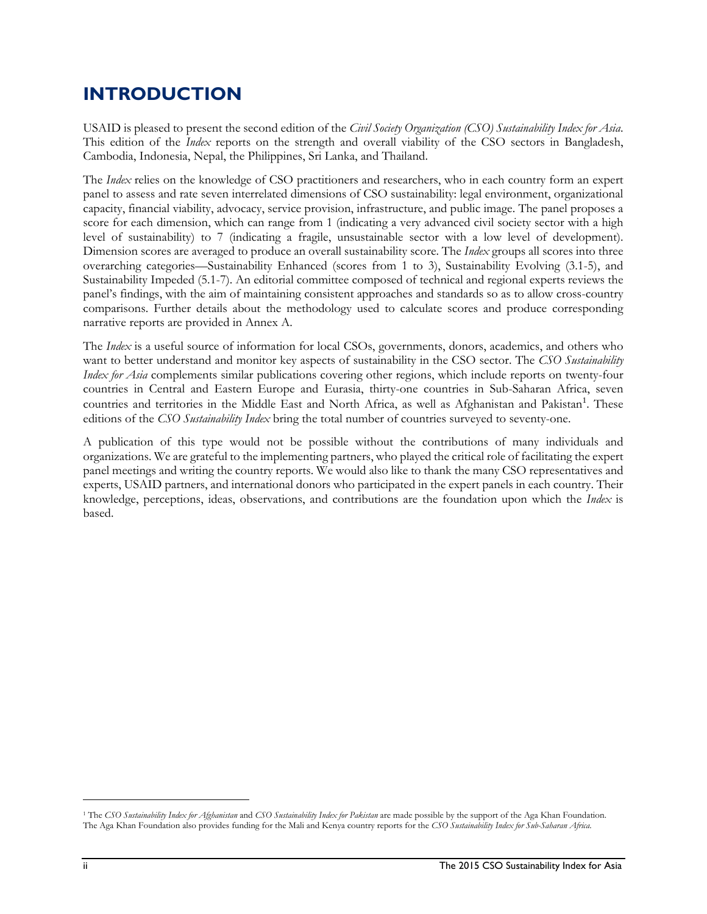# INTRODUCTION

USAID is pleased to present the second edition of the *Civil Society Organization (CSO) Sustainability Index for Asia*. This edition of the *Index* reports on the strength and overall viability of the CSO sectors in Bangladesh, Cambodia, Indonesia, Nepal, the Philippines, Sri Lanka, and Thailand.

The *Index* relies on the knowledge of CSO practitioners and researchers, who in each country form an expert panel to assess and rate seven interrelated dimensions of CSO sustainability: legal environment, organizational capacity, financial viability, advocacy, service provision, infrastructure, and public image. The panel proposes a score for each dimension, which can range from 1 (indicating a very advanced civil society sector with a high level of sustainability) to 7 (indicating a fragile, unsustainable sector with a low level of development). Dimension scores are averaged to produce an overall sustainability score. The *Index* groups all scores into three overarching categories—Sustainability Enhanced (scores from 1 to 3), Sustainability Evolving (3.1-5), and Sustainability Impeded (5.1-7). An editorial committee composed of technical and regional experts reviews the panel's findings, with the aim of maintaining consistent approaches and standards so as to allow cross-country comparisons. Further details about the methodology used to calculate scores and produce corresponding narrative reports are provided in Annex A.

The *Index* is a useful source of information for local CSOs, governments, donors, academics, and others who want to better understand and monitor key aspects of sustainability in the CSO sector. The *CSO Sustainability Index for Asia* complements similar publications covering other regions, which include reports on twenty-four countries in Central and Eastern Europe and Eurasia, thirty-one countries in Sub-Saharan Africa, seven countries and territories in the Middle East and North Africa, as well as Afghanistan and Pakistan[1]. These editions of the *CSO Sustainability Index* bring the total number of countries surveyed to seventy-one.

A publication of this type would not be possible without the contributions of many individuals and organizations. We are grateful to the implementing partners, who played the critical role of facilitating the expert panel meetings and writing the country reports. We would also like to thank the many CSO representatives and experts, USAID partners, and international donors who participated in the expert panels in each country. Their knowledge, perceptions, ideas, observations, and contributions are the foundation upon which the *Index* is based.

---

[1] The *CSO Sustainability Index for Afghanistan* and *CSO Sustainability Index for Pakistan* are made possible by the support of the Aga Khan Foundation. The Aga Khan Foundation also provides funding for the Mali and Kenya country reports for the *CSO Sustainability Index for Sub-Saharan Africa*.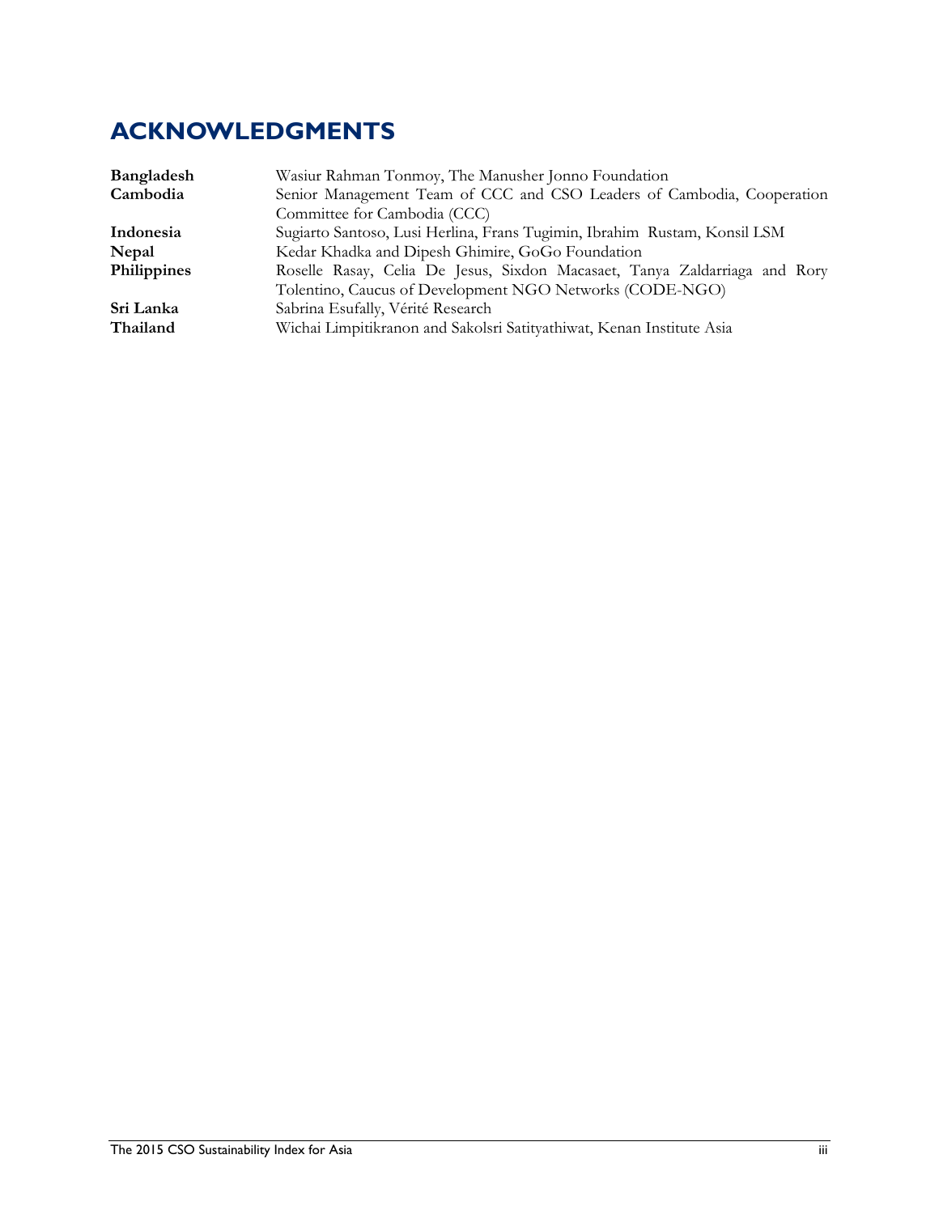# ACKNOWLEDGMENTS

| | |
|---|---|
| **Bangladesh** | Wasiur Rahman Tonmoy, The Manusher Jonno Foundation |
| **Cambodia** | Senior Management Team of CCC and CSO Leaders of Cambodia, Cooperation Committee for Cambodia (CCC) |
| **Indonesia** | Sugiarto Santoso, Lusi Herlina, Frans Tugimin, Ibrahim Rustam, Konsil LSM |
| **Nepal** | Kedar Khadka and Dipesh Ghimire, GoGo Foundation |
| **Philippines** | Roselle Rasay, Celia De Jesus, Sixdon Macasaet, Tanya Zaldarriaga and Rory Tolentino, Caucus of Development NGO Networks (CODE-NGO) |
| **Sri Lanka** | Sabrina Esufally, Vérité Research |
| **Thailand** | Wichai Limpitikranon and Sakolsri Satityathiwat, Kenan Institute Asia |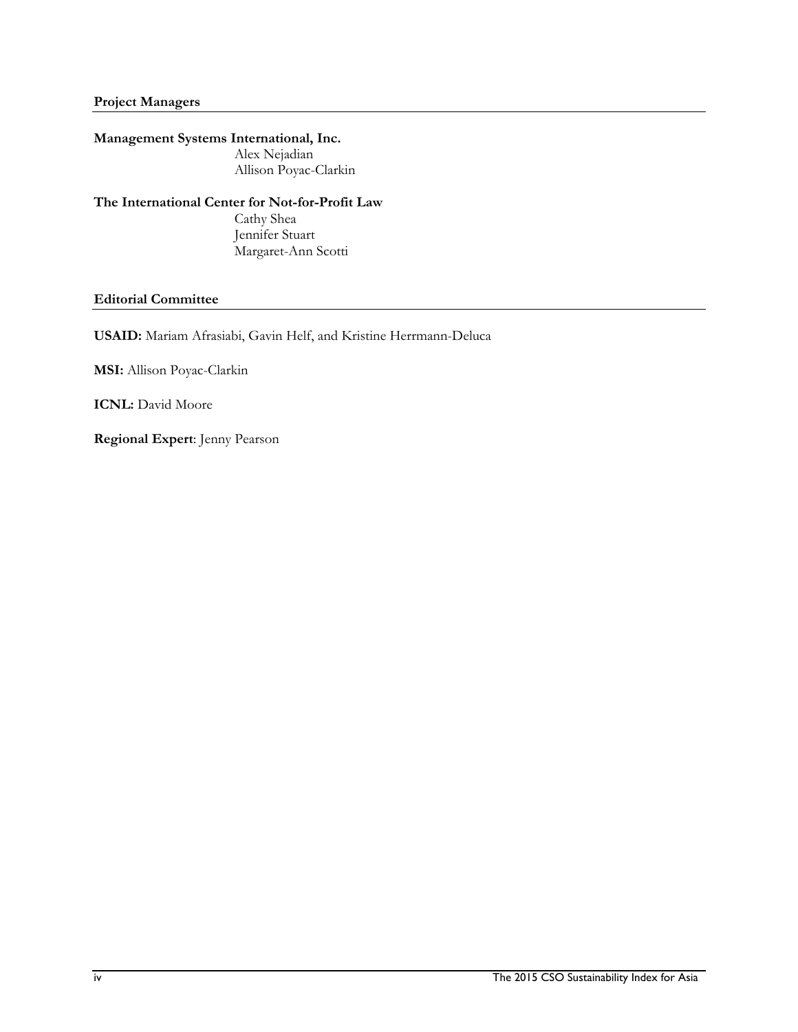## Project Managers

**Management Systems International, Inc.**

Alex Nejadian
Allison Poyac-Clarkin

**The International Center for Not-for-Profit Law**

Cathy Shea
Jennifer Stuart
Margaret-Ann Scotti

## Editorial Committee

**USAID:** Mariam Afrasiabi, Gavin Helf, and Kristine Herrmann-Deluca

**MSI:** Allison Poyac-Clarkin

**ICNL:** David Moore

**Regional Expert**: Jenny Pearson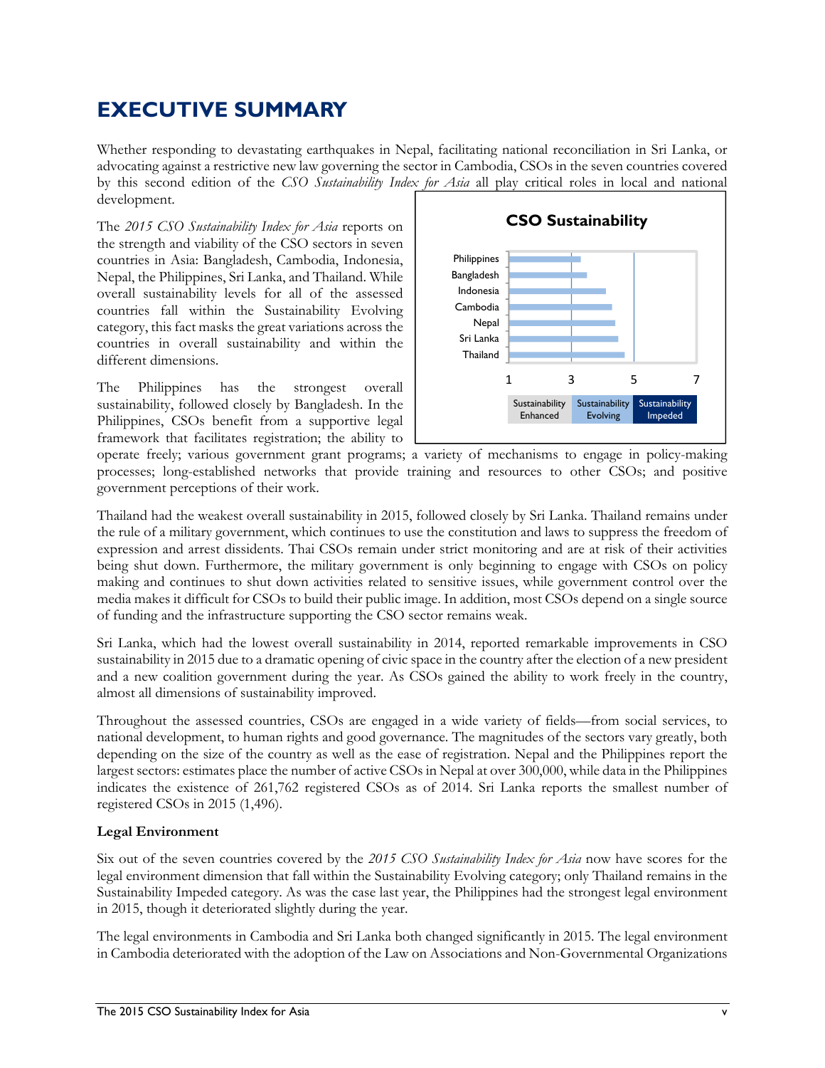# EXECUTIVE SUMMARY

Whether responding to devastating earthquakes in Nepal, facilitating national reconciliation in Sri Lanka, or advocating against a restrictive new law governing the sector in Cambodia, CSOs in the seven countries covered by this second edition of the *CSO Sustainability Index for Asia* all play critical roles in local and national development.

The *2015 CSO Sustainability Index for Asia* reports on the strength and viability of the CSO sectors in seven countries in Asia: Bangladesh, Cambodia, Indonesia, Nepal, the Philippines, Sri Lanka, and Thailand. While overall sustainability levels for all of the assessed countries fall within the Sustainability Evolving category, this fact masks the great variations across the countries in overall sustainability and within the different dimensions.

**CSO Sustainability**

Philippines, Bangladesh, Indonesia, Cambodia, Nepal, Sri Lanka, Thailand

1 — 3 — 5 — 7

Sustainability Enhanced | Sustainability Evolving | Sustainability Impeded

The Philippines has the strongest overall sustainability, followed closely by Bangladesh. In the Philippines, CSOs benefit from a supportive legal framework that facilitates registration; the ability to operate freely; various government grant programs; a variety of mechanisms to engage in policy-making processes; long-established networks that provide training and resources to other CSOs; and positive government perceptions of their work.

Thailand had the weakest overall sustainability in 2015, followed closely by Sri Lanka. Thailand remains under the rule of a military government, which continues to use the constitution and laws to suppress the freedom of expression and arrest dissidents. Thai CSOs remain under strict monitoring and are at risk of their activities being shut down. Furthermore, the military government is only beginning to engage with CSOs on policy making and continues to shut down activities related to sensitive issues, while government control over the media makes it difficult for CSOs to build their public image. In addition, most CSOs depend on a single source of funding and the infrastructure supporting the CSO sector remains weak.

Sri Lanka, which had the lowest overall sustainability in 2014, reported remarkable improvements in CSO sustainability in 2015 due to a dramatic opening of civic space in the country after the election of a new president and a new coalition government during the year. As CSOs gained the ability to work freely in the country, almost all dimensions of sustainability improved.

Throughout the assessed countries, CSOs are engaged in a wide variety of fields—from social services, to national development, to human rights and good governance. The magnitudes of the sectors vary greatly, both depending on the size of the country as well as the ease of registration. Nepal and the Philippines report the largest sectors: estimates place the number of active CSOs in Nepal at over 300,000, while data in the Philippines indicates the existence of 261,762 registered CSOs as of 2014. Sri Lanka reports the smallest number of registered CSOs in 2015 (1,496).

**Legal Environment**

Six out of the seven countries covered by the *2015 CSO Sustainability Index for Asia* now have scores for the legal environment dimension that fall within the Sustainability Evolving category; only Thailand remains in the Sustainability Impeded category. As was the case last year, the Philippines had the strongest legal environment in 2015, though it deteriorated slightly during the year.

The legal environments in Cambodia and Sri Lanka both changed significantly in 2015. The legal environment in Cambodia deteriorated with the adoption of the Law on Associations and Non-Governmental Organizations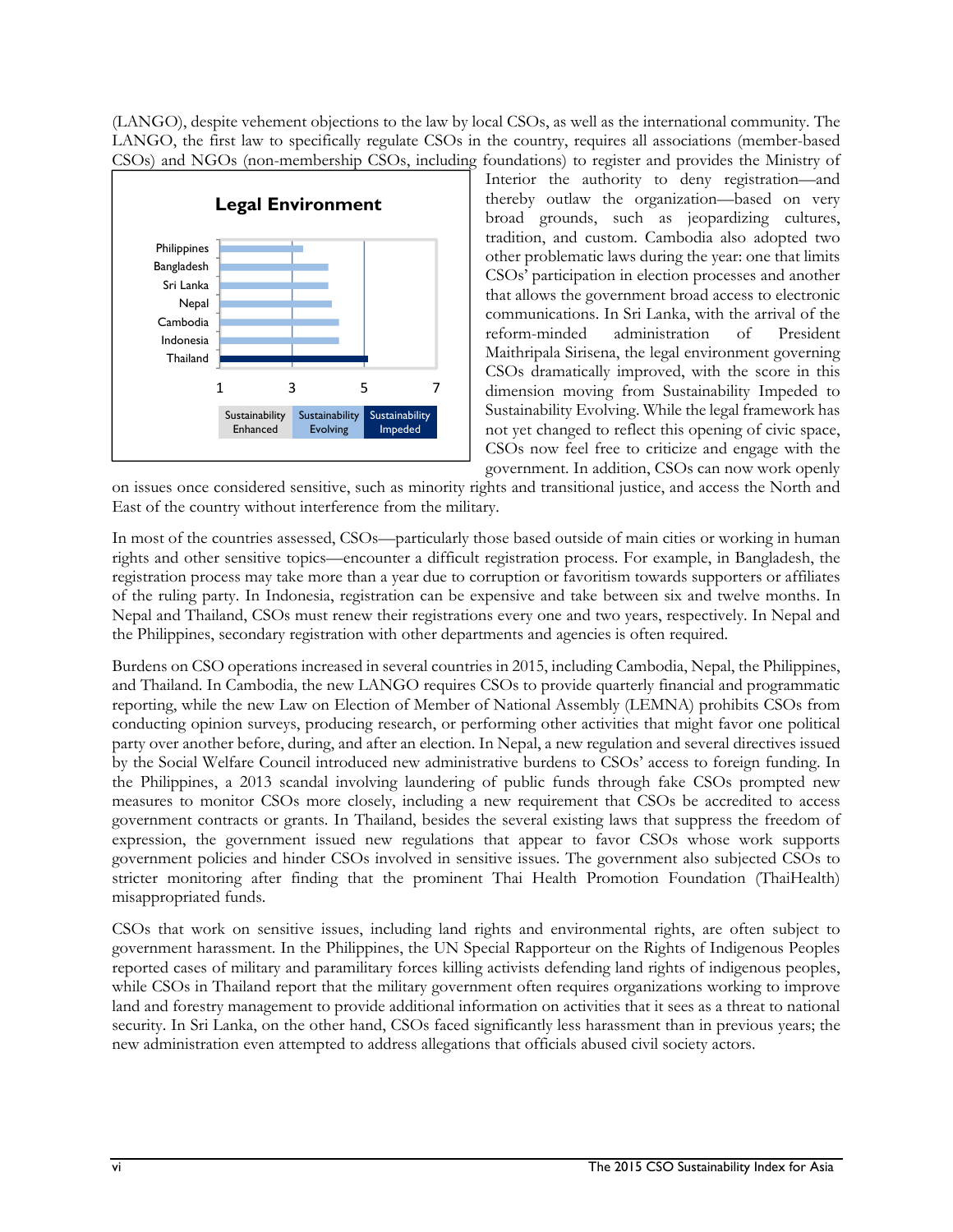(LANGO), despite vehement objections to the law by local CSOs, as well as the international community. The LANGO, the first law to specifically regulate CSOs in the country, requires all associations (member-based CSOs) and NGOs (non-membership CSOs, including foundations) to register and provides the Ministry of Interior the authority to deny registration—and thereby outlaw the organization—based on very broad grounds, such as jeopardizing cultures, tradition, and custom. Cambodia also adopted two other problematic laws during the year: one that limits CSOs' participation in election processes and another that allows the government broad access to electronic communications. In Sri Lanka, with the arrival of the reform-minded administration of President Maithripala Sirisena, the legal environment governing CSOs dramatically improved, with the score in this dimension moving from Sustainability Impeded to Sustainability Evolving. While the legal framework has not yet changed to reflect this opening of civic space, CSOs now feel free to criticize and engage with the government. In addition, CSOs can now work openly on issues once considered sensitive, such as minority rights and transitional justice, and access the North and East of the country without interference from the military.

**Legal Environment**

Chart: horizontal bars on a 1–7 scale (1–3 Sustainability Enhanced, 3–5 Sustainability Evolving, 5–7 Sustainability Impeded) for Philippines, Bangladesh, Sri Lanka, Nepal, Cambodia, Indonesia, Thailand.

In most of the countries assessed, CSOs—particularly those based outside of main cities or working in human rights and other sensitive topics—encounter a difficult registration process. For example, in Bangladesh, the registration process may take more than a year due to corruption or favoritism towards supporters or affiliates of the ruling party. In Indonesia, registration can be expensive and take between six and twelve months. In Nepal and Thailand, CSOs must renew their registrations every one and two years, respectively. In Nepal and the Philippines, secondary registration with other departments and agencies is often required.

Burdens on CSO operations increased in several countries in 2015, including Cambodia, Nepal, the Philippines, and Thailand. In Cambodia, the new LANGO requires CSOs to provide quarterly financial and programmatic reporting, while the new Law on Election of Member of National Assembly (LEMNA) prohibits CSOs from conducting opinion surveys, producing research, or performing other activities that might favor one political party over another before, during, and after an election. In Nepal, a new regulation and several directives issued by the Social Welfare Council introduced new administrative burdens to CSOs' access to foreign funding. In the Philippines, a 2013 scandal involving laundering of public funds through fake CSOs prompted new measures to monitor CSOs more closely, including a new requirement that CSOs be accredited to access government contracts or grants. In Thailand, besides the several existing laws that suppress the freedom of expression, the government issued new regulations that appear to favor CSOs whose work supports government policies and hinder CSOs involved in sensitive issues. The government also subjected CSOs to stricter monitoring after finding that the prominent Thai Health Promotion Foundation (ThaiHealth) misappropriated funds.

CSOs that work on sensitive issues, including land rights and environmental rights, are often subject to government harassment. In the Philippines, the UN Special Rapporteur on the Rights of Indigenous Peoples reported cases of military and paramilitary forces killing activists defending land rights of indigenous peoples, while CSOs in Thailand report that the military government often requires organizations working to improve land and forestry management to provide additional information on activities that it sees as a threat to national security. In Sri Lanka, on the other hand, CSOs faced significantly less harassment than in previous years; the new administration even attempted to address allegations that officials abused civil society actors.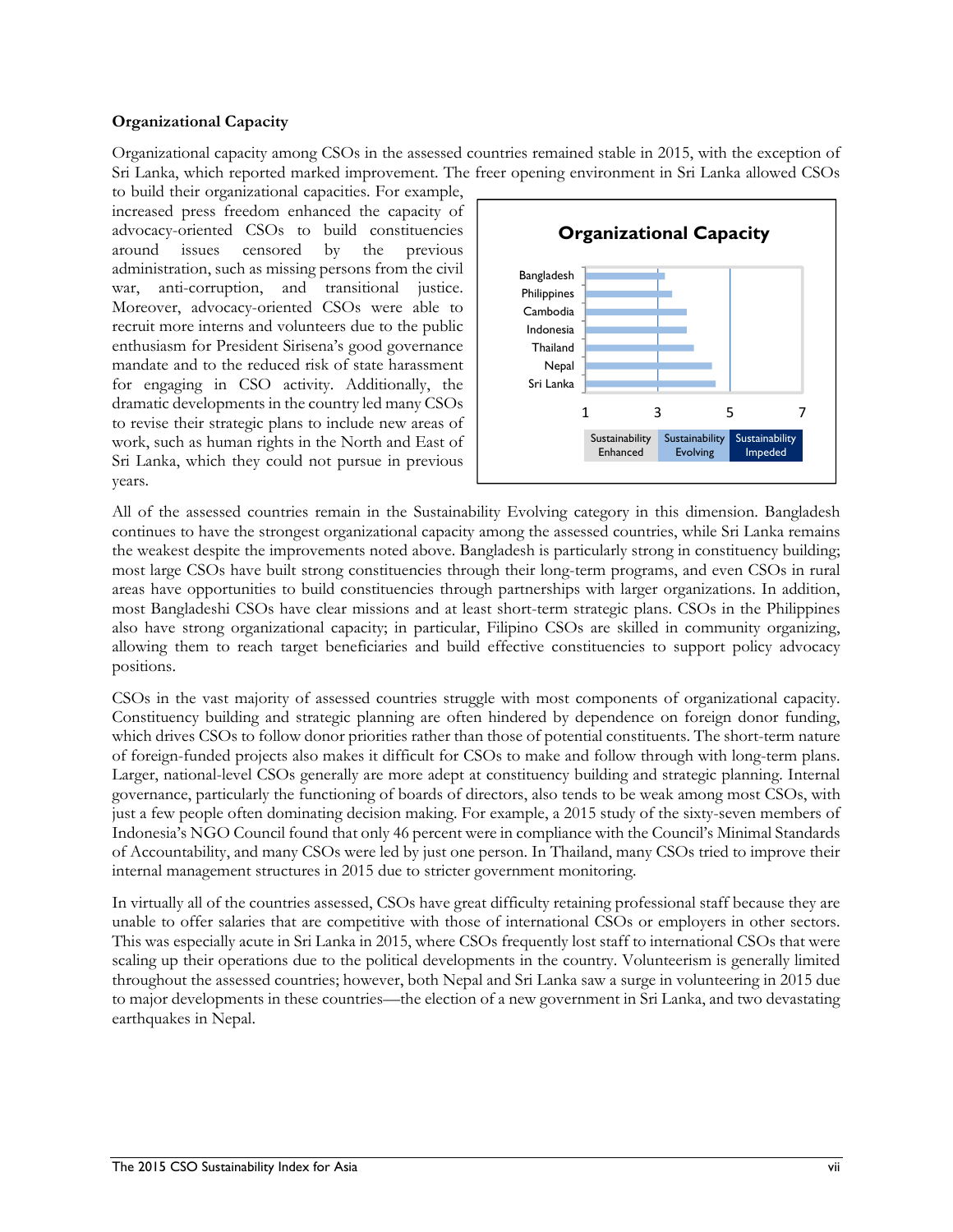**Organizational Capacity**

Organizational capacity among CSOs in the assessed countries remained stable in 2015, with the exception of Sri Lanka, which reported marked improvement. The freer opening environment in Sri Lanka allowed CSOs to build their organizational capacities. For example, increased press freedom enhanced the capacity of advocacy-oriented CSOs to build constituencies around issues censored by the previous administration, such as missing persons from the civil war, anti-corruption, and transitional justice. Moreover, advocacy-oriented CSOs were able to recruit more interns and volunteers due to the public enthusiasm for President Sirisena's good governance mandate and to the reduced risk of state harassment for engaging in CSO activity. Additionally, the dramatic developments in the country led many CSOs to revise their strategic plans to include new areas of work, such as human rights in the North and East of Sri Lanka, which they could not pursue in previous years.

**Organizational Capacity**

Countries shown (top to bottom): Bangladesh, Philippines, Cambodia, Indonesia, Thailand, Nepal, Sri Lanka

Scale: 1, 3, 5, 7

Sustainability Enhanced | Sustainability Evolving | Sustainability Impeded

All of the assessed countries remain in the Sustainability Evolving category in this dimension. Bangladesh continues to have the strongest organizational capacity among the assessed countries, while Sri Lanka remains the weakest despite the improvements noted above. Bangladesh is particularly strong in constituency building; most large CSOs have built strong constituencies through their long-term programs, and even CSOs in rural areas have opportunities to build constituencies through partnerships with larger organizations. In addition, most Bangladeshi CSOs have clear missions and at least short-term strategic plans. CSOs in the Philippines also have strong organizational capacity; in particular, Filipino CSOs are skilled in community organizing, allowing them to reach target beneficiaries and build effective constituencies to support policy advocacy positions.

CSOs in the vast majority of assessed countries struggle with most components of organizational capacity. Constituency building and strategic planning are often hindered by dependence on foreign donor funding, which drives CSOs to follow donor priorities rather than those of potential constituents. The short-term nature of foreign-funded projects also makes it difficult for CSOs to make and follow through with long-term plans. Larger, national-level CSOs generally are more adept at constituency building and strategic planning. Internal governance, particularly the functioning of boards of directors, also tends to be weak among most CSOs, with just a few people often dominating decision making. For example, a 2015 study of the sixty-seven members of Indonesia's NGO Council found that only 46 percent were in compliance with the Council's Minimal Standards of Accountability, and many CSOs were led by just one person. In Thailand, many CSOs tried to improve their internal management structures in 2015 due to stricter government monitoring.

In virtually all of the countries assessed, CSOs have great difficulty retaining professional staff because they are unable to offer salaries that are competitive with those of international CSOs or employers in other sectors. This was especially acute in Sri Lanka in 2015, where CSOs frequently lost staff to international CSOs that were scaling up their operations due to the political developments in the country. Volunteerism is generally limited throughout the assessed countries; however, both Nepal and Sri Lanka saw a surge in volunteering in 2015 due to major developments in these countries—the election of a new government in Sri Lanka, and two devastating earthquakes in Nepal.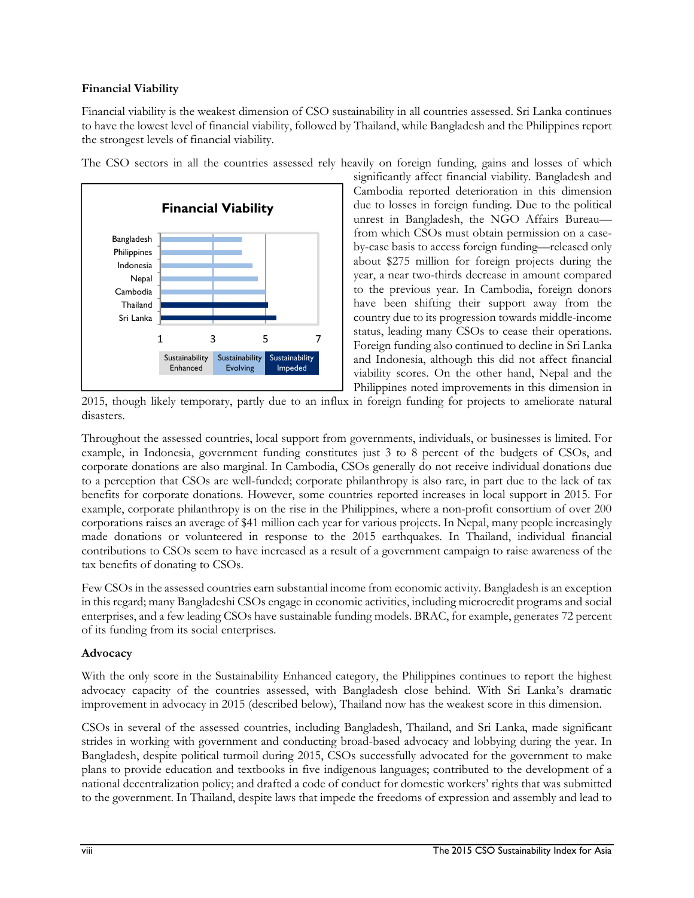**Financial Viability**

Financial viability is the weakest dimension of CSO sustainability in all countries assessed. Sri Lanka continues to have the lowest level of financial viability, followed by Thailand, while Bangladesh and the Philippines report the strongest levels of financial viability.

The CSO sectors in all the countries assessed rely heavily on foreign funding, gains and losses of which significantly affect financial viability. Bangladesh and Cambodia reported deterioration in this dimension due to losses in foreign funding. Due to the political unrest in Bangladesh, the NGO Affairs Bureau—from which CSOs must obtain permission on a case-by-case basis to access foreign funding—released only about $275 million for foreign projects during the year, a near two-thirds decrease in amount compared to the previous year. In Cambodia, foreign donors have been shifting their support away from the country due to its progression towards middle-income status, leading many CSOs to cease their operations. Foreign funding also continued to decline in Sri Lanka and Indonesia, although this did not affect financial viability scores. On the other hand, Nepal and the Philippines noted improvements in this dimension in 2015, though likely temporary, partly due to an influx in foreign funding for projects to ameliorate natural disasters.

Throughout the assessed countries, local support from governments, individuals, or businesses is limited. For example, in Indonesia, government funding constitutes just 3 to 8 percent of the budgets of CSOs, and corporate donations are also marginal. In Cambodia, CSOs generally do not receive individual donations due to a perception that CSOs are well-funded; corporate philanthropy is also rare, in part due to the lack of tax benefits for corporate donations. However, some countries reported increases in local support in 2015. For example, corporate philanthropy is on the rise in the Philippines, where a non-profit consortium of over 200 corporations raises an average of $41 million each year for various projects. In Nepal, many people increasingly made donations or volunteered in response to the 2015 earthquakes. In Thailand, individual financial contributions to CSOs seem to have increased as a result of a government campaign to raise awareness of the tax benefits of donating to CSOs.

Few CSOs in the assessed countries earn substantial income from economic activity. Bangladesh is an exception in this regard; many Bangladeshi CSOs engage in economic activities, including microcredit programs and social enterprises, and a few leading CSOs have sustainable funding models. BRAC, for example, generates 72 percent of its funding from its social enterprises.

**Advocacy**

With the only score in the Sustainability Enhanced category, the Philippines continues to report the highest advocacy capacity of the countries assessed, with Bangladesh close behind. With Sri Lanka's dramatic improvement in advocacy in 2015 (described below), Thailand now has the weakest score in this dimension.

CSOs in several of the assessed countries, including Bangladesh, Thailand, and Sri Lanka, made significant strides in working with government and conducting broad-based advocacy and lobbying during the year. In Bangladesh, despite political turmoil during 2015, CSOs successfully advocated for the government to make plans to provide education and textbooks in five indigenous languages; contributed to the development of a national decentralization policy; and drafted a code of conduct for domestic workers' rights that was submitted to the government. In Thailand, despite laws that impede the freedoms of expression and assembly and lead to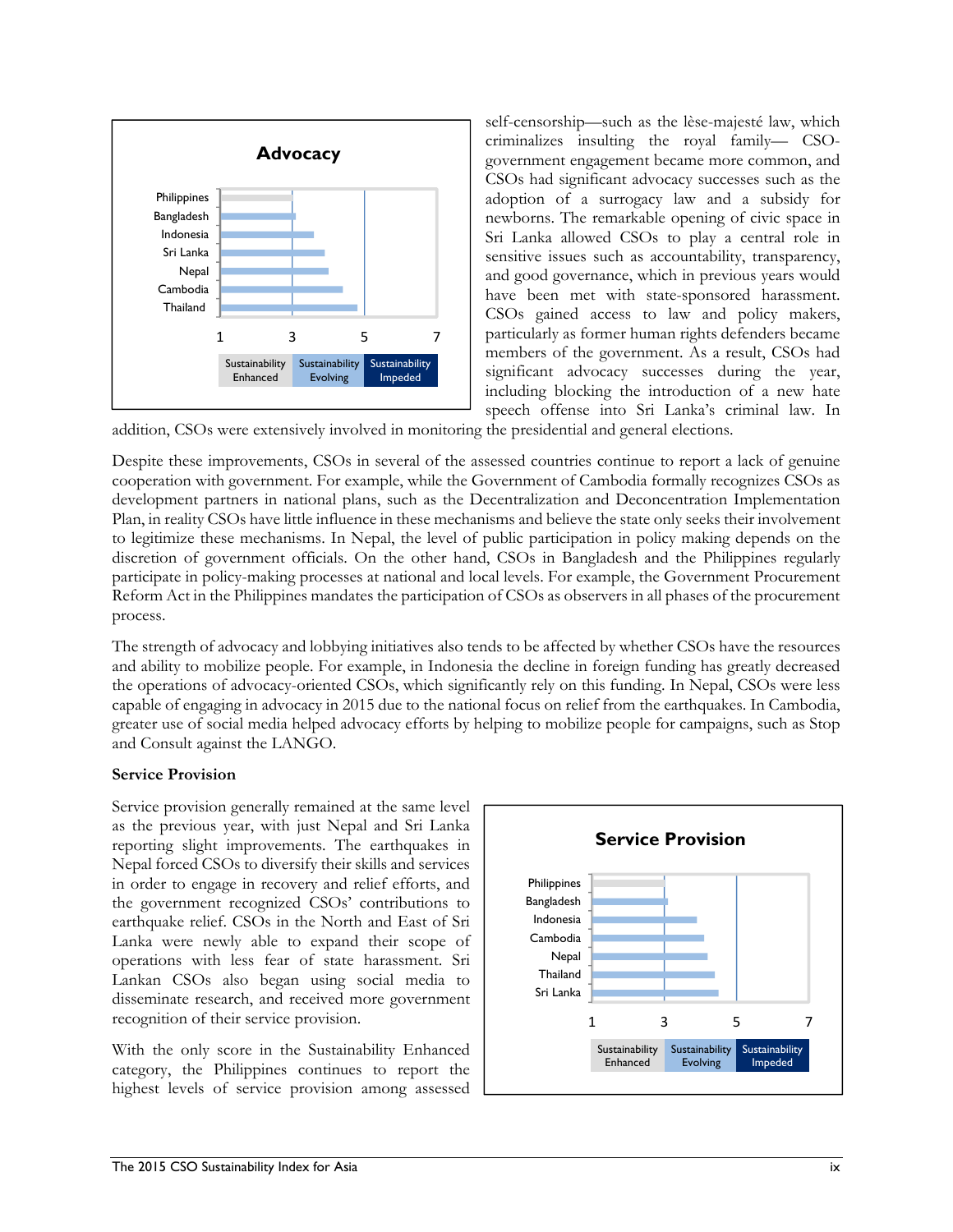Advocacy

| Country | Score range |
|---|---|
| Philippines | |
| Bangladesh | |
| Indonesia | |
| Sri Lanka | |
| Nepal | |
| Cambodia | |
| Thailand | |

1 3 5 7

Sustainability Enhanced | Sustainability Evolving | Sustainability Impeded

self-censorship—such as the lèse-majesté law, which criminalizes insulting the royal family— CSO-government engagement became more common, and CSOs had significant advocacy successes such as the adoption of a surrogacy law and a subsidy for newborns. The remarkable opening of civic space in Sri Lanka allowed CSOs to play a central role in sensitive issues such as accountability, transparency, and good governance, which in previous years would have been met with state-sponsored harassment. CSOs gained access to law and policy makers, particularly as former human rights defenders became members of the government. As a result, CSOs had significant advocacy successes during the year, including blocking the introduction of a new hate speech offense into Sri Lanka's criminal law. In addition, CSOs were extensively involved in monitoring the presidential and general elections.

Despite these improvements, CSOs in several of the assessed countries continue to report a lack of genuine cooperation with government. For example, while the Government of Cambodia formally recognizes CSOs as development partners in national plans, such as the Decentralization and Deconcentration Implementation Plan, in reality CSOs have little influence in these mechanisms and believe the state only seeks their involvement to legitimize these mechanisms. In Nepal, the level of public participation in policy making depends on the discretion of government officials. On the other hand, CSOs in Bangladesh and the Philippines regularly participate in policy-making processes at national and local levels. For example, the Government Procurement Reform Act in the Philippines mandates the participation of CSOs as observers in all phases of the procurement process.

The strength of advocacy and lobbying initiatives also tends to be affected by whether CSOs have the resources and ability to mobilize people. For example, in Indonesia the decline in foreign funding has greatly decreased the operations of advocacy-oriented CSOs, which significantly rely on this funding. In Nepal, CSOs were less capable of engaging in advocacy in 2015 due to the national focus on relief from the earthquakes. In Cambodia, greater use of social media helped advocacy efforts by helping to mobilize people for campaigns, such as Stop and Consult against the LANGO.

**Service Provision**

Service provision generally remained at the same level as the previous year, with just Nepal and Sri Lanka reporting slight improvements. The earthquakes in Nepal forced CSOs to diversify their skills and services in order to engage in recovery and relief efforts, and the government recognized CSOs' contributions to earthquake relief. CSOs in the North and East of Sri Lanka were newly able to expand their scope of operations with less fear of state harassment. Sri Lankan CSOs also began using social media to disseminate research, and received more government recognition of their service provision.

With the only score in the Sustainability Enhanced category, the Philippines continues to report the highest levels of service provision among assessed

Service Provision

| Country | Score range |
|---|---|
| Philippines | |
| Bangladesh | |
| Indonesia | |
| Cambodia | |
| Nepal | |
| Thailand | |
| Sri Lanka | |

1 3 5 7

Sustainability Enhanced | Sustainability Evolving | Sustainability Impeded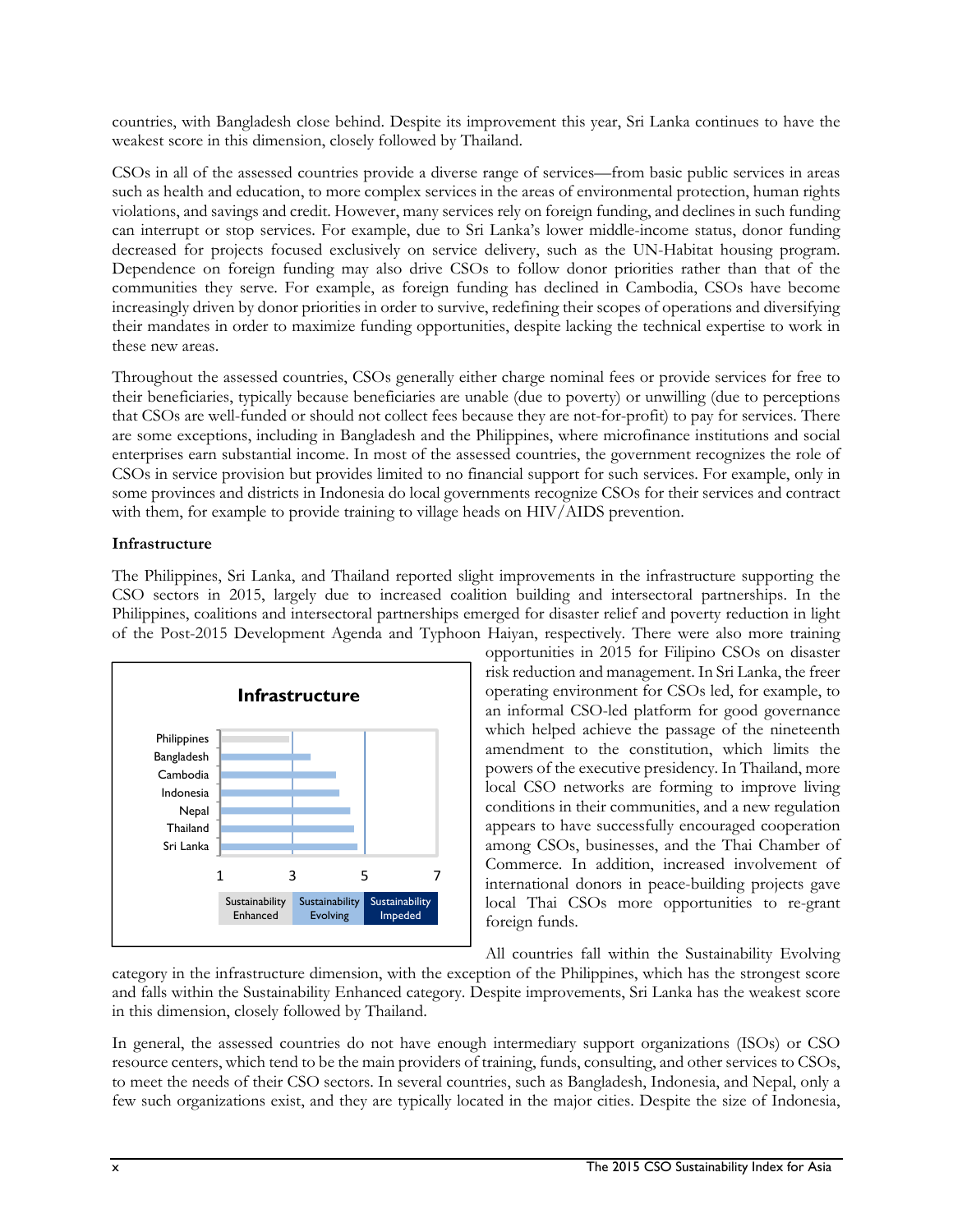countries, with Bangladesh close behind. Despite its improvement this year, Sri Lanka continues to have the weakest score in this dimension, closely followed by Thailand.

CSOs in all of the assessed countries provide a diverse range of services—from basic public services in areas such as health and education, to more complex services in the areas of environmental protection, human rights violations, and savings and credit. However, many services rely on foreign funding, and declines in such funding can interrupt or stop services. For example, due to Sri Lanka's lower middle-income status, donor funding decreased for projects focused exclusively on service delivery, such as the UN-Habitat housing program. Dependence on foreign funding may also drive CSOs to follow donor priorities rather than that of the communities they serve. For example, as foreign funding has declined in Cambodia, CSOs have become increasingly driven by donor priorities in order to survive, redefining their scopes of operations and diversifying their mandates in order to maximize funding opportunities, despite lacking the technical expertise to work in these new areas.

Throughout the assessed countries, CSOs generally either charge nominal fees or provide services for free to their beneficiaries, typically because beneficiaries are unable (due to poverty) or unwilling (due to perceptions that CSOs are well-funded or should not collect fees because they are not-for-profit) to pay for services. There are some exceptions, including in Bangladesh and the Philippines, where microfinance institutions and social enterprises earn substantial income. In most of the assessed countries, the government recognizes the role of CSOs in service provision but provides limited to no financial support for such services. For example, only in some provinces and districts in Indonesia do local governments recognize CSOs for their services and contract with them, for example to provide training to village heads on HIV/AIDS prevention.

**Infrastructure**

The Philippines, Sri Lanka, and Thailand reported slight improvements in the infrastructure supporting the CSO sectors in 2015, largely due to increased coalition building and intersectoral partnerships. In the Philippines, coalitions and intersectoral partnerships emerged for disaster relief and poverty reduction in light of the Post-2015 Development Agenda and Typhoon Haiyan, respectively. There were also more training opportunities in 2015 for Filipino CSOs on disaster risk reduction and management. In Sri Lanka, the freer operating environment for CSOs led, for example, to an informal CSO-led platform for good governance which helped achieve the passage of the nineteenth amendment to the constitution, which limits the powers of the executive presidency. In Thailand, more local CSO networks are forming to improve living conditions in their communities, and a new regulation appears to have successfully encouraged cooperation among CSOs, businesses, and the Thai Chamber of Commerce. In addition, increased involvement of international donors in peace-building projects gave local Thai CSOs more opportunities to re-grant foreign funds.

**Infrastructure**

Philippines, Bangladesh, Cambodia, Indonesia, Nepal, Thailand, Sri Lanka

1 3 5 7

Sustainability Enhanced | Sustainability Evolving | Sustainability Impeded

All countries fall within the Sustainability Evolving category in the infrastructure dimension, with the exception of the Philippines, which has the strongest score and falls within the Sustainability Enhanced category. Despite improvements, Sri Lanka has the weakest score in this dimension, closely followed by Thailand.

In general, the assessed countries do not have enough intermediary support organizations (ISOs) or CSO resource centers, which tend to be the main providers of training, funds, consulting, and other services to CSOs, to meet the needs of their CSO sectors. In several countries, such as Bangladesh, Indonesia, and Nepal, only a few such organizations exist, and they are typically located in the major cities. Despite the size of Indonesia,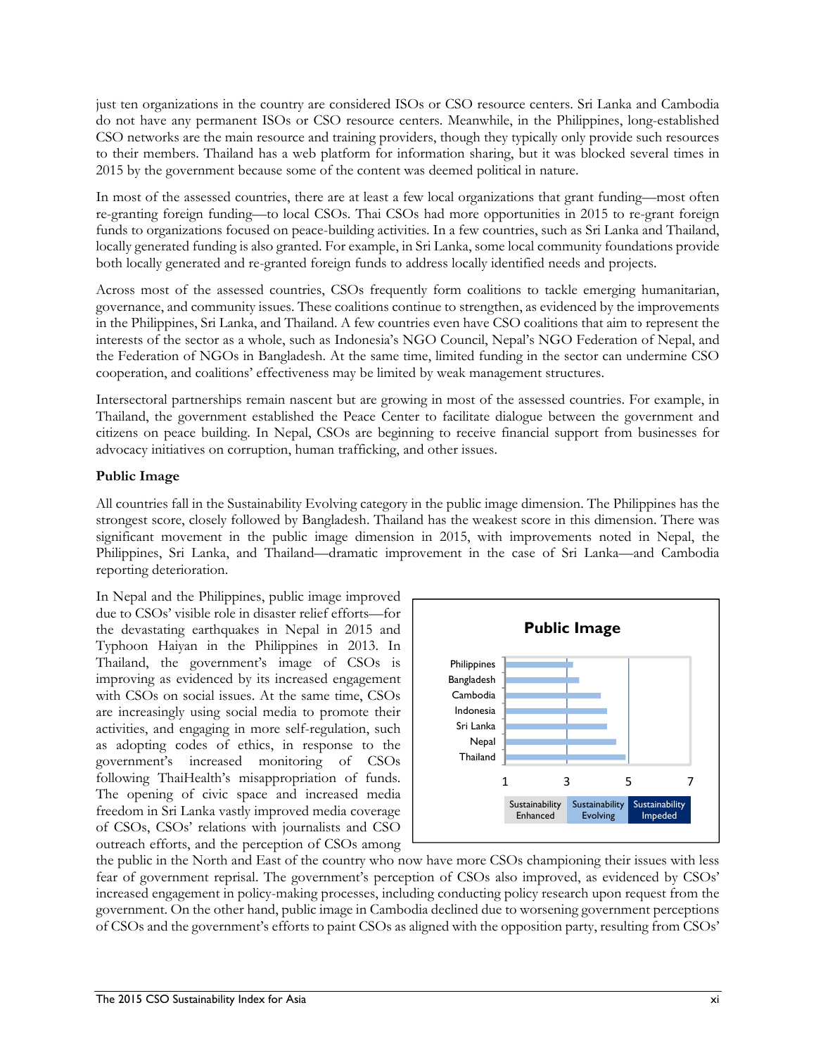just ten organizations in the country are considered ISOs or CSO resource centers. Sri Lanka and Cambodia do not have any permanent ISOs or CSO resource centers. Meanwhile, in the Philippines, long-established CSO networks are the main resource and training providers, though they typically only provide such resources to their members. Thailand has a web platform for information sharing, but it was blocked several times in 2015 by the government because some of the content was deemed political in nature.

In most of the assessed countries, there are at least a few local organizations that grant funding—most often re-granting foreign funding—to local CSOs. Thai CSOs had more opportunities in 2015 to re-grant foreign funds to organizations focused on peace-building activities. In a few countries, such as Sri Lanka and Thailand, locally generated funding is also granted. For example, in Sri Lanka, some local community foundations provide both locally generated and re-granted foreign funds to address locally identified needs and projects.

Across most of the assessed countries, CSOs frequently form coalitions to tackle emerging humanitarian, governance, and community issues. These coalitions continue to strengthen, as evidenced by the improvements in the Philippines, Sri Lanka, and Thailand. A few countries even have CSO coalitions that aim to represent the interests of the sector as a whole, such as Indonesia's NGO Council, Nepal's NGO Federation of Nepal, and the Federation of NGOs in Bangladesh. At the same time, limited funding in the sector can undermine CSO cooperation, and coalitions' effectiveness may be limited by weak management structures.

Intersectoral partnerships remain nascent but are growing in most of the assessed countries. For example, in Thailand, the government established the Peace Center to facilitate dialogue between the government and citizens on peace building. In Nepal, CSOs are beginning to receive financial support from businesses for advocacy initiatives on corruption, human trafficking, and other issues.

**Public Image**

All countries fall in the Sustainability Evolving category in the public image dimension. The Philippines has the strongest score, closely followed by Bangladesh. Thailand has the weakest score in this dimension. There was significant movement in the public image dimension in 2015, with improvements noted in Nepal, the Philippines, Sri Lanka, and Thailand—dramatic improvement in the case of Sri Lanka—and Cambodia reporting deterioration.

In Nepal and the Philippines, public image improved due to CSOs' visible role in disaster relief efforts—for the devastating earthquakes in Nepal in 2015 and Typhoon Haiyan in the Philippines in 2013. In Thailand, the government's image of CSOs is improving as evidenced by its increased engagement with CSOs on social issues. At the same time, CSOs are increasingly using social media to promote their activities, and engaging in more self-regulation, such as adopting codes of ethics, in response to the government's increased monitoring of CSOs following ThaiHealth's misappropriation of funds. The opening of civic space and increased media freedom in Sri Lanka vastly improved media coverage of CSOs, CSOs' relations with journalists and CSO outreach efforts, and the perception of CSOs among the public in the North and East of the country who now have more CSOs championing their issues with less fear of government reprisal. The government's perception of CSOs also improved, as evidenced by CSOs' increased engagement in policy-making processes, including conducting policy research upon request from the government. On the other hand, public image in Cambodia declined due to worsening government perceptions of CSOs and the government's efforts to paint CSOs as aligned with the opposition party, resulting from CSOs'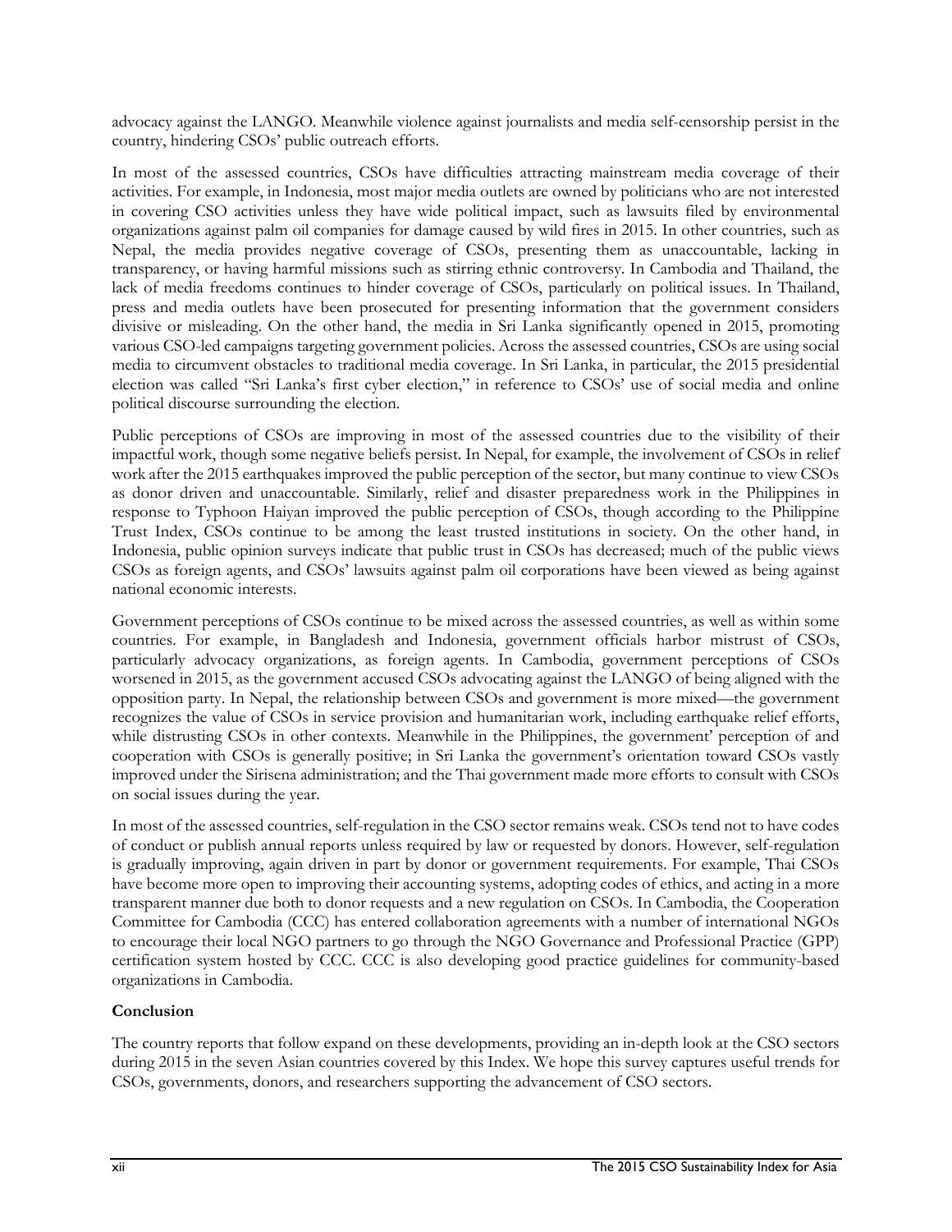advocacy against the LANGO. Meanwhile violence against journalists and media self-censorship persist in the country, hindering CSOs' public outreach efforts.

In most of the assessed countries, CSOs have difficulties attracting mainstream media coverage of their activities. For example, in Indonesia, most major media outlets are owned by politicians who are not interested in covering CSO activities unless they have wide political impact, such as lawsuits filed by environmental organizations against palm oil companies for damage caused by wild fires in 2015. In other countries, such as Nepal, the media provides negative coverage of CSOs, presenting them as unaccountable, lacking in transparency, or having harmful missions such as stirring ethnic controversy. In Cambodia and Thailand, the lack of media freedoms continues to hinder coverage of CSOs, particularly on political issues. In Thailand, press and media outlets have been prosecuted for presenting information that the government considers divisive or misleading. On the other hand, the media in Sri Lanka significantly opened in 2015, promoting various CSO-led campaigns targeting government policies. Across the assessed countries, CSOs are using social media to circumvent obstacles to traditional media coverage. In Sri Lanka, in particular, the 2015 presidential election was called "Sri Lanka's first cyber election," in reference to CSOs' use of social media and online political discourse surrounding the election.

Public perceptions of CSOs are improving in most of the assessed countries due to the visibility of their impactful work, though some negative beliefs persist. In Nepal, for example, the involvement of CSOs in relief work after the 2015 earthquakes improved the public perception of the sector, but many continue to view CSOs as donor driven and unaccountable. Similarly, relief and disaster preparedness work in the Philippines in response to Typhoon Haiyan improved the public perception of CSOs, though according to the Philippine Trust Index, CSOs continue to be among the least trusted institutions in society. On the other hand, in Indonesia, public opinion surveys indicate that public trust in CSOs has decreased; much of the public views CSOs as foreign agents, and CSOs' lawsuits against palm oil corporations have been viewed as being against national economic interests.

Government perceptions of CSOs continue to be mixed across the assessed countries, as well as within some countries. For example, in Bangladesh and Indonesia, government officials harbor mistrust of CSOs, particularly advocacy organizations, as foreign agents. In Cambodia, government perceptions of CSOs worsened in 2015, as the government accused CSOs advocating against the LANGO of being aligned with the opposition party. In Nepal, the relationship between CSOs and government is more mixed—the government recognizes the value of CSOs in service provision and humanitarian work, including earthquake relief efforts, while distrusting CSOs in other contexts. Meanwhile in the Philippines, the government' perception of and cooperation with CSOs is generally positive; in Sri Lanka the government's orientation toward CSOs vastly improved under the Sirisena administration; and the Thai government made more efforts to consult with CSOs on social issues during the year.

In most of the assessed countries, self-regulation in the CSO sector remains weak. CSOs tend not to have codes of conduct or publish annual reports unless required by law or requested by donors. However, self-regulation is gradually improving, again driven in part by donor or government requirements. For example, Thai CSOs have become more open to improving their accounting systems, adopting codes of ethics, and acting in a more transparent manner due both to donor requests and a new regulation on CSOs. In Cambodia, the Cooperation Committee for Cambodia (CCC) has entered collaboration agreements with a number of international NGOs to encourage their local NGO partners to go through the NGO Governance and Professional Practice (GPP) certification system hosted by CCC. CCC is also developing good practice guidelines for community-based organizations in Cambodia.

**Conclusion**

The country reports that follow expand on these developments, providing an in-depth look at the CSO sectors during 2015 in the seven Asian countries covered by this Index. We hope this survey captures useful trends for CSOs, governments, donors, and researchers supporting the advancement of CSO sectors.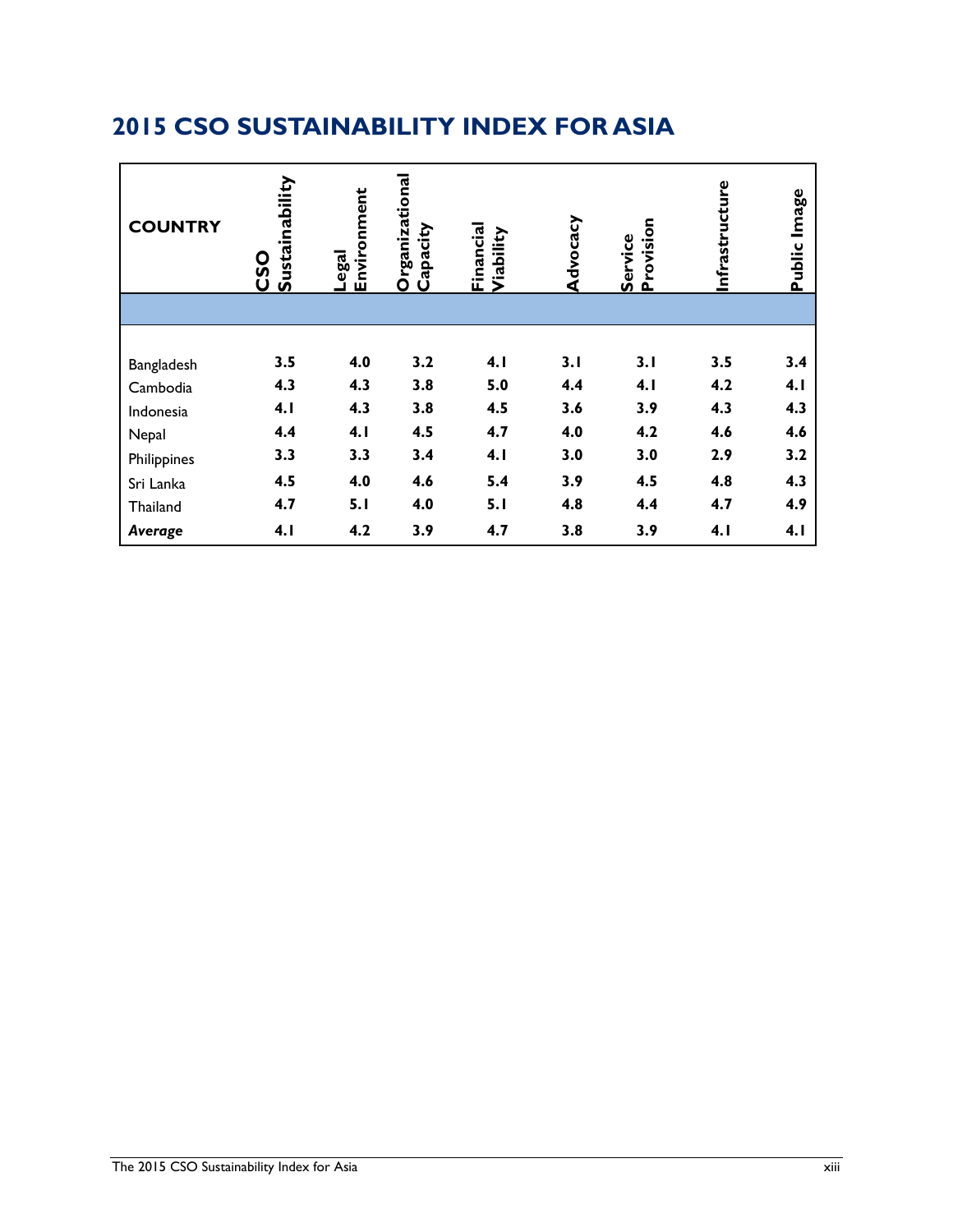# 2015 CSO SUSTAINABILITY INDEX FOR ASIA

| COUNTRY | CSO Sustainability | Legal Environment | Organizational Capacity | Financial Viability | Advocacy | Service Provision | Infrastructure | Public Image |
|---|---|---|---|---|---|---|---|---|
| Bangladesh | **3.5** | **4.0** | **3.2** | **4.1** | **3.1** | **3.1** | **3.5** | **3.4** |
| Cambodia | **4.3** | **4.3** | **3.8** | **5.0** | **4.4** | **4.1** | **4.2** | **4.1** |
| Indonesia | **4.1** | **4.3** | **3.8** | **4.5** | **3.6** | **3.9** | **4.3** | **4.3** |
| Nepal | **4.4** | **4.1** | **4.5** | **4.7** | **4.0** | **4.2** | **4.6** | **4.6** |
| Philippines | **3.3** | **3.3** | **3.4** | **4.1** | **3.0** | **3.0** | **2.9** | **3.2** |
| Sri Lanka | **4.5** | **4.0** | **4.6** | **5.4** | **3.9** | **4.5** | **4.8** | **4.3** |
| Thailand | **4.7** | **5.1** | **4.0** | **5.1** | **4.8** | **4.4** | **4.7** | **4.9** |
| ***Average*** | **4.1** | **4.2** | **3.9** | **4.7** | **3.8** | **3.9** | **4.1** | **4.1** |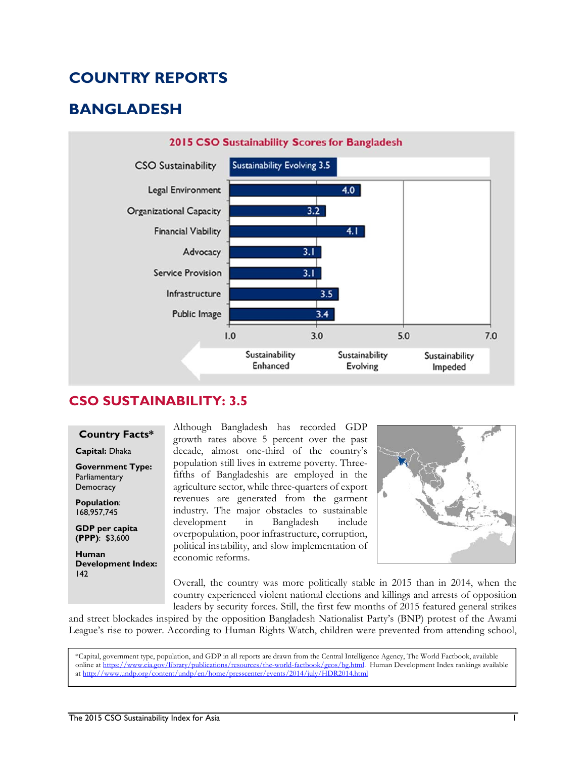# COUNTRY REPORTS

# BANGLADESH

**2015 CSO Sustainability Scores for Bangladesh**

| Dimension | Score |
|---|---|
| CSO Sustainability | Sustainability Evolving 3.5 |
| Legal Environment | 4.0 |
| Organizational Capacity | 3.2 |
| Financial Viability | 4.1 |
| Advocacy | 3.1 |
| Service Provision | 3.1 |
| Infrastructure | 3.5 |
| Public Image | 3.4 |

Scale: 1.0 – 3.0 Sustainability Enhanced; 3.0 – 5.0 Sustainability Evolving; 5.0 – 7.0 Sustainability Impeded

## CSO SUSTAINABILITY: 3.5

**Country Facts***

**Capital:** Dhaka

**Government Type:** Parliamentary Democracy

**Population:** 168,957,745

**GDP per capita (PPP):** $3,600

**Human Development Index:** 142

Although Bangladesh has recorded GDP growth rates above 5 percent over the past decade, almost one-third of the country's population still lives in extreme poverty. Three-fifths of Bangladeshis are employed in the agriculture sector, while three-quarters of export revenues are generated from the garment industry. The major obstacles to sustainable development in Bangladesh include overpopulation, poor infrastructure, corruption, political instability, and slow implementation of economic reforms.

Overall, the country was more politically stable in 2015 than in 2014, when the country experienced violent national elections and killings and arrests of opposition leaders by security forces. Still, the first few months of 2015 featured general strikes and street blockades inspired by the opposition Bangladesh Nationalist Party's (BNP) protest of the Awami League's rise to power. According to Human Rights Watch, children were prevented from attending school,

*Capital, government type, population, and GDP in all reports are drawn from the Central Intelligence Agency, The World Factbook, available online at https://www.cia.gov/library/publications/resources/the-world-factbook/geos/bg.html. Human Development Index rankings available at http://www.undp.org/content/undp/en/home/presscenter/events/2014/july/HDR2014.html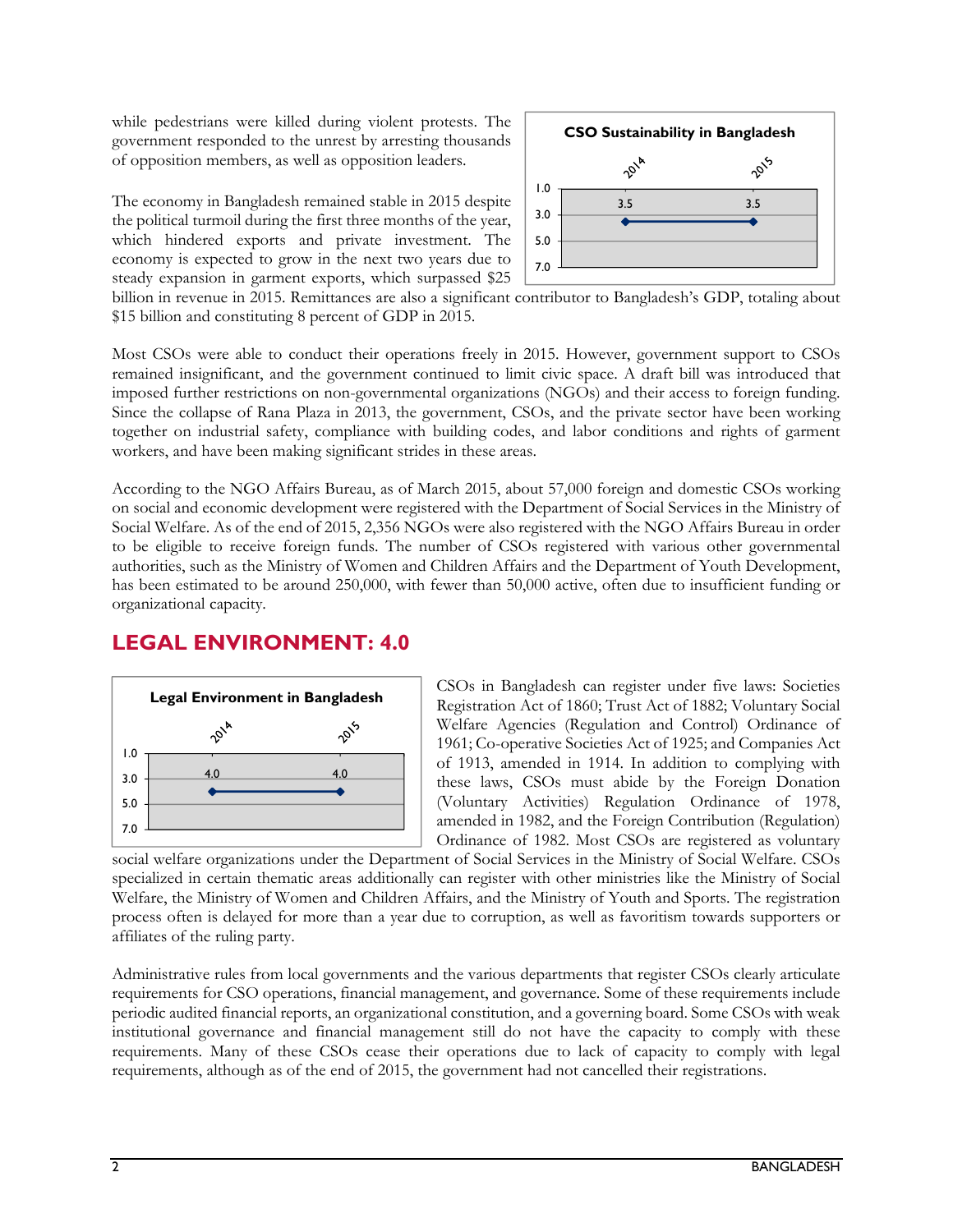while pedestrians were killed during violent protests. The government responded to the unrest by arresting thousands of opposition members, as well as opposition leaders.

**CSO Sustainability in Bangladesh**

| 2014 | 2015 |
|---|---|
| 3.5 | 3.5 |

The economy in Bangladesh remained stable in 2015 despite the political turmoil during the first three months of the year, which hindered exports and private investment. The economy is expected to grow in the next two years due to steady expansion in garment exports, which surpassed $25 billion in revenue in 2015. Remittances are also a significant contributor to Bangladesh's GDP, totaling about $15 billion and constituting 8 percent of GDP in 2015.

Most CSOs were able to conduct their operations freely in 2015. However, government support to CSOs remained insignificant, and the government continued to limit civic space. A draft bill was introduced that imposed further restrictions on non-governmental organizations (NGOs) and their access to foreign funding. Since the collapse of Rana Plaza in 2013, the government, CSOs, and the private sector have been working together on industrial safety, compliance with building codes, and labor conditions and rights of garment workers, and have been making significant strides in these areas.

According to the NGO Affairs Bureau, as of March 2015, about 57,000 foreign and domestic CSOs working on social and economic development were registered with the Department of Social Services in the Ministry of Social Welfare. As of the end of 2015, 2,356 NGOs were also registered with the NGO Affairs Bureau in order to be eligible to receive foreign funds. The number of CSOs registered with various other governmental authorities, such as the Ministry of Women and Children Affairs and the Department of Youth Development, has been estimated to be around 250,000, with fewer than 50,000 active, often due to insufficient funding or organizational capacity.

## LEGAL ENVIRONMENT: 4.0

**Legal Environment in Bangladesh**

| 2014 | 2015 |
|---|---|
| 4.0 | 4.0 |

CSOs in Bangladesh can register under five laws: Societies Registration Act of 1860; Trust Act of 1882; Voluntary Social Welfare Agencies (Regulation and Control) Ordinance of 1961; Co-operative Societies Act of 1925; and Companies Act of 1913, amended in 1914. In addition to complying with these laws, CSOs must abide by the Foreign Donation (Voluntary Activities) Regulation Ordinance of 1978, amended in 1982, and the Foreign Contribution (Regulation) Ordinance of 1982. Most CSOs are registered as voluntary social welfare organizations under the Department of Social Services in the Ministry of Social Welfare. CSOs specialized in certain thematic areas additionally can register with other ministries like the Ministry of Social Welfare, the Ministry of Women and Children Affairs, and the Ministry of Youth and Sports. The registration process often is delayed for more than a year due to corruption, as well as favoritism towards supporters or affiliates of the ruling party.

Administrative rules from local governments and the various departments that register CSOs clearly articulate requirements for CSO operations, financial management, and governance. Some of these requirements include periodic audited financial reports, an organizational constitution, and a governing board. Some CSOs with weak institutional governance and financial management still do not have the capacity to comply with these requirements. Many of these CSOs cease their operations due to lack of capacity to comply with legal requirements, although as of the end of 2015, the government had not cancelled their registrations.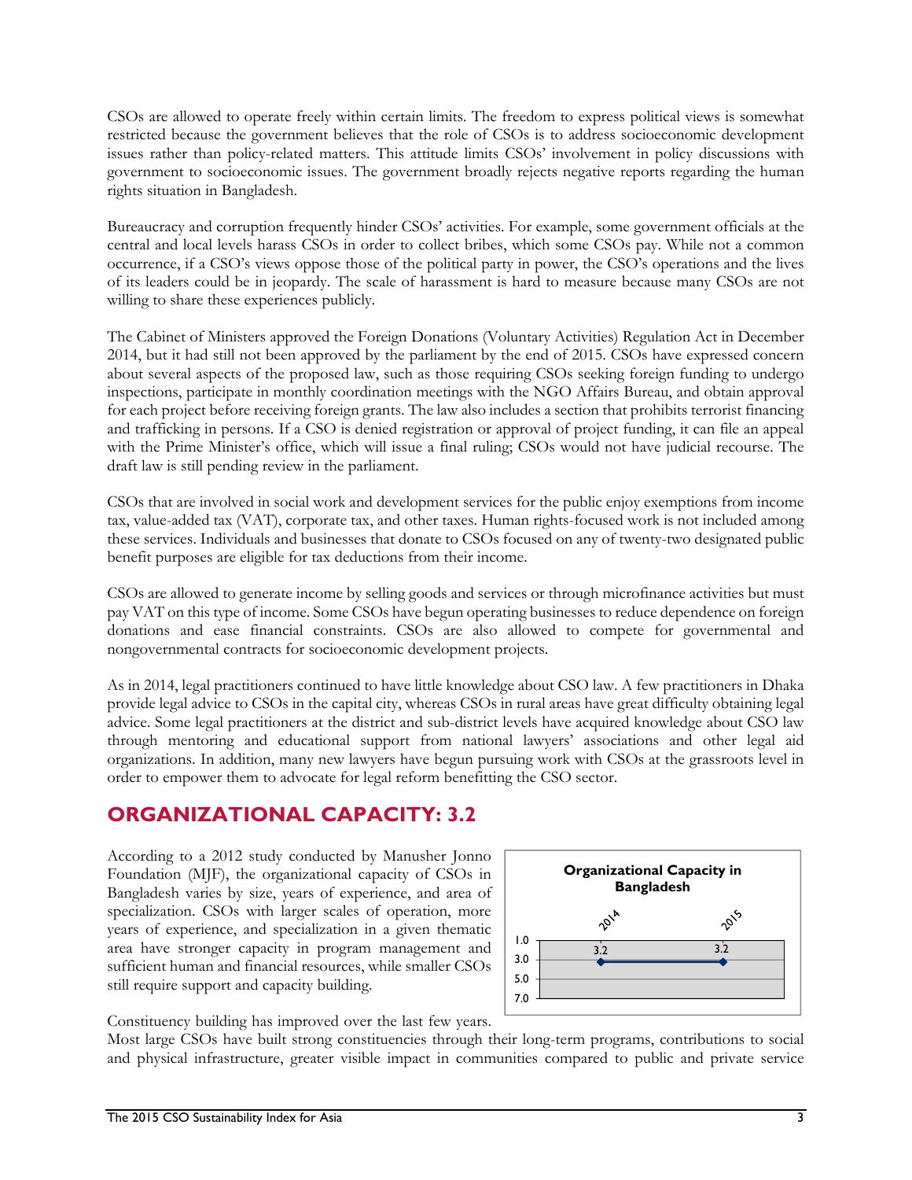CSOs are allowed to operate freely within certain limits. The freedom to express political views is somewhat restricted because the government believes that the role of CSOs is to address socioeconomic development issues rather than policy-related matters. This attitude limits CSOs' involvement in policy discussions with government to socioeconomic issues. The government broadly rejects negative reports regarding the human rights situation in Bangladesh.

Bureaucracy and corruption frequently hinder CSOs' activities. For example, some government officials at the central and local levels harass CSOs in order to collect bribes, which some CSOs pay. While not a common occurrence, if a CSO's views oppose those of the political party in power, the CSO's operations and the lives of its leaders could be in jeopardy. The scale of harassment is hard to measure because many CSOs are not willing to share these experiences publicly.

The Cabinet of Ministers approved the Foreign Donations (Voluntary Activities) Regulation Act in December 2014, but it had still not been approved by the parliament by the end of 2015. CSOs have expressed concern about several aspects of the proposed law, such as those requiring CSOs seeking foreign funding to undergo inspections, participate in monthly coordination meetings with the NGO Affairs Bureau, and obtain approval for each project before receiving foreign grants. The law also includes a section that prohibits terrorist financing and trafficking in persons. If a CSO is denied registration or approval of project funding, it can file an appeal with the Prime Minister's office, which will issue a final ruling; CSOs would not have judicial recourse. The draft law is still pending review in the parliament.

CSOs that are involved in social work and development services for the public enjoy exemptions from income tax, value-added tax (VAT), corporate tax, and other taxes. Human rights-focused work is not included among these services. Individuals and businesses that donate to CSOs focused on any of twenty-two designated public benefit purposes are eligible for tax deductions from their income.

CSOs are allowed to generate income by selling goods and services or through microfinance activities but must pay VAT on this type of income. Some CSOs have begun operating businesses to reduce dependence on foreign donations and ease financial constraints. CSOs are also allowed to compete for governmental and nongovernmental contracts for socioeconomic development projects.

As in 2014, legal practitioners continued to have little knowledge about CSO law. A few practitioners in Dhaka provide legal advice to CSOs in the capital city, whereas CSOs in rural areas have great difficulty obtaining legal advice. Some legal practitioners at the district and sub-district levels have acquired knowledge about CSO law through mentoring and educational support from national lawyers' associations and other legal aid organizations. In addition, many new lawyers have begun pursuing work with CSOs at the grassroots level in order to empower them to advocate for legal reform benefitting the CSO sector.

## ORGANIZATIONAL CAPACITY: 3.2

According to a 2012 study conducted by Manusher Jonno Foundation (MJF), the organizational capacity of CSOs in Bangladesh varies by size, years of experience, and area of specialization. CSOs with larger scales of operation, more years of experience, and specialization in a given thematic area have stronger capacity in program management and sufficient human and financial resources, while smaller CSOs still require support and capacity building.

**Organizational Capacity in Bangladesh**

| 2014 | 2015 |
|---|---|
| 3.2 | 3.2 |

Constituency building has improved over the last few years. Most large CSOs have built strong constituencies through their long-term programs, contributions to social and physical infrastructure, greater visible impact in communities compared to public and private service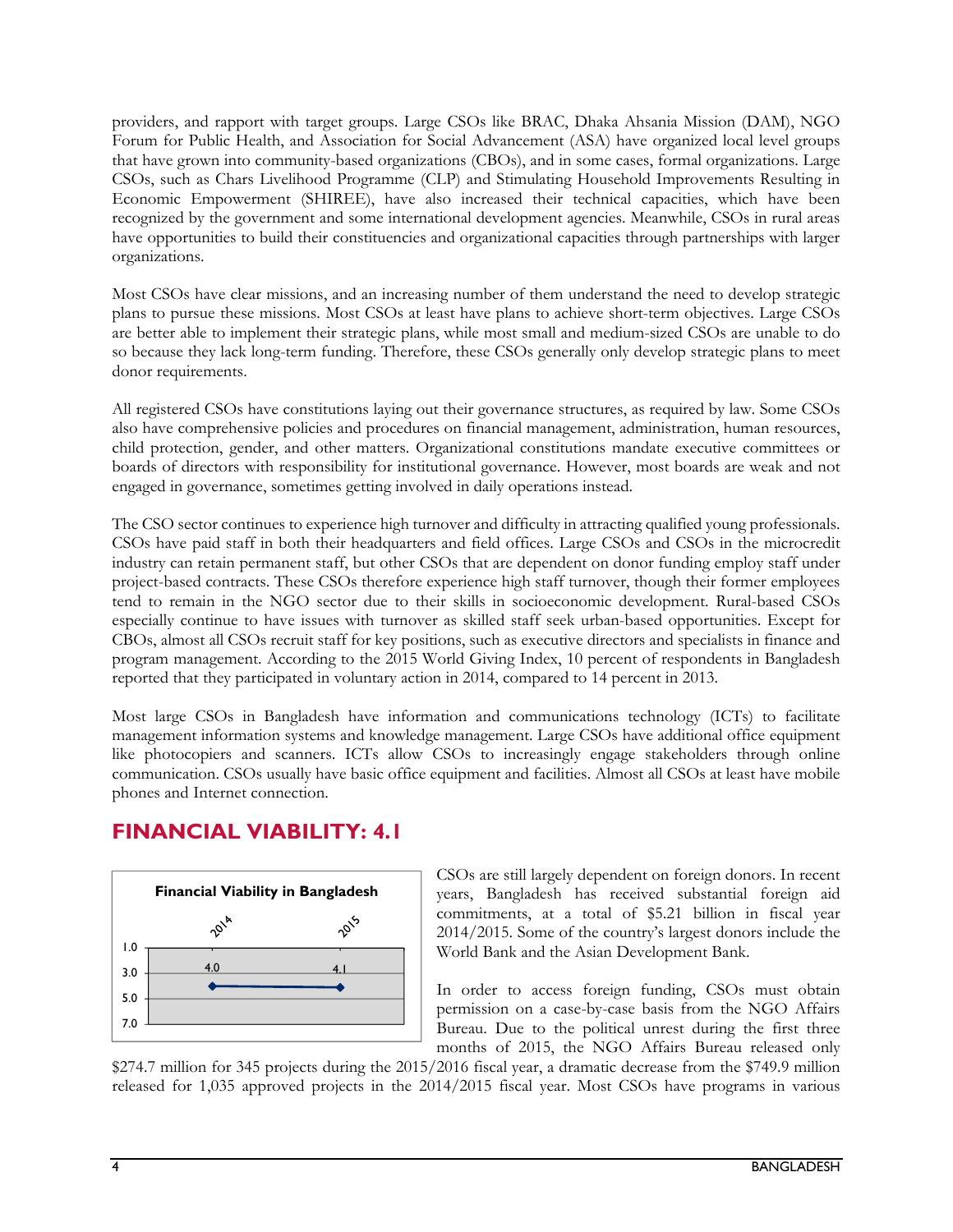providers, and rapport with target groups. Large CSOs like BRAC, Dhaka Ahsania Mission (DAM), NGO Forum for Public Health, and Association for Social Advancement (ASA) have organized local level groups that have grown into community-based organizations (CBOs), and in some cases, formal organizations. Large CSOs, such as Chars Livelihood Programme (CLP) and Stimulating Household Improvements Resulting in Economic Empowerment (SHIREE), have also increased their technical capacities, which have been recognized by the government and some international development agencies. Meanwhile, CSOs in rural areas have opportunities to build their constituencies and organizational capacities through partnerships with larger organizations.

Most CSOs have clear missions, and an increasing number of them understand the need to develop strategic plans to pursue these missions. Most CSOs at least have plans to achieve short-term objectives. Large CSOs are better able to implement their strategic plans, while most small and medium-sized CSOs are unable to do so because they lack long-term funding. Therefore, these CSOs generally only develop strategic plans to meet donor requirements.

All registered CSOs have constitutions laying out their governance structures, as required by law. Some CSOs also have comprehensive policies and procedures on financial management, administration, human resources, child protection, gender, and other matters. Organizational constitutions mandate executive committees or boards of directors with responsibility for institutional governance. However, most boards are weak and not engaged in governance, sometimes getting involved in daily operations instead.

The CSO sector continues to experience high turnover and difficulty in attracting qualified young professionals. CSOs have paid staff in both their headquarters and field offices. Large CSOs and CSOs in the microcredit industry can retain permanent staff, but other CSOs that are dependent on donor funding employ staff under project-based contracts. These CSOs therefore experience high staff turnover, though their former employees tend to remain in the NGO sector due to their skills in socioeconomic development. Rural-based CSOs especially continue to have issues with turnover as skilled staff seek urban-based opportunities. Except for CBOs, almost all CSOs recruit staff for key positions, such as executive directors and specialists in finance and program management. According to the 2015 World Giving Index, 10 percent of respondents in Bangladesh reported that they participated in voluntary action in 2014, compared to 14 percent in 2013.

Most large CSOs in Bangladesh have information and communications technology (ICTs) to facilitate management information systems and knowledge management. Large CSOs have additional office equipment like photocopiers and scanners. ICTs allow CSOs to increasingly engage stakeholders through online communication. CSOs usually have basic office equipment and facilities. Almost all CSOs at least have mobile phones and Internet connection.

## FINANCIAL VIABILITY: 4.1

**Financial Viability in Bangladesh**

| 2014 | 2015 |
|---|---|
| 4.0 | 4.1 |

CSOs are still largely dependent on foreign donors. In recent years, Bangladesh has received substantial foreign aid commitments, at a total of $5.21 billion in fiscal year 2014/2015. Some of the country's largest donors include the World Bank and the Asian Development Bank.

In order to access foreign funding, CSOs must obtain permission on a case-by-case basis from the NGO Affairs Bureau. Due to the political unrest during the first three months of 2015, the NGO Affairs Bureau released only $274.7 million for 345 projects during the 2015/2016 fiscal year, a dramatic decrease from the $749.9 million released for 1,035 approved projects in the 2014/2015 fiscal year. Most CSOs have programs in various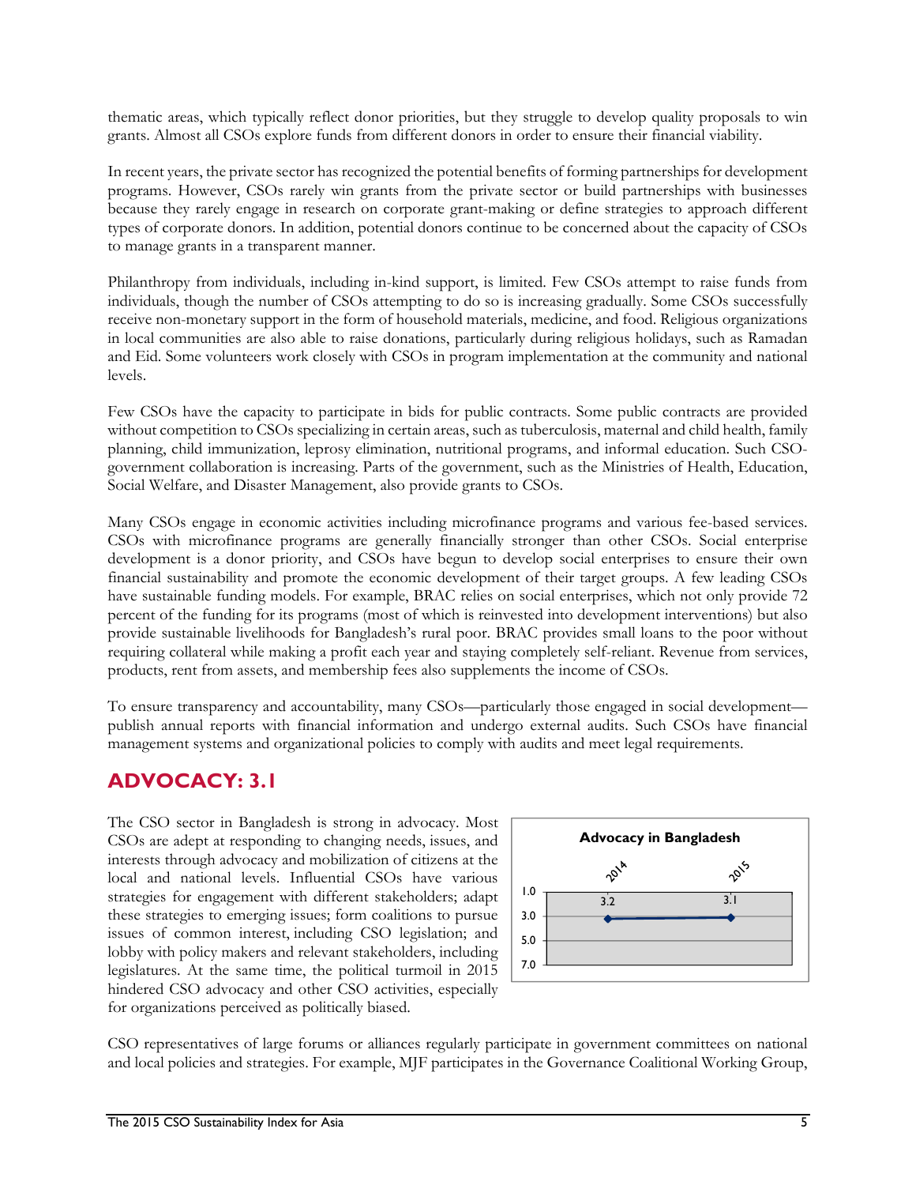thematic areas, which typically reflect donor priorities, but they struggle to develop quality proposals to win grants. Almost all CSOs explore funds from different donors in order to ensure their financial viability.

In recent years, the private sector has recognized the potential benefits of forming partnerships for development programs. However, CSOs rarely win grants from the private sector or build partnerships with businesses because they rarely engage in research on corporate grant-making or define strategies to approach different types of corporate donors. In addition, potential donors continue to be concerned about the capacity of CSOs to manage grants in a transparent manner.

Philanthropy from individuals, including in-kind support, is limited. Few CSOs attempt to raise funds from individuals, though the number of CSOs attempting to do so is increasing gradually. Some CSOs successfully receive non-monetary support in the form of household materials, medicine, and food. Religious organizations in local communities are also able to raise donations, particularly during religious holidays, such as Ramadan and Eid. Some volunteers work closely with CSOs in program implementation at the community and national levels.

Few CSOs have the capacity to participate in bids for public contracts. Some public contracts are provided without competition to CSOs specializing in certain areas, such as tuberculosis, maternal and child health, family planning, child immunization, leprosy elimination, nutritional programs, and informal education. Such CSO-government collaboration is increasing. Parts of the government, such as the Ministries of Health, Education, Social Welfare, and Disaster Management, also provide grants to CSOs.

Many CSOs engage in economic activities including microfinance programs and various fee-based services. CSOs with microfinance programs are generally financially stronger than other CSOs. Social enterprise development is a donor priority, and CSOs have begun to develop social enterprises to ensure their own financial sustainability and promote the economic development of their target groups. A few leading CSOs have sustainable funding models. For example, BRAC relies on social enterprises, which not only provide 72 percent of the funding for its programs (most of which is reinvested into development interventions) but also provide sustainable livelihoods for Bangladesh's rural poor. BRAC provides small loans to the poor without requiring collateral while making a profit each year and staying completely self-reliant. Revenue from services, products, rent from assets, and membership fees also supplements the income of CSOs.

To ensure transparency and accountability, many CSOs—particularly those engaged in social development—publish annual reports with financial information and undergo external audits. Such CSOs have financial management systems and organizational policies to comply with audits and meet legal requirements.

## ADVOCACY: 3.1

The CSO sector in Bangladesh is strong in advocacy. Most CSOs are adept at responding to changing needs, issues, and interests through advocacy and mobilization of citizens at the local and national levels. Influential CSOs have various strategies for engagement with different stakeholders; adapt these strategies to emerging issues; form coalitions to pursue issues of common interest, including CSO legislation; and lobby with policy makers and relevant stakeholders, including legislatures. At the same time, the political turmoil in 2015 hindered CSO advocacy and other CSO activities, especially for organizations perceived as politically biased.

**Advocacy in Bangladesh**

| 2014 | 2015 |
|---|---|
| 3.2 | 3.1 |

CSO representatives of large forums or alliances regularly participate in government committees on national and local policies and strategies. For example, MJF participates in the Governance Coalitional Working Group,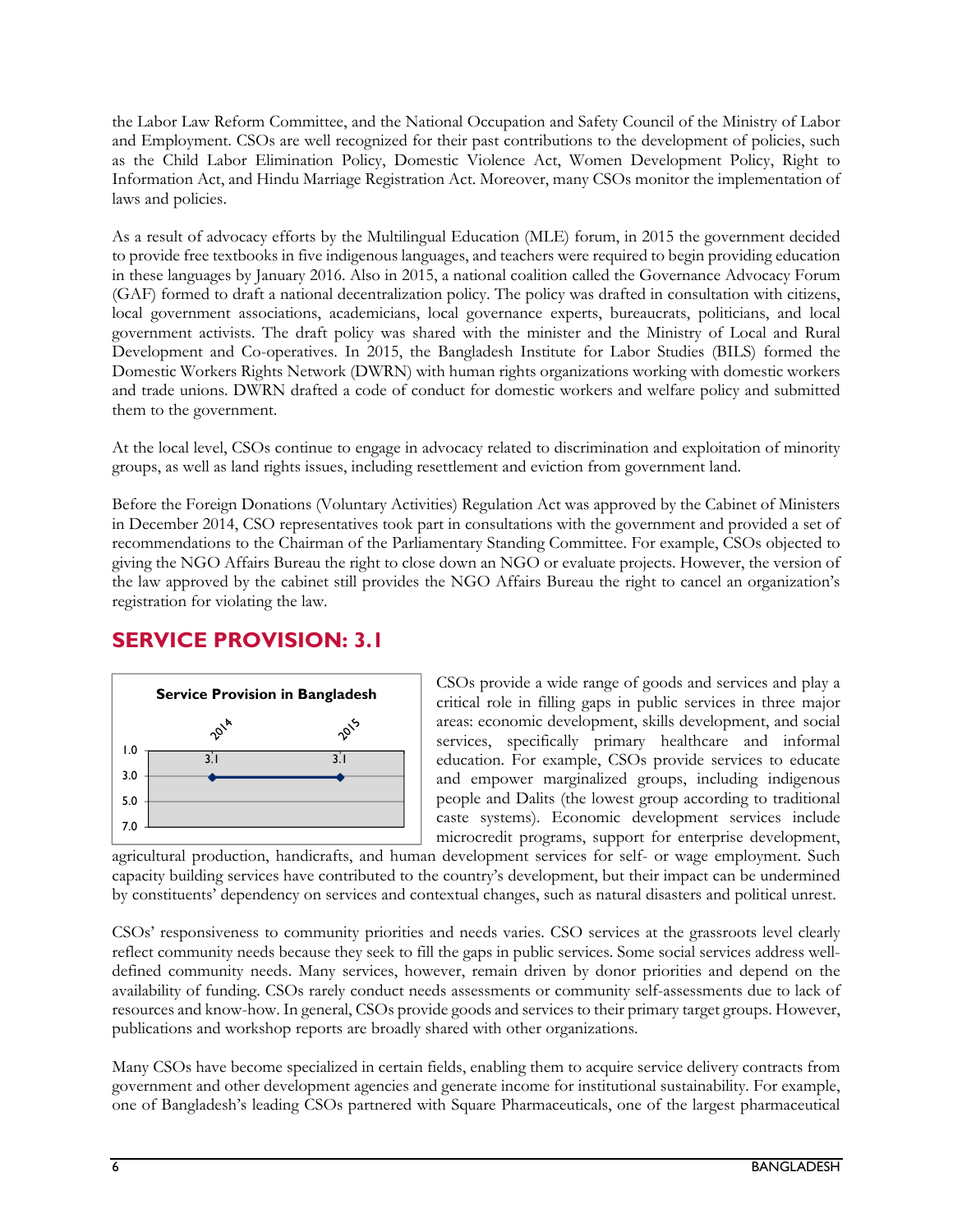the Labor Law Reform Committee, and the National Occupation and Safety Council of the Ministry of Labor and Employment. CSOs are well recognized for their past contributions to the development of policies, such as the Child Labor Elimination Policy, Domestic Violence Act, Women Development Policy, Right to Information Act, and Hindu Marriage Registration Act. Moreover, many CSOs monitor the implementation of laws and policies.

As a result of advocacy efforts by the Multilingual Education (MLE) forum, in 2015 the government decided to provide free textbooks in five indigenous languages, and teachers were required to begin providing education in these languages by January 2016. Also in 2015, a national coalition called the Governance Advocacy Forum (GAF) formed to draft a national decentralization policy. The policy was drafted in consultation with citizens, local government associations, academicians, local governance experts, bureaucrats, politicians, and local government activists. The draft policy was shared with the minister and the Ministry of Local and Rural Development and Co-operatives. In 2015, the Bangladesh Institute for Labor Studies (BILS) formed the Domestic Workers Rights Network (DWRN) with human rights organizations working with domestic workers and trade unions. DWRN drafted a code of conduct for domestic workers and welfare policy and submitted them to the government.

At the local level, CSOs continue to engage in advocacy related to discrimination and exploitation of minority groups, as well as land rights issues, including resettlement and eviction from government land.

Before the Foreign Donations (Voluntary Activities) Regulation Act was approved by the Cabinet of Ministers in December 2014, CSO representatives took part in consultations with the government and provided a set of recommendations to the Chairman of the Parliamentary Standing Committee. For example, CSOs objected to giving the NGO Affairs Bureau the right to close down an NGO or evaluate projects. However, the version of the law approved by the cabinet still provides the NGO Affairs Bureau the right to cancel an organization's registration for violating the law.

## SERVICE PROVISION: 3.1

**Service Provision in Bangladesh**

| 2014 | 2015 |
|---|---|
| 3.1 | 3.1 |

CSOs provide a wide range of goods and services and play a critical role in filling gaps in public services in three major areas: economic development, skills development, and social services, specifically primary healthcare and informal education. For example, CSOs provide services to educate and empower marginalized groups, including indigenous people and Dalits (the lowest group according to traditional caste systems). Economic development services include microcredit programs, support for enterprise development, agricultural production, handicrafts, and human development services for self- or wage employment. Such capacity building services have contributed to the country's development, but their impact can be undermined by constituents' dependency on services and contextual changes, such as natural disasters and political unrest.

CSOs' responsiveness to community priorities and needs varies. CSO services at the grassroots level clearly reflect community needs because they seek to fill the gaps in public services. Some social services address well-defined community needs. Many services, however, remain driven by donor priorities and depend on the availability of funding. CSOs rarely conduct needs assessments or community self-assessments due to lack of resources and know-how. In general, CSOs provide goods and services to their primary target groups. However, publications and workshop reports are broadly shared with other organizations.

Many CSOs have become specialized in certain fields, enabling them to acquire service delivery contracts from government and other development agencies and generate income for institutional sustainability. For example, one of Bangladesh's leading CSOs partnered with Square Pharmaceuticals, one of the largest pharmaceutical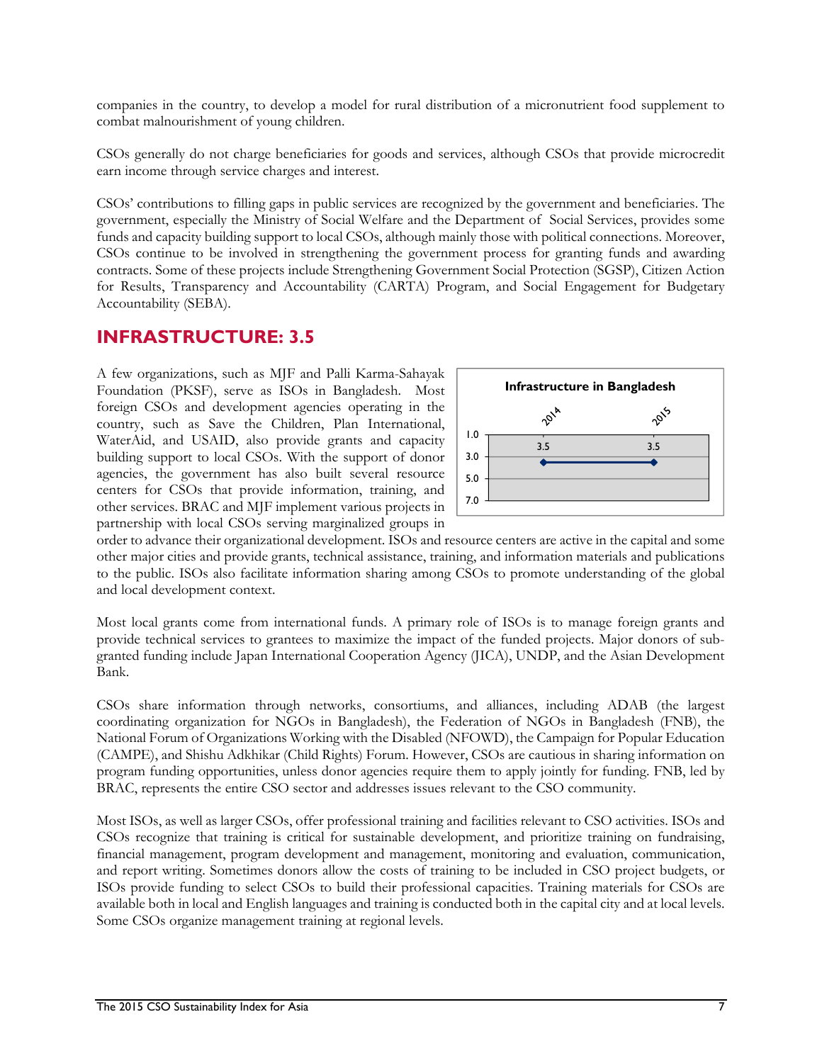companies in the country, to develop a model for rural distribution of a micronutrient food supplement to combat malnourishment of young children.

CSOs generally do not charge beneficiaries for goods and services, although CSOs that provide microcredit earn income through service charges and interest.

CSOs' contributions to filling gaps in public services are recognized by the government and beneficiaries. The government, especially the Ministry of Social Welfare and the Department of Social Services, provides some funds and capacity building support to local CSOs, although mainly those with political connections. Moreover, CSOs continue to be involved in strengthening the government process for granting funds and awarding contracts. Some of these projects include Strengthening Government Social Protection (SGSP), Citizen Action for Results, Transparency and Accountability (CARTA) Program, and Social Engagement for Budgetary Accountability (SEBA).

## INFRASTRUCTURE: 3.5

**Infrastructure in Bangladesh**

| 2014 | 2015 |
|---|---|
| 3.5 | 3.5 |

A few organizations, such as MJF and Palli Karma-Sahayak Foundation (PKSF), serve as ISOs in Bangladesh. Most foreign CSOs and development agencies operating in the country, such as Save the Children, Plan International, WaterAid, and USAID, also provide grants and capacity building support to local CSOs. With the support of donor agencies, the government has also built several resource centers for CSOs that provide information, training, and other services. BRAC and MJF implement various projects in partnership with local CSOs serving marginalized groups in order to advance their organizational development. ISOs and resource centers are active in the capital and some other major cities and provide grants, technical assistance, training, and information materials and publications to the public. ISOs also facilitate information sharing among CSOs to promote understanding of the global and local development context.

Most local grants come from international funds. A primary role of ISOs is to manage foreign grants and provide technical services to grantees to maximize the impact of the funded projects. Major donors of sub-granted funding include Japan International Cooperation Agency (JICA), UNDP, and the Asian Development Bank.

CSOs share information through networks, consortiums, and alliances, including ADAB (the largest coordinating organization for NGOs in Bangladesh), the Federation of NGOs in Bangladesh (FNB), the National Forum of Organizations Working with the Disabled (NFOWD), the Campaign for Popular Education (CAMPE), and Shishu Adkhikar (Child Rights) Forum. However, CSOs are cautious in sharing information on program funding opportunities, unless donor agencies require them to apply jointly for funding. FNB, led by BRAC, represents the entire CSO sector and addresses issues relevant to the CSO community.

Most ISOs, as well as larger CSOs, offer professional training and facilities relevant to CSO activities. ISOs and CSOs recognize that training is critical for sustainable development, and prioritize training on fundraising, financial management, program development and management, monitoring and evaluation, communication, and report writing. Sometimes donors allow the costs of training to be included in CSO project budgets, or ISOs provide funding to select CSOs to build their professional capacities. Training materials for CSOs are available both in local and English languages and training is conducted both in the capital city and at local levels. Some CSOs organize management training at regional levels.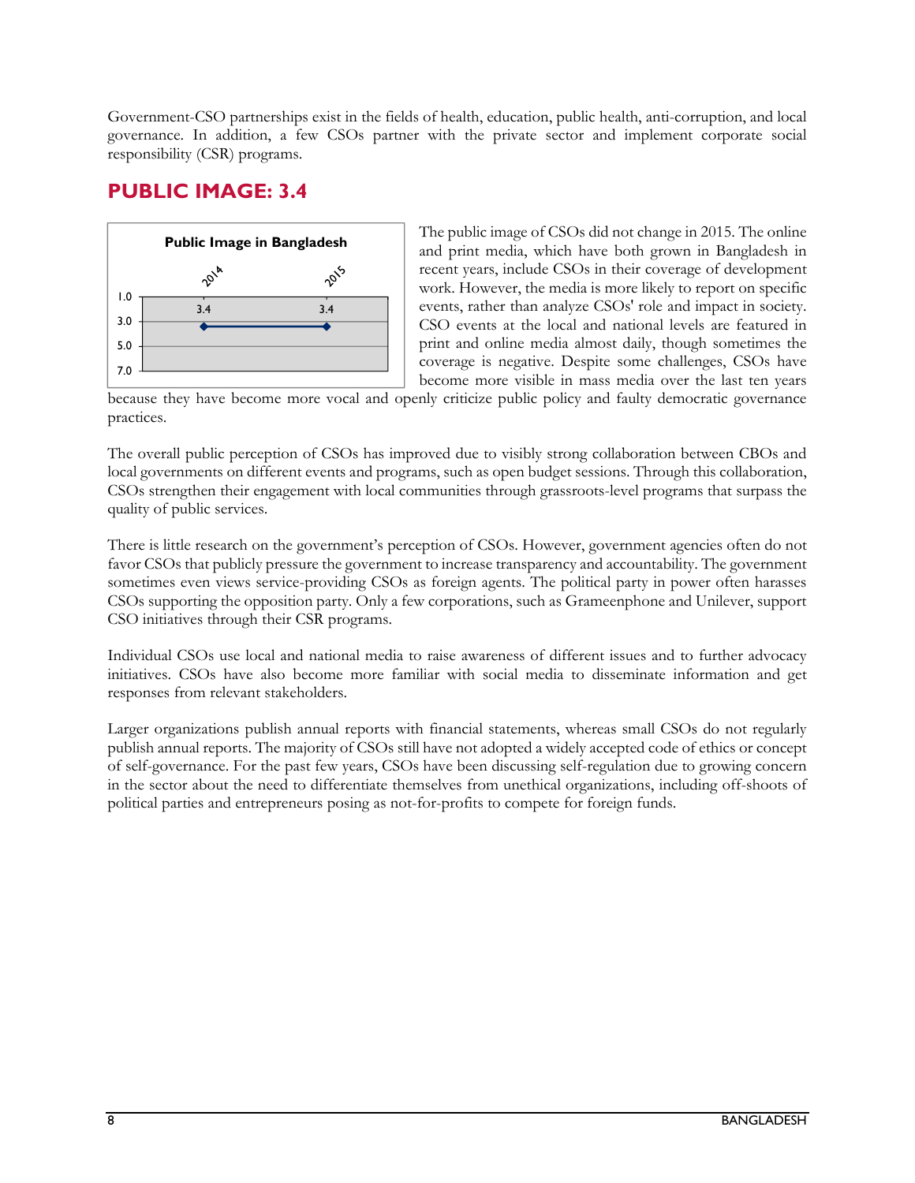Government-CSO partnerships exist in the fields of health, education, public health, anti-corruption, and local governance. In addition, a few CSOs partner with the private sector and implement corporate social responsibility (CSR) programs.

## PUBLIC IMAGE: 3.4

The public image of CSOs did not change in 2015. The online and print media, which have both grown in Bangladesh in recent years, include CSOs in their coverage of development work. However, the media is more likely to report on specific events, rather than analyze CSOs' role and impact in society. CSO events at the local and national levels are featured in print and online media almost daily, though sometimes the coverage is negative. Despite some challenges, CSOs have become more visible in mass media over the last ten years because they have become more vocal and openly criticize public policy and faulty democratic governance practices.

The overall public perception of CSOs has improved due to visibly strong collaboration between CBOs and local governments on different events and programs, such as open budget sessions. Through this collaboration, CSOs strengthen their engagement with local communities through grassroots-level programs that surpass the quality of public services.

There is little research on the government's perception of CSOs. However, government agencies often do not favor CSOs that publicly pressure the government to increase transparency and accountability. The government sometimes even views service-providing CSOs as foreign agents. The political party in power often harasses CSOs supporting the opposition party. Only a few corporations, such as Grameenphone and Unilever, support CSO initiatives through their CSR programs.

Individual CSOs use local and national media to raise awareness of different issues and to further advocacy initiatives. CSOs have also become more familiar with social media to disseminate information and get responses from relevant stakeholders.

Larger organizations publish annual reports with financial statements, whereas small CSOs do not regularly publish annual reports. The majority of CSOs still have not adopted a widely accepted code of ethics or concept of self-governance. For the past few years, CSOs have been discussing self-regulation due to growing concern in the sector about the need to differentiate themselves from unethical organizations, including off-shoots of political parties and entrepreneurs posing as not-for-profits to compete for foreign funds.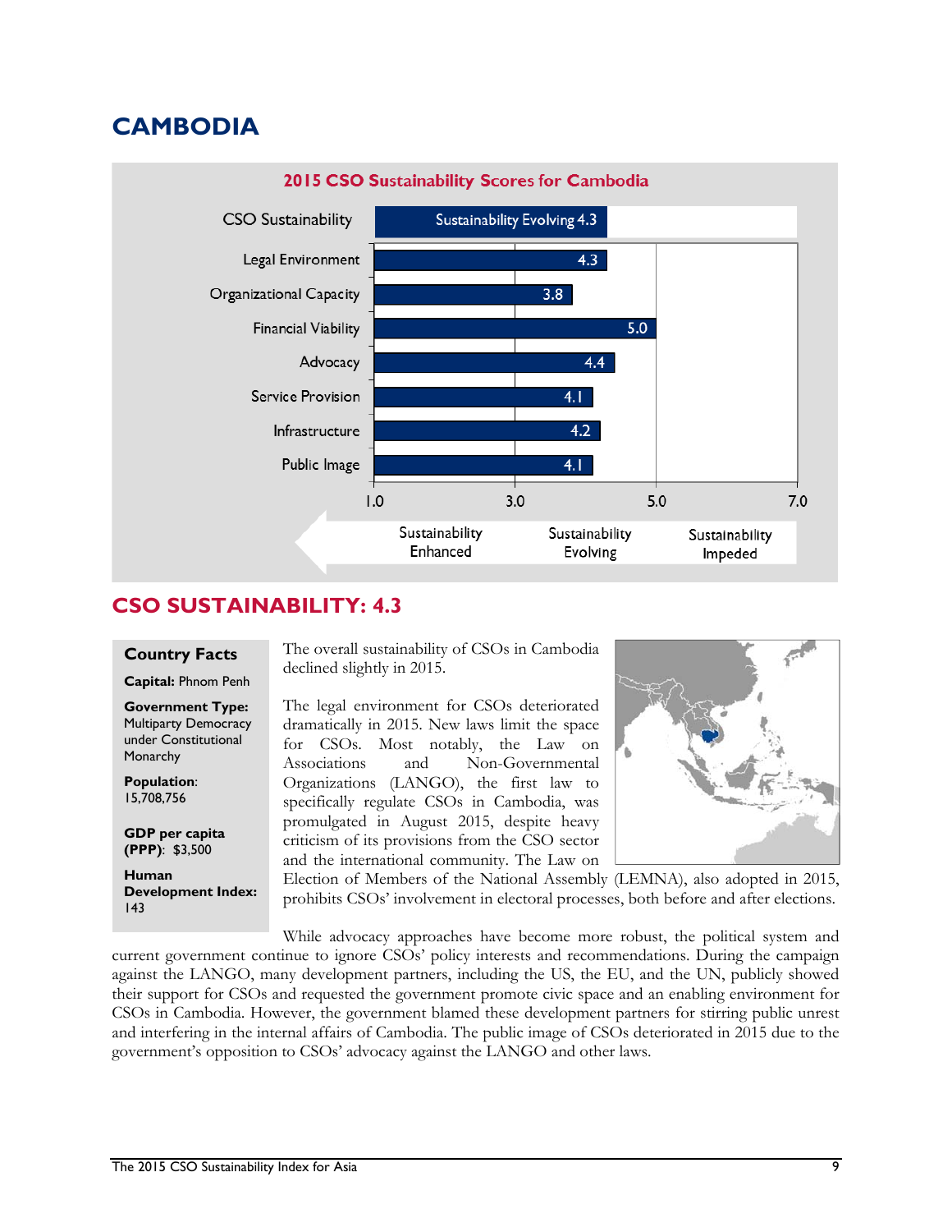# CAMBODIA

**2015 CSO Sustainability Scores for Cambodia**

| Dimension | Score |
|---|---|
| CSO Sustainability | Sustainability Evolving 4.3 |
| Legal Environment | 4.3 |
| Organizational Capacity | 3.8 |
| Financial Viability | 5.0 |
| Advocacy | 4.4 |
| Service Provision | 4.1 |
| Infrastructure | 4.2 |
| Public Image | 4.1 |

Scale: 1.0 – 3.0 Sustainability Enhanced; 3.0 – 5.0 Sustainability Evolving; 5.0 – 7.0 Sustainability Impeded

## CSO SUSTAINABILITY: 4.3

**Country Facts**

**Capital:** Phnom Penh

**Government Type:** Multiparty Democracy under Constitutional Monarchy

**Population**: 15,708,756

**GDP per capita (PPP)**: $3,500

**Human Development Index:** 143

The overall sustainability of CSOs in Cambodia declined slightly in 2015.

The legal environment for CSOs deteriorated dramatically in 2015. New laws limit the space for CSOs. Most notably, the Law on Associations and Non-Governmental Organizations (LANGO), the first law to specifically regulate CSOs in Cambodia, was promulgated in August 2015, despite heavy criticism of its provisions from the CSO sector and the international community. The Law on Election of Members of the National Assembly (LEMNA), also adopted in 2015, prohibits CSOs' involvement in electoral processes, both before and after elections.

While advocacy approaches have become more robust, the political system and current government continue to ignore CSOs' policy interests and recommendations. During the campaign against the LANGO, many development partners, including the US, the EU, and the UN, publicly showed their support for CSOs and requested the government promote civic space and an enabling environment for CSOs in Cambodia. However, the government blamed these development partners for stirring public unrest and interfering in the internal affairs of Cambodia. The public image of CSOs deteriorated in 2015 due to the government's opposition to CSOs' advocacy against the LANGO and other laws.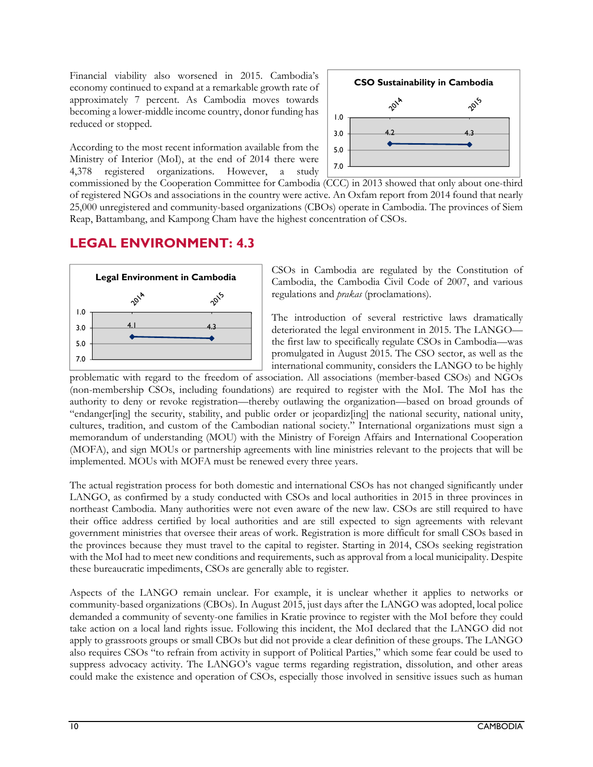Financial viability also worsened in 2015. Cambodia's economy continued to expand at a remarkable growth rate of approximately 7 percent. As Cambodia moves towards becoming a lower-middle income country, donor funding has reduced or stopped.

According to the most recent information available from the Ministry of Interior (MoI), at the end of 2014 there were 4,378 registered organizations. However, a study commissioned by the Cooperation Committee for Cambodia (CCC) in 2013 showed that only about one-third of registered NGOs and associations in the country were active. An Oxfam report from 2014 found that nearly 25,000 unregistered and community-based organizations (CBOs) operate in Cambodia. The provinces of Siem Reap, Battambang, and Kampong Cham have the highest concentration of CSOs.

**CSO Sustainability in Cambodia**

| 2014 | 2015 |
|---|---|
| 4.2 | 4.3 |

## LEGAL ENVIRONMENT: 4.3

**Legal Environment in Cambodia**

| 2014 | 2015 |
|---|---|
| 4.1 | 4.3 |

CSOs in Cambodia are regulated by the Constitution of Cambodia, the Cambodia Civil Code of 2007, and various regulations and *prakas* (proclamations).

The introduction of several restrictive laws dramatically deteriorated the legal environment in 2015. The LANGO—the first law to specifically regulate CSOs in Cambodia—was promulgated in August 2015. The CSO sector, as well as the international community, considers the LANGO to be highly problematic with regard to the freedom of association. All associations (member-based CSOs) and NGOs (non-membership CSOs, including foundations) are required to register with the MoI. The MoI has the authority to deny or revoke registration—thereby outlawing the organization—based on broad grounds of "endanger[ing] the security, stability, and public order or jeopardiz[ing] the national security, national unity, cultures, tradition, and custom of the Cambodian national society." International organizations must sign a memorandum of understanding (MOU) with the Ministry of Foreign Affairs and International Cooperation (MOFA), and sign MOUs or partnership agreements with line ministries relevant to the projects that will be implemented. MOUs with MOFA must be renewed every three years.

The actual registration process for both domestic and international CSOs has not changed significantly under LANGO, as confirmed by a study conducted with CSOs and local authorities in 2015 in three provinces in northeast Cambodia. Many authorities were not even aware of the new law. CSOs are still required to have their office address certified by local authorities and are still expected to sign agreements with relevant government ministries that oversee their areas of work. Registration is more difficult for small CSOs based in the provinces because they must travel to the capital to register. Starting in 2014, CSOs seeking registration with the MoI had to meet new conditions and requirements, such as approval from a local municipality. Despite these bureaucratic impediments, CSOs are generally able to register.

Aspects of the LANGO remain unclear. For example, it is unclear whether it applies to networks or community-based organizations (CBOs). In August 2015, just days after the LANGO was adopted, local police demanded a community of seventy-one families in Kratie province to register with the MoI before they could take action on a local land rights issue. Following this incident, the MoI declared that the LANGO did not apply to grassroots groups or small CBOs but did not provide a clear definition of these groups. The LANGO also requires CSOs "to refrain from activity in support of Political Parties," which some fear could be used to suppress advocacy activity. The LANGO's vague terms regarding registration, dissolution, and other areas could make the existence and operation of CSOs, especially those involved in sensitive issues such as human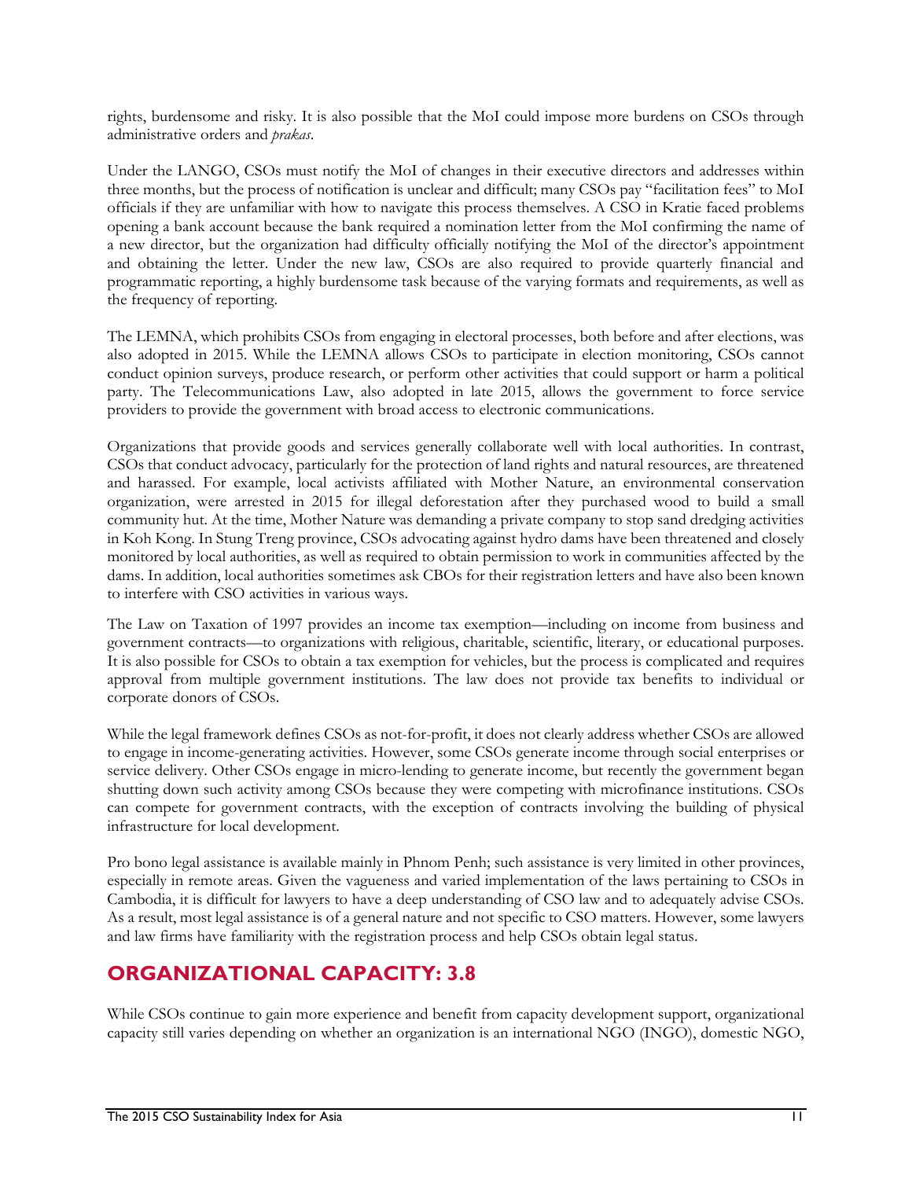rights, burdensome and risky. It is also possible that the MoI could impose more burdens on CSOs through administrative orders and *prakas*.

Under the LANGO, CSOs must notify the MoI of changes in their executive directors and addresses within three months, but the process of notification is unclear and difficult; many CSOs pay "facilitation fees" to MoI officials if they are unfamiliar with how to navigate this process themselves. A CSO in Kratie faced problems opening a bank account because the bank required a nomination letter from the MoI confirming the name of a new director, but the organization had difficulty officially notifying the MoI of the director's appointment and obtaining the letter. Under the new law, CSOs are also required to provide quarterly financial and programmatic reporting, a highly burdensome task because of the varying formats and requirements, as well as the frequency of reporting.

The LEMNA, which prohibits CSOs from engaging in electoral processes, both before and after elections, was also adopted in 2015. While the LEMNA allows CSOs to participate in election monitoring, CSOs cannot conduct opinion surveys, produce research, or perform other activities that could support or harm a political party. The Telecommunications Law, also adopted in late 2015, allows the government to force service providers to provide the government with broad access to electronic communications.

Organizations that provide goods and services generally collaborate well with local authorities. In contrast, CSOs that conduct advocacy, particularly for the protection of land rights and natural resources, are threatened and harassed. For example, local activists affiliated with Mother Nature, an environmental conservation organization, were arrested in 2015 for illegal deforestation after they purchased wood to build a small community hut. At the time, Mother Nature was demanding a private company to stop sand dredging activities in Koh Kong. In Stung Treng province, CSOs advocating against hydro dams have been threatened and closely monitored by local authorities, as well as required to obtain permission to work in communities affected by the dams. In addition, local authorities sometimes ask CBOs for their registration letters and have also been known to interfere with CSO activities in various ways.

The Law on Taxation of 1997 provides an income tax exemption—including on income from business and government contracts—to organizations with religious, charitable, scientific, literary, or educational purposes. It is also possible for CSOs to obtain a tax exemption for vehicles, but the process is complicated and requires approval from multiple government institutions. The law does not provide tax benefits to individual or corporate donors of CSOs.

While the legal framework defines CSOs as not-for-profit, it does not clearly address whether CSOs are allowed to engage in income-generating activities. However, some CSOs generate income through social enterprises or service delivery. Other CSOs engage in micro-lending to generate income, but recently the government began shutting down such activity among CSOs because they were competing with microfinance institutions. CSOs can compete for government contracts, with the exception of contracts involving the building of physical infrastructure for local development.

Pro bono legal assistance is available mainly in Phnom Penh; such assistance is very limited in other provinces, especially in remote areas. Given the vagueness and varied implementation of the laws pertaining to CSOs in Cambodia, it is difficult for lawyers to have a deep understanding of CSO law and to adequately advise CSOs. As a result, most legal assistance is of a general nature and not specific to CSO matters. However, some lawyers and law firms have familiarity with the registration process and help CSOs obtain legal status.

## ORGANIZATIONAL CAPACITY: 3.8

While CSOs continue to gain more experience and benefit from capacity development support, organizational capacity still varies depending on whether an organization is an international NGO (INGO), domestic NGO,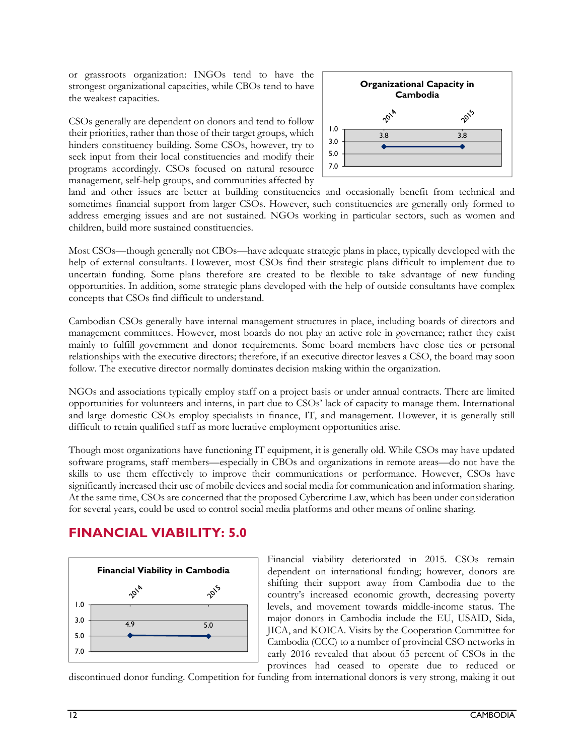or grassroots organization: INGOs tend to have the strongest organizational capacities, while CBOs tend to have the weakest capacities.

**Organizational Capacity in Cambodia**

| 2014 | 2015 |
|---|---|
| 3.8 | 3.8 |

CSOs generally are dependent on donors and tend to follow their priorities, rather than those of their target groups, which hinders constituency building. Some CSOs, however, try to seek input from their local constituencies and modify their programs accordingly. CSOs focused on natural resource management, self-help groups, and communities affected by land and other issues are better at building constituencies and occasionally benefit from technical and sometimes financial support from larger CSOs. However, such constituencies are generally only formed to address emerging issues and are not sustained. NGOs working in particular sectors, such as women and children, build more sustained constituencies.

Most CSOs—though generally not CBOs—have adequate strategic plans in place, typically developed with the help of external consultants. However, most CSOs find their strategic plans difficult to implement due to uncertain funding. Some plans therefore are created to be flexible to take advantage of new funding opportunities. In addition, some strategic plans developed with the help of outside consultants have complex concepts that CSOs find difficult to understand.

Cambodian CSOs generally have internal management structures in place, including boards of directors and management committees. However, most boards do not play an active role in governance; rather they exist mainly to fulfill government and donor requirements. Some board members have close ties or personal relationships with the executive directors; therefore, if an executive director leaves a CSO, the board may soon follow. The executive director normally dominates decision making within the organization.

NGOs and associations typically employ staff on a project basis or under annual contracts. There are limited opportunities for volunteers and interns, in part due to CSOs' lack of capacity to manage them. International and large domestic CSOs employ specialists in finance, IT, and management. However, it is generally still difficult to retain qualified staff as more lucrative employment opportunities arise.

Though most organizations have functioning IT equipment, it is generally old. While CSOs may have updated software programs, staff members—especially in CBOs and organizations in remote areas—do not have the skills to use them effectively to improve their communications or performance. However, CSOs have significantly increased their use of mobile devices and social media for communication and information sharing. At the same time, CSOs are concerned that the proposed Cybercrime Law, which has been under consideration for several years, could be used to control social media platforms and other means of online sharing.

## FINANCIAL VIABILITY: 5.0

**Financial Viability in Cambodia**

| 2014 | 2015 |
|---|---|
| 4.9 | 5.0 |

Financial viability deteriorated in 2015. CSOs remain dependent on international funding; however, donors are shifting their support away from Cambodia due to the country's increased economic growth, decreasing poverty levels, and movement towards middle-income status. The major donors in Cambodia include the EU, USAID, Sida, JICA, and KOICA. Visits by the Cooperation Committee for Cambodia (CCC) to a number of provincial CSO networks in early 2016 revealed that about 65 percent of CSOs in the provinces had ceased to operate due to reduced or discontinued donor funding. Competition for funding from international donors is very strong, making it out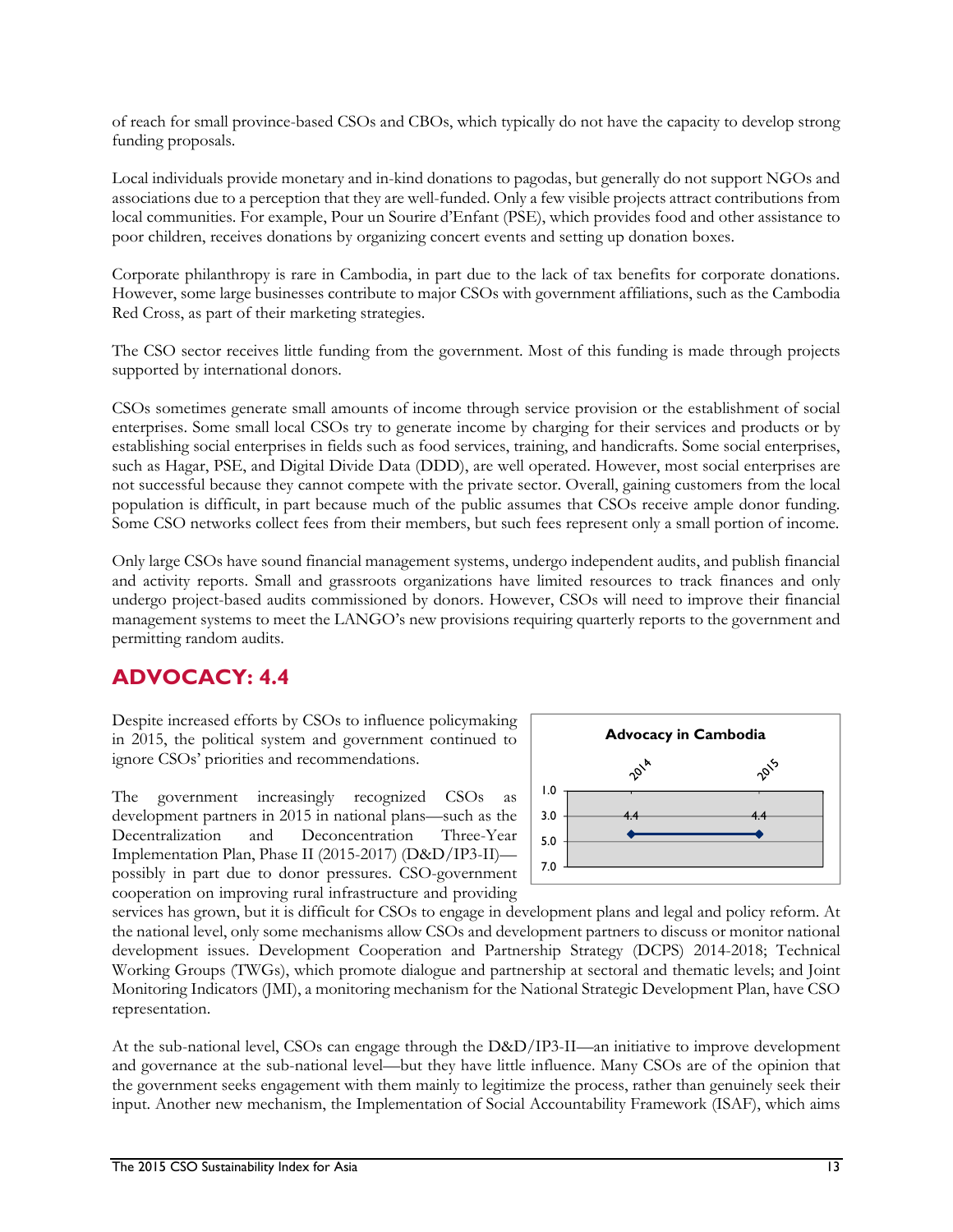of reach for small province-based CSOs and CBOs, which typically do not have the capacity to develop strong funding proposals.

Local individuals provide monetary and in-kind donations to pagodas, but generally do not support NGOs and associations due to a perception that they are well-funded. Only a few visible projects attract contributions from local communities. For example, Pour un Sourire d'Enfant (PSE), which provides food and other assistance to poor children, receives donations by organizing concert events and setting up donation boxes.

Corporate philanthropy is rare in Cambodia, in part due to the lack of tax benefits for corporate donations. However, some large businesses contribute to major CSOs with government affiliations, such as the Cambodia Red Cross, as part of their marketing strategies.

The CSO sector receives little funding from the government. Most of this funding is made through projects supported by international donors.

CSOs sometimes generate small amounts of income through service provision or the establishment of social enterprises. Some small local CSOs try to generate income by charging for their services and products or by establishing social enterprises in fields such as food services, training, and handicrafts. Some social enterprises, such as Hagar, PSE, and Digital Divide Data (DDD), are well operated. However, most social enterprises are not successful because they cannot compete with the private sector. Overall, gaining customers from the local population is difficult, in part because much of the public assumes that CSOs receive ample donor funding. Some CSO networks collect fees from their members, but such fees represent only a small portion of income.

Only large CSOs have sound financial management systems, undergo independent audits, and publish financial and activity reports. Small and grassroots organizations have limited resources to track finances and only undergo project-based audits commissioned by donors. However, CSOs will need to improve their financial management systems to meet the LANGO's new provisions requiring quarterly reports to the government and permitting random audits.

## ADVOCACY: 4.4

**Advocacy in Cambodia**

| 2014 | 2015 |
|---|---|
| 4.4 | 4.4 |

Despite increased efforts by CSOs to influence policymaking in 2015, the political system and government continued to ignore CSOs' priorities and recommendations.

The government increasingly recognized CSOs as development partners in 2015 in national plans—such as the Decentralization and Deconcentration Three-Year Implementation Plan, Phase II (2015-2017) (D&D/IP3-II)—possibly in part due to donor pressures. CSO-government cooperation on improving rural infrastructure and providing services has grown, but it is difficult for CSOs to engage in development plans and legal and policy reform. At the national level, only some mechanisms allow CSOs and development partners to discuss or monitor national development issues. Development Cooperation and Partnership Strategy (DCPS) 2014-2018; Technical Working Groups (TWGs), which promote dialogue and partnership at sectoral and thematic levels; and Joint Monitoring Indicators (JMI), a monitoring mechanism for the National Strategic Development Plan, have CSO representation.

At the sub-national level, CSOs can engage through the D&D/IP3-II—an initiative to improve development and governance at the sub-national level—but they have little influence. Many CSOs are of the opinion that the government seeks engagement with them mainly to legitimize the process, rather than genuinely seek their input. Another new mechanism, the Implementation of Social Accountability Framework (ISAF), which aims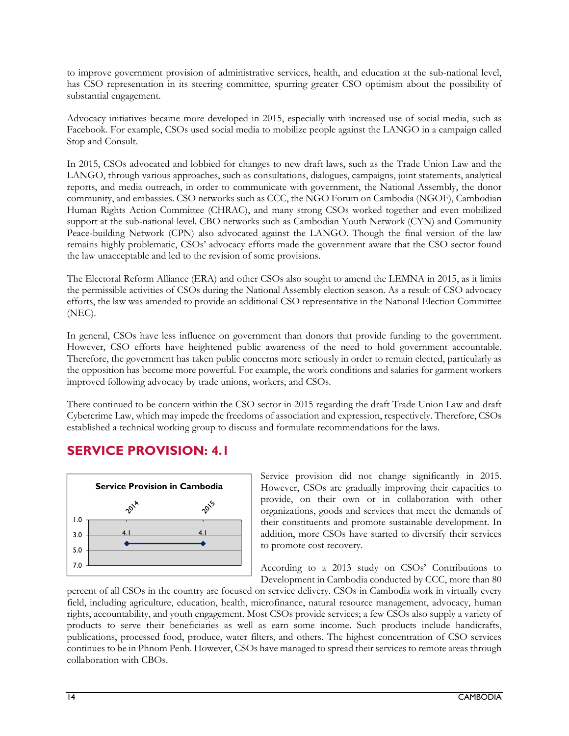to improve government provision of administrative services, health, and education at the sub-national level, has CSO representation in its steering committee, spurring greater CSO optimism about the possibility of substantial engagement.

Advocacy initiatives became more developed in 2015, especially with increased use of social media, such as Facebook. For example, CSOs used social media to mobilize people against the LANGO in a campaign called Stop and Consult.

In 2015, CSOs advocated and lobbied for changes to new draft laws, such as the Trade Union Law and the LANGO, through various approaches, such as consultations, dialogues, campaigns, joint statements, analytical reports, and media outreach, in order to communicate with government, the National Assembly, the donor community, and embassies. CSO networks such as CCC, the NGO Forum on Cambodia (NGOF), Cambodian Human Rights Action Committee (CHRAC), and many strong CSOs worked together and even mobilized support at the sub-national level. CBO networks such as Cambodian Youth Network (CYN) and Community Peace-building Network (CPN) also advocated against the LANGO. Though the final version of the law remains highly problematic, CSOs' advocacy efforts made the government aware that the CSO sector found the law unacceptable and led to the revision of some provisions.

The Electoral Reform Alliance (ERA) and other CSOs also sought to amend the LEMNA in 2015, as it limits the permissible activities of CSOs during the National Assembly election season. As a result of CSO advocacy efforts, the law was amended to provide an additional CSO representative in the National Election Committee (NEC).

In general, CSOs have less influence on government than donors that provide funding to the government. However, CSO efforts have heightened public awareness of the need to hold government accountable. Therefore, the government has taken public concerns more seriously in order to remain elected, particularly as the opposition has become more powerful. For example, the work conditions and salaries for garment workers improved following advocacy by trade unions, workers, and CSOs.

There continued to be concern within the CSO sector in 2015 regarding the draft Trade Union Law and draft Cybercrime Law, which may impede the freedoms of association and expression, respectively. Therefore, CSOs established a technical working group to discuss and formulate recommendations for the laws.

## SERVICE PROVISION: 4.1

**Service Provision in Cambodia**

| 2014 | 2015 |
|---|---|
| 4.1 | 4.1 |

Service provision did not change significantly in 2015. However, CSOs are gradually improving their capacities to provide, on their own or in collaboration with other organizations, goods and services that meet the demands of their constituents and promote sustainable development. In addition, more CSOs have started to diversify their services to promote cost recovery.

According to a 2013 study on CSOs' Contributions to Development in Cambodia conducted by CCC, more than 80 percent of all CSOs in the country are focused on service delivery. CSOs in Cambodia work in virtually every field, including agriculture, education, health, microfinance, natural resource management, advocacy, human rights, accountability, and youth engagement. Most CSOs provide services; a few CSOs also supply a variety of products to serve their beneficiaries as well as earn some income. Such products include handicrafts, publications, processed food, produce, water filters, and others. The highest concentration of CSO services continues to be in Phnom Penh. However, CSOs have managed to spread their services to remote areas through collaboration with CBOs.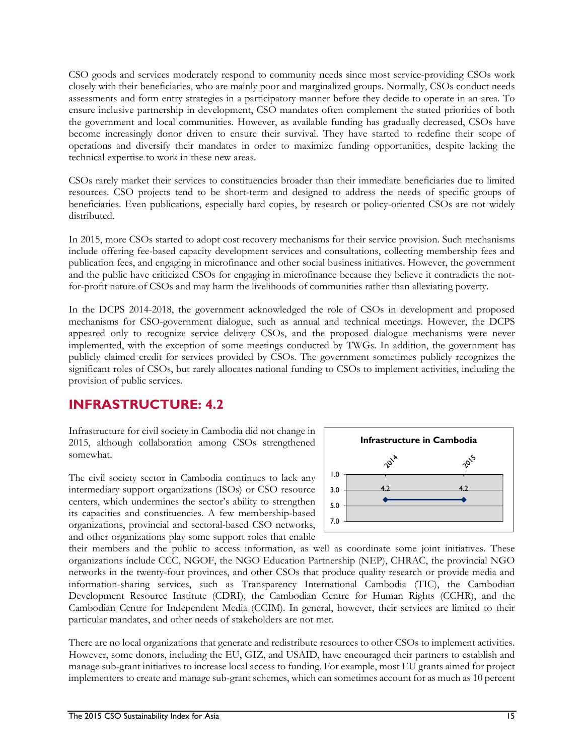CSO goods and services moderately respond to community needs since most service-providing CSOs work closely with their beneficiaries, who are mainly poor and marginalized groups. Normally, CSOs conduct needs assessments and form entry strategies in a participatory manner before they decide to operate in an area. To ensure inclusive partnership in development, CSO mandates often complement the stated priorities of both the government and local communities. However, as available funding has gradually decreased, CSOs have become increasingly donor driven to ensure their survival. They have started to redefine their scope of operations and diversify their mandates in order to maximize funding opportunities, despite lacking the technical expertise to work in these new areas.

CSOs rarely market their services to constituencies broader than their immediate beneficiaries due to limited resources. CSO projects tend to be short-term and designed to address the needs of specific groups of beneficiaries. Even publications, especially hard copies, by research or policy-oriented CSOs are not widely distributed.

In 2015, more CSOs started to adopt cost recovery mechanisms for their service provision. Such mechanisms include offering fee-based capacity development services and consultations, collecting membership fees and publication fees, and engaging in microfinance and other social business initiatives. However, the government and the public have criticized CSOs for engaging in microfinance because they believe it contradicts the not-for-profit nature of CSOs and may harm the livelihoods of communities rather than alleviating poverty.

In the DCPS 2014-2018, the government acknowledged the role of CSOs in development and proposed mechanisms for CSO-government dialogue, such as annual and technical meetings. However, the DCPS appeared only to recognize service delivery CSOs, and the proposed dialogue mechanisms were never implemented, with the exception of some meetings conducted by TWGs. In addition, the government has publicly claimed credit for services provided by CSOs. The government sometimes publicly recognizes the significant roles of CSOs, but rarely allocates national funding to CSOs to implement activities, including the provision of public services.

## INFRASTRUCTURE: 4.2

Infrastructure for civil society in Cambodia did not change in 2015, although collaboration among CSOs strengthened somewhat.

**Infrastructure in Cambodia**

| 2014 | 2015 |
|---|---|
| 4.2 | 4.2 |

The civil society sector in Cambodia continues to lack any intermediary support organizations (ISOs) or CSO resource centers, which undermines the sector's ability to strengthen its capacities and constituencies. A few membership-based organizations, provincial and sectoral-based CSO networks, and other organizations play some support roles that enable their members and the public to access information, as well as coordinate some joint initiatives. These organizations include CCC, NGOF, the NGO Education Partnership (NEP), CHRAC, the provincial NGO networks in the twenty-four provinces, and other CSOs that produce quality research or provide media and information-sharing services, such as Transparency International Cambodia (TIC), the Cambodian Development Resource Institute (CDRI), the Cambodian Centre for Human Rights (CCHR), and the Cambodian Centre for Independent Media (CCIM). In general, however, their services are limited to their particular mandates, and other needs of stakeholders are not met.

There are no local organizations that generate and redistribute resources to other CSOs to implement activities. However, some donors, including the EU, GIZ, and USAID, have encouraged their partners to establish and manage sub-grant initiatives to increase local access to funding. For example, most EU grants aimed for project implementers to create and manage sub-grant schemes, which can sometimes account for as much as 10 percent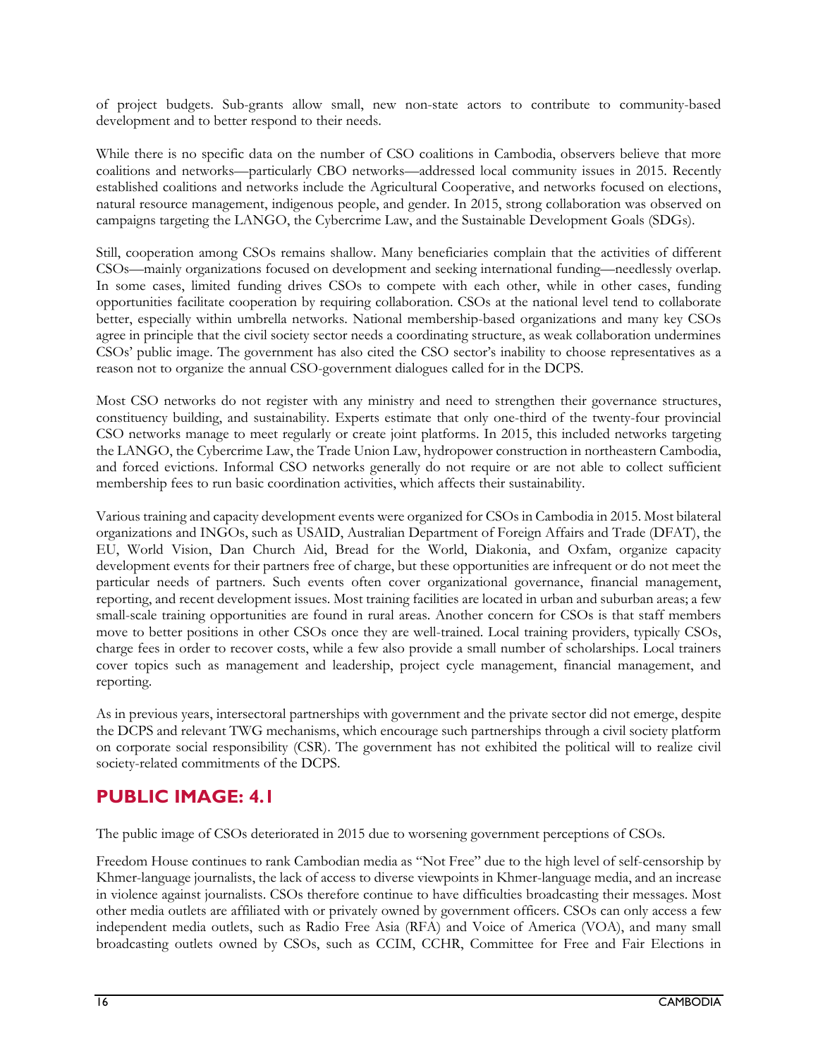of project budgets. Sub-grants allow small, new non-state actors to contribute to community-based development and to better respond to their needs.

While there is no specific data on the number of CSO coalitions in Cambodia, observers believe that more coalitions and networks—particularly CBO networks—addressed local community issues in 2015. Recently established coalitions and networks include the Agricultural Cooperative, and networks focused on elections, natural resource management, indigenous people, and gender. In 2015, strong collaboration was observed on campaigns targeting the LANGO, the Cybercrime Law, and the Sustainable Development Goals (SDGs).

Still, cooperation among CSOs remains shallow. Many beneficiaries complain that the activities of different CSOs—mainly organizations focused on development and seeking international funding—needlessly overlap. In some cases, limited funding drives CSOs to compete with each other, while in other cases, funding opportunities facilitate cooperation by requiring collaboration. CSOs at the national level tend to collaborate better, especially within umbrella networks. National membership-based organizations and many key CSOs agree in principle that the civil society sector needs a coordinating structure, as weak collaboration undermines CSOs' public image. The government has also cited the CSO sector's inability to choose representatives as a reason not to organize the annual CSO-government dialogues called for in the DCPS.

Most CSO networks do not register with any ministry and need to strengthen their governance structures, constituency building, and sustainability. Experts estimate that only one-third of the twenty-four provincial CSO networks manage to meet regularly or create joint platforms. In 2015, this included networks targeting the LANGO, the Cybercrime Law, the Trade Union Law, hydropower construction in northeastern Cambodia, and forced evictions. Informal CSO networks generally do not require or are not able to collect sufficient membership fees to run basic coordination activities, which affects their sustainability.

Various training and capacity development events were organized for CSOs in Cambodia in 2015. Most bilateral organizations and INGOs, such as USAID, Australian Department of Foreign Affairs and Trade (DFAT), the EU, World Vision, Dan Church Aid, Bread for the World, Diakonia, and Oxfam, organize capacity development events for their partners free of charge, but these opportunities are infrequent or do not meet the particular needs of partners. Such events often cover organizational governance, financial management, reporting, and recent development issues. Most training facilities are located in urban and suburban areas; a few small-scale training opportunities are found in rural areas. Another concern for CSOs is that staff members move to better positions in other CSOs once they are well-trained. Local training providers, typically CSOs, charge fees in order to recover costs, while a few also provide a small number of scholarships. Local trainers cover topics such as management and leadership, project cycle management, financial management, and reporting.

As in previous years, intersectoral partnerships with government and the private sector did not emerge, despite the DCPS and relevant TWG mechanisms, which encourage such partnerships through a civil society platform on corporate social responsibility (CSR). The government has not exhibited the political will to realize civil society-related commitments of the DCPS.

## PUBLIC IMAGE: 4.1

The public image of CSOs deteriorated in 2015 due to worsening government perceptions of CSOs.

Freedom House continues to rank Cambodian media as "Not Free" due to the high level of self-censorship by Khmer-language journalists, the lack of access to diverse viewpoints in Khmer-language media, and an increase in violence against journalists. CSOs therefore continue to have difficulties broadcasting their messages. Most other media outlets are affiliated with or privately owned by government officers. CSOs can only access a few independent media outlets, such as Radio Free Asia (RFA) and Voice of America (VOA), and many small broadcasting outlets owned by CSOs, such as CCIM, CCHR, Committee for Free and Fair Elections in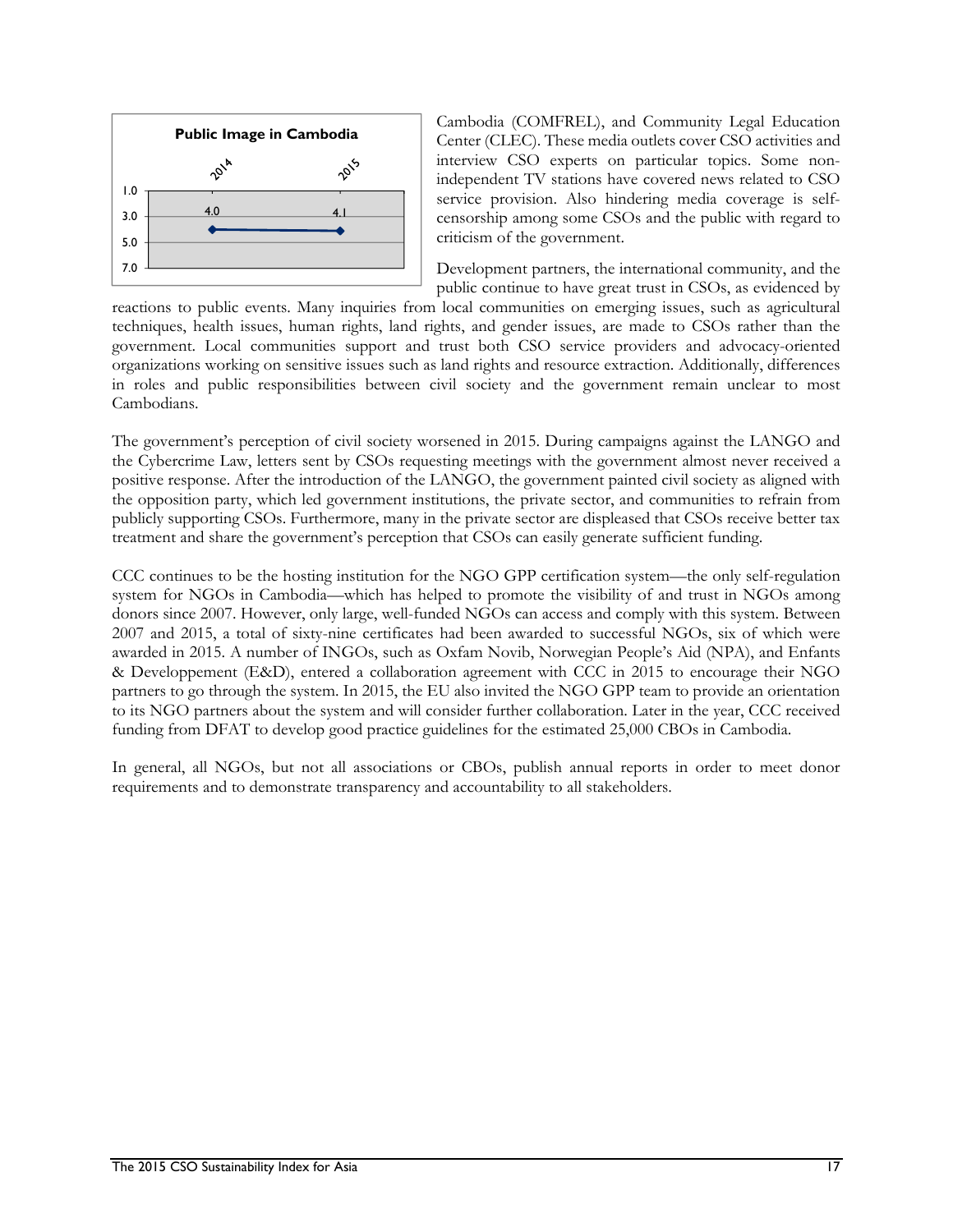**Public Image in Cambodia**

| 2014 | 2015 |
|---|---|
| 4.0 | 4.1 |

Cambodia (COMFREL), and Community Legal Education Center (CLEC). These media outlets cover CSO activities and interview CSO experts on particular topics. Some non-independent TV stations have covered news related to CSO service provision. Also hindering media coverage is self-censorship among some CSOs and the public with regard to criticism of the government.

Development partners, the international community, and the public continue to have great trust in CSOs, as evidenced by reactions to public events. Many inquiries from local communities on emerging issues, such as agricultural techniques, health issues, human rights, land rights, and gender issues, are made to CSOs rather than the government. Local communities support and trust both CSO service providers and advocacy-oriented organizations working on sensitive issues such as land rights and resource extraction. Additionally, differences in roles and public responsibilities between civil society and the government remain unclear to most Cambodians.

The government's perception of civil society worsened in 2015. During campaigns against the LANGO and the Cybercrime Law, letters sent by CSOs requesting meetings with the government almost never received a positive response. After the introduction of the LANGO, the government painted civil society as aligned with the opposition party, which led government institutions, the private sector, and communities to refrain from publicly supporting CSOs. Furthermore, many in the private sector are displeased that CSOs receive better tax treatment and share the government's perception that CSOs can easily generate sufficient funding.

CCC continues to be the hosting institution for the NGO GPP certification system—the only self-regulation system for NGOs in Cambodia—which has helped to promote the visibility of and trust in NGOs among donors since 2007. However, only large, well-funded NGOs can access and comply with this system. Between 2007 and 2015, a total of sixty-nine certificates had been awarded to successful NGOs, six of which were awarded in 2015. A number of INGOs, such as Oxfam Novib, Norwegian People's Aid (NPA), and Enfants & Developpement (E&D), entered a collaboration agreement with CCC in 2015 to encourage their NGO partners to go through the system. In 2015, the EU also invited the NGO GPP team to provide an orientation to its NGO partners about the system and will consider further collaboration. Later in the year, CCC received funding from DFAT to develop good practice guidelines for the estimated 25,000 CBOs in Cambodia.

In general, all NGOs, but not all associations or CBOs, publish annual reports in order to meet donor requirements and to demonstrate transparency and accountability to all stakeholders.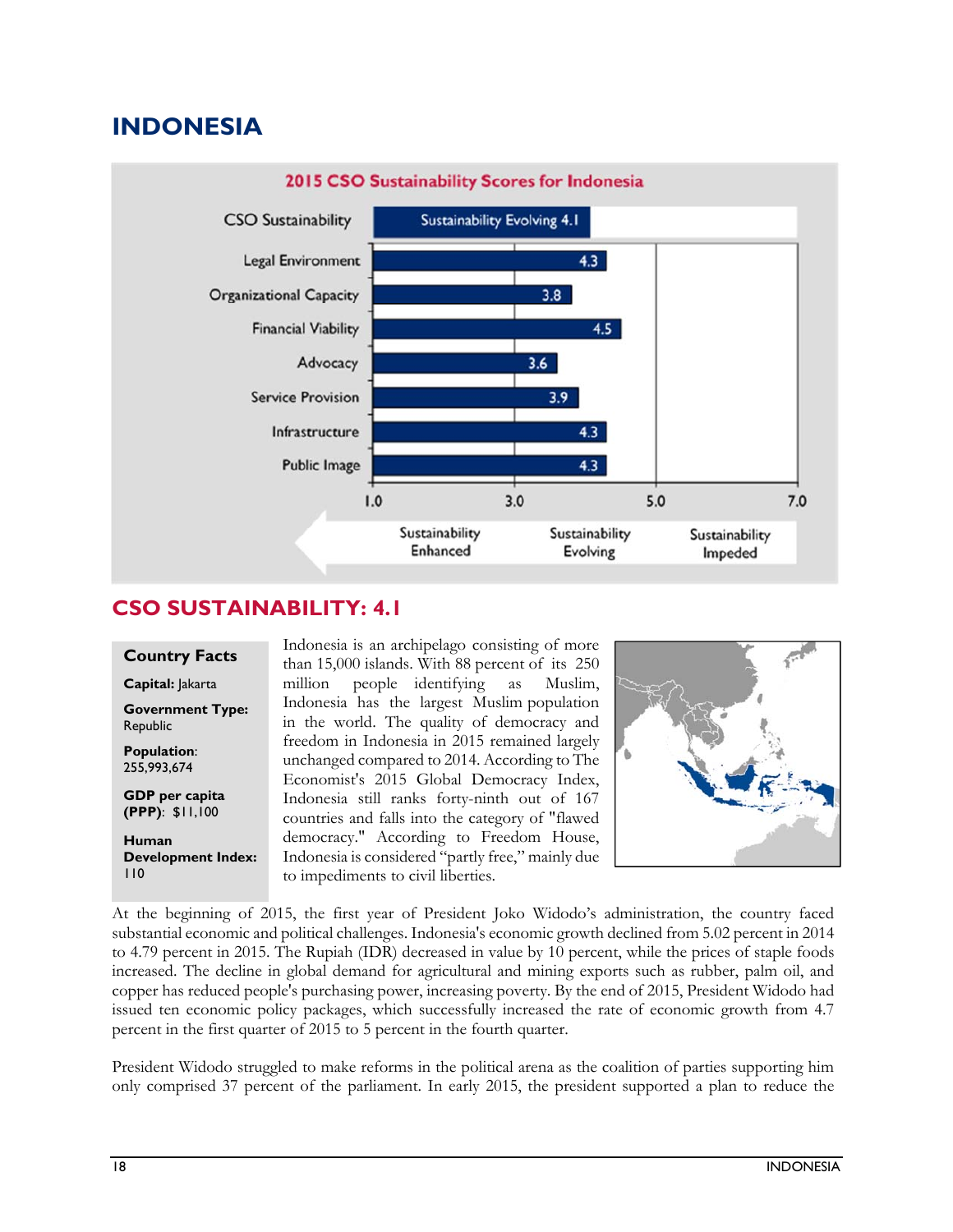# INDONESIA

**2015 CSO Sustainability Scores for Indonesia**

| Dimension | Score |
| --- | --- |
| CSO Sustainability | Sustainability Evolving 4.1 |
| Legal Environment | 4.3 |
| Organizational Capacity | 3.8 |
| Financial Viability | 4.5 |
| Advocacy | 3.6 |
| Service Provision | 3.9 |
| Infrastructure | 4.3 |
| Public Image | 4.3 |

Scale: 1.0 – 3.0 Sustainability Enhanced; 3.0 – 5.0 Sustainability Evolving; 5.0 – 7.0 Sustainability Impeded

## CSO SUSTAINABILITY: 4.1

**Country Facts**

**Capital:** Jakarta

**Government Type:** Republic

**Population**: 255,993,674

**GDP per capita (PPP)**: $11,100

**Human Development Index:** 110

Indonesia is an archipelago consisting of more than 15,000 islands. With 88 percent of its 250 million people identifying as Muslim, Indonesia has the largest Muslim population in the world. The quality of democracy and freedom in Indonesia in 2015 remained largely unchanged compared to 2014. According to The Economist's 2015 Global Democracy Index, Indonesia still ranks forty-ninth out of 167 countries and falls into the category of "flawed democracy." According to Freedom House, Indonesia is considered "partly free," mainly due to impediments to civil liberties.

At the beginning of 2015, the first year of President Joko Widodo's administration, the country faced substantial economic and political challenges. Indonesia's economic growth declined from 5.02 percent in 2014 to 4.79 percent in 2015. The Rupiah (IDR) decreased in value by 10 percent, while the prices of staple foods increased. The decline in global demand for agricultural and mining exports such as rubber, palm oil, and copper has reduced people's purchasing power, increasing poverty. By the end of 2015, President Widodo had issued ten economic policy packages, which successfully increased the rate of economic growth from 4.7 percent in the first quarter of 2015 to 5 percent in the fourth quarter.

President Widodo struggled to make reforms in the political arena as the coalition of parties supporting him only comprised 37 percent of the parliament. In early 2015, the president supported a plan to reduce the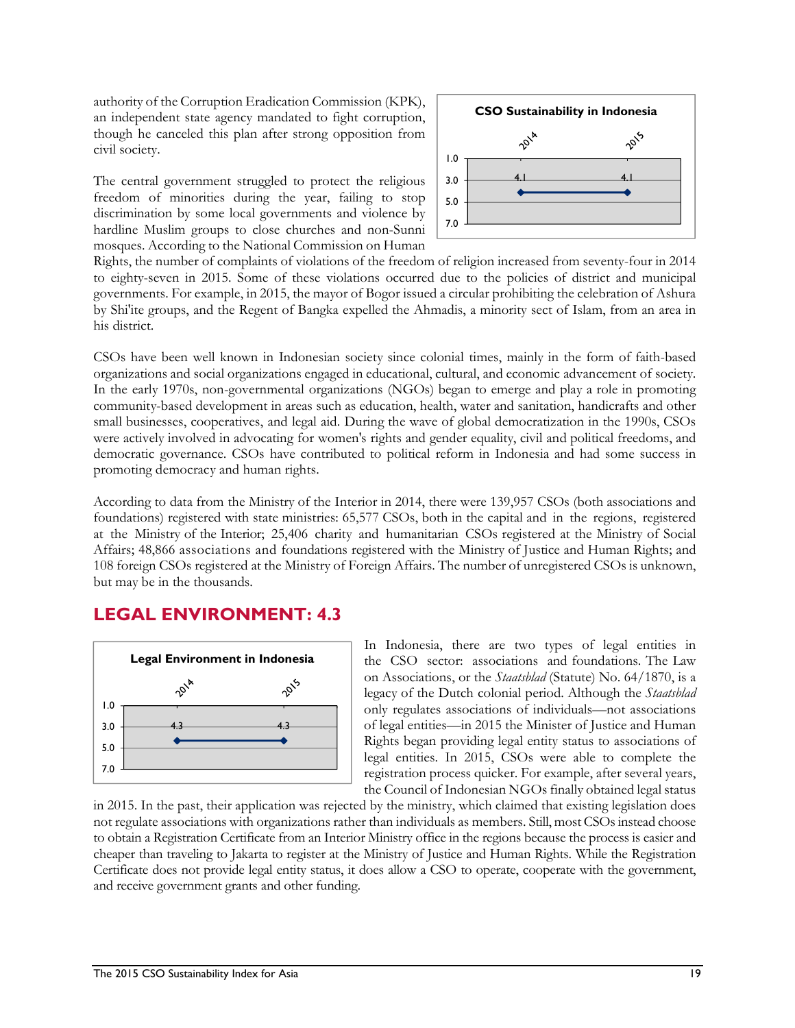authority of the Corruption Eradication Commission (KPK), an independent state agency mandated to fight corruption, though he canceled this plan after strong opposition from civil society.

**CSO Sustainability in Indonesia**

| 2014 | 2015 |
|---|---|
| 4.1 | 4.1 |

The central government struggled to protect the religious freedom of minorities during the year, failing to stop discrimination by some local governments and violence by hardline Muslim groups to close churches and non-Sunni mosques. According to the National Commission on Human Rights, the number of complaints of violations of the freedom of religion increased from seventy-four in 2014 to eighty-seven in 2015. Some of these violations occurred due to the policies of district and municipal governments. For example, in 2015, the mayor of Bogor issued a circular prohibiting the celebration of Ashura by Shi'ite groups, and the Regent of Bangka expelled the Ahmadis, a minority sect of Islam, from an area in his district.

CSOs have been well known in Indonesian society since colonial times, mainly in the form of faith-based organizations and social organizations engaged in educational, cultural, and economic advancement of society. In the early 1970s, non-governmental organizations (NGOs) began to emerge and play a role in promoting community-based development in areas such as education, health, water and sanitation, handicrafts and other small businesses, cooperatives, and legal aid. During the wave of global democratization in the 1990s, CSOs were actively involved in advocating for women's rights and gender equality, civil and political freedoms, and democratic governance. CSOs have contributed to political reform in Indonesia and had some success in promoting democracy and human rights.

According to data from the Ministry of the Interior in 2014, there were 139,957 CSOs (both associations and foundations) registered with state ministries: 65,577 CSOs, both in the capital and in the regions, registered at the Ministry of the Interior; 25,406 charity and humanitarian CSOs registered at the Ministry of Social Affairs; 48,866 associations and foundations registered with the Ministry of Justice and Human Rights; and 108 foreign CSOs registered at the Ministry of Foreign Affairs. The number of unregistered CSOs is unknown, but may be in the thousands.

## LEGAL ENVIRONMENT: 4.3

**Legal Environment in Indonesia**

| 2014 | 2015 |
|---|---|
| 4.3 | 4.3 |

In Indonesia, there are two types of legal entities in the CSO sector: associations and foundations. The Law on Associations, or the *Staatsblad* (Statute) No. 64/1870, is a legacy of the Dutch colonial period. Although the *Staatsblad* only regulates associations of individuals—not associations of legal entities—in 2015 the Minister of Justice and Human Rights began providing legal entity status to associations of legal entities. In 2015, CSOs were able to complete the registration process quicker. For example, after several years, the Council of Indonesian NGOs finally obtained legal status in 2015. In the past, their application was rejected by the ministry, which claimed that existing legislation does not regulate associations with organizations rather than individuals as members. Still, most CSOs instead choose to obtain a Registration Certificate from an Interior Ministry office in the regions because the process is easier and cheaper than traveling to Jakarta to register at the Ministry of Justice and Human Rights. While the Registration Certificate does not provide legal entity status, it does allow a CSO to operate, cooperate with the government, and receive government grants and other funding.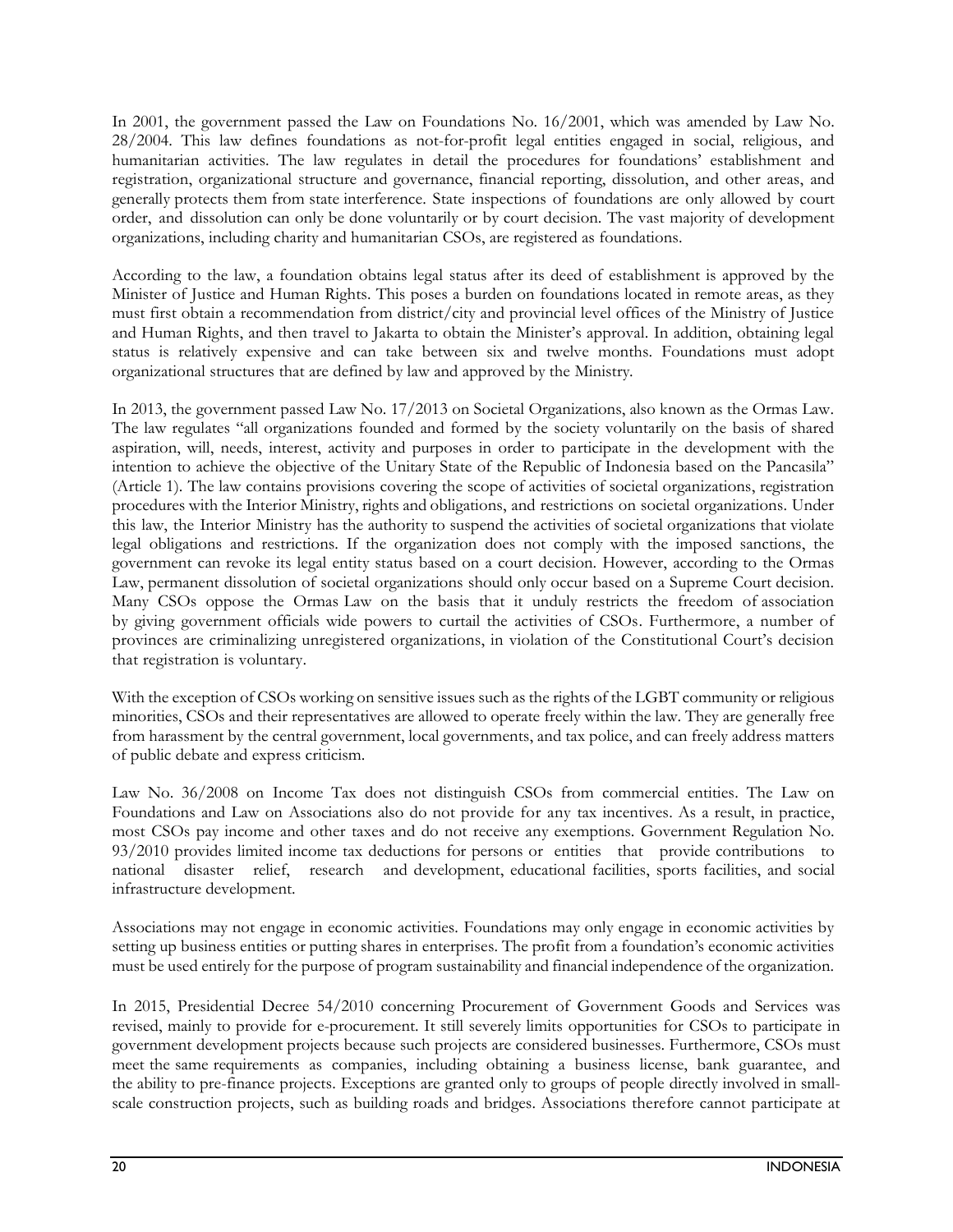In 2001, the government passed the Law on Foundations No. 16/2001, which was amended by Law No. 28/2004. This law defines foundations as not-for-profit legal entities engaged in social, religious, and humanitarian activities. The law regulates in detail the procedures for foundations' establishment and registration, organizational structure and governance, financial reporting, dissolution, and other areas, and generally protects them from state interference. State inspections of foundations are only allowed by court order, and dissolution can only be done voluntarily or by court decision. The vast majority of development organizations, including charity and humanitarian CSOs, are registered as foundations.

According to the law, a foundation obtains legal status after its deed of establishment is approved by the Minister of Justice and Human Rights. This poses a burden on foundations located in remote areas, as they must first obtain a recommendation from district/city and provincial level offices of the Ministry of Justice and Human Rights, and then travel to Jakarta to obtain the Minister's approval. In addition, obtaining legal status is relatively expensive and can take between six and twelve months. Foundations must adopt organizational structures that are defined by law and approved by the Ministry.

In 2013, the government passed Law No. 17/2013 on Societal Organizations, also known as the Ormas Law. The law regulates "all organizations founded and formed by the society voluntarily on the basis of shared aspiration, will, needs, interest, activity and purposes in order to participate in the development with the intention to achieve the objective of the Unitary State of the Republic of Indonesia based on the Pancasila" (Article 1). The law contains provisions covering the scope of activities of societal organizations, registration procedures with the Interior Ministry, rights and obligations, and restrictions on societal organizations. Under this law, the Interior Ministry has the authority to suspend the activities of societal organizations that violate legal obligations and restrictions. If the organization does not comply with the imposed sanctions, the government can revoke its legal entity status based on a court decision. However, according to the Ormas Law, permanent dissolution of societal organizations should only occur based on a Supreme Court decision. Many CSOs oppose the Ormas Law on the basis that it unduly restricts the freedom of association by giving government officials wide powers to curtail the activities of CSOs. Furthermore, a number of provinces are criminalizing unregistered organizations, in violation of the Constitutional Court's decision that registration is voluntary.

With the exception of CSOs working on sensitive issues such as the rights of the LGBT community or religious minorities, CSOs and their representatives are allowed to operate freely within the law. They are generally free from harassment by the central government, local governments, and tax police, and can freely address matters of public debate and express criticism.

Law No. 36/2008 on Income Tax does not distinguish CSOs from commercial entities. The Law on Foundations and Law on Associations also do not provide for any tax incentives. As a result, in practice, most CSOs pay income and other taxes and do not receive any exemptions. Government Regulation No. 93/2010 provides limited income tax deductions for persons or entities that provide contributions to national disaster relief, research and development, educational facilities, sports facilities, and social infrastructure development.

Associations may not engage in economic activities. Foundations may only engage in economic activities by setting up business entities or putting shares in enterprises. The profit from a foundation's economic activities must be used entirely for the purpose of program sustainability and financial independence of the organization.

In 2015, Presidential Decree 54/2010 concerning Procurement of Government Goods and Services was revised, mainly to provide for e-procurement. It still severely limits opportunities for CSOs to participate in government development projects because such projects are considered businesses. Furthermore, CSOs must meet the same requirements as companies, including obtaining a business license, bank guarantee, and the ability to pre-finance projects. Exceptions are granted only to groups of people directly involved in small-scale construction projects, such as building roads and bridges. Associations therefore cannot participate at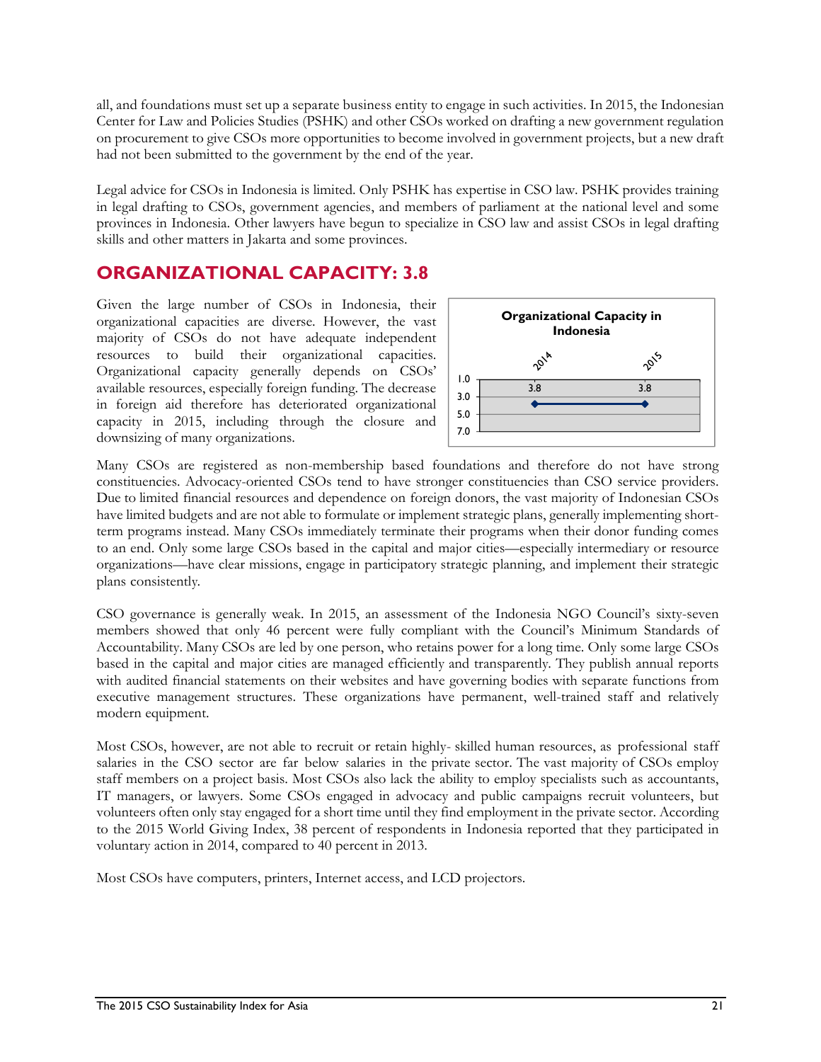all, and foundations must set up a separate business entity to engage in such activities. In 2015, the Indonesian Center for Law and Policies Studies (PSHK) and other CSOs worked on drafting a new government regulation on procurement to give CSOs more opportunities to become involved in government projects, but a new draft had not been submitted to the government by the end of the year.

Legal advice for CSOs in Indonesia is limited. Only PSHK has expertise in CSO law. PSHK provides training in legal drafting to CSOs, government agencies, and members of parliament at the national level and some provinces in Indonesia. Other lawyers have begun to specialize in CSO law and assist CSOs in legal drafting skills and other matters in Jakarta and some provinces.

## ORGANIZATIONAL CAPACITY: 3.8

Given the large number of CSOs in Indonesia, their organizational capacities are diverse. However, the vast majority of CSOs do not have adequate independent resources to build their organizational capacities. Organizational capacity generally depends on CSOs' available resources, especially foreign funding. The decrease in foreign aid therefore has deteriorated organizational capacity in 2015, including through the closure and downsizing of many organizations.

**Organizational Capacity in Indonesia**

| 2014 | 2015 |
|---|---|
| 3.8 | 3.8 |

Many CSOs are registered as non-membership based foundations and therefore do not have strong constituencies. Advocacy-oriented CSOs tend to have stronger constituencies than CSO service providers. Due to limited financial resources and dependence on foreign donors, the vast majority of Indonesian CSOs have limited budgets and are not able to formulate or implement strategic plans, generally implementing short-term programs instead. Many CSOs immediately terminate their programs when their donor funding comes to an end. Only some large CSOs based in the capital and major cities—especially intermediary or resource organizations—have clear missions, engage in participatory strategic planning, and implement their strategic plans consistently.

CSO governance is generally weak. In 2015, an assessment of the Indonesia NGO Council's sixty-seven members showed that only 46 percent were fully compliant with the Council's Minimum Standards of Accountability. Many CSOs are led by one person, who retains power for a long time. Only some large CSOs based in the capital and major cities are managed efficiently and transparently. They publish annual reports with audited financial statements on their websites and have governing bodies with separate functions from executive management structures. These organizations have permanent, well-trained staff and relatively modern equipment.

Most CSOs, however, are not able to recruit or retain highly- skilled human resources, as professional staff salaries in the CSO sector are far below salaries in the private sector. The vast majority of CSOs employ staff members on a project basis. Most CSOs also lack the ability to employ specialists such as accountants, IT managers, or lawyers. Some CSOs engaged in advocacy and public campaigns recruit volunteers, but volunteers often only stay engaged for a short time until they find employment in the private sector. According to the 2015 World Giving Index, 38 percent of respondents in Indonesia reported that they participated in voluntary action in 2014, compared to 40 percent in 2013.

Most CSOs have computers, printers, Internet access, and LCD projectors.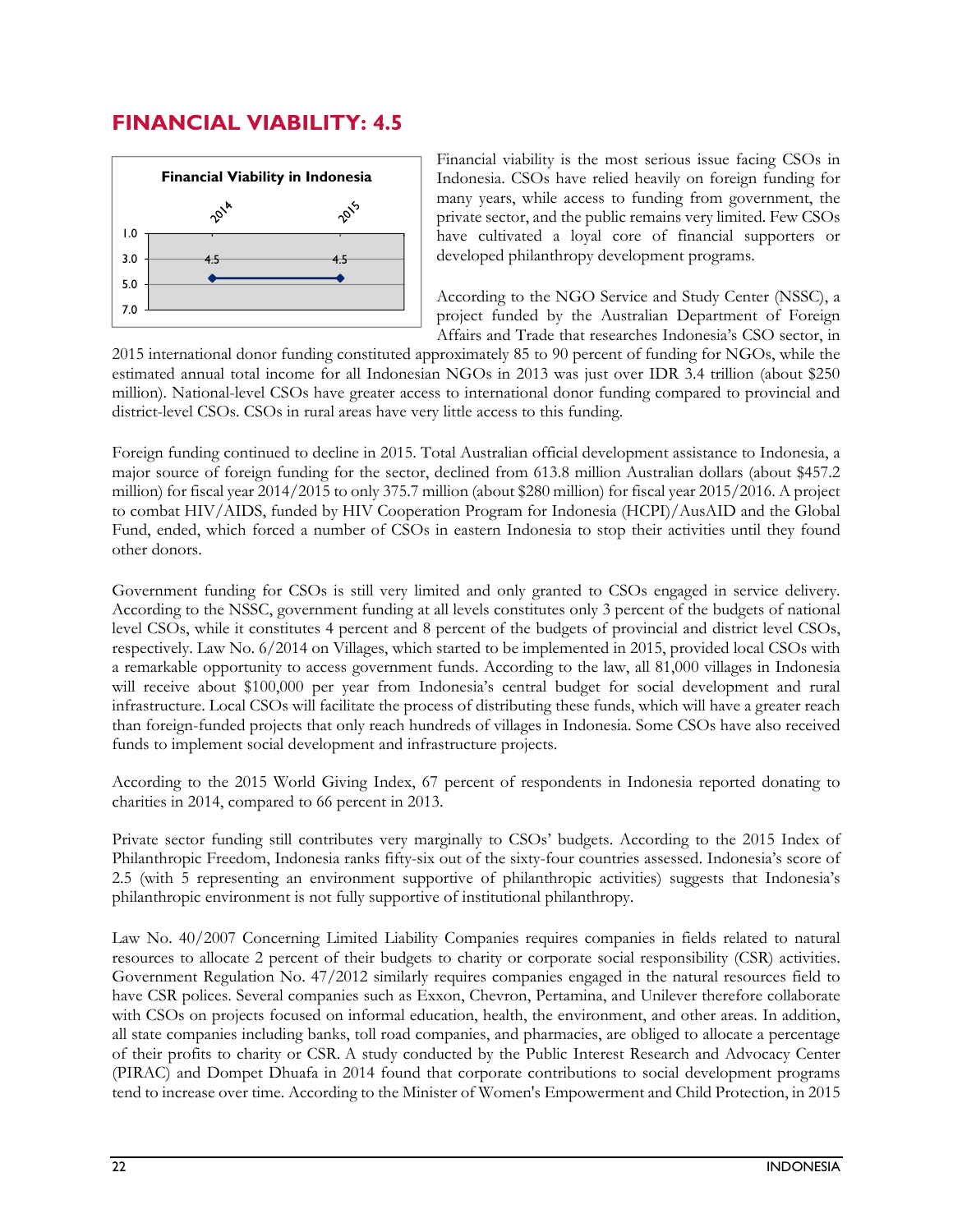## FINANCIAL VIABILITY: 4.5

Financial viability is the most serious issue facing CSOs in Indonesia. CSOs have relied heavily on foreign funding for many years, while access to funding from government, the private sector, and the public remains very limited. Few CSOs have cultivated a loyal core of financial supporters or developed philanthropy development programs.

According to the NGO Service and Study Center (NSSC), a project funded by the Australian Department of Foreign Affairs and Trade that researches Indonesia's CSO sector, in 2015 international donor funding constituted approximately 85 to 90 percent of funding for NGOs, while the estimated annual total income for all Indonesian NGOs in 2013 was just over IDR 3.4 trillion (about $250 million). National-level CSOs have greater access to international donor funding compared to provincial and district-level CSOs. CSOs in rural areas have very little access to this funding.

Foreign funding continued to decline in 2015. Total Australian official development assistance to Indonesia, a major source of foreign funding for the sector, declined from 613.8 million Australian dollars (about $457.2 million) for fiscal year 2014/2015 to only 375.7 million (about $280 million) for fiscal year 2015/2016. A project to combat HIV/AIDS, funded by HIV Cooperation Program for Indonesia (HCPI)/AusAID and the Global Fund, ended, which forced a number of CSOs in eastern Indonesia to stop their activities until they found other donors.

Government funding for CSOs is still very limited and only granted to CSOs engaged in service delivery. According to the NSSC, government funding at all levels constitutes only 3 percent of the budgets of national level CSOs, while it constitutes 4 percent and 8 percent of the budgets of provincial and district level CSOs, respectively. Law No. 6/2014 on Villages, which started to be implemented in 2015, provided local CSOs with a remarkable opportunity to access government funds. According to the law, all 81,000 villages in Indonesia will receive about $100,000 per year from Indonesia's central budget for social development and rural infrastructure. Local CSOs will facilitate the process of distributing these funds, which will have a greater reach than foreign-funded projects that only reach hundreds of villages in Indonesia. Some CSOs have also received funds to implement social development and infrastructure projects.

According to the 2015 World Giving Index, 67 percent of respondents in Indonesia reported donating to charities in 2014, compared to 66 percent in 2013.

Private sector funding still contributes very marginally to CSOs' budgets. According to the 2015 Index of Philanthropic Freedom, Indonesia ranks fifty-six out of the sixty-four countries assessed. Indonesia's score of 2.5 (with 5 representing an environment supportive of philanthropic activities) suggests that Indonesia's philanthropic environment is not fully supportive of institutional philanthropy.

Law No. 40/2007 Concerning Limited Liability Companies requires companies in fields related to natural resources to allocate 2 percent of their budgets to charity or corporate social responsibility (CSR) activities. Government Regulation No. 47/2012 similarly requires companies engaged in the natural resources field to have CSR polices. Several companies such as Exxon, Chevron, Pertamina, and Unilever therefore collaborate with CSOs on projects focused on informal education, health, the environment, and other areas. In addition, all state companies including banks, toll road companies, and pharmacies, are obliged to allocate a percentage of their profits to charity or CSR. A study conducted by the Public Interest Research and Advocacy Center (PIRAC) and Dompet Dhuafa in 2014 found that corporate contributions to social development programs tend to increase over time. According to the Minister of Women's Empowerment and Child Protection, in 2015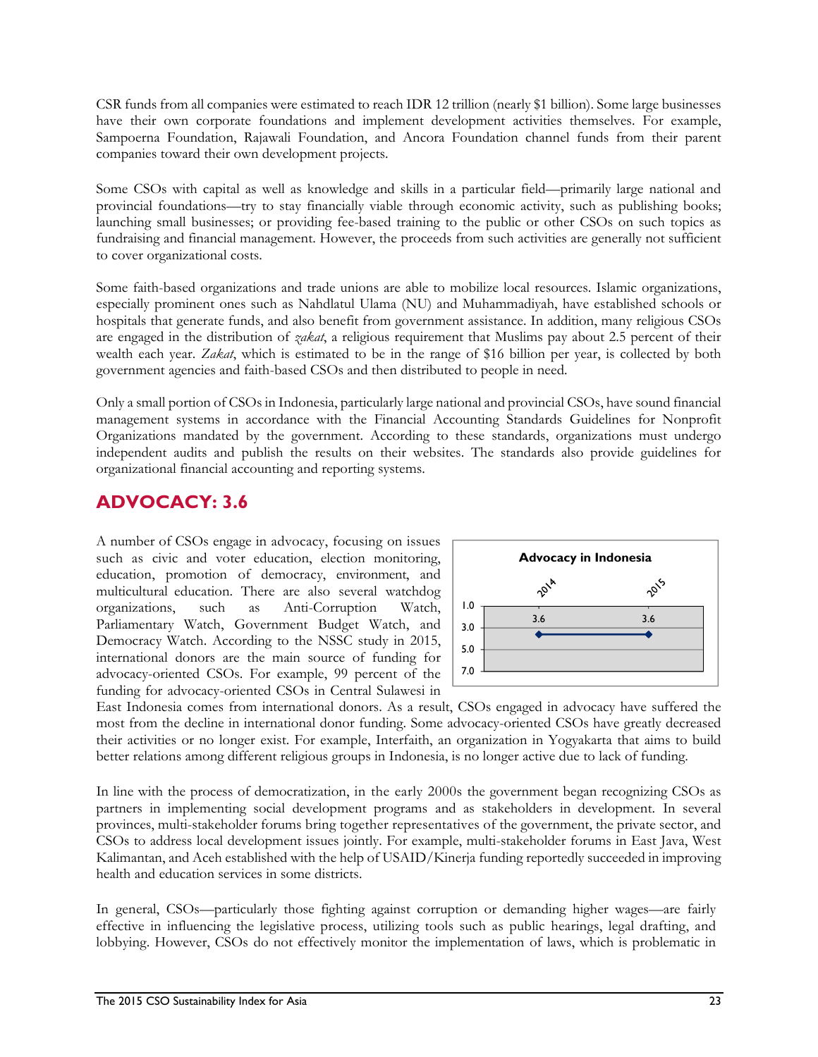CSR funds from all companies were estimated to reach IDR 12 trillion (nearly $1 billion). Some large businesses have their own corporate foundations and implement development activities themselves. For example, Sampoerna Foundation, Rajawali Foundation, and Ancora Foundation channel funds from their parent companies toward their own development projects.

Some CSOs with capital as well as knowledge and skills in a particular field—primarily large national and provincial foundations—try to stay financially viable through economic activity, such as publishing books; launching small businesses; or providing fee-based training to the public or other CSOs on such topics as fundraising and financial management. However, the proceeds from such activities are generally not sufficient to cover organizational costs.

Some faith-based organizations and trade unions are able to mobilize local resources. Islamic organizations, especially prominent ones such as Nahdlatul Ulama (NU) and Muhammadiyah, have established schools or hospitals that generate funds, and also benefit from government assistance. In addition, many religious CSOs are engaged in the distribution of *zakat*, a religious requirement that Muslims pay about 2.5 percent of their wealth each year. *Zakat*, which is estimated to be in the range of $16 billion per year, is collected by both government agencies and faith-based CSOs and then distributed to people in need.

Only a small portion of CSOs in Indonesia, particularly large national and provincial CSOs, have sound financial management systems in accordance with the Financial Accounting Standards Guidelines for Nonprofit Organizations mandated by the government. According to these standards, organizations must undergo independent audits and publish the results on their websites. The standards also provide guidelines for organizational financial accounting and reporting systems.

## ADVOCACY: 3.6

**Advocacy in Indonesia**

| | 2014 | 2015 |
|---|---|---|
| Score | 3.6 | 3.6 |

A number of CSOs engage in advocacy, focusing on issues such as civic and voter education, election monitoring, education, promotion of democracy, environment, and multicultural education. There are also several watchdog organizations, such as Anti-Corruption Watch, Parliamentary Watch, Government Budget Watch, and Democracy Watch. According to the NSSC study in 2015, international donors are the main source of funding for advocacy-oriented CSOs. For example, 99 percent of the funding for advocacy-oriented CSOs in Central Sulawesi in East Indonesia comes from international donors. As a result, CSOs engaged in advocacy have suffered the most from the decline in international donor funding. Some advocacy-oriented CSOs have greatly decreased their activities or no longer exist. For example, Interfaith, an organization in Yogyakarta that aims to build better relations among different religious groups in Indonesia, is no longer active due to lack of funding.

In line with the process of democratization, in the early 2000s the government began recognizing CSOs as partners in implementing social development programs and as stakeholders in development. In several provinces, multi-stakeholder forums bring together representatives of the government, the private sector, and CSOs to address local development issues jointly. For example, multi-stakeholder forums in East Java, West Kalimantan, and Aceh established with the help of USAID/Kinerja funding reportedly succeeded in improving health and education services in some districts.

In general, CSOs—particularly those fighting against corruption or demanding higher wages—are fairly effective in influencing the legislative process, utilizing tools such as public hearings, legal drafting, and lobbying. However, CSOs do not effectively monitor the implementation of laws, which is problematic in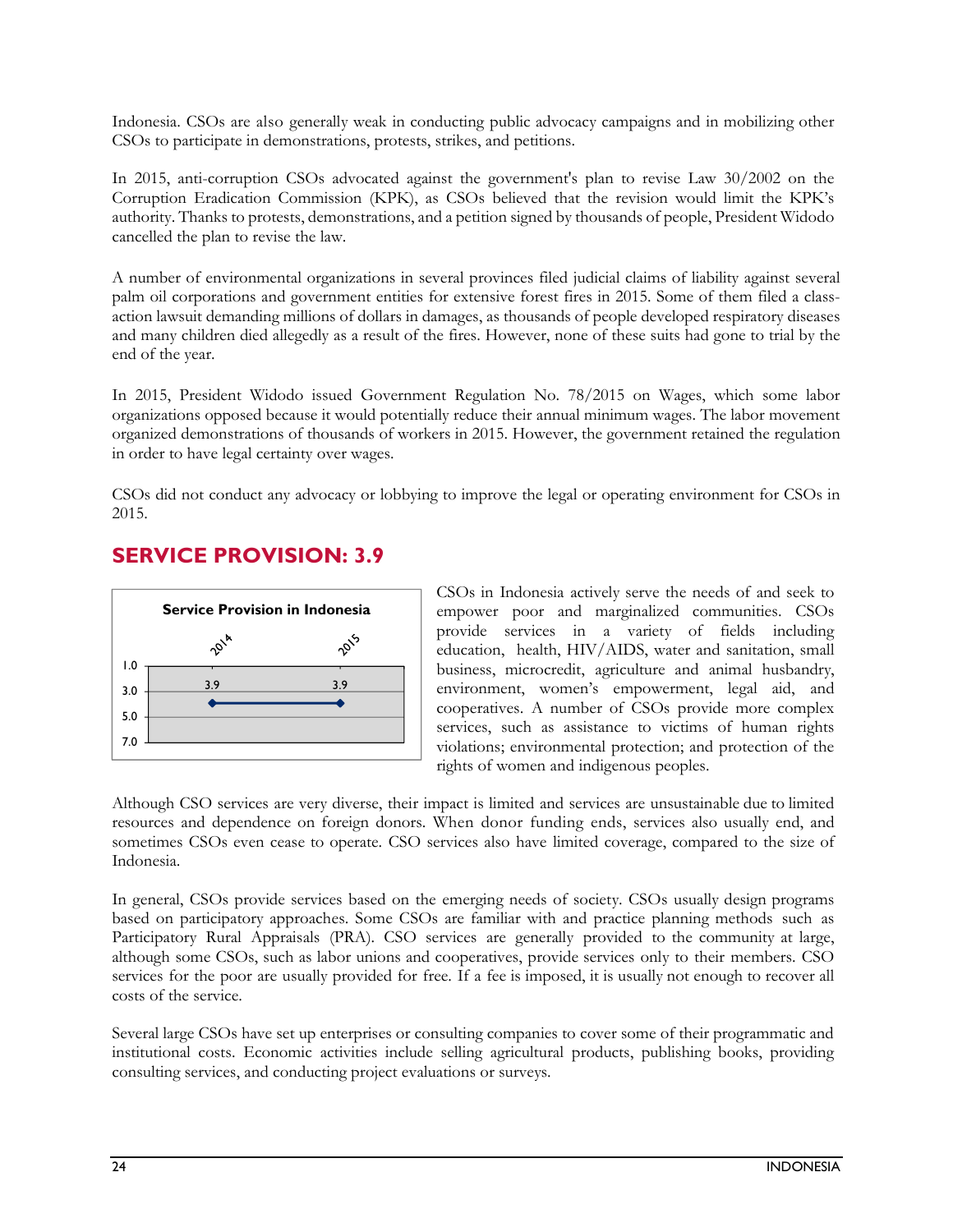Indonesia. CSOs are also generally weak in conducting public advocacy campaigns and in mobilizing other CSOs to participate in demonstrations, protests, strikes, and petitions.

In 2015, anti-corruption CSOs advocated against the government's plan to revise Law 30/2002 on the Corruption Eradication Commission (KPK), as CSOs believed that the revision would limit the KPK's authority. Thanks to protests, demonstrations, and a petition signed by thousands of people, President Widodo cancelled the plan to revise the law.

A number of environmental organizations in several provinces filed judicial claims of liability against several palm oil corporations and government entities for extensive forest fires in 2015. Some of them filed a class-action lawsuit demanding millions of dollars in damages, as thousands of people developed respiratory diseases and many children died allegedly as a result of the fires. However, none of these suits had gone to trial by the end of the year.

In 2015, President Widodo issued Government Regulation No. 78/2015 on Wages, which some labor organizations opposed because it would potentially reduce their annual minimum wages. The labor movement organized demonstrations of thousands of workers in 2015. However, the government retained the regulation in order to have legal certainty over wages.

CSOs did not conduct any advocacy or lobbying to improve the legal or operating environment for CSOs in 2015.

## SERVICE PROVISION: 3.9

**Service Provision in Indonesia**

| | 2014 | 2015 |
|---|---|---|
| Score | 3.9 | 3.9 |

CSOs in Indonesia actively serve the needs of and seek to empower poor and marginalized communities. CSOs provide services in a variety of fields including education, health, HIV/AIDS, water and sanitation, small business, microcredit, agriculture and animal husbandry, environment, women's empowerment, legal aid, and cooperatives. A number of CSOs provide more complex services, such as assistance to victims of human rights violations; environmental protection; and protection of the rights of women and indigenous peoples.

Although CSO services are very diverse, their impact is limited and services are unsustainable due to limited resources and dependence on foreign donors. When donor funding ends, services also usually end, and sometimes CSOs even cease to operate. CSO services also have limited coverage, compared to the size of Indonesia.

In general, CSOs provide services based on the emerging needs of society. CSOs usually design programs based on participatory approaches. Some CSOs are familiar with and practice planning methods such as Participatory Rural Appraisals (PRA). CSO services are generally provided to the community at large, although some CSOs, such as labor unions and cooperatives, provide services only to their members. CSO services for the poor are usually provided for free. If a fee is imposed, it is usually not enough to recover all costs of the service.

Several large CSOs have set up enterprises or consulting companies to cover some of their programmatic and institutional costs. Economic activities include selling agricultural products, publishing books, providing consulting services, and conducting project evaluations or surveys.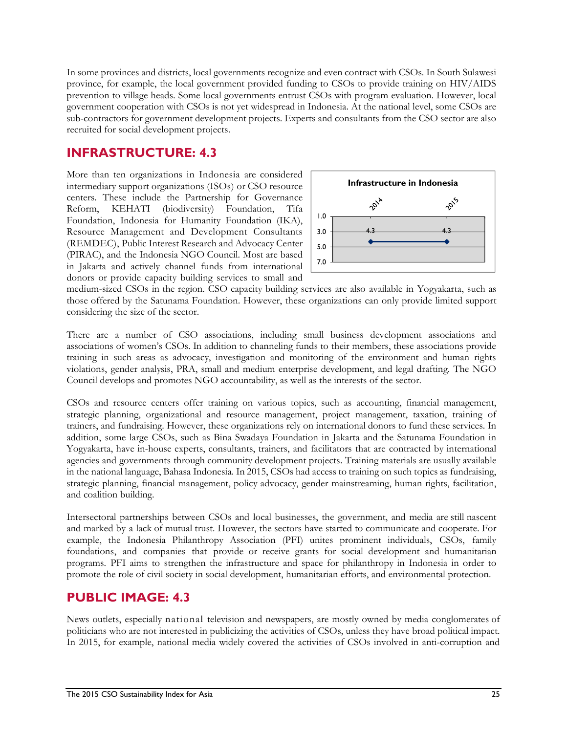In some provinces and districts, local governments recognize and even contract with CSOs. In South Sulawesi province, for example, the local government provided funding to CSOs to provide training on HIV/AIDS prevention to village heads. Some local governments entrust CSOs with program evaluation. However, local government cooperation with CSOs is not yet widespread in Indonesia. At the national level, some CSOs are sub-contractors for government development projects. Experts and consultants from the CSO sector are also recruited for social development projects.

## INFRASTRUCTURE: 4.3

More than ten organizations in Indonesia are considered intermediary support organizations (ISOs) or CSO resource centers. These include the Partnership for Governance Reform, KEHATI (biodiversity) Foundation, Tifa Foundation, Indonesia for Humanity Foundation (IKA), Resource Management and Development Consultants (REMDEC), Public Interest Research and Advocacy Center (PIRAC), and the Indonesia NGO Council. Most are based in Jakarta and actively channel funds from international donors or provide capacity building services to small and medium-sized CSOs in the region. CSO capacity building services are also available in Yogyakarta, such as those offered by the Satunama Foundation. However, these organizations can only provide limited support considering the size of the sector.

**Infrastructure in Indonesia**

| | 2014 | 2015 |
|---|---|---|
| Score | 4.3 | 4.3 |

There are a number of CSO associations, including small business development associations and associations of women's CSOs. In addition to channeling funds to their members, these associations provide training in such areas as advocacy, investigation and monitoring of the environment and human rights violations, gender analysis, PRA, small and medium enterprise development, and legal drafting. The NGO Council develops and promotes NGO accountability, as well as the interests of the sector.

CSOs and resource centers offer training on various topics, such as accounting, financial management, strategic planning, organizational and resource management, project management, taxation, training of trainers, and fundraising. However, these organizations rely on international donors to fund these services. In addition, some large CSOs, such as Bina Swadaya Foundation in Jakarta and the Satunama Foundation in Yogyakarta, have in-house experts, consultants, trainers, and facilitators that are contracted by international agencies and governments through community development projects. Training materials are usually available in the national language, Bahasa Indonesia. In 2015, CSOs had access to training on such topics as fundraising, strategic planning, financial management, policy advocacy, gender mainstreaming, human rights, facilitation, and coalition building.

Intersectoral partnerships between CSOs and local businesses, the government, and media are still nascent and marked by a lack of mutual trust. However, the sectors have started to communicate and cooperate. For example, the Indonesia Philanthropy Association (PFI) unites prominent individuals, CSOs, family foundations, and companies that provide or receive grants for social development and humanitarian programs. PFI aims to strengthen the infrastructure and space for philanthropy in Indonesia in order to promote the role of civil society in social development, humanitarian efforts, and environmental protection.

## PUBLIC IMAGE: 4.3

News outlets, especially national television and newspapers, are mostly owned by media conglomerates of politicians who are not interested in publicizing the activities of CSOs, unless they have broad political impact. In 2015, for example, national media widely covered the activities of CSOs involved in anti-corruption and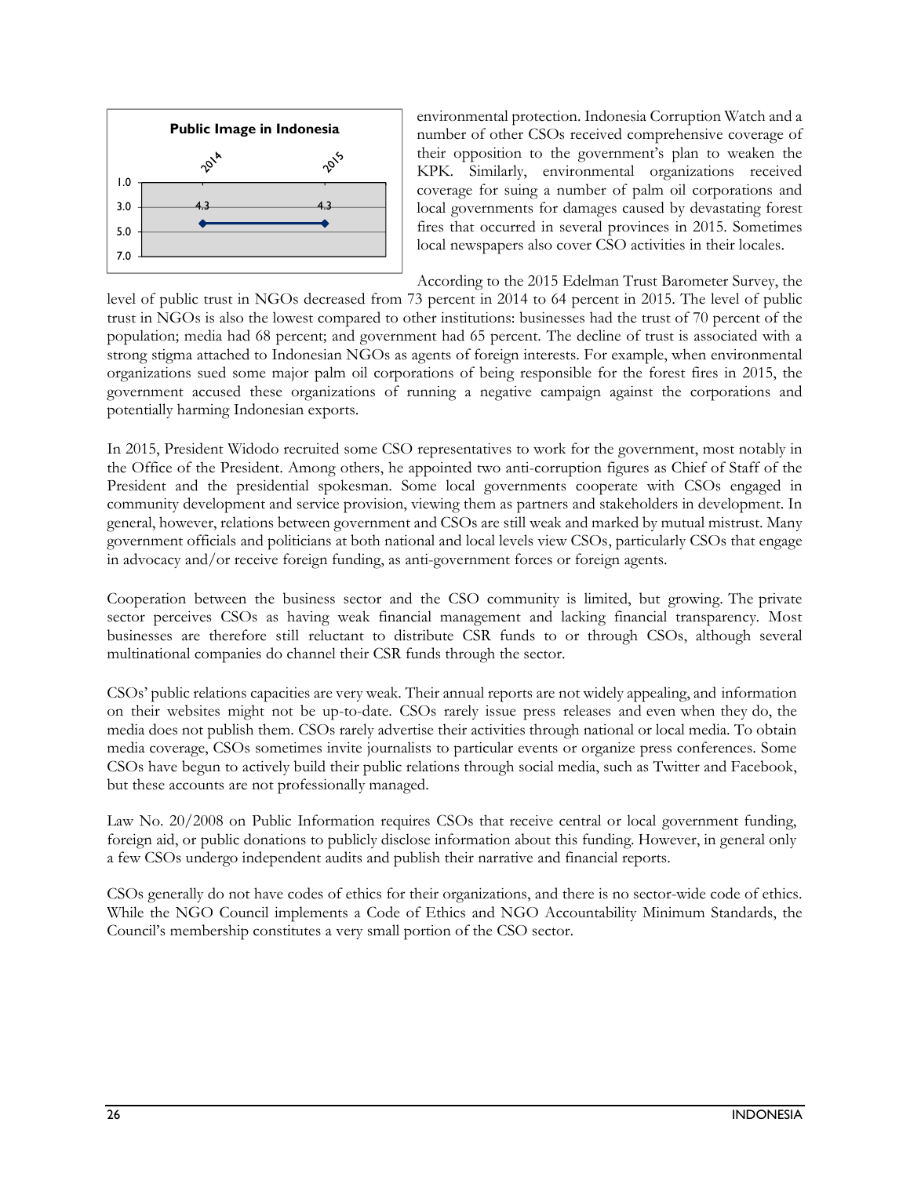**Public Image in Indonesia**

| | 2014 | 2015 |
|---|---|---|
| Score | 4.3 | 4.3 |

environmental protection. Indonesia Corruption Watch and a number of other CSOs received comprehensive coverage of their opposition to the government's plan to weaken the KPK. Similarly, environmental organizations received coverage for suing a number of palm oil corporations and local governments for damages caused by devastating forest fires that occurred in several provinces in 2015. Sometimes local newspapers also cover CSO activities in their locales.

According to the 2015 Edelman Trust Barometer Survey, the level of public trust in NGOs decreased from 73 percent in 2014 to 64 percent in 2015. The level of public trust in NGOs is also the lowest compared to other institutions: businesses had the trust of 70 percent of the population; media had 68 percent; and government had 65 percent. The decline of trust is associated with a strong stigma attached to Indonesian NGOs as agents of foreign interests. For example, when environmental organizations sued some major palm oil corporations of being responsible for the forest fires in 2015, the government accused these organizations of running a negative campaign against the corporations and potentially harming Indonesian exports.

In 2015, President Widodo recruited some CSO representatives to work for the government, most notably in the Office of the President. Among others, he appointed two anti-corruption figures as Chief of Staff of the President and the presidential spokesman. Some local governments cooperate with CSOs engaged in community development and service provision, viewing them as partners and stakeholders in development. In general, however, relations between government and CSOs are still weak and marked by mutual mistrust. Many government officials and politicians at both national and local levels view CSOs, particularly CSOs that engage in advocacy and/or receive foreign funding, as anti-government forces or foreign agents.

Cooperation between the business sector and the CSO community is limited, but growing. The private sector perceives CSOs as having weak financial management and lacking financial transparency. Most businesses are therefore still reluctant to distribute CSR funds to or through CSOs, although several multinational companies do channel their CSR funds through the sector.

CSOs' public relations capacities are very weak. Their annual reports are not widely appealing, and information on their websites might not be up-to-date. CSOs rarely issue press releases and even when they do, the media does not publish them. CSOs rarely advertise their activities through national or local media. To obtain media coverage, CSOs sometimes invite journalists to particular events or organize press conferences. Some CSOs have begun to actively build their public relations through social media, such as Twitter and Facebook, but these accounts are not professionally managed.

Law No. 20/2008 on Public Information requires CSOs that receive central or local government funding, foreign aid, or public donations to publicly disclose information about this funding. However, in general only a few CSOs undergo independent audits and publish their narrative and financial reports.

CSOs generally do not have codes of ethics for their organizations, and there is no sector-wide code of ethics. While the NGO Council implements a Code of Ethics and NGO Accountability Minimum Standards, the Council's membership constitutes a very small portion of the CSO sector.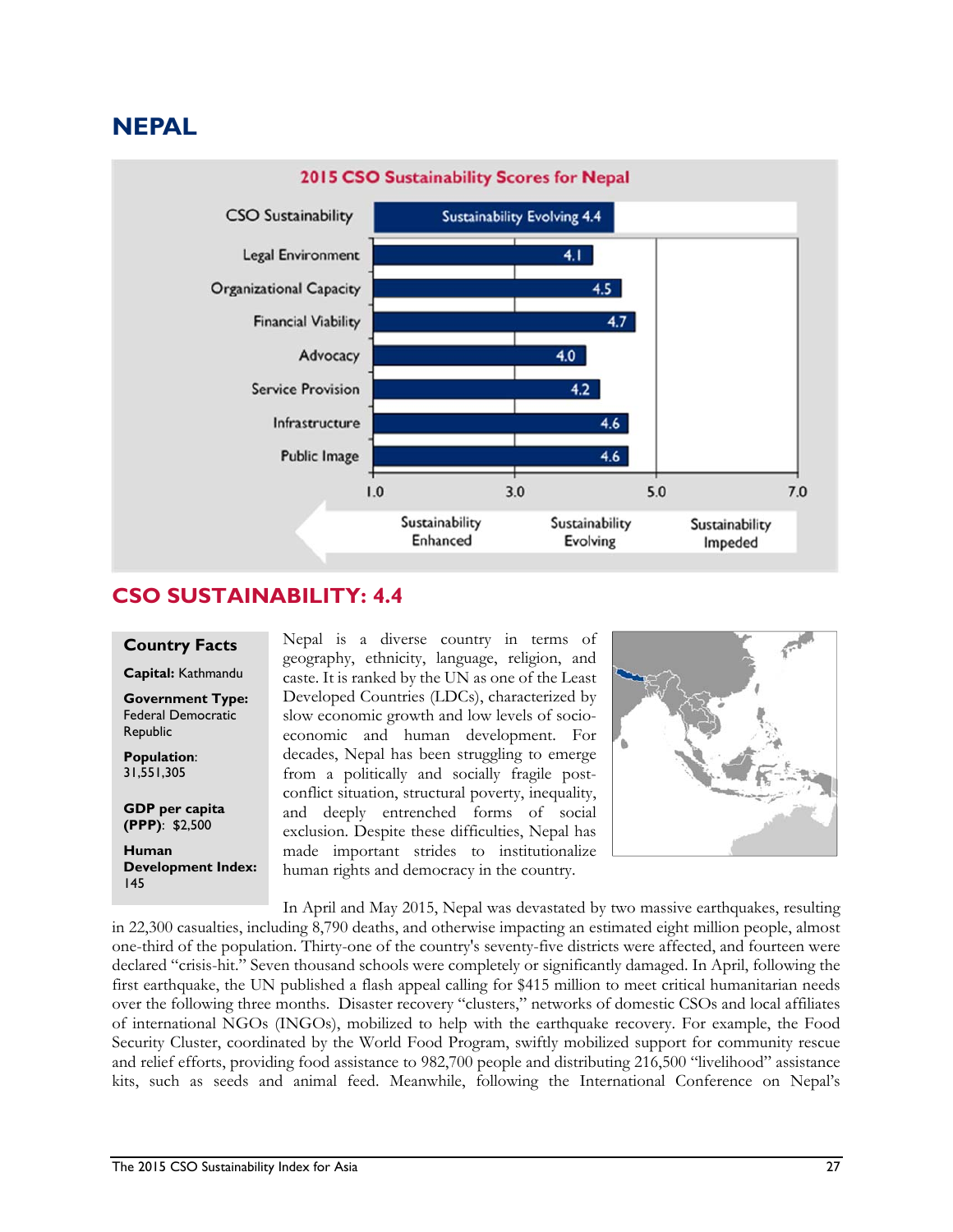# NEPAL

**2015 CSO Sustainability Scores for Nepal**

| Dimension | Score |
|---|---|
| CSO Sustainability | Sustainability Evolving 4.4 |
| Legal Environment | 4.1 |
| Organizational Capacity | 4.5 |
| Financial Viability | 4.7 |
| Advocacy | 4.0 |
| Service Provision | 4.2 |
| Infrastructure | 4.6 |
| Public Image | 4.6 |

Scale: 1.0 – 3.0 Sustainability Enhanced; 3.0 – 5.0 Sustainability Evolving; 5.0 – 7.0 Sustainability Impeded

## CSO SUSTAINABILITY: 4.4

**Country Facts**

**Capital:** Kathmandu

**Government Type:** Federal Democratic Republic

**Population**: 31,551,305

**GDP per capita (PPP)**: $2,500

**Human Development Index:** 145

Nepal is a diverse country in terms of geography, ethnicity, language, religion, and caste. It is ranked by the UN as one of the Least Developed Countries (LDCs), characterized by slow economic growth and low levels of socio-economic and human development. For decades, Nepal has been struggling to emerge from a politically and socially fragile post-conflict situation, structural poverty, inequality, and deeply entrenched forms of social exclusion. Despite these difficulties, Nepal has made important strides to institutionalize human rights and democracy in the country.

In April and May 2015, Nepal was devastated by two massive earthquakes, resulting in 22,300 casualties, including 8,790 deaths, and otherwise impacting an estimated eight million people, almost one-third of the population. Thirty-one of the country's seventy-five districts were affected, and fourteen were declared "crisis-hit." Seven thousand schools were completely or significantly damaged. In April, following the first earthquake, the UN published a flash appeal calling for $415 million to meet critical humanitarian needs over the following three months. Disaster recovery "clusters," networks of domestic CSOs and local affiliates of international NGOs (INGOs), mobilized to help with the earthquake recovery. For example, the Food Security Cluster, coordinated by the World Food Program, swiftly mobilized support for community rescue and relief efforts, providing food assistance to 982,700 people and distributing 216,500 "livelihood" assistance kits, such as seeds and animal feed. Meanwhile, following the International Conference on Nepal's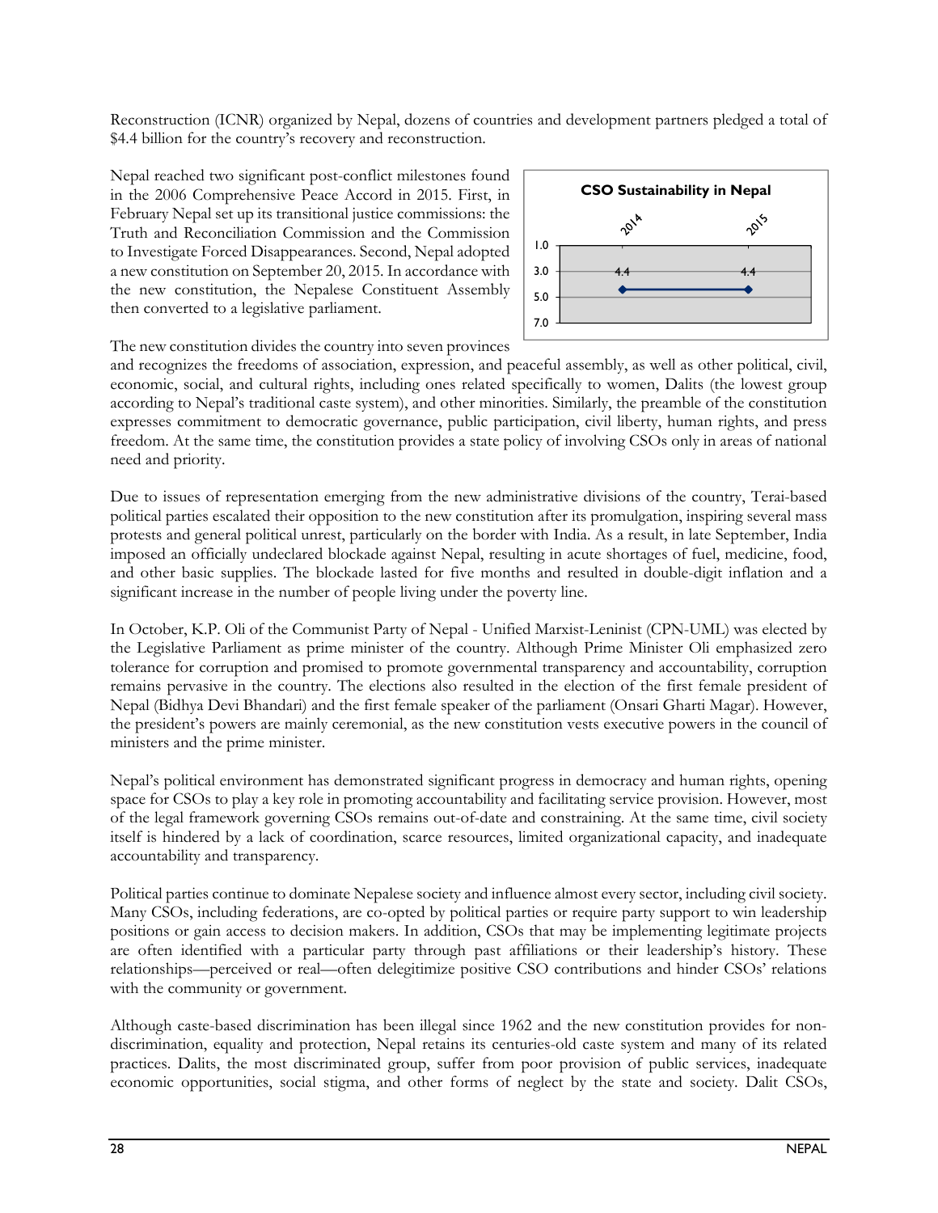Reconstruction (ICNR) organized by Nepal, dozens of countries and development partners pledged a total of $4.4 billion for the country's recovery and reconstruction.

Nepal reached two significant post-conflict milestones found in the 2006 Comprehensive Peace Accord in 2015. First, in February Nepal set up its transitional justice commissions: the Truth and Reconciliation Commission and the Commission to Investigate Forced Disappearances. Second, Nepal adopted a new constitution on September 20, 2015. In accordance with the new constitution, the Nepalese Constituent Assembly then converted to a legislative parliament.

**CSO Sustainability in Nepal**

| 2014 | 2015 |
|---|---|
| 4.4 | 4.4 |

The new constitution divides the country into seven provinces and recognizes the freedoms of association, expression, and peaceful assembly, as well as other political, civil, economic, social, and cultural rights, including ones related specifically to women, Dalits (the lowest group according to Nepal's traditional caste system), and other minorities. Similarly, the preamble of the constitution expresses commitment to democratic governance, public participation, civil liberty, human rights, and press freedom. At the same time, the constitution provides a state policy of involving CSOs only in areas of national need and priority.

Due to issues of representation emerging from the new administrative divisions of the country, Terai-based political parties escalated their opposition to the new constitution after its promulgation, inspiring several mass protests and general political unrest, particularly on the border with India. As a result, in late September, India imposed an officially undeclared blockade against Nepal, resulting in acute shortages of fuel, medicine, food, and other basic supplies. The blockade lasted for five months and resulted in double-digit inflation and a significant increase in the number of people living under the poverty line.

In October, K.P. Oli of the Communist Party of Nepal - Unified Marxist-Leninist (CPN-UML) was elected by the Legislative Parliament as prime minister of the country. Although Prime Minister Oli emphasized zero tolerance for corruption and promised to promote governmental transparency and accountability, corruption remains pervasive in the country. The elections also resulted in the election of the first female president of Nepal (Bidhya Devi Bhandari) and the first female speaker of the parliament (Onsari Gharti Magar). However, the president's powers are mainly ceremonial, as the new constitution vests executive powers in the council of ministers and the prime minister.

Nepal's political environment has demonstrated significant progress in democracy and human rights, opening space for CSOs to play a key role in promoting accountability and facilitating service provision. However, most of the legal framework governing CSOs remains out-of-date and constraining. At the same time, civil society itself is hindered by a lack of coordination, scarce resources, limited organizational capacity, and inadequate accountability and transparency.

Political parties continue to dominate Nepalese society and influence almost every sector, including civil society. Many CSOs, including federations, are co-opted by political parties or require party support to win leadership positions or gain access to decision makers. In addition, CSOs that may be implementing legitimate projects are often identified with a particular party through past affiliations or their leadership's history. These relationships—perceived or real—often delegitimize positive CSO contributions and hinder CSOs' relations with the community or government.

Although caste-based discrimination has been illegal since 1962 and the new constitution provides for non-discrimination, equality and protection, Nepal retains its centuries-old caste system and many of its related practices. Dalits, the most discriminated group, suffer from poor provision of public services, inadequate economic opportunities, social stigma, and other forms of neglect by the state and society. Dalit CSOs,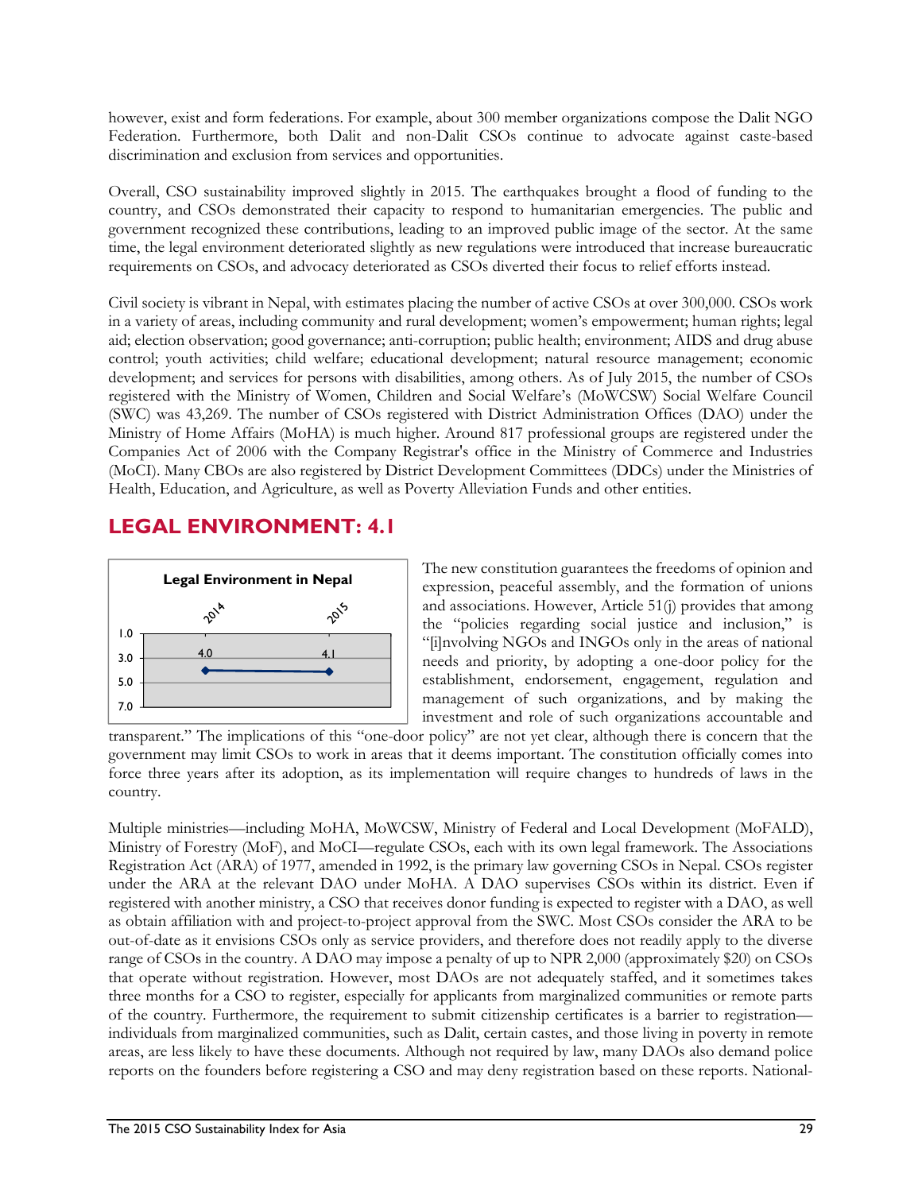however, exist and form federations. For example, about 300 member organizations compose the Dalit NGO Federation. Furthermore, both Dalit and non-Dalit CSOs continue to advocate against caste-based discrimination and exclusion from services and opportunities.

Overall, CSO sustainability improved slightly in 2015. The earthquakes brought a flood of funding to the country, and CSOs demonstrated their capacity to respond to humanitarian emergencies. The public and government recognized these contributions, leading to an improved public image of the sector. At the same time, the legal environment deteriorated slightly as new regulations were introduced that increase bureaucratic requirements on CSOs, and advocacy deteriorated as CSOs diverted their focus to relief efforts instead.

Civil society is vibrant in Nepal, with estimates placing the number of active CSOs at over 300,000. CSOs work in a variety of areas, including community and rural development; women's empowerment; human rights; legal aid; election observation; good governance; anti-corruption; public health; environment; AIDS and drug abuse control; youth activities; child welfare; educational development; natural resource management; economic development; and services for persons with disabilities, among others. As of July 2015, the number of CSOs registered with the Ministry of Women, Children and Social Welfare's (MoWCSW) Social Welfare Council (SWC) was 43,269. The number of CSOs registered with District Administration Offices (DAO) under the Ministry of Home Affairs (MoHA) is much higher. Around 817 professional groups are registered under the Companies Act of 2006 with the Company Registrar's office in the Ministry of Commerce and Industries (MoCI). Many CBOs are also registered by District Development Committees (DDCs) under the Ministries of Health, Education, and Agriculture, as well as Poverty Alleviation Funds and other entities.

## LEGAL ENVIRONMENT: 4.1

**Legal Environment in Nepal**

| 2014 | 2015 |
|---|---|
| 4.0 | 4.1 |

The new constitution guarantees the freedoms of opinion and expression, peaceful assembly, and the formation of unions and associations. However, Article 51(j) provides that among the "policies regarding social justice and inclusion," is "[i]nvolving NGOs and INGOs only in the areas of national needs and priority, by adopting a one-door policy for the establishment, endorsement, engagement, regulation and management of such organizations, and by making the investment and role of such organizations accountable and transparent." The implications of this "one-door policy" are not yet clear, although there is concern that the government may limit CSOs to work in areas that it deems important. The constitution officially comes into force three years after its adoption, as its implementation will require changes to hundreds of laws in the country.

Multiple ministries—including MoHA, MoWCSW, Ministry of Federal and Local Development (MoFALD), Ministry of Forestry (MoF), and MoCI—regulate CSOs, each with its own legal framework. The Associations Registration Act (ARA) of 1977, amended in 1992, is the primary law governing CSOs in Nepal. CSOs register under the ARA at the relevant DAO under MoHA. A DAO supervises CSOs within its district. Even if registered with another ministry, a CSO that receives donor funding is expected to register with a DAO, as well as obtain affiliation with and project-to-project approval from the SWC. Most CSOs consider the ARA to be out-of-date as it envisions CSOs only as service providers, and therefore does not readily apply to the diverse range of CSOs in the country. A DAO may impose a penalty of up to NPR 2,000 (approximately $20) on CSOs that operate without registration. However, most DAOs are not adequately staffed, and it sometimes takes three months for a CSO to register, especially for applicants from marginalized communities or remote parts of the country. Furthermore, the requirement to submit citizenship certificates is a barrier to registration—individuals from marginalized communities, such as Dalit, certain castes, and those living in poverty in remote areas, are less likely to have these documents. Although not required by law, many DAOs also demand police reports on the founders before registering a CSO and may deny registration based on these reports. National-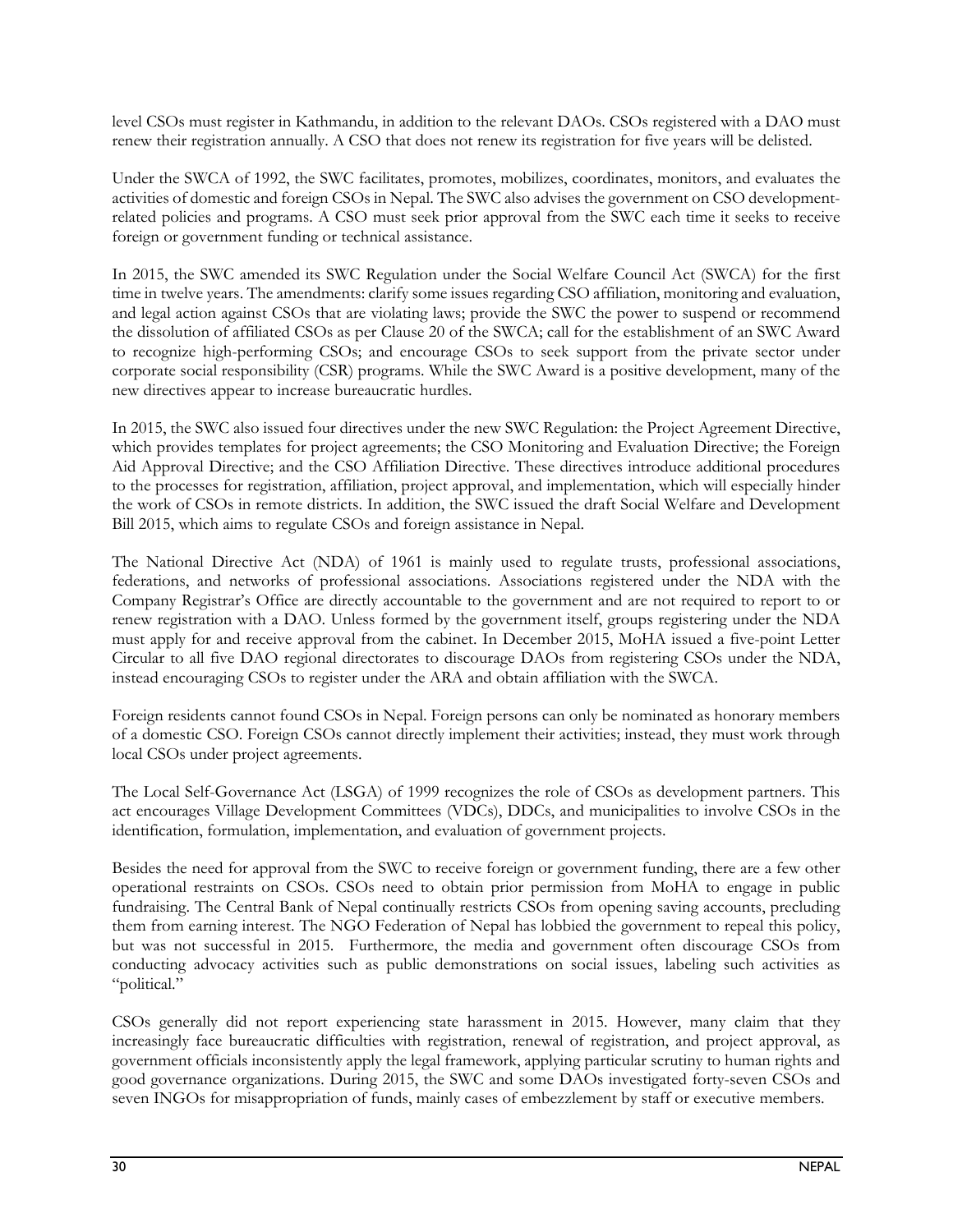level CSOs must register in Kathmandu, in addition to the relevant DAOs. CSOs registered with a DAO must renew their registration annually. A CSO that does not renew its registration for five years will be delisted.

Under the SWCA of 1992, the SWC facilitates, promotes, mobilizes, coordinates, monitors, and evaluates the activities of domestic and foreign CSOs in Nepal. The SWC also advises the government on CSO development-related policies and programs. A CSO must seek prior approval from the SWC each time it seeks to receive foreign or government funding or technical assistance.

In 2015, the SWC amended its SWC Regulation under the Social Welfare Council Act (SWCA) for the first time in twelve years. The amendments: clarify some issues regarding CSO affiliation, monitoring and evaluation, and legal action against CSOs that are violating laws; provide the SWC the power to suspend or recommend the dissolution of affiliated CSOs as per Clause 20 of the SWCA; call for the establishment of an SWC Award to recognize high-performing CSOs; and encourage CSOs to seek support from the private sector under corporate social responsibility (CSR) programs. While the SWC Award is a positive development, many of the new directives appear to increase bureaucratic hurdles.

In 2015, the SWC also issued four directives under the new SWC Regulation: the Project Agreement Directive, which provides templates for project agreements; the CSO Monitoring and Evaluation Directive; the Foreign Aid Approval Directive; and the CSO Affiliation Directive. These directives introduce additional procedures to the processes for registration, affiliation, project approval, and implementation, which will especially hinder the work of CSOs in remote districts. In addition, the SWC issued the draft Social Welfare and Development Bill 2015, which aims to regulate CSOs and foreign assistance in Nepal.

The National Directive Act (NDA) of 1961 is mainly used to regulate trusts, professional associations, federations, and networks of professional associations. Associations registered under the NDA with the Company Registrar's Office are directly accountable to the government and are not required to report to or renew registration with a DAO. Unless formed by the government itself, groups registering under the NDA must apply for and receive approval from the cabinet. In December 2015, MoHA issued a five-point Letter Circular to all five DAO regional directorates to discourage DAOs from registering CSOs under the NDA, instead encouraging CSOs to register under the ARA and obtain affiliation with the SWCA.

Foreign residents cannot found CSOs in Nepal. Foreign persons can only be nominated as honorary members of a domestic CSO. Foreign CSOs cannot directly implement their activities; instead, they must work through local CSOs under project agreements.

The Local Self-Governance Act (LSGA) of 1999 recognizes the role of CSOs as development partners. This act encourages Village Development Committees (VDCs), DDCs, and municipalities to involve CSOs in the identification, formulation, implementation, and evaluation of government projects.

Besides the need for approval from the SWC to receive foreign or government funding, there are a few other operational restraints on CSOs. CSOs need to obtain prior permission from MoHA to engage in public fundraising. The Central Bank of Nepal continually restricts CSOs from opening saving accounts, precluding them from earning interest. The NGO Federation of Nepal has lobbied the government to repeal this policy, but was not successful in 2015. Furthermore, the media and government often discourage CSOs from conducting advocacy activities such as public demonstrations on social issues, labeling such activities as "political."

CSOs generally did not report experiencing state harassment in 2015. However, many claim that they increasingly face bureaucratic difficulties with registration, renewal of registration, and project approval, as government officials inconsistently apply the legal framework, applying particular scrutiny to human rights and good governance organizations. During 2015, the SWC and some DAOs investigated forty-seven CSOs and seven INGOs for misappropriation of funds, mainly cases of embezzlement by staff or executive members.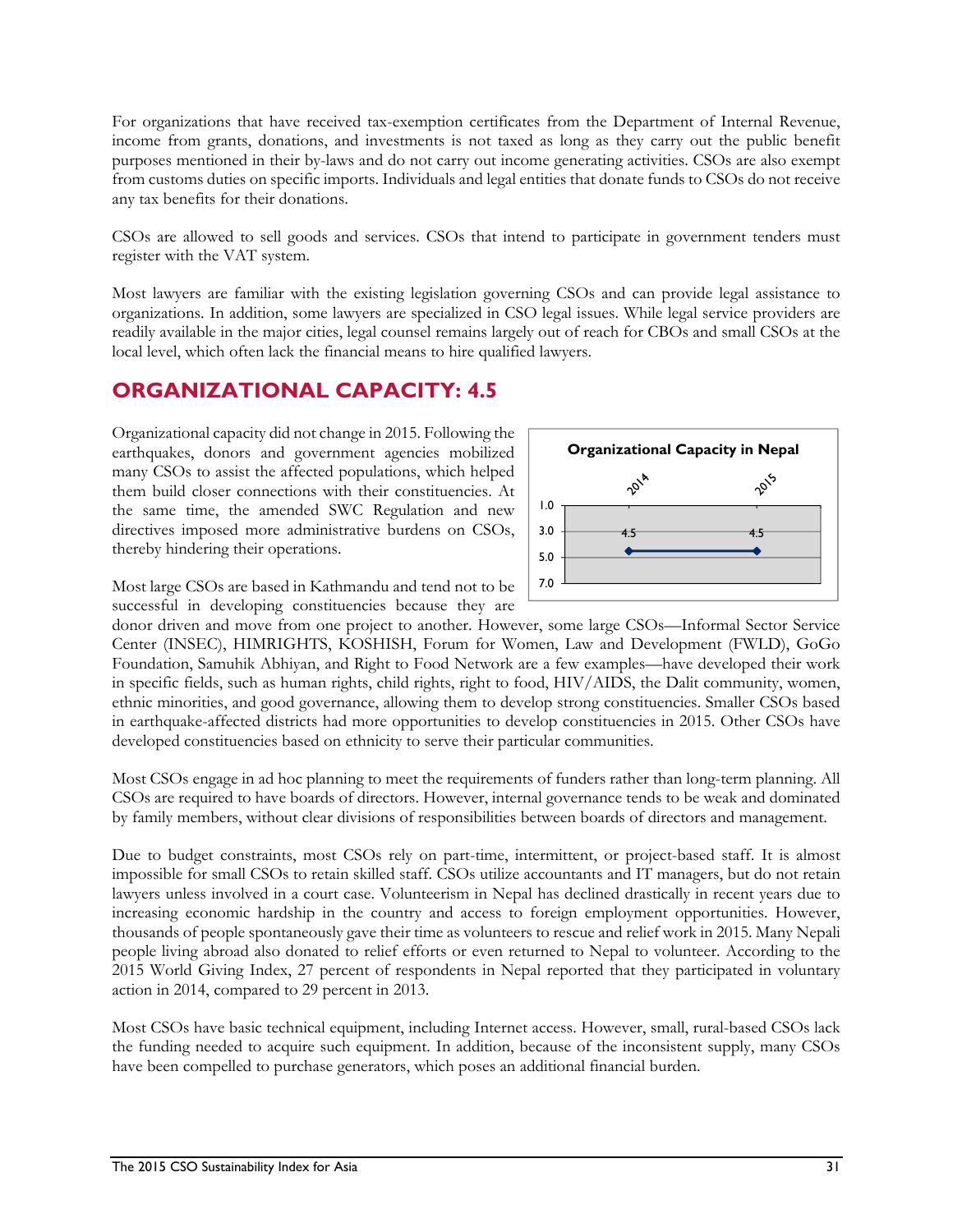For organizations that have received tax-exemption certificates from the Department of Internal Revenue, income from grants, donations, and investments is not taxed as long as they carry out the public benefit purposes mentioned in their by-laws and do not carry out income generating activities. CSOs are also exempt from customs duties on specific imports. Individuals and legal entities that donate funds to CSOs do not receive any tax benefits for their donations.

CSOs are allowed to sell goods and services. CSOs that intend to participate in government tenders must register with the VAT system.

Most lawyers are familiar with the existing legislation governing CSOs and can provide legal assistance to organizations. In addition, some lawyers are specialized in CSO legal issues. While legal service providers are readily available in the major cities, legal counsel remains largely out of reach for CBOs and small CSOs at the local level, which often lack the financial means to hire qualified lawyers.

## ORGANIZATIONAL CAPACITY: 4.5

Organizational capacity did not change in 2015. Following the earthquakes, donors and government agencies mobilized many CSOs to assist the affected populations, which helped them build closer connections with their constituencies. At the same time, the amended SWC Regulation and new directives imposed more administrative burdens on CSOs, thereby hindering their operations.

**Organizational Capacity in Nepal**

| | 2014 | 2015 |
|---|---|---|
| Score | 4.5 | 4.5 |

Most large CSOs are based in Kathmandu and tend not to be successful in developing constituencies because they are donor driven and move from one project to another. However, some large CSOs—Informal Sector Service Center (INSEC), HIMRIGHTS, KOSHISH, Forum for Women, Law and Development (FWLD), GoGo Foundation, Samuhik Abhiyan, and Right to Food Network are a few examples—have developed their work in specific fields, such as human rights, child rights, right to food, HIV/AIDS, the Dalit community, women, ethnic minorities, and good governance, allowing them to develop strong constituencies. Smaller CSOs based in earthquake-affected districts had more opportunities to develop constituencies in 2015. Other CSOs have developed constituencies based on ethnicity to serve their particular communities.

Most CSOs engage in ad hoc planning to meet the requirements of funders rather than long-term planning. All CSOs are required to have boards of directors. However, internal governance tends to be weak and dominated by family members, without clear divisions of responsibilities between boards of directors and management.

Due to budget constraints, most CSOs rely on part-time, intermittent, or project-based staff. It is almost impossible for small CSOs to retain skilled staff. CSOs utilize accountants and IT managers, but do not retain lawyers unless involved in a court case. Volunteerism in Nepal has declined drastically in recent years due to increasing economic hardship in the country and access to foreign employment opportunities. However, thousands of people spontaneously gave their time as volunteers to rescue and relief work in 2015. Many Nepali people living abroad also donated to relief efforts or even returned to Nepal to volunteer. According to the 2015 World Giving Index, 27 percent of respondents in Nepal reported that they participated in voluntary action in 2014, compared to 29 percent in 2013.

Most CSOs have basic technical equipment, including Internet access. However, small, rural-based CSOs lack the funding needed to acquire such equipment. In addition, because of the inconsistent supply, many CSOs have been compelled to purchase generators, which poses an additional financial burden.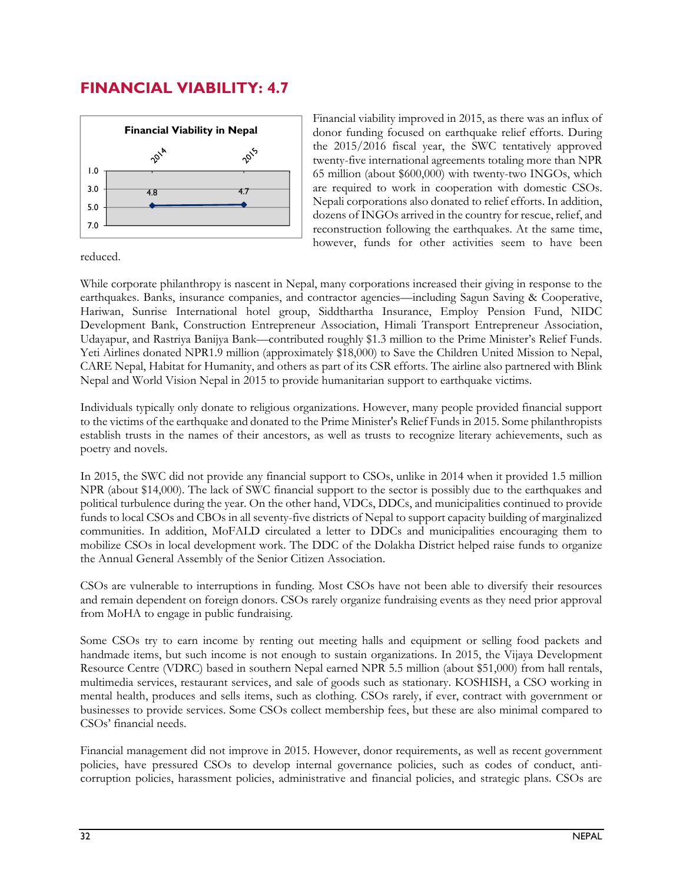## FINANCIAL VIABILITY: 4.7

Financial viability improved in 2015, as there was an influx of donor funding focused on earthquake relief efforts. During the 2015/2016 fiscal year, the SWC tentatively approved twenty-five international agreements totaling more than NPR 65 million (about $600,000) with twenty-two INGOs, which are required to work in cooperation with domestic CSOs. Nepali corporations also donated to relief efforts. In addition, dozens of INGOs arrived in the country for rescue, relief, and reconstruction following the earthquakes. At the same time, however, funds for other activities seem to have been reduced.

While corporate philanthropy is nascent in Nepal, many corporations increased their giving in response to the earthquakes. Banks, insurance companies, and contractor agencies—including Sagun Saving & Cooperative, Hariwan, Sunrise International hotel group, Siddthartha Insurance, Employ Pension Fund, NIDC Development Bank, Construction Entrepreneur Association, Himali Transport Entrepreneur Association, Udayapur, and Rastriya Banijya Bank—contributed roughly $1.3 million to the Prime Minister's Relief Funds. Yeti Airlines donated NPR1.9 million (approximately $18,000) to Save the Children United Mission to Nepal, CARE Nepal, Habitat for Humanity, and others as part of its CSR efforts. The airline also partnered with Blink Nepal and World Vision Nepal in 2015 to provide humanitarian support to earthquake victims.

Individuals typically only donate to religious organizations. However, many people provided financial support to the victims of the earthquake and donated to the Prime Minister's Relief Funds in 2015. Some philanthropists establish trusts in the names of their ancestors, as well as trusts to recognize literary achievements, such as poetry and novels.

In 2015, the SWC did not provide any financial support to CSOs, unlike in 2014 when it provided 1.5 million NPR (about $14,000). The lack of SWC financial support to the sector is possibly due to the earthquakes and political turbulence during the year. On the other hand, VDCs, DDCs, and municipalities continued to provide funds to local CSOs and CBOs in all seventy-five districts of Nepal to support capacity building of marginalized communities. In addition, MoFALD circulated a letter to DDCs and municipalities encouraging them to mobilize CSOs in local development work. The DDC of the Dolakha District helped raise funds to organize the Annual General Assembly of the Senior Citizen Association.

CSOs are vulnerable to interruptions in funding. Most CSOs have not been able to diversify their resources and remain dependent on foreign donors. CSOs rarely organize fundraising events as they need prior approval from MoHA to engage in public fundraising.

Some CSOs try to earn income by renting out meeting halls and equipment or selling food packets and handmade items, but such income is not enough to sustain organizations. In 2015, the Vijaya Development Resource Centre (VDRC) based in southern Nepal earned NPR 5.5 million (about $51,000) from hall rentals, multimedia services, restaurant services, and sale of goods such as stationary. KOSHISH, a CSO working in mental health, produces and sells items, such as clothing. CSOs rarely, if ever, contract with government or businesses to provide services. Some CSOs collect membership fees, but these are also minimal compared to CSOs' financial needs.

Financial management did not improve in 2015. However, donor requirements, as well as recent government policies, have pressured CSOs to develop internal governance policies, such as codes of conduct, anti-corruption policies, harassment policies, administrative and financial policies, and strategic plans. CSOs are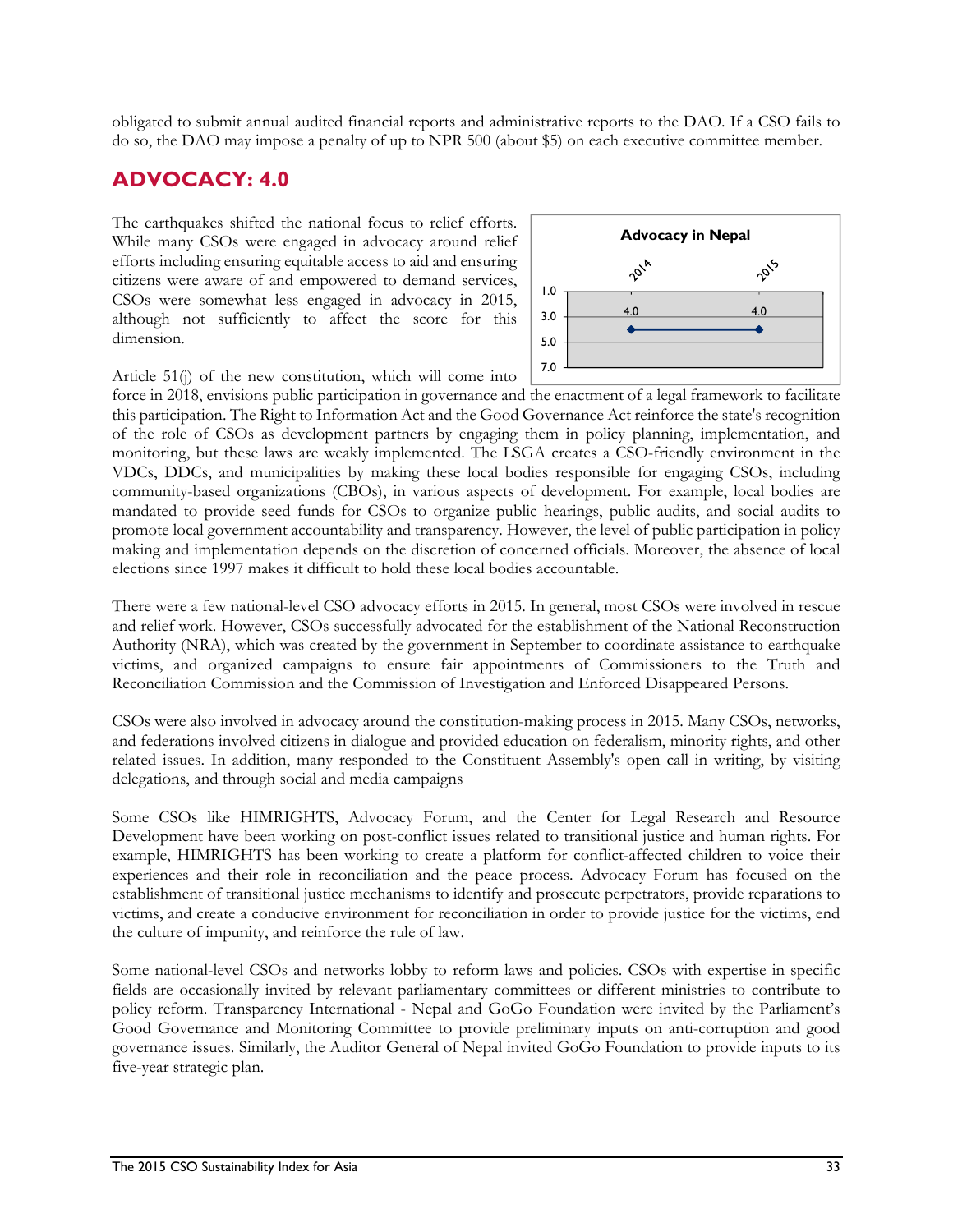obligated to submit annual audited financial reports and administrative reports to the DAO. If a CSO fails to do so, the DAO may impose a penalty of up to NPR 500 (about $5) on each executive committee member.

## ADVOCACY: 4.0

The earthquakes shifted the national focus to relief efforts. While many CSOs were engaged in advocacy around relief efforts including ensuring equitable access to aid and ensuring citizens were aware of and empowered to demand services, CSOs were somewhat less engaged in advocacy in 2015, although not sufficiently to affect the score for this dimension.

Advocacy in Nepal

| | 2014 | 2015 |
|---|---|---|
| Advocacy | 4.0 | 4.0 |

Article 51(j) of the new constitution, which will come into force in 2018, envisions public participation in governance and the enactment of a legal framework to facilitate this participation. The Right to Information Act and the Good Governance Act reinforce the state's recognition of the role of CSOs as development partners by engaging them in policy planning, implementation, and monitoring, but these laws are weakly implemented. The LSGA creates a CSO-friendly environment in the VDCs, DDCs, and municipalities by making these local bodies responsible for engaging CSOs, including community-based organizations (CBOs), in various aspects of development. For example, local bodies are mandated to provide seed funds for CSOs to organize public hearings, public audits, and social audits to promote local government accountability and transparency. However, the level of public participation in policy making and implementation depends on the discretion of concerned officials. Moreover, the absence of local elections since 1997 makes it difficult to hold these local bodies accountable.

There were a few national-level CSO advocacy efforts in 2015. In general, most CSOs were involved in rescue and relief work. However, CSOs successfully advocated for the establishment of the National Reconstruction Authority (NRA), which was created by the government in September to coordinate assistance to earthquake victims, and organized campaigns to ensure fair appointments of Commissioners to the Truth and Reconciliation Commission and the Commission of Investigation and Enforced Disappeared Persons.

CSOs were also involved in advocacy around the constitution-making process in 2015. Many CSOs, networks, and federations involved citizens in dialogue and provided education on federalism, minority rights, and other related issues. In addition, many responded to the Constituent Assembly's open call in writing, by visiting delegations, and through social and media campaigns

Some CSOs like HIMRIGHTS, Advocacy Forum, and the Center for Legal Research and Resource Development have been working on post-conflict issues related to transitional justice and human rights. For example, HIMRIGHTS has been working to create a platform for conflict-affected children to voice their experiences and their role in reconciliation and the peace process. Advocacy Forum has focused on the establishment of transitional justice mechanisms to identify and prosecute perpetrators, provide reparations to victims, and create a conducive environment for reconciliation in order to provide justice for the victims, end the culture of impunity, and reinforce the rule of law.

Some national-level CSOs and networks lobby to reform laws and policies. CSOs with expertise in specific fields are occasionally invited by relevant parliamentary committees or different ministries to contribute to policy reform. Transparency International - Nepal and GoGo Foundation were invited by the Parliament's Good Governance and Monitoring Committee to provide preliminary inputs on anti-corruption and good governance issues. Similarly, the Auditor General of Nepal invited GoGo Foundation to provide inputs to its five-year strategic plan.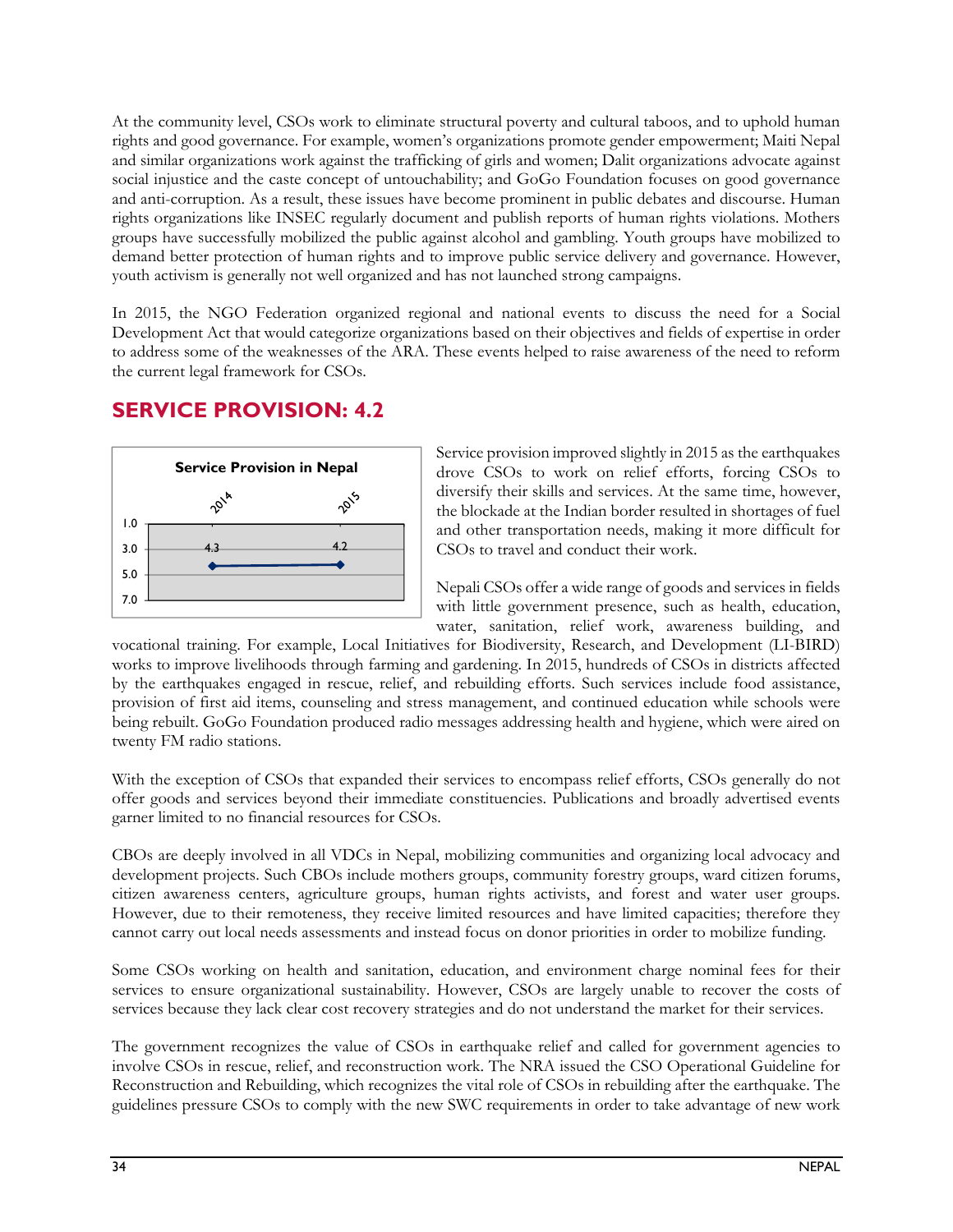At the community level, CSOs work to eliminate structural poverty and cultural taboos, and to uphold human rights and good governance. For example, women's organizations promote gender empowerment; Maiti Nepal and similar organizations work against the trafficking of girls and women; Dalit organizations advocate against social injustice and the caste concept of untouchability; and GoGo Foundation focuses on good governance and anti-corruption. As a result, these issues have become prominent in public debates and discourse. Human rights organizations like INSEC regularly document and publish reports of human rights violations. Mothers groups have successfully mobilized the public against alcohol and gambling. Youth groups have mobilized to demand better protection of human rights and to improve public service delivery and governance. However, youth activism is generally not well organized and has not launched strong campaigns.

In 2015, the NGO Federation organized regional and national events to discuss the need for a Social Development Act that would categorize organizations based on their objectives and fields of expertise in order to address some of the weaknesses of the ARA. These events helped to raise awareness of the need to reform the current legal framework for CSOs.

## SERVICE PROVISION: 4.2

**Service Provision in Nepal**

| | 2014 | 2015 |
|---|---|---|
| Score | 4.3 | 4.2 |

Service provision improved slightly in 2015 as the earthquakes drove CSOs to work on relief efforts, forcing CSOs to diversify their skills and services. At the same time, however, the blockade at the Indian border resulted in shortages of fuel and other transportation needs, making it more difficult for CSOs to travel and conduct their work.

Nepali CSOs offer a wide range of goods and services in fields with little government presence, such as health, education, water, sanitation, relief work, awareness building, and vocational training. For example, Local Initiatives for Biodiversity, Research, and Development (LI-BIRD) works to improve livelihoods through farming and gardening. In 2015, hundreds of CSOs in districts affected by the earthquakes engaged in rescue, relief, and rebuilding efforts. Such services include food assistance, provision of first aid items, counseling and stress management, and continued education while schools were being rebuilt. GoGo Foundation produced radio messages addressing health and hygiene, which were aired on twenty FM radio stations.

With the exception of CSOs that expanded their services to encompass relief efforts, CSOs generally do not offer goods and services beyond their immediate constituencies. Publications and broadly advertised events garner limited to no financial resources for CSOs.

CBOs are deeply involved in all VDCs in Nepal, mobilizing communities and organizing local advocacy and development projects. Such CBOs include mothers groups, community forestry groups, ward citizen forums, citizen awareness centers, agriculture groups, human rights activists, and forest and water user groups. However, due to their remoteness, they receive limited resources and have limited capacities; therefore they cannot carry out local needs assessments and instead focus on donor priorities in order to mobilize funding.

Some CSOs working on health and sanitation, education, and environment charge nominal fees for their services to ensure organizational sustainability. However, CSOs are largely unable to recover the costs of services because they lack clear cost recovery strategies and do not understand the market for their services.

The government recognizes the value of CSOs in earthquake relief and called for government agencies to involve CSOs in rescue, relief, and reconstruction work. The NRA issued the CSO Operational Guideline for Reconstruction and Rebuilding, which recognizes the vital role of CSOs in rebuilding after the earthquake. The guidelines pressure CSOs to comply with the new SWC requirements in order to take advantage of new work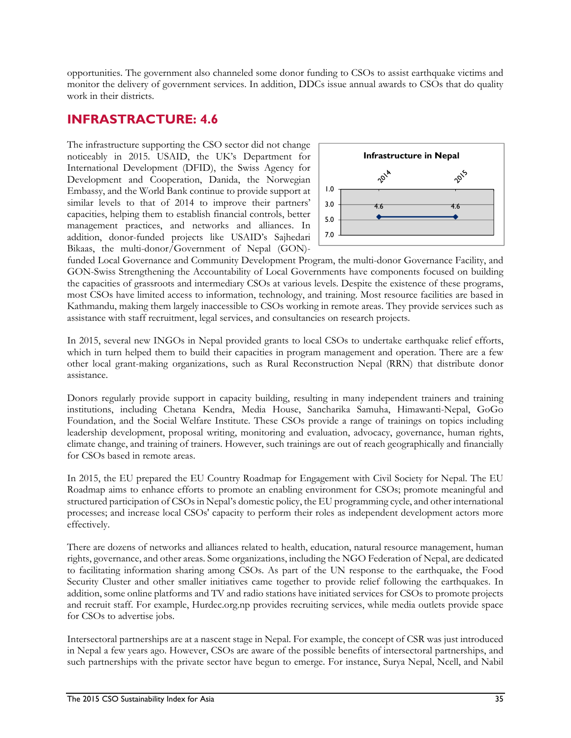opportunities. The government also channeled some donor funding to CSOs to assist earthquake victims and monitor the delivery of government services. In addition, DDCs issue annual awards to CSOs that do quality work in their districts.

## INFRASTRACTURE: 4.6

**Infrastructure in Nepal**

| 2014 | 2015 |
|---|---|
| 4.6 | 4.6 |

The infrastructure supporting the CSO sector did not change noticeably in 2015. USAID, the UK's Department for International Development (DFID), the Swiss Agency for Development and Cooperation, Danida, the Norwegian Embassy, and the World Bank continue to provide support at similar levels to that of 2014 to improve their partners' capacities, helping them to establish financial controls, better management practices, and networks and alliances. In addition, donor-funded projects like USAID's Sajhedari Bikaas, the multi-donor/Government of Nepal (GON)-funded Local Governance and Community Development Program, the multi-donor Governance Facility, and GON-Swiss Strengthening the Accountability of Local Governments have components focused on building the capacities of grassroots and intermediary CSOs at various levels. Despite the existence of these programs, most CSOs have limited access to information, technology, and training. Most resource facilities are based in Kathmandu, making them largely inaccessible to CSOs working in remote areas. They provide services such as assistance with staff recruitment, legal services, and consultancies on research projects.

In 2015, several new INGOs in Nepal provided grants to local CSOs to undertake earthquake relief efforts, which in turn helped them to build their capacities in program management and operation. There are a few other local grant-making organizations, such as Rural Reconstruction Nepal (RRN) that distribute donor assistance.

Donors regularly provide support in capacity building, resulting in many independent trainers and training institutions, including Chetana Kendra, Media House, Sancharika Samuha, Himawanti-Nepal, GoGo Foundation, and the Social Welfare Institute. These CSOs provide a range of trainings on topics including leadership development, proposal writing, monitoring and evaluation, advocacy, governance, human rights, climate change, and training of trainers. However, such trainings are out of reach geographically and financially for CSOs based in remote areas.

In 2015, the EU prepared the EU Country Roadmap for Engagement with Civil Society for Nepal. The EU Roadmap aims to enhance efforts to promote an enabling environment for CSOs; promote meaningful and structured participation of CSOs in Nepal's domestic policy, the EU programming cycle, and other international processes; and increase local CSOs' capacity to perform their roles as independent development actors more effectively.

There are dozens of networks and alliances related to health, education, natural resource management, human rights, governance, and other areas. Some organizations, including the NGO Federation of Nepal, are dedicated to facilitating information sharing among CSOs. As part of the UN response to the earthquake, the Food Security Cluster and other smaller initiatives came together to provide relief following the earthquakes. In addition, some online platforms and TV and radio stations have initiated services for CSOs to promote projects and recruit staff. For example, Hurdec.org.np provides recruiting services, while media outlets provide space for CSOs to advertise jobs.

Intersectoral partnerships are at a nascent stage in Nepal. For example, the concept of CSR was just introduced in Nepal a few years ago. However, CSOs are aware of the possible benefits of intersectoral partnerships, and such partnerships with the private sector have begun to emerge. For instance, Surya Nepal, Ncell, and Nabil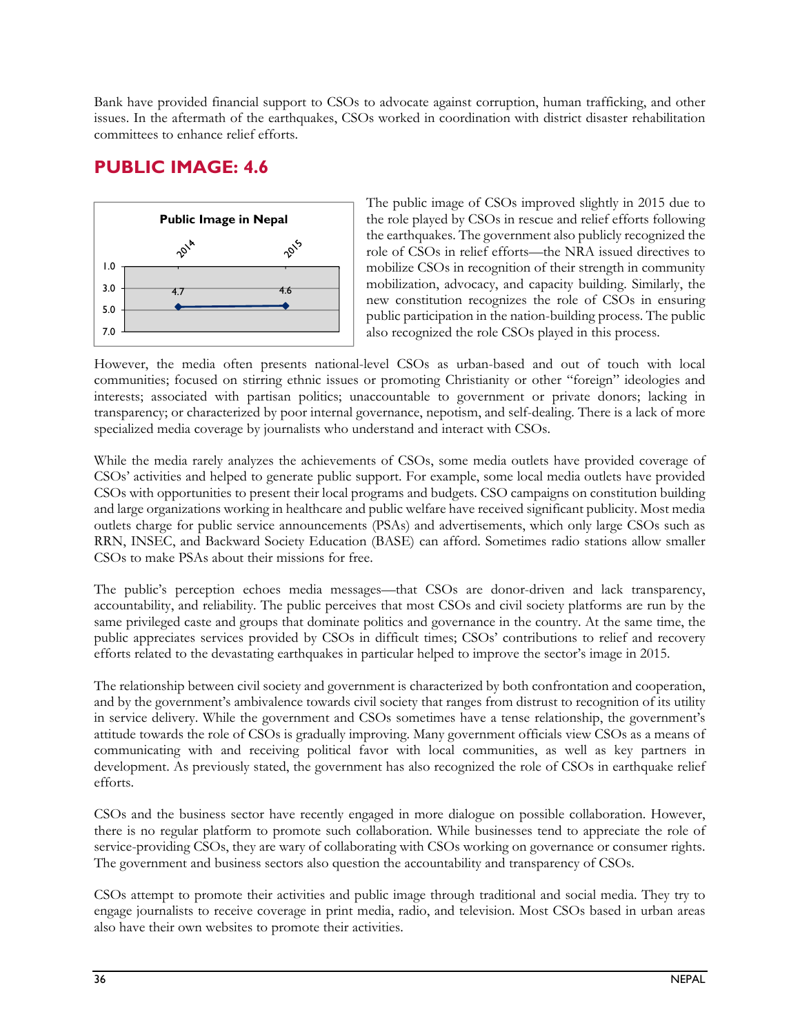Bank have provided financial support to CSOs to advocate against corruption, human trafficking, and other issues. In the aftermath of the earthquakes, CSOs worked in coordination with district disaster rehabilitation committees to enhance relief efforts.

## PUBLIC IMAGE: 4.6

**Public Image in Nepal**

| 2014 | 2015 |
|---|---|
| 4.7 | 4.6 |

The public image of CSOs improved slightly in 2015 due to the role played by CSOs in rescue and relief efforts following the earthquakes. The government also publicly recognized the role of CSOs in relief efforts—the NRA issued directives to mobilize CSOs in recognition of their strength in community mobilization, advocacy, and capacity building. Similarly, the new constitution recognizes the role of CSOs in ensuring public participation in the nation-building process. The public also recognized the role CSOs played in this process.

However, the media often presents national-level CSOs as urban-based and out of touch with local communities; focused on stirring ethnic issues or promoting Christianity or other "foreign" ideologies and interests; associated with partisan politics; unaccountable to government or private donors; lacking in transparency; or characterized by poor internal governance, nepotism, and self-dealing. There is a lack of more specialized media coverage by journalists who understand and interact with CSOs.

While the media rarely analyzes the achievements of CSOs, some media outlets have provided coverage of CSOs' activities and helped to generate public support. For example, some local media outlets have provided CSOs with opportunities to present their local programs and budgets. CSO campaigns on constitution building and large organizations working in healthcare and public welfare have received significant publicity. Most media outlets charge for public service announcements (PSAs) and advertisements, which only large CSOs such as RRN, INSEC, and Backward Society Education (BASE) can afford. Sometimes radio stations allow smaller CSOs to make PSAs about their missions for free.

The public's perception echoes media messages—that CSOs are donor-driven and lack transparency, accountability, and reliability. The public perceives that most CSOs and civil society platforms are run by the same privileged caste and groups that dominate politics and governance in the country. At the same time, the public appreciates services provided by CSOs in difficult times; CSOs' contributions to relief and recovery efforts related to the devastating earthquakes in particular helped to improve the sector's image in 2015.

The relationship between civil society and government is characterized by both confrontation and cooperation, and by the government's ambivalence towards civil society that ranges from distrust to recognition of its utility in service delivery. While the government and CSOs sometimes have a tense relationship, the government's attitude towards the role of CSOs is gradually improving. Many government officials view CSOs as a means of communicating with and receiving political favor with local communities, as well as key partners in development. As previously stated, the government has also recognized the role of CSOs in earthquake relief efforts.

CSOs and the business sector have recently engaged in more dialogue on possible collaboration. However, there is no regular platform to promote such collaboration. While businesses tend to appreciate the role of service-providing CSOs, they are wary of collaborating with CSOs working on governance or consumer rights. The government and business sectors also question the accountability and transparency of CSOs.

CSOs attempt to promote their activities and public image through traditional and social media. They try to engage journalists to receive coverage in print media, radio, and television. Most CSOs based in urban areas also have their own websites to promote their activities.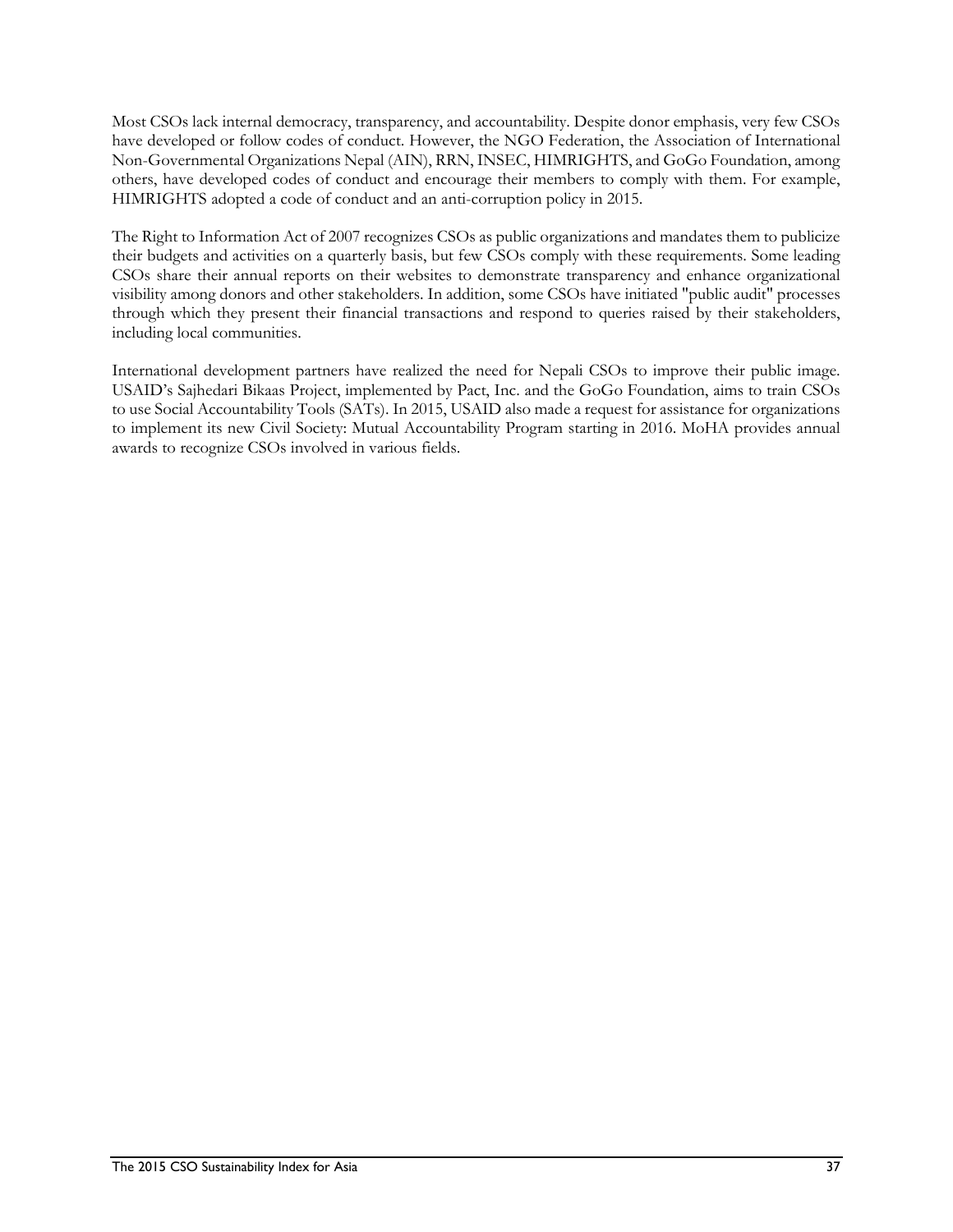Most CSOs lack internal democracy, transparency, and accountability. Despite donor emphasis, very few CSOs have developed or follow codes of conduct. However, the NGO Federation, the Association of International Non-Governmental Organizations Nepal (AIN), RRN, INSEC, HIMRIGHTS, and GoGo Foundation, among others, have developed codes of conduct and encourage their members to comply with them. For example, HIMRIGHTS adopted a code of conduct and an anti-corruption policy in 2015.

The Right to Information Act of 2007 recognizes CSOs as public organizations and mandates them to publicize their budgets and activities on a quarterly basis, but few CSOs comply with these requirements. Some leading CSOs share their annual reports on their websites to demonstrate transparency and enhance organizational visibility among donors and other stakeholders. In addition, some CSOs have initiated "public audit" processes through which they present their financial transactions and respond to queries raised by their stakeholders, including local communities.

International development partners have realized the need for Nepali CSOs to improve their public image. USAID's Sajhedari Bikaas Project, implemented by Pact, Inc. and the GoGo Foundation, aims to train CSOs to use Social Accountability Tools (SATs). In 2015, USAID also made a request for assistance for organizations to implement its new Civil Society: Mutual Accountability Program starting in 2016. MoHA provides annual awards to recognize CSOs involved in various fields.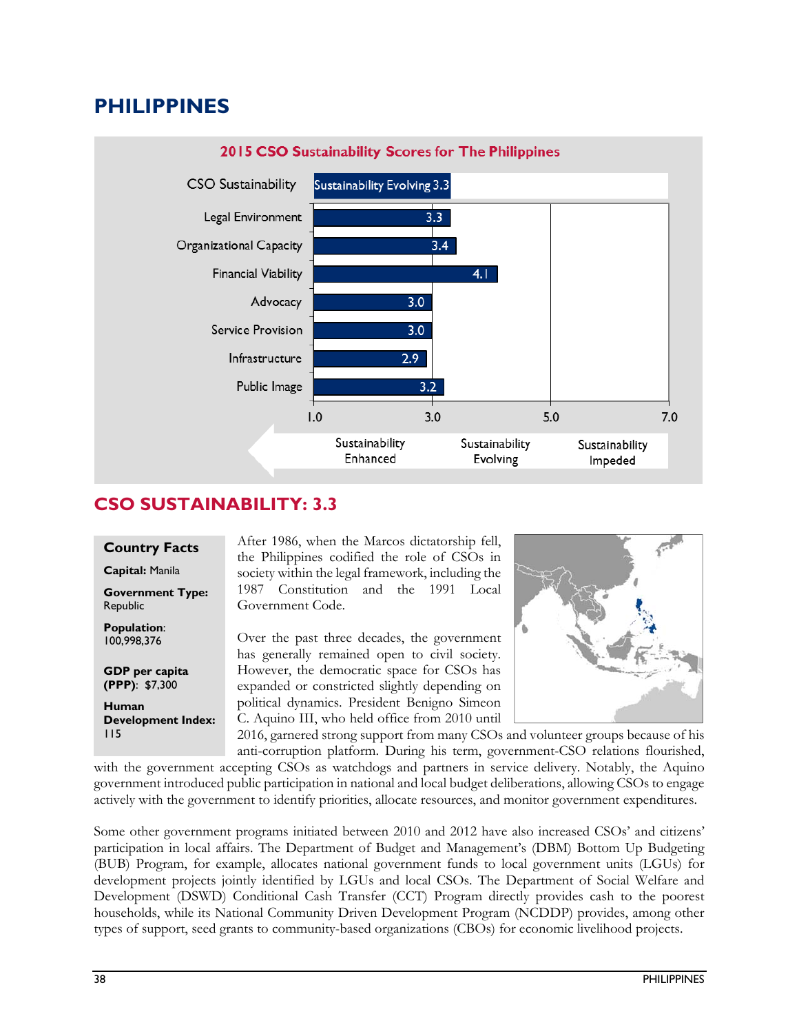# PHILIPPINES

**2015 CSO Sustainability Scores for The Philippines**

| Dimension | Score |
|---|---|
| CSO Sustainability | Sustainability Evolving 3.3 |
| Legal Environment | 3.3 |
| Organizational Capacity | 3.4 |
| Financial Viability | 4.1 |
| Advocacy | 3.0 |
| Service Provision | 3.0 |
| Infrastructure | 2.9 |
| Public Image | 3.2 |

Scale: 1.0 – 3.0 Sustainability Enhanced; 3.0 – 5.0 Sustainability Evolving; 5.0 – 7.0 Sustainability Impeded

## CSO SUSTAINABILITY: 3.3

**Country Facts**

**Capital:** Manila

**Government Type:** Republic

**Population:** 100,998,376

**GDP per capita (PPP):** $7,300

**Human Development Index:** 115

After 1986, when the Marcos dictatorship fell, the Philippines codified the role of CSOs in society within the legal framework, including the 1987 Constitution and the 1991 Local Government Code.

Over the past three decades, the government has generally remained open to civil society. However, the democratic space for CSOs has expanded or constricted slightly depending on political dynamics. President Benigno Simeon C. Aquino III, who held office from 2010 until 2016, garnered strong support from many CSOs and volunteer groups because of his anti-corruption platform. During his term, government-CSO relations flourished, with the government accepting CSOs as watchdogs and partners in service delivery. Notably, the Aquino government introduced public participation in national and local budget deliberations, allowing CSOs to engage actively with the government to identify priorities, allocate resources, and monitor government expenditures.

Some other government programs initiated between 2010 and 2012 have also increased CSOs' and citizens' participation in local affairs. The Department of Budget and Management's (DBM) Bottom Up Budgeting (BUB) Program, for example, allocates national government funds to local government units (LGUs) for development projects jointly identified by LGUs and local CSOs. The Department of Social Welfare and Development (DSWD) Conditional Cash Transfer (CCT) Program directly provides cash to the poorest households, while its National Community Driven Development Program (NCDDP) provides, among other types of support, seed grants to community-based organizations (CBOs) for economic livelihood projects.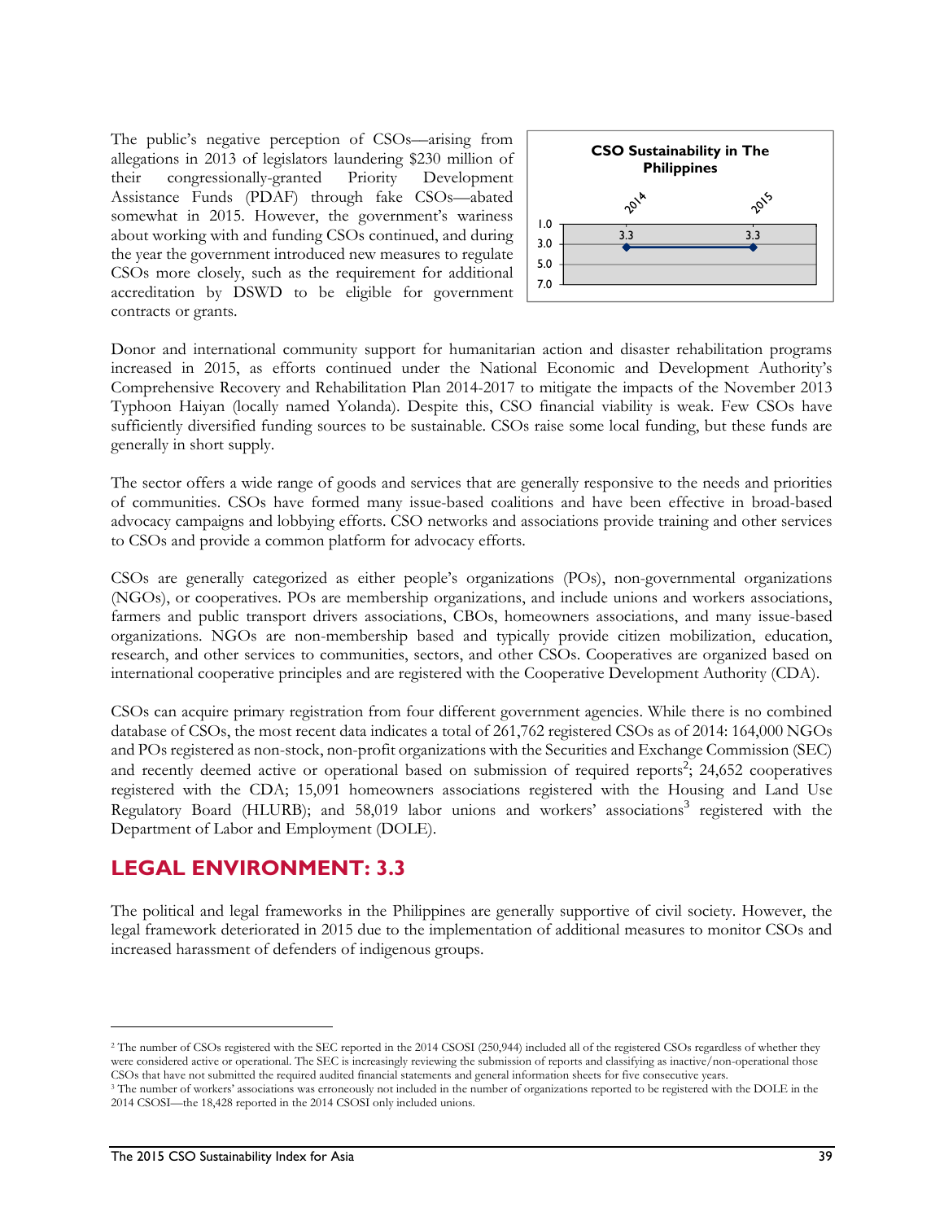The public's negative perception of CSOs—arising from allegations in 2013 of legislators laundering $230 million of their congressionally-granted Priority Development Assistance Funds (PDAF) through fake CSOs—abated somewhat in 2015. However, the government's wariness about working with and funding CSOs continued, and during the year the government introduced new measures to regulate CSOs more closely, such as the requirement for additional accreditation by DSWD to be eligible for government contracts or grants.

**CSO Sustainability in The Philippines**

| | 2014 | 2015 |
|---|---|---|
| CSO Sustainability | 3.3 | 3.3 |

Donor and international community support for humanitarian action and disaster rehabilitation programs increased in 2015, as efforts continued under the National Economic and Development Authority's Comprehensive Recovery and Rehabilitation Plan 2014-2017 to mitigate the impacts of the November 2013 Typhoon Haiyan (locally named Yolanda). Despite this, CSO financial viability is weak. Few CSOs have sufficiently diversified funding sources to be sustainable. CSOs raise some local funding, but these funds are generally in short supply.

The sector offers a wide range of goods and services that are generally responsive to the needs and priorities of communities. CSOs have formed many issue-based coalitions and have been effective in broad-based advocacy campaigns and lobbying efforts. CSO networks and associations provide training and other services to CSOs and provide a common platform for advocacy efforts.

CSOs are generally categorized as either people's organizations (POs), non-governmental organizations (NGOs), or cooperatives. POs are membership organizations, and include unions and workers associations, farmers and public transport drivers associations, CBOs, homeowners associations, and many issue-based organizations. NGOs are non-membership based and typically provide citizen mobilization, education, research, and other services to communities, sectors, and other CSOs. Cooperatives are organized based on international cooperative principles and are registered with the Cooperative Development Authority (CDA).

CSOs can acquire primary registration from four different government agencies. While there is no combined database of CSOs, the most recent data indicates a total of 261,762 registered CSOs as of 2014: 164,000 NGOs and POs registered as non-stock, non-profit organizations with the Securities and Exchange Commission (SEC) and recently deemed active or operational based on submission of required reports[2]; 24,652 cooperatives registered with the CDA; 15,091 homeowners associations registered with the Housing and Land Use Regulatory Board (HLURB); and 58,019 labor unions and workers' associations[3] registered with the Department of Labor and Employment (DOLE).

## LEGAL ENVIRONMENT: 3.3

The political and legal frameworks in the Philippines are generally supportive of civil society. However, the legal framework deteriorated in 2015 due to the implementation of additional measures to monitor CSOs and increased harassment of defenders of indigenous groups.

---

[2] The number of CSOs registered with the SEC reported in the 2014 CSOSI (250,944) included all of the registered CSOs regardless of whether they were considered active or operational. The SEC is increasingly reviewing the submission of reports and classifying as inactive/non-operational those CSOs that have not submitted the required audited financial statements and general information sheets for five consecutive years.

[3] The number of workers' associations was erroneously not included in the number of organizations reported to be registered with the DOLE in the 2014 CSOSI—the 18,428 reported in the 2014 CSOSI only included unions.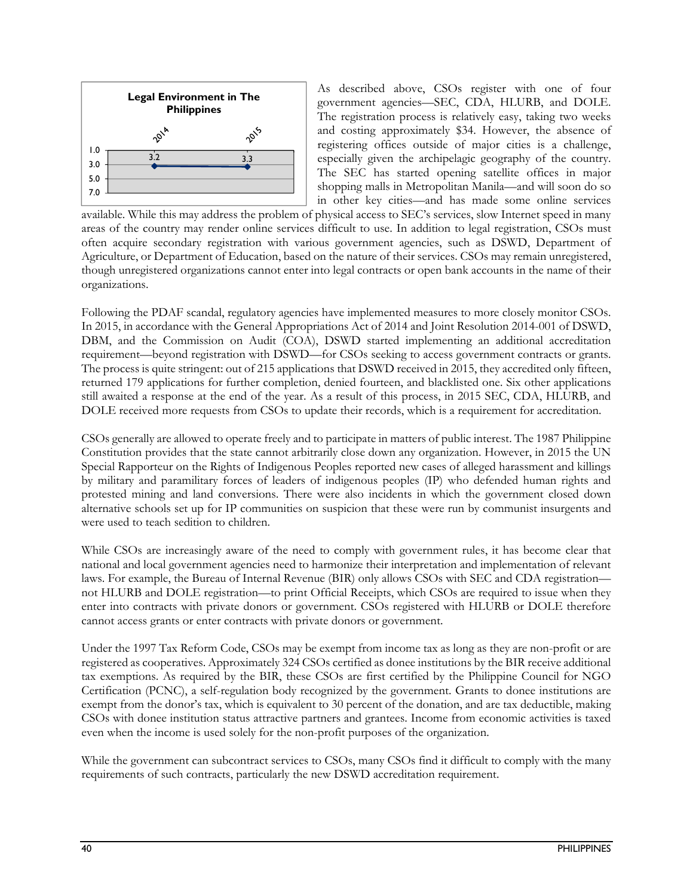Legal Environment in The Philippines

| 2014 | 2015 |
|---|---|
| 3.2 | 3.3 |

As described above, CSOs register with one of four government agencies—SEC, CDA, HLURB, and DOLE. The registration process is relatively easy, taking two weeks and costing approximately $34. However, the absence of registering offices outside of major cities is a challenge, especially given the archipelagic geography of the country. The SEC has started opening satellite offices in major shopping malls in Metropolitan Manila—and will soon do so in other key cities—and has made some online services available. While this may address the problem of physical access to SEC's services, slow Internet speed in many areas of the country may render online services difficult to use. In addition to legal registration, CSOs must often acquire secondary registration with various government agencies, such as DSWD, Department of Agriculture, or Department of Education, based on the nature of their services. CSOs may remain unregistered, though unregistered organizations cannot enter into legal contracts or open bank accounts in the name of their organizations.

Following the PDAF scandal, regulatory agencies have implemented measures to more closely monitor CSOs. In 2015, in accordance with the General Appropriations Act of 2014 and Joint Resolution 2014-001 of DSWD, DBM, and the Commission on Audit (COA), DSWD started implementing an additional accreditation requirement—beyond registration with DSWD—for CSOs seeking to access government contracts or grants. The process is quite stringent: out of 215 applications that DSWD received in 2015, they accredited only fifteen, returned 179 applications for further completion, denied fourteen, and blacklisted one. Six other applications still awaited a response at the end of the year. As a result of this process, in 2015 SEC, CDA, HLURB, and DOLE received more requests from CSOs to update their records, which is a requirement for accreditation.

CSOs generally are allowed to operate freely and to participate in matters of public interest. The 1987 Philippine Constitution provides that the state cannot arbitrarily close down any organization. However, in 2015 the UN Special Rapporteur on the Rights of Indigenous Peoples reported new cases of alleged harassment and killings by military and paramilitary forces of leaders of indigenous peoples (IP) who defended human rights and protested mining and land conversions. There were also incidents in which the government closed down alternative schools set up for IP communities on suspicion that these were run by communist insurgents and were used to teach sedition to children.

While CSOs are increasingly aware of the need to comply with government rules, it has become clear that national and local government agencies need to harmonize their interpretation and implementation of relevant laws. For example, the Bureau of Internal Revenue (BIR) only allows CSOs with SEC and CDA registration—not HLURB and DOLE registration—to print Official Receipts, which CSOs are required to issue when they enter into contracts with private donors or government. CSOs registered with HLURB or DOLE therefore cannot access grants or enter contracts with private donors or government.

Under the 1997 Tax Reform Code, CSOs may be exempt from income tax as long as they are non-profit or are registered as cooperatives. Approximately 324 CSOs certified as donee institutions by the BIR receive additional tax exemptions. As required by the BIR, these CSOs are first certified by the Philippine Council for NGO Certification (PCNC), a self-regulation body recognized by the government. Grants to donee institutions are exempt from the donor's tax, which is equivalent to 30 percent of the donation, and are tax deductible, making CSOs with donee institution status attractive partners and grantees. Income from economic activities is taxed even when the income is used solely for the non-profit purposes of the organization.

While the government can subcontract services to CSOs, many CSOs find it difficult to comply with the many requirements of such contracts, particularly the new DSWD accreditation requirement.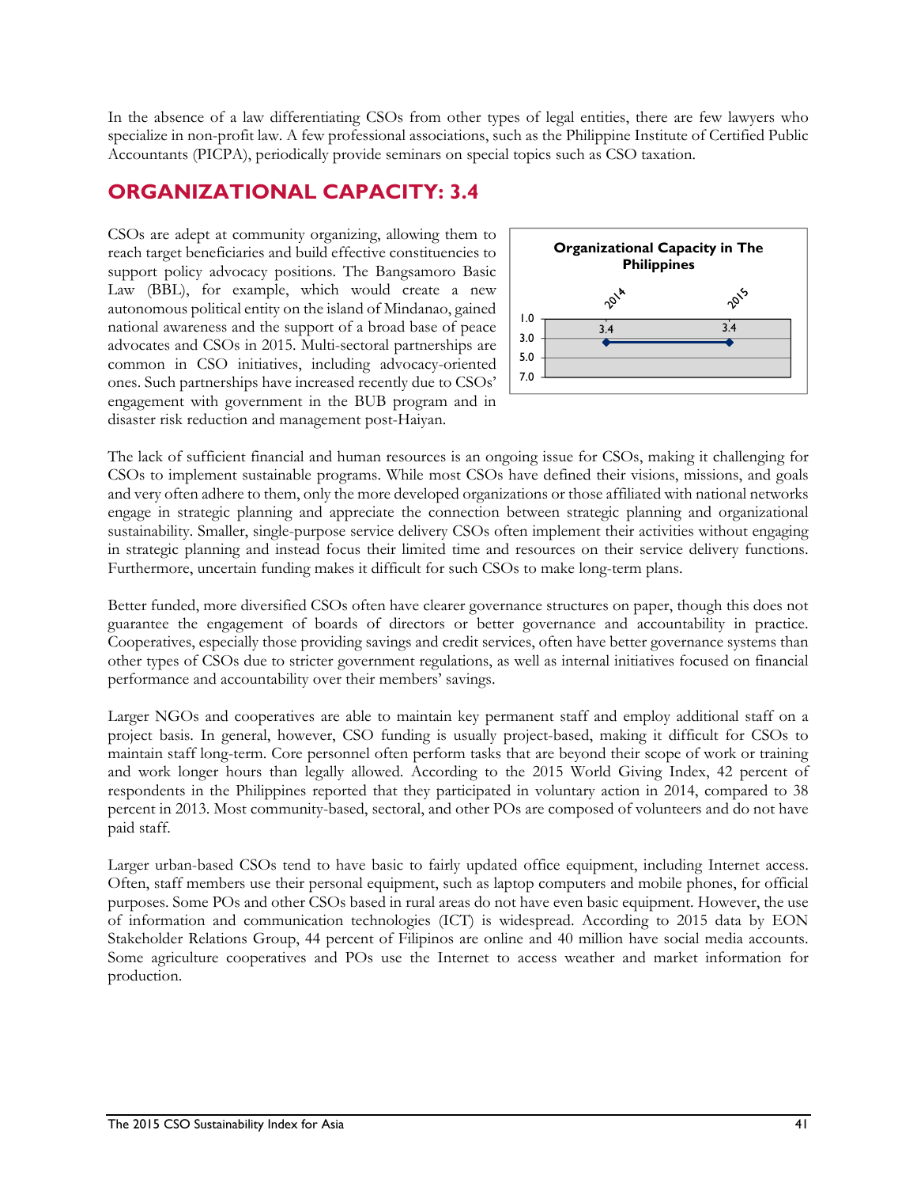In the absence of a law differentiating CSOs from other types of legal entities, there are few lawyers who specialize in non-profit law. A few professional associations, such as the Philippine Institute of Certified Public Accountants (PICPA), periodically provide seminars on special topics such as CSO taxation.

## ORGANIZATIONAL CAPACITY: 3.4

CSOs are adept at community organizing, allowing them to reach target beneficiaries and build effective constituencies to support policy advocacy positions. The Bangsamoro Basic Law (BBL), for example, which would create a new autonomous political entity on the island of Mindanao, gained national awareness and the support of a broad base of peace advocates and CSOs in 2015. Multi-sectoral partnerships are common in CSO initiatives, including advocacy-oriented ones. Such partnerships have increased recently due to CSOs' engagement with government in the BUB program and in disaster risk reduction and management post-Haiyan.

**Organizational Capacity in The Philippines**

| 2014 | 2015 |
|---|---|
| 3.4 | 3.4 |

The lack of sufficient financial and human resources is an ongoing issue for CSOs, making it challenging for CSOs to implement sustainable programs. While most CSOs have defined their visions, missions, and goals and very often adhere to them, only the more developed organizations or those affiliated with national networks engage in strategic planning and appreciate the connection between strategic planning and organizational sustainability. Smaller, single-purpose service delivery CSOs often implement their activities without engaging in strategic planning and instead focus their limited time and resources on their service delivery functions. Furthermore, uncertain funding makes it difficult for such CSOs to make long-term plans.

Better funded, more diversified CSOs often have clearer governance structures on paper, though this does not guarantee the engagement of boards of directors or better governance and accountability in practice. Cooperatives, especially those providing savings and credit services, often have better governance systems than other types of CSOs due to stricter government regulations, as well as internal initiatives focused on financial performance and accountability over their members' savings.

Larger NGOs and cooperatives are able to maintain key permanent staff and employ additional staff on a project basis. In general, however, CSO funding is usually project-based, making it difficult for CSOs to maintain staff long-term. Core personnel often perform tasks that are beyond their scope of work or training and work longer hours than legally allowed. According to the 2015 World Giving Index, 42 percent of respondents in the Philippines reported that they participated in voluntary action in 2014, compared to 38 percent in 2013. Most community-based, sectoral, and other POs are composed of volunteers and do not have paid staff.

Larger urban-based CSOs tend to have basic to fairly updated office equipment, including Internet access. Often, staff members use their personal equipment, such as laptop computers and mobile phones, for official purposes. Some POs and other CSOs based in rural areas do not have even basic equipment. However, the use of information and communication technologies (ICT) is widespread. According to 2015 data by EON Stakeholder Relations Group, 44 percent of Filipinos are online and 40 million have social media accounts. Some agriculture cooperatives and POs use the Internet to access weather and market information for production.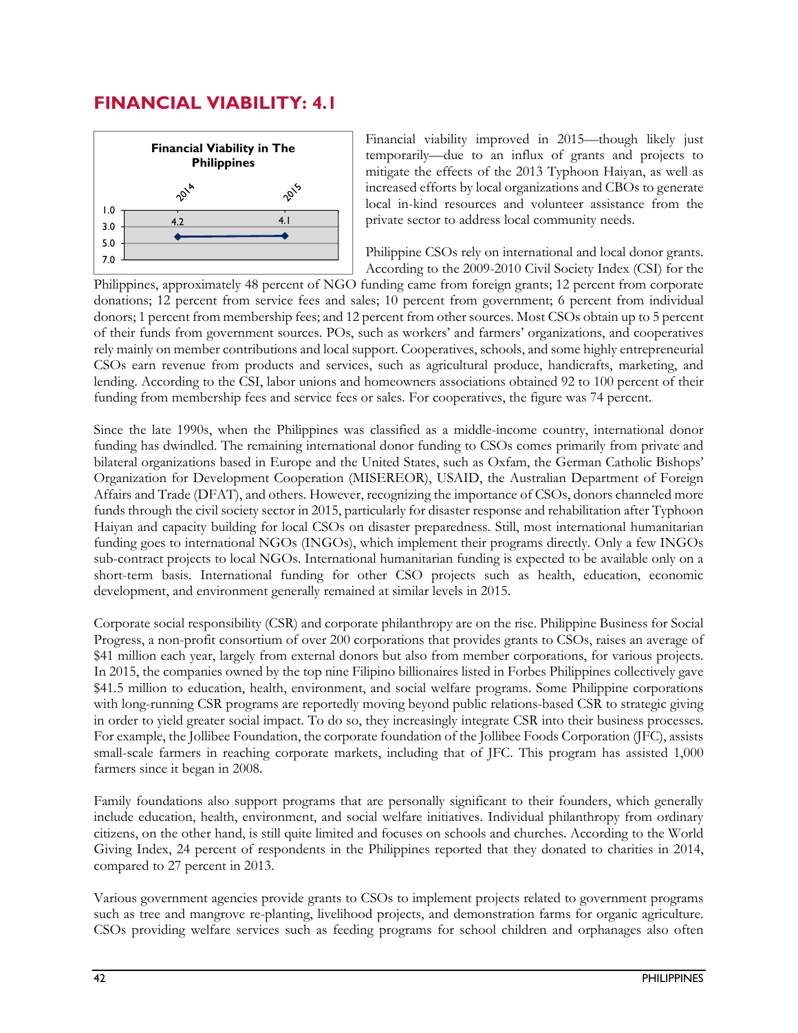## FINANCIAL VIABILITY: 4.1

Financial Viability in The Philippines

| | 2014 | 2015 |
|---|---|---|
| Score | 4.2 | 4.1 |

Financial viability improved in 2015—though likely just temporarily—due to an influx of grants and projects to mitigate the effects of the 2013 Typhoon Haiyan, as well as increased efforts by local organizations and CBOs to generate local in-kind resources and volunteer assistance from the private sector to address local community needs.

Philippine CSOs rely on international and local donor grants. According to the 2009-2010 Civil Society Index (CSI) for the Philippines, approximately 48 percent of NGO funding came from foreign grants; 12 percent from corporate donations; 12 percent from service fees and sales; 10 percent from government; 6 percent from individual donors; 1 percent from membership fees; and 12 percent from other sources. Most CSOs obtain up to 5 percent of their funds from government sources. POs, such as workers' and farmers' organizations, and cooperatives rely mainly on member contributions and local support. Cooperatives, schools, and some highly entrepreneurial CSOs earn revenue from products and services, such as agricultural produce, handicrafts, marketing, and lending. According to the CSI, labor unions and homeowners associations obtained 92 to 100 percent of their funding from membership fees and service fees or sales. For cooperatives, the figure was 74 percent.

Since the late 1990s, when the Philippines was classified as a middle-income country, international donor funding has dwindled. The remaining international donor funding to CSOs comes primarily from private and bilateral organizations based in Europe and the United States, such as Oxfam, the German Catholic Bishops' Organization for Development Cooperation (MISEREOR), USAID, the Australian Department of Foreign Affairs and Trade (DFAT), and others. However, recognizing the importance of CSOs, donors channeled more funds through the civil society sector in 2015, particularly for disaster response and rehabilitation after Typhoon Haiyan and capacity building for local CSOs on disaster preparedness. Still, most international humanitarian funding goes to international NGOs (INGOs), which implement their programs directly. Only a few INGOs sub-contract projects to local NGOs. International humanitarian funding is expected to be available only on a short-term basis. International funding for other CSO projects such as health, education, economic development, and environment generally remained at similar levels in 2015.

Corporate social responsibility (CSR) and corporate philanthropy are on the rise. Philippine Business for Social Progress, a non-profit consortium of over 200 corporations that provides grants to CSOs, raises an average of $41 million each year, largely from external donors but also from member corporations, for various projects. In 2015, the companies owned by the top nine Filipino billionaires listed in Forbes Philippines collectively gave $41.5 million to education, health, environment, and social welfare programs. Some Philippine corporations with long-running CSR programs are reportedly moving beyond public relations-based CSR to strategic giving in order to yield greater social impact. To do so, they increasingly integrate CSR into their business processes. For example, the Jollibee Foundation, the corporate foundation of the Jollibee Foods Corporation (JFC), assists small-scale farmers in reaching corporate markets, including that of JFC. This program has assisted 1,000 farmers since it began in 2008.

Family foundations also support programs that are personally significant to their founders, which generally include education, health, environment, and social welfare initiatives. Individual philanthropy from ordinary citizens, on the other hand, is still quite limited and focuses on schools and churches. According to the World Giving Index, 24 percent of respondents in the Philippines reported that they donated to charities in 2014, compared to 27 percent in 2013.

Various government agencies provide grants to CSOs to implement projects related to government programs such as tree and mangrove re-planting, livelihood projects, and demonstration farms for organic agriculture. CSOs providing welfare services such as feeding programs for school children and orphanages also often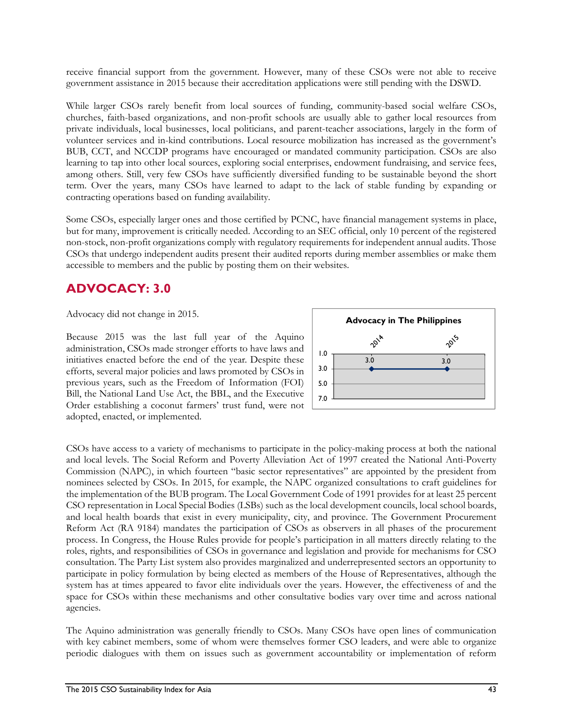receive financial support from the government. However, many of these CSOs were not able to receive government assistance in 2015 because their accreditation applications were still pending with the DSWD.

While larger CSOs rarely benefit from local sources of funding, community-based social welfare CSOs, churches, faith-based organizations, and non-profit schools are usually able to gather local resources from private individuals, local businesses, local politicians, and parent-teacher associations, largely in the form of volunteer services and in-kind contributions. Local resource mobilization has increased as the government's BUB, CCT, and NCCDP programs have encouraged or mandated community participation. CSOs are also learning to tap into other local sources, exploring social enterprises, endowment fundraising, and service fees, among others. Still, very few CSOs have sufficiently diversified funding to be sustainable beyond the short term. Over the years, many CSOs have learned to adapt to the lack of stable funding by expanding or contracting operations based on funding availability.

Some CSOs, especially larger ones and those certified by PCNC, have financial management systems in place, but for many, improvement is critically needed. According to an SEC official, only 10 percent of the registered non-stock, non-profit organizations comply with regulatory requirements for independent annual audits. Those CSOs that undergo independent audits present their audited reports during member assemblies or make them accessible to members and the public by posting them on their websites.

## ADVOCACY: 3.0

Advocacy did not change in 2015.

**Advocacy in The Philippines**

| 2014 | 2015 |
|---|---|
| 3.0 | 3.0 |

Because 2015 was the last full year of the Aquino administration, CSOs made stronger efforts to have laws and initiatives enacted before the end of the year. Despite these efforts, several major policies and laws promoted by CSOs in previous years, such as the Freedom of Information (FOI) Bill, the National Land Use Act, the BBL, and the Executive Order establishing a coconut farmers' trust fund, were not adopted, enacted, or implemented.

CSOs have access to a variety of mechanisms to participate in the policy-making process at both the national and local levels. The Social Reform and Poverty Alleviation Act of 1997 created the National Anti-Poverty Commission (NAPC), in which fourteen "basic sector representatives" are appointed by the president from nominees selected by CSOs. In 2015, for example, the NAPC organized consultations to craft guidelines for the implementation of the BUB program. The Local Government Code of 1991 provides for at least 25 percent CSO representation in Local Special Bodies (LSBs) such as the local development councils, local school boards, and local health boards that exist in every municipality, city, and province. The Government Procurement Reform Act (RA 9184) mandates the participation of CSOs as observers in all phases of the procurement process. In Congress, the House Rules provide for people's participation in all matters directly relating to the roles, rights, and responsibilities of CSOs in governance and legislation and provide for mechanisms for CSO consultation. The Party List system also provides marginalized and underrepresented sectors an opportunity to participate in policy formulation by being elected as members of the House of Representatives, although the system has at times appeared to favor elite individuals over the years. However, the effectiveness of and the space for CSOs within these mechanisms and other consultative bodies vary over time and across national agencies.

The Aquino administration was generally friendly to CSOs. Many CSOs have open lines of communication with key cabinet members, some of whom were themselves former CSO leaders, and were able to organize periodic dialogues with them on issues such as government accountability or implementation of reform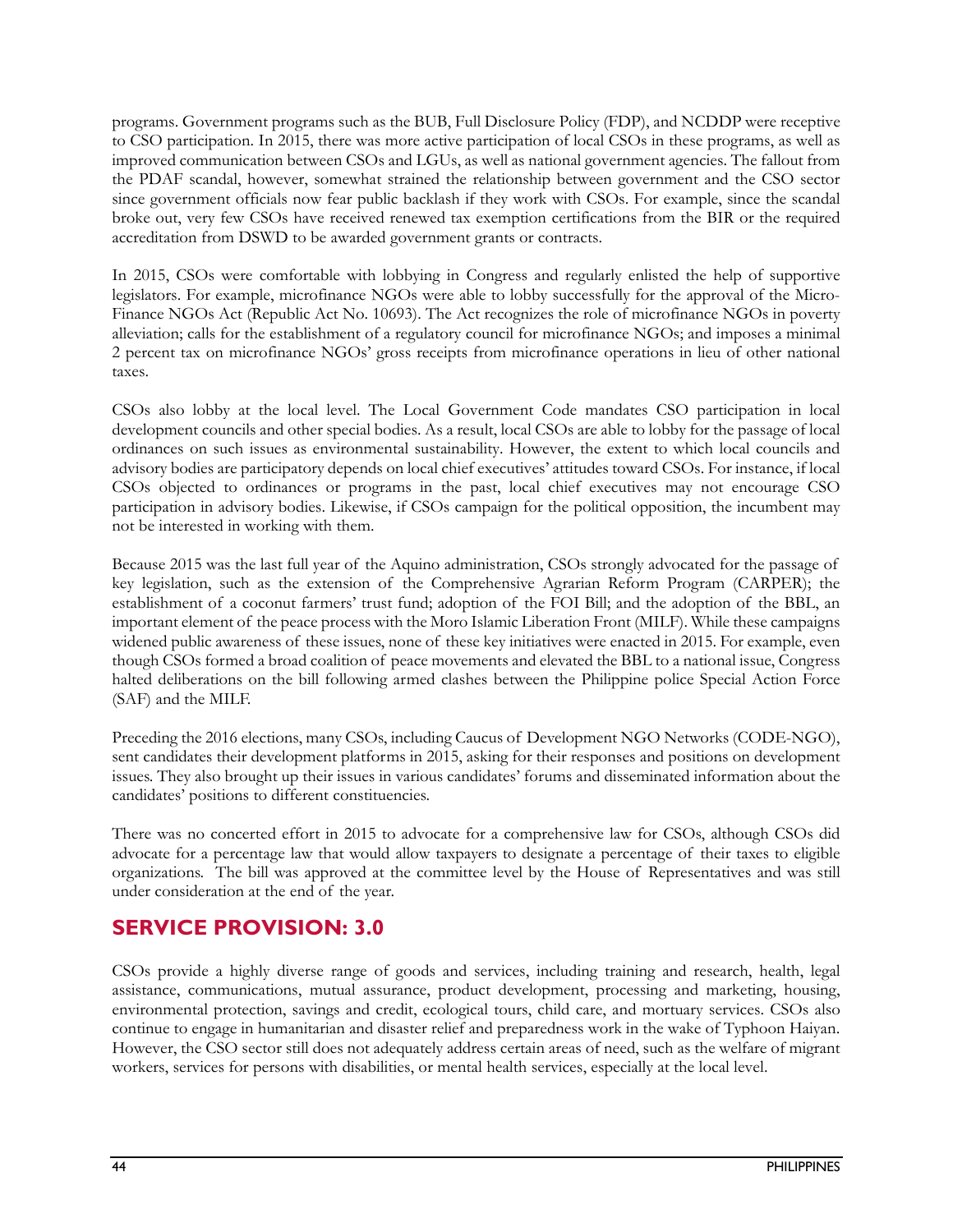programs. Government programs such as the BUB, Full Disclosure Policy (FDP), and NCDDP were receptive to CSO participation. In 2015, there was more active participation of local CSOs in these programs, as well as improved communication between CSOs and LGUs, as well as national government agencies. The fallout from the PDAF scandal, however, somewhat strained the relationship between government and the CSO sector since government officials now fear public backlash if they work with CSOs. For example, since the scandal broke out, very few CSOs have received renewed tax exemption certifications from the BIR or the required accreditation from DSWD to be awarded government grants or contracts.

In 2015, CSOs were comfortable with lobbying in Congress and regularly enlisted the help of supportive legislators. For example, microfinance NGOs were able to lobby successfully for the approval of the Micro-Finance NGOs Act (Republic Act No. 10693). The Act recognizes the role of microfinance NGOs in poverty alleviation; calls for the establishment of a regulatory council for microfinance NGOs; and imposes a minimal 2 percent tax on microfinance NGOs' gross receipts from microfinance operations in lieu of other national taxes.

CSOs also lobby at the local level. The Local Government Code mandates CSO participation in local development councils and other special bodies. As a result, local CSOs are able to lobby for the passage of local ordinances on such issues as environmental sustainability. However, the extent to which local councils and advisory bodies are participatory depends on local chief executives' attitudes toward CSOs. For instance, if local CSOs objected to ordinances or programs in the past, local chief executives may not encourage CSO participation in advisory bodies. Likewise, if CSOs campaign for the political opposition, the incumbent may not be interested in working with them.

Because 2015 was the last full year of the Aquino administration, CSOs strongly advocated for the passage of key legislation, such as the extension of the Comprehensive Agrarian Reform Program (CARPER); the establishment of a coconut farmers' trust fund; adoption of the FOI Bill; and the adoption of the BBL, an important element of the peace process with the Moro Islamic Liberation Front (MILF). While these campaigns widened public awareness of these issues, none of these key initiatives were enacted in 2015. For example, even though CSOs formed a broad coalition of peace movements and elevated the BBL to a national issue, Congress halted deliberations on the bill following armed clashes between the Philippine police Special Action Force (SAF) and the MILF.

Preceding the 2016 elections, many CSOs, including Caucus of Development NGO Networks (CODE-NGO), sent candidates their development platforms in 2015, asking for their responses and positions on development issues. They also brought up their issues in various candidates' forums and disseminated information about the candidates' positions to different constituencies.

There was no concerted effort in 2015 to advocate for a comprehensive law for CSOs, although CSOs did advocate for a percentage law that would allow taxpayers to designate a percentage of their taxes to eligible organizations. The bill was approved at the committee level by the House of Representatives and was still under consideration at the end of the year.

## SERVICE PROVISION: 3.0

CSOs provide a highly diverse range of goods and services, including training and research, health, legal assistance, communications, mutual assurance, product development, processing and marketing, housing, environmental protection, savings and credit, ecological tours, child care, and mortuary services. CSOs also continue to engage in humanitarian and disaster relief and preparedness work in the wake of Typhoon Haiyan. However, the CSO sector still does not adequately address certain areas of need, such as the welfare of migrant workers, services for persons with disabilities, or mental health services, especially at the local level.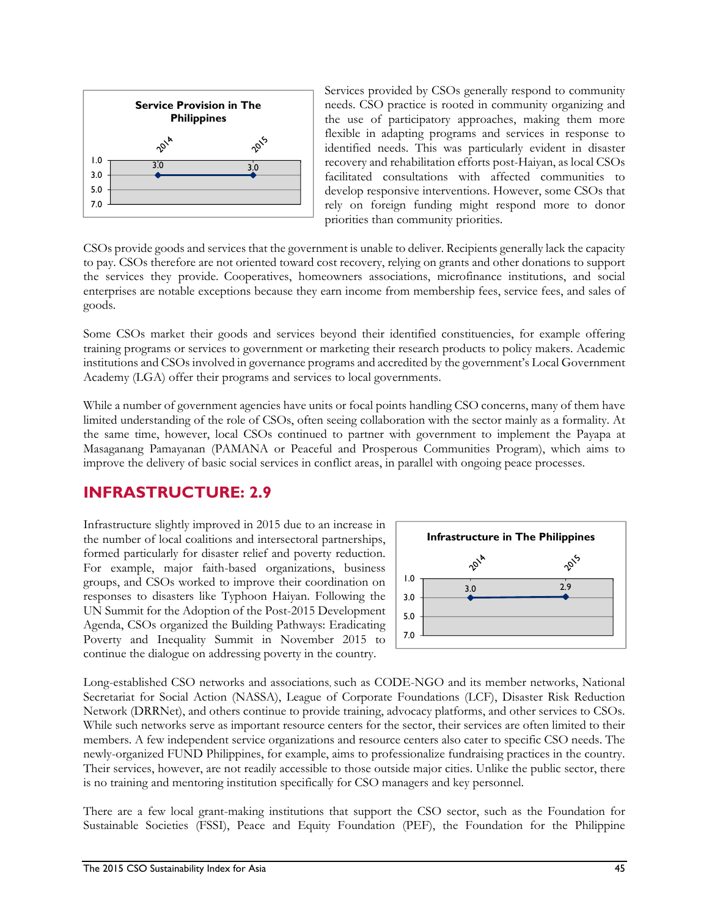**Service Provision in The Philippines**

| | 2014 | 2015 |
|---|---|---|
| Score | 3.0 | 3.0 |

Services provided by CSOs generally respond to community needs. CSO practice is rooted in community organizing and the use of participatory approaches, making them more flexible in adapting programs and services in response to identified needs. This was particularly evident in disaster recovery and rehabilitation efforts post-Haiyan, as local CSOs facilitated consultations with affected communities to develop responsive interventions. However, some CSOs that rely on foreign funding might respond more to donor priorities than community priorities.

CSOs provide goods and services that the government is unable to deliver. Recipients generally lack the capacity to pay. CSOs therefore are not oriented toward cost recovery, relying on grants and other donations to support the services they provide. Cooperatives, homeowners associations, microfinance institutions, and social enterprises are notable exceptions because they earn income from membership fees, service fees, and sales of goods.

Some CSOs market their goods and services beyond their identified constituencies, for example offering training programs or services to government or marketing their research products to policy makers. Academic institutions and CSOs involved in governance programs and accredited by the government's Local Government Academy (LGA) offer their programs and services to local governments.

While a number of government agencies have units or focal points handling CSO concerns, many of them have limited understanding of the role of CSOs, often seeing collaboration with the sector mainly as a formality. At the same time, however, local CSOs continued to partner with government to implement the Payapa at Masaganang Pamayanan (PAMANA or Peaceful and Prosperous Communities Program), which aims to improve the delivery of basic social services in conflict areas, in parallel with ongoing peace processes.

## INFRASTRUCTURE: 2.9

**Infrastructure in The Philippines**

| | 2014 | 2015 |
|---|---|---|
| Score | 3.0 | 2.9 |

Infrastructure slightly improved in 2015 due to an increase in the number of local coalitions and intersectoral partnerships, formed particularly for disaster relief and poverty reduction. For example, major faith-based organizations, business groups, and CSOs worked to improve their coordination on responses to disasters like Typhoon Haiyan. Following the UN Summit for the Adoption of the Post-2015 Development Agenda, CSOs organized the Building Pathways: Eradicating Poverty and Inequality Summit in November 2015 to continue the dialogue on addressing poverty in the country.

Long-established CSO networks and associations, such as CODE-NGO and its member networks, National Secretariat for Social Action (NASSA), League of Corporate Foundations (LCF), Disaster Risk Reduction Network (DRRNet), and others continue to provide training, advocacy platforms, and other services to CSOs. While such networks serve as important resource centers for the sector, their services are often limited to their members. A few independent service organizations and resource centers also cater to specific CSO needs. The newly-organized FUND Philippines, for example, aims to professionalize fundraising practices in the country. Their services, however, are not readily accessible to those outside major cities. Unlike the public sector, there is no training and mentoring institution specifically for CSO managers and key personnel.

There are a few local grant-making institutions that support the CSO sector, such as the Foundation for Sustainable Societies (FSSI), Peace and Equity Foundation (PEF), the Foundation for the Philippine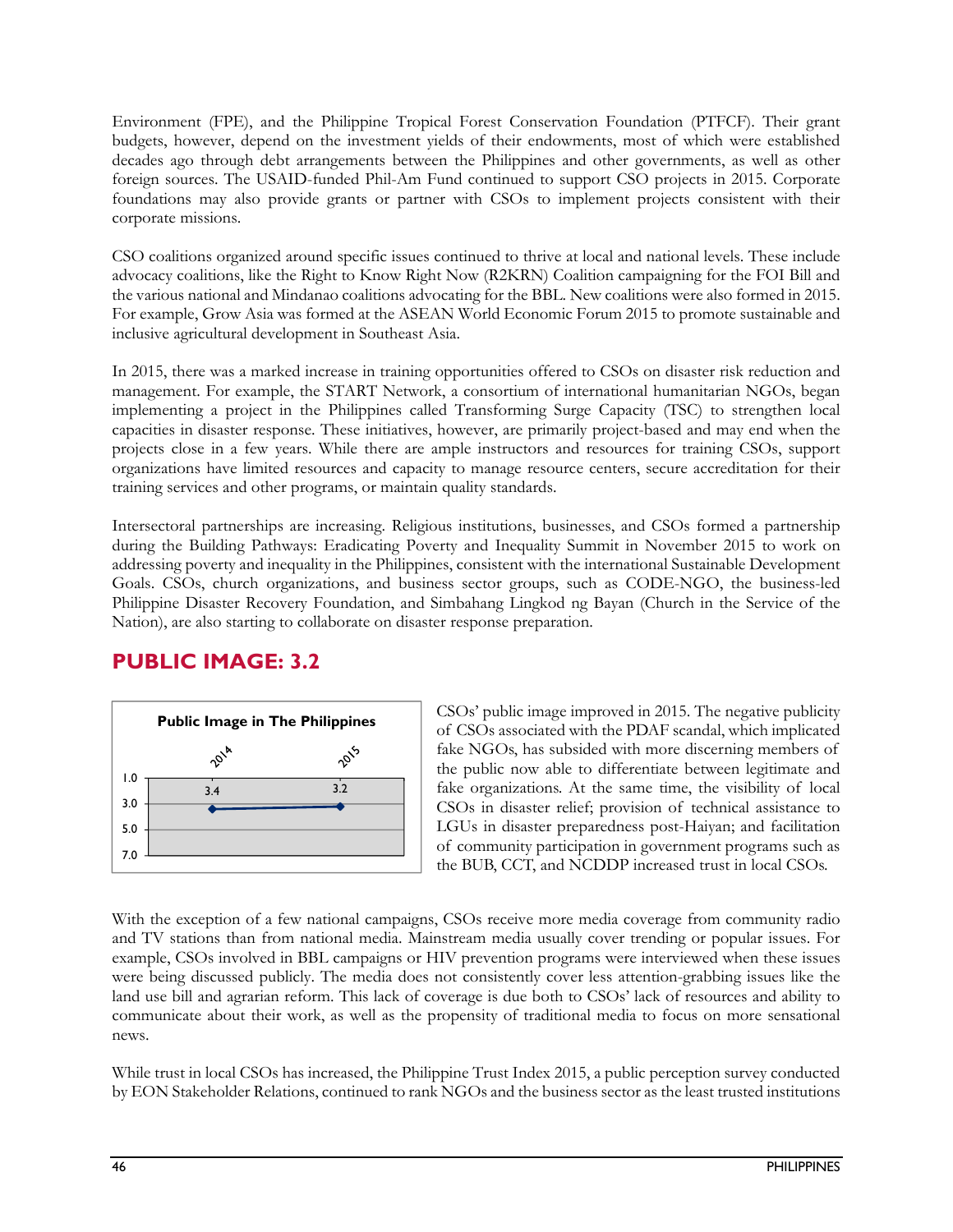Environment (FPE), and the Philippine Tropical Forest Conservation Foundation (PTFCF). Their grant budgets, however, depend on the investment yields of their endowments, most of which were established decades ago through debt arrangements between the Philippines and other governments, as well as other foreign sources. The USAID-funded Phil-Am Fund continued to support CSO projects in 2015. Corporate foundations may also provide grants or partner with CSOs to implement projects consistent with their corporate missions.

CSO coalitions organized around specific issues continued to thrive at local and national levels. These include advocacy coalitions, like the Right to Know Right Now (R2KRN) Coalition campaigning for the FOI Bill and the various national and Mindanao coalitions advocating for the BBL. New coalitions were also formed in 2015. For example, Grow Asia was formed at the ASEAN World Economic Forum 2015 to promote sustainable and inclusive agricultural development in Southeast Asia.

In 2015, there was a marked increase in training opportunities offered to CSOs on disaster risk reduction and management. For example, the START Network, a consortium of international humanitarian NGOs, began implementing a project in the Philippines called Transforming Surge Capacity (TSC) to strengthen local capacities in disaster response. These initiatives, however, are primarily project-based and may end when the projects close in a few years. While there are ample instructors and resources for training CSOs, support organizations have limited resources and capacity to manage resource centers, secure accreditation for their training services and other programs, or maintain quality standards.

Intersectoral partnerships are increasing. Religious institutions, businesses, and CSOs formed a partnership during the Building Pathways: Eradicating Poverty and Inequality Summit in November 2015 to work on addressing poverty and inequality in the Philippines, consistent with the international Sustainable Development Goals. CSOs, church organizations, and business sector groups, such as CODE-NGO, the business-led Philippine Disaster Recovery Foundation, and Simbahang Lingkod ng Bayan (Church in the Service of the Nation), are also starting to collaborate on disaster response preparation.

## PUBLIC IMAGE: 3.2

**Public Image in The Philippines**

| 2014 | 2015 |
|---|---|
| 3.4 | 3.2 |

CSOs' public image improved in 2015. The negative publicity of CSOs associated with the PDAF scandal, which implicated fake NGOs, has subsided with more discerning members of the public now able to differentiate between legitimate and fake organizations. At the same time, the visibility of local CSOs in disaster relief; provision of technical assistance to LGUs in disaster preparedness post-Haiyan; and facilitation of community participation in government programs such as the BUB, CCT, and NCDDP increased trust in local CSOs.

With the exception of a few national campaigns, CSOs receive more media coverage from community radio and TV stations than from national media. Mainstream media usually cover trending or popular issues. For example, CSOs involved in BBL campaigns or HIV prevention programs were interviewed when these issues were being discussed publicly. The media does not consistently cover less attention-grabbing issues like the land use bill and agrarian reform. This lack of coverage is due both to CSOs' lack of resources and ability to communicate about their work, as well as the propensity of traditional media to focus on more sensational news.

While trust in local CSOs has increased, the Philippine Trust Index 2015, a public perception survey conducted by EON Stakeholder Relations, continued to rank NGOs and the business sector as the least trusted institutions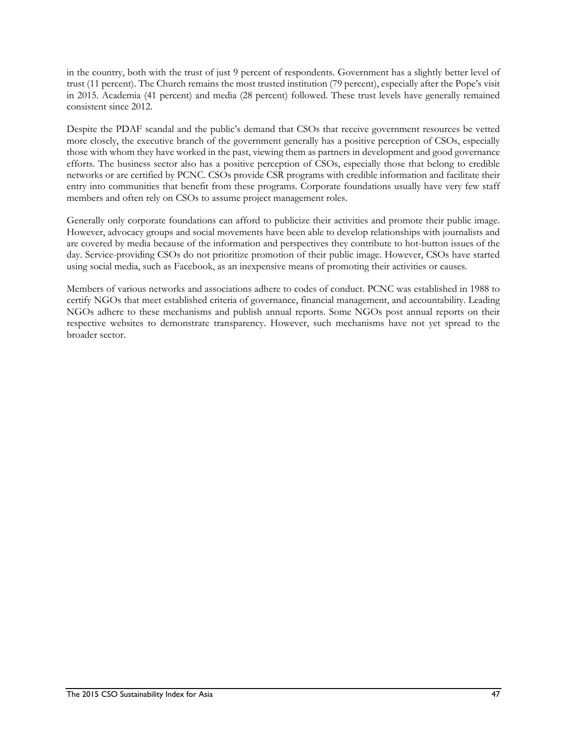in the country, both with the trust of just 9 percent of respondents. Government has a slightly better level of trust (11 percent). The Church remains the most trusted institution (79 percent), especially after the Pope's visit in 2015. Academia (41 percent) and media (28 percent) followed. These trust levels have generally remained consistent since 2012.

Despite the PDAF scandal and the public's demand that CSOs that receive government resources be vetted more closely, the executive branch of the government generally has a positive perception of CSOs, especially those with whom they have worked in the past, viewing them as partners in development and good governance efforts. The business sector also has a positive perception of CSOs, especially those that belong to credible networks or are certified by PCNC. CSOs provide CSR programs with credible information and facilitate their entry into communities that benefit from these programs. Corporate foundations usually have very few staff members and often rely on CSOs to assume project management roles.

Generally only corporate foundations can afford to publicize their activities and promote their public image. However, advocacy groups and social movements have been able to develop relationships with journalists and are covered by media because of the information and perspectives they contribute to hot-button issues of the day. Service-providing CSOs do not prioritize promotion of their public image. However, CSOs have started using social media, such as Facebook, as an inexpensive means of promoting their activities or causes.

Members of various networks and associations adhere to codes of conduct. PCNC was established in 1988 to certify NGOs that meet established criteria of governance, financial management, and accountability. Leading NGOs adhere to these mechanisms and publish annual reports. Some NGOs post annual reports on their respective websites to demonstrate transparency. However, such mechanisms have not yet spread to the broader sector.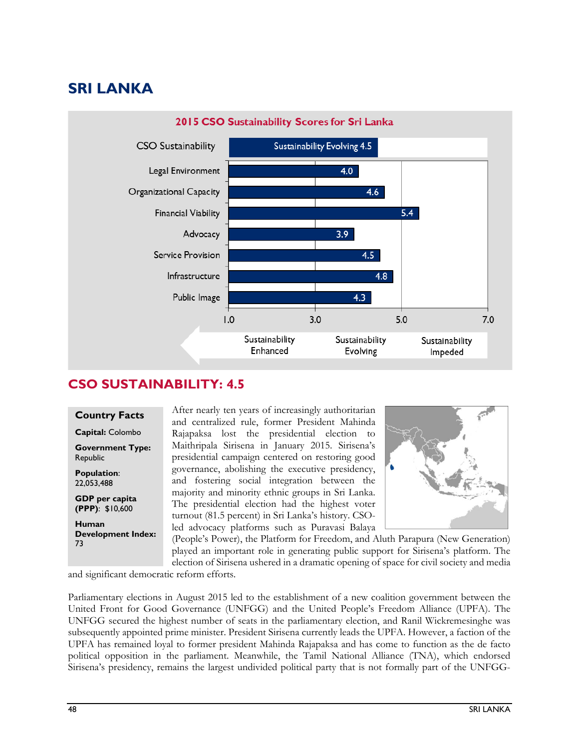# SRI LANKA

**2015 CSO Sustainability Scores for Sri Lanka**

| Dimension | Score |
|---|---|
| CSO Sustainability | Sustainability Evolving 4.5 |
| Legal Environment | 4.0 |
| Organizational Capacity | 4.6 |
| Financial Viability | 5.4 |
| Advocacy | 3.9 |
| Service Provision | 4.5 |
| Infrastructure | 4.8 |
| Public Image | 4.3 |

Scale: 1.0 – 3.0 Sustainability Enhanced; 3.0 – 5.0 Sustainability Evolving; 5.0 – 7.0 Sustainability Impeded

## CSO SUSTAINABILITY: 4.5

**Country Facts**

**Capital:** Colombo

**Government Type:** Republic

**Population:** 22,053,488

**GDP per capita (PPP):** $10,600

**Human Development Index:** 73

After nearly ten years of increasingly authoritarian and centralized rule, former President Mahinda Rajapaksa lost the presidential election to Maithripala Sirisena in January 2015. Sirisena's presidential campaign centered on restoring good governance, abolishing the executive presidency, and fostering social integration between the majority and minority ethnic groups in Sri Lanka. The presidential election had the highest voter turnout (81.5 percent) in Sri Lanka's history. CSO-led advocacy platforms such as Puravasi Balaya (People's Power), the Platform for Freedom, and Aluth Parapura (New Generation) played an important role in generating public support for Sirisena's platform. The election of Sirisena ushered in a dramatic opening of space for civil society and media and significant democratic reform efforts.

Parliamentary elections in August 2015 led to the establishment of a new coalition government between the United Front for Good Governance (UNFGG) and the United People's Freedom Alliance (UPFA). The UNFGG secured the highest number of seats in the parliamentary election, and Ranil Wickremesinghe was subsequently appointed prime minister. President Sirisena currently leads the UPFA. However, a faction of the UPFA has remained loyal to former president Mahinda Rajapaksa and has come to function as the de facto political opposition in the parliament. Meanwhile, the Tamil National Alliance (TNA), which endorsed Sirisena's presidency, remains the largest undivided political party that is not formally part of the UNFGG-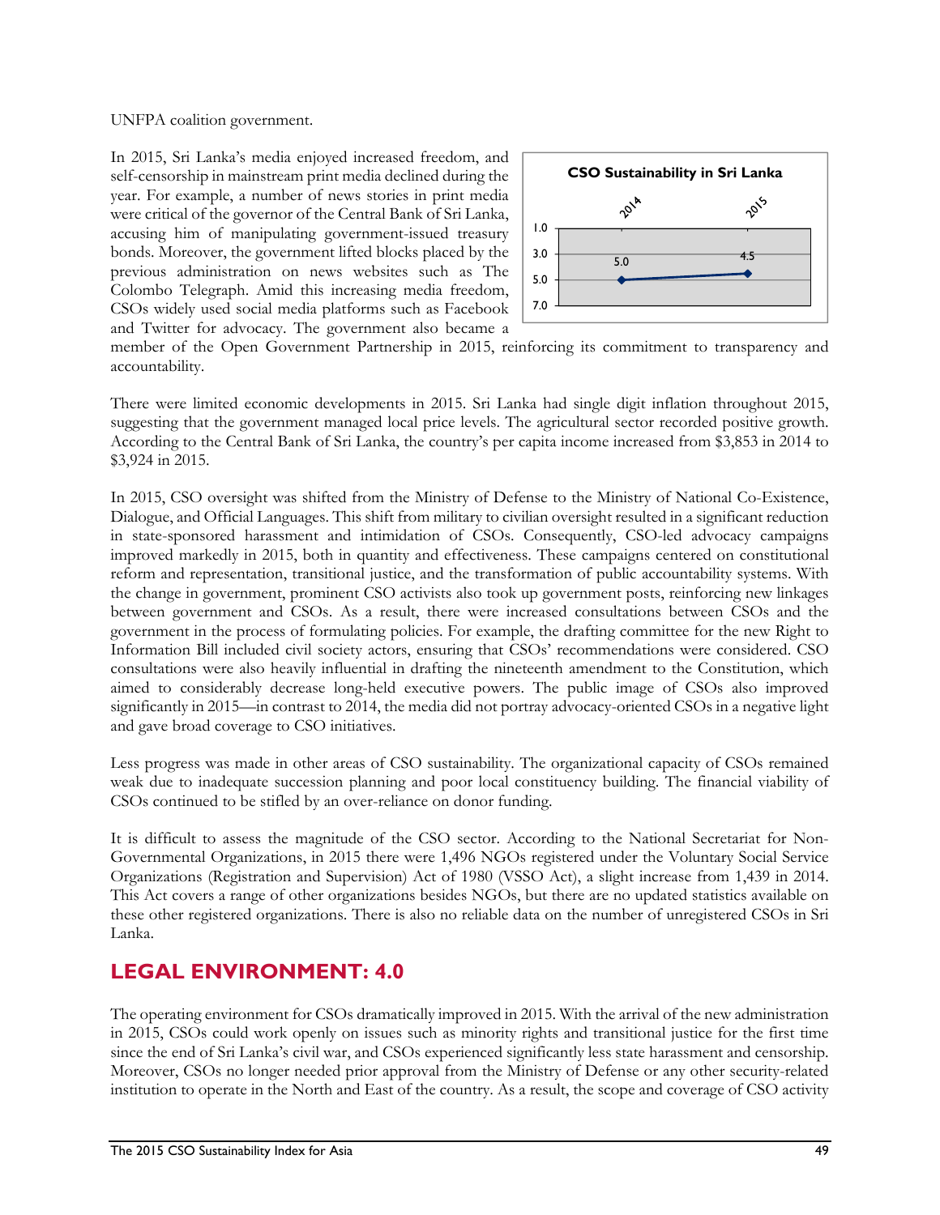UNFPA coalition government.

In 2015, Sri Lanka's media enjoyed increased freedom, and self-censorship in mainstream print media declined during the year. For example, a number of news stories in print media were critical of the governor of the Central Bank of Sri Lanka, accusing him of manipulating government-issued treasury bonds. Moreover, the government lifted blocks placed by the previous administration on news websites such as The Colombo Telegraph. Amid this increasing media freedom, CSOs widely used social media platforms such as Facebook and Twitter for advocacy. The government also became a member of the Open Government Partnership in 2015, reinforcing its commitment to transparency and accountability.

**CSO Sustainability in Sri Lanka**

| 2014 | 2015 |
|---|---|
| 5.0 | 4.5 |

There were limited economic developments in 2015. Sri Lanka had single digit inflation throughout 2015, suggesting that the government managed local price levels. The agricultural sector recorded positive growth. According to the Central Bank of Sri Lanka, the country's per capita income increased from $3,853 in 2014 to $3,924 in 2015.

In 2015, CSO oversight was shifted from the Ministry of Defense to the Ministry of National Co-Existence, Dialogue, and Official Languages. This shift from military to civilian oversight resulted in a significant reduction in state-sponsored harassment and intimidation of CSOs. Consequently, CSO-led advocacy campaigns improved markedly in 2015, both in quantity and effectiveness. These campaigns centered on constitutional reform and representation, transitional justice, and the transformation of public accountability systems. With the change in government, prominent CSO activists also took up government posts, reinforcing new linkages between government and CSOs. As a result, there were increased consultations between CSOs and the government in the process of formulating policies. For example, the drafting committee for the new Right to Information Bill included civil society actors, ensuring that CSOs' recommendations were considered. CSO consultations were also heavily influential in drafting the nineteenth amendment to the Constitution, which aimed to considerably decrease long-held executive powers. The public image of CSOs also improved significantly in 2015—in contrast to 2014, the media did not portray advocacy-oriented CSOs in a negative light and gave broad coverage to CSO initiatives.

Less progress was made in other areas of CSO sustainability. The organizational capacity of CSOs remained weak due to inadequate succession planning and poor local constituency building. The financial viability of CSOs continued to be stifled by an over-reliance on donor funding.

It is difficult to assess the magnitude of the CSO sector. According to the National Secretariat for Non-Governmental Organizations, in 2015 there were 1,496 NGOs registered under the Voluntary Social Service Organizations (Registration and Supervision) Act of 1980 (VSSO Act), a slight increase from 1,439 in 2014. This Act covers a range of other organizations besides NGOs, but there are no updated statistics available on these other registered organizations. There is also no reliable data on the number of unregistered CSOs in Sri Lanka.

## LEGAL ENVIRONMENT: 4.0

The operating environment for CSOs dramatically improved in 2015. With the arrival of the new administration in 2015, CSOs could work openly on issues such as minority rights and transitional justice for the first time since the end of Sri Lanka's civil war, and CSOs experienced significantly less state harassment and censorship. Moreover, CSOs no longer needed prior approval from the Ministry of Defense or any other security-related institution to operate in the North and East of the country. As a result, the scope and coverage of CSO activity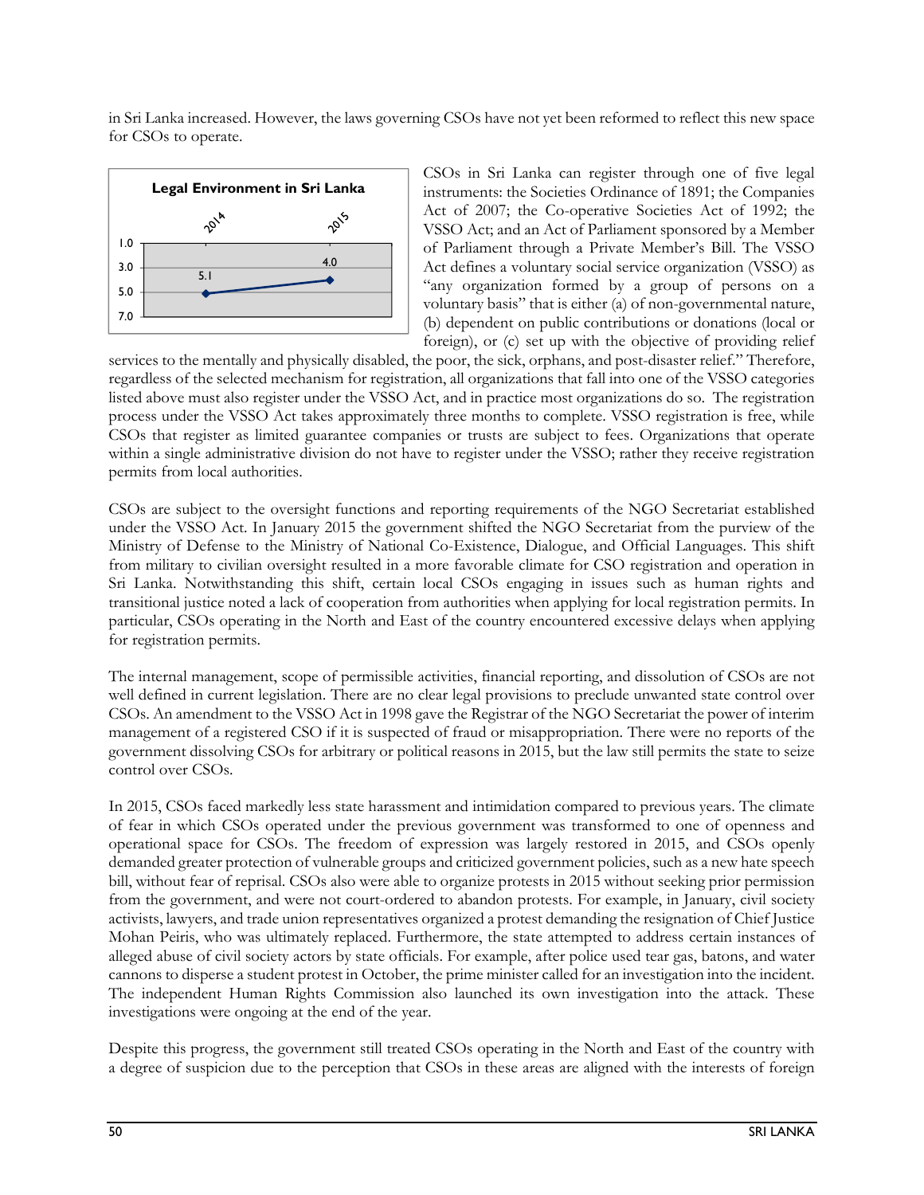in Sri Lanka increased. However, the laws governing CSOs have not yet been reformed to reflect this new space for CSOs to operate.

**Legal Environment in Sri Lanka**

| 2014 | 2015 |
|---|---|
| 5.1 | 4.0 |

CSOs in Sri Lanka can register through one of five legal instruments: the Societies Ordinance of 1891; the Companies Act of 2007; the Co-operative Societies Act of 1992; the VSSO Act; and an Act of Parliament sponsored by a Member of Parliament through a Private Member's Bill. The VSSO Act defines a voluntary social service organization (VSSO) as "any organization formed by a group of persons on a voluntary basis" that is either (a) of non-governmental nature, (b) dependent on public contributions or donations (local or foreign), or (c) set up with the objective of providing relief services to the mentally and physically disabled, the poor, the sick, orphans, and post-disaster relief." Therefore, regardless of the selected mechanism for registration, all organizations that fall into one of the VSSO categories listed above must also register under the VSSO Act, and in practice most organizations do so. The registration process under the VSSO Act takes approximately three months to complete. VSSO registration is free, while CSOs that register as limited guarantee companies or trusts are subject to fees. Organizations that operate within a single administrative division do not have to register under the VSSO; rather they receive registration permits from local authorities.

CSOs are subject to the oversight functions and reporting requirements of the NGO Secretariat established under the VSSO Act. In January 2015 the government shifted the NGO Secretariat from the purview of the Ministry of Defense to the Ministry of National Co-Existence, Dialogue, and Official Languages. This shift from military to civilian oversight resulted in a more favorable climate for CSO registration and operation in Sri Lanka. Notwithstanding this shift, certain local CSOs engaging in issues such as human rights and transitional justice noted a lack of cooperation from authorities when applying for local registration permits. In particular, CSOs operating in the North and East of the country encountered excessive delays when applying for registration permits.

The internal management, scope of permissible activities, financial reporting, and dissolution of CSOs are not well defined in current legislation. There are no clear legal provisions to preclude unwanted state control over CSOs. An amendment to the VSSO Act in 1998 gave the Registrar of the NGO Secretariat the power of interim management of a registered CSO if it is suspected of fraud or misappropriation. There were no reports of the government dissolving CSOs for arbitrary or political reasons in 2015, but the law still permits the state to seize control over CSOs.

In 2015, CSOs faced markedly less state harassment and intimidation compared to previous years. The climate of fear in which CSOs operated under the previous government was transformed to one of openness and operational space for CSOs. The freedom of expression was largely restored in 2015, and CSOs openly demanded greater protection of vulnerable groups and criticized government policies, such as a new hate speech bill, without fear of reprisal. CSOs also were able to organize protests in 2015 without seeking prior permission from the government, and were not court-ordered to abandon protests. For example, in January, civil society activists, lawyers, and trade union representatives organized a protest demanding the resignation of Chief Justice Mohan Peiris, who was ultimately replaced. Furthermore, the state attempted to address certain instances of alleged abuse of civil society actors by state officials. For example, after police used tear gas, batons, and water cannons to disperse a student protest in October, the prime minister called for an investigation into the incident. The independent Human Rights Commission also launched its own investigation into the attack. These investigations were ongoing at the end of the year.

Despite this progress, the government still treated CSOs operating in the North and East of the country with a degree of suspicion due to the perception that CSOs in these areas are aligned with the interests of foreign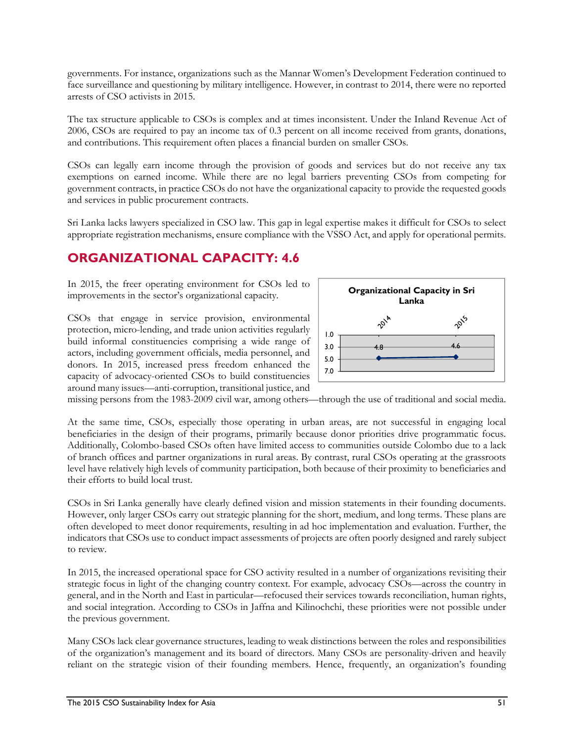governments. For instance, organizations such as the Mannar Women's Development Federation continued to face surveillance and questioning by military intelligence. However, in contrast to 2014, there were no reported arrests of CSO activists in 2015.

The tax structure applicable to CSOs is complex and at times inconsistent. Under the Inland Revenue Act of 2006, CSOs are required to pay an income tax of 0.3 percent on all income received from grants, donations, and contributions. This requirement often places a financial burden on smaller CSOs.

CSOs can legally earn income through the provision of goods and services but do not receive any tax exemptions on earned income. While there are no legal barriers preventing CSOs from competing for government contracts, in practice CSOs do not have the organizational capacity to provide the requested goods and services in public procurement contracts.

Sri Lanka lacks lawyers specialized in CSO law. This gap in legal expertise makes it difficult for CSOs to select appropriate registration mechanisms, ensure compliance with the VSSO Act, and apply for operational permits.

## ORGANIZATIONAL CAPACITY: 4.6

In 2015, the freer operating environment for CSOs led to improvements in the sector's organizational capacity.

**Organizational Capacity in Sri Lanka**

| 2014 | 2015 |
|---|---|
| 4.8 | 4.6 |

CSOs that engage in service provision, environmental protection, micro-lending, and trade union activities regularly build informal constituencies comprising a wide range of actors, including government officials, media personnel, and donors. In 2015, increased press freedom enhanced the capacity of advocacy-oriented CSOs to build constituencies around many issues—anti-corruption, transitional justice, and missing persons from the 1983-2009 civil war, among others—through the use of traditional and social media.

At the same time, CSOs, especially those operating in urban areas, are not successful in engaging local beneficiaries in the design of their programs, primarily because donor priorities drive programmatic focus. Additionally, Colombo-based CSOs often have limited access to communities outside Colombo due to a lack of branch offices and partner organizations in rural areas. By contrast, rural CSOs operating at the grassroots level have relatively high levels of community participation, both because of their proximity to beneficiaries and their efforts to build local trust.

CSOs in Sri Lanka generally have clearly defined vision and mission statements in their founding documents. However, only larger CSOs carry out strategic planning for the short, medium, and long terms. These plans are often developed to meet donor requirements, resulting in ad hoc implementation and evaluation. Further, the indicators that CSOs use to conduct impact assessments of projects are often poorly designed and rarely subject to review.

In 2015, the increased operational space for CSO activity resulted in a number of organizations revisiting their strategic focus in light of the changing country context. For example, advocacy CSOs—across the country in general, and in the North and East in particular—refocused their services towards reconciliation, human rights, and social integration. According to CSOs in Jaffna and Kilinochchi, these priorities were not possible under the previous government.

Many CSOs lack clear governance structures, leading to weak distinctions between the roles and responsibilities of the organization's management and its board of directors. Many CSOs are personality-driven and heavily reliant on the strategic vision of their founding members. Hence, frequently, an organization's founding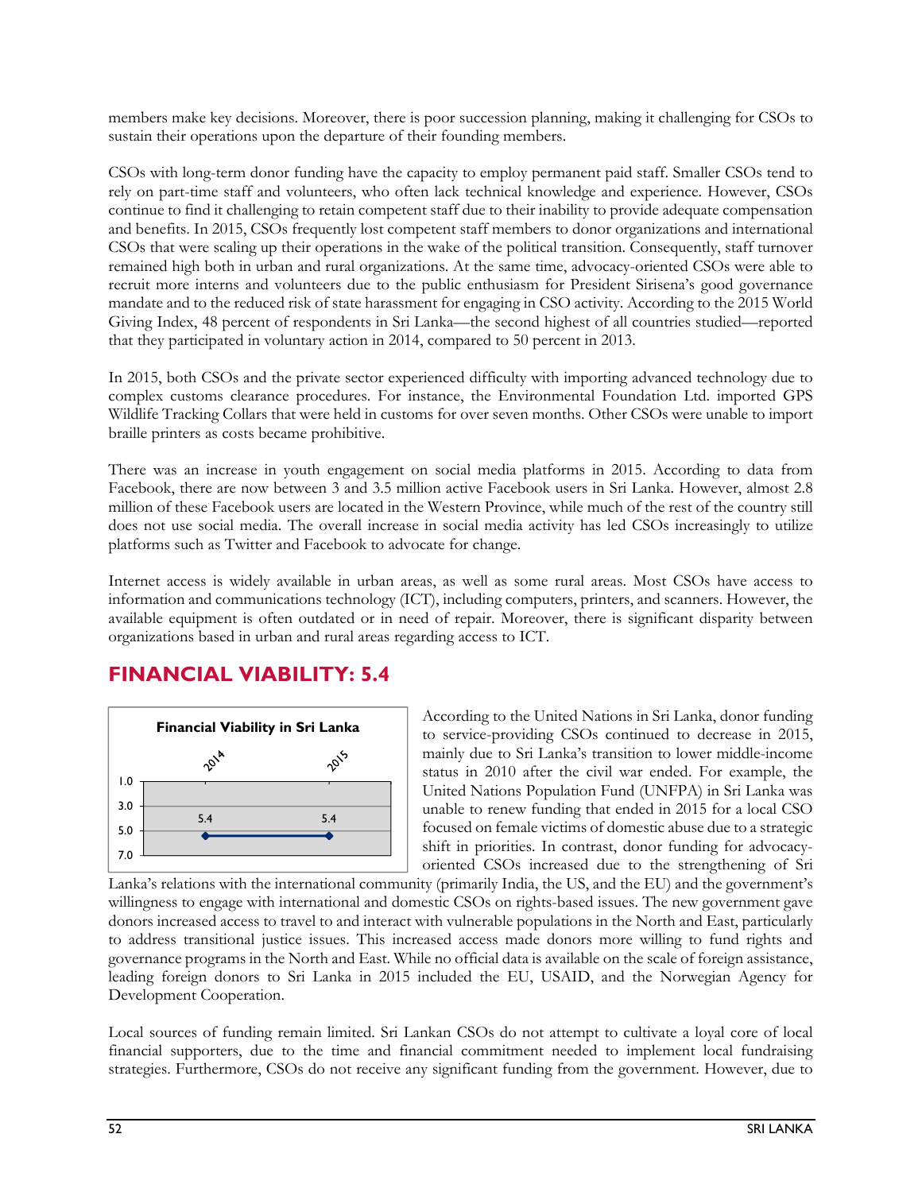members make key decisions. Moreover, there is poor succession planning, making it challenging for CSOs to sustain their operations upon the departure of their founding members.

CSOs with long-term donor funding have the capacity to employ permanent paid staff. Smaller CSOs tend to rely on part-time staff and volunteers, who often lack technical knowledge and experience. However, CSOs continue to find it challenging to retain competent staff due to their inability to provide adequate compensation and benefits. In 2015, CSOs frequently lost competent staff members to donor organizations and international CSOs that were scaling up their operations in the wake of the political transition. Consequently, staff turnover remained high both in urban and rural organizations. At the same time, advocacy-oriented CSOs were able to recruit more interns and volunteers due to the public enthusiasm for President Sirisena's good governance mandate and to the reduced risk of state harassment for engaging in CSO activity. According to the 2015 World Giving Index, 48 percent of respondents in Sri Lanka—the second highest of all countries studied—reported that they participated in voluntary action in 2014, compared to 50 percent in 2013.

In 2015, both CSOs and the private sector experienced difficulty with importing advanced technology due to complex customs clearance procedures. For instance, the Environmental Foundation Ltd. imported GPS Wildlife Tracking Collars that were held in customs for over seven months. Other CSOs were unable to import braille printers as costs became prohibitive.

There was an increase in youth engagement on social media platforms in 2015. According to data from Facebook, there are now between 3 and 3.5 million active Facebook users in Sri Lanka. However, almost 2.8 million of these Facebook users are located in the Western Province, while much of the rest of the country still does not use social media. The overall increase in social media activity has led CSOs increasingly to utilize platforms such as Twitter and Facebook to advocate for change.

Internet access is widely available in urban areas, as well as some rural areas. Most CSOs have access to information and communications technology (ICT), including computers, printers, and scanners. However, the available equipment is often outdated or in need of repair. Moreover, there is significant disparity between organizations based in urban and rural areas regarding access to ICT.

## FINANCIAL VIABILITY: 5.4

**Financial Viability in Sri Lanka**

| 2014 | 2015 |
|---|---|
| 5.4 | 5.4 |

According to the United Nations in Sri Lanka, donor funding to service-providing CSOs continued to decrease in 2015, mainly due to Sri Lanka's transition to lower middle-income status in 2010 after the civil war ended. For example, the United Nations Population Fund (UNFPA) in Sri Lanka was unable to renew funding that ended in 2015 for a local CSO focused on female victims of domestic abuse due to a strategic shift in priorities. In contrast, donor funding for advocacy-oriented CSOs increased due to the strengthening of Sri Lanka's relations with the international community (primarily India, the US, and the EU) and the government's willingness to engage with international and domestic CSOs on rights-based issues. The new government gave donors increased access to travel to and interact with vulnerable populations in the North and East, particularly to address transitional justice issues. This increased access made donors more willing to fund rights and governance programs in the North and East. While no official data is available on the scale of foreign assistance, leading foreign donors to Sri Lanka in 2015 included the EU, USAID, and the Norwegian Agency for Development Cooperation.

Local sources of funding remain limited. Sri Lankan CSOs do not attempt to cultivate a loyal core of local financial supporters, due to the time and financial commitment needed to implement local fundraising strategies. Furthermore, CSOs do not receive any significant funding from the government. However, due to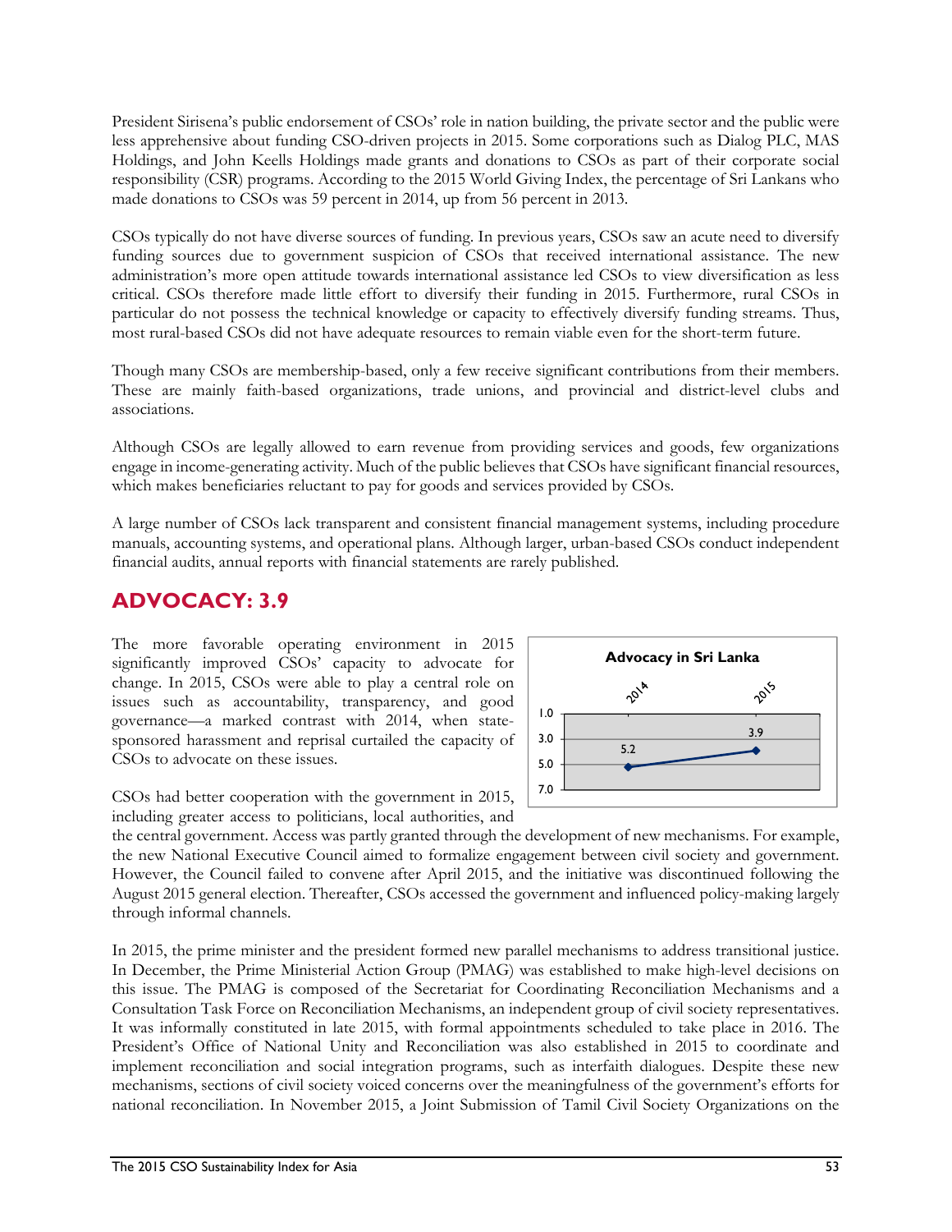President Sirisena's public endorsement of CSOs' role in nation building, the private sector and the public were less apprehensive about funding CSO-driven projects in 2015. Some corporations such as Dialog PLC, MAS Holdings, and John Keells Holdings made grants and donations to CSOs as part of their corporate social responsibility (CSR) programs. According to the 2015 World Giving Index, the percentage of Sri Lankans who made donations to CSOs was 59 percent in 2014, up from 56 percent in 2013.

CSOs typically do not have diverse sources of funding. In previous years, CSOs saw an acute need to diversify funding sources due to government suspicion of CSOs that received international assistance. The new administration's more open attitude towards international assistance led CSOs to view diversification as less critical. CSOs therefore made little effort to diversify their funding in 2015. Furthermore, rural CSOs in particular do not possess the technical knowledge or capacity to effectively diversify funding streams. Thus, most rural-based CSOs did not have adequate resources to remain viable even for the short-term future.

Though many CSOs are membership-based, only a few receive significant contributions from their members. These are mainly faith-based organizations, trade unions, and provincial and district-level clubs and associations.

Although CSOs are legally allowed to earn revenue from providing services and goods, few organizations engage in income-generating activity. Much of the public believes that CSOs have significant financial resources, which makes beneficiaries reluctant to pay for goods and services provided by CSOs.

A large number of CSOs lack transparent and consistent financial management systems, including procedure manuals, accounting systems, and operational plans. Although larger, urban-based CSOs conduct independent financial audits, annual reports with financial statements are rarely published.

## ADVOCACY: 3.9

**Advocacy in Sri Lanka**

| | 2014 | 2015 |
|---|---|---|
| Score | 5.2 | 3.9 |

The more favorable operating environment in 2015 significantly improved CSOs' capacity to advocate for change. In 2015, CSOs were able to play a central role on issues such as accountability, transparency, and good governance—a marked contrast with 2014, when state-sponsored harassment and reprisal curtailed the capacity of CSOs to advocate on these issues.

CSOs had better cooperation with the government in 2015, including greater access to politicians, local authorities, and the central government. Access was partly granted through the development of new mechanisms. For example, the new National Executive Council aimed to formalize engagement between civil society and government. However, the Council failed to convene after April 2015, and the initiative was discontinued following the August 2015 general election. Thereafter, CSOs accessed the government and influenced policy-making largely through informal channels.

In 2015, the prime minister and the president formed new parallel mechanisms to address transitional justice. In December, the Prime Ministerial Action Group (PMAG) was established to make high-level decisions on this issue. The PMAG is composed of the Secretariat for Coordinating Reconciliation Mechanisms and a Consultation Task Force on Reconciliation Mechanisms, an independent group of civil society representatives. It was informally constituted in late 2015, with formal appointments scheduled to take place in 2016. The President's Office of National Unity and Reconciliation was also established in 2015 to coordinate and implement reconciliation and social integration programs, such as interfaith dialogues. Despite these new mechanisms, sections of civil society voiced concerns over the meaningfulness of the government's efforts for national reconciliation. In November 2015, a Joint Submission of Tamil Civil Society Organizations on the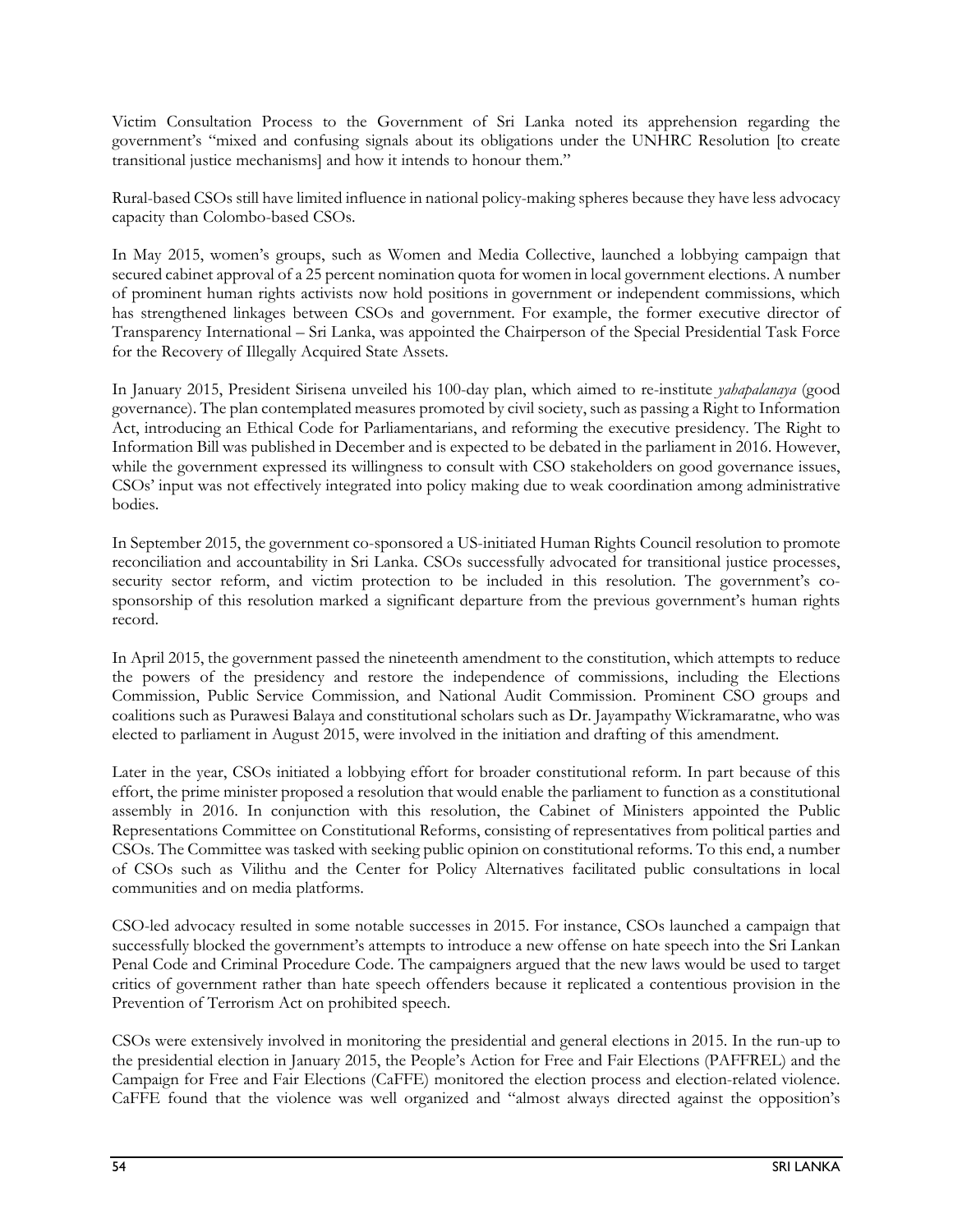Victim Consultation Process to the Government of Sri Lanka noted its apprehension regarding the government's "mixed and confusing signals about its obligations under the UNHRC Resolution [to create transitional justice mechanisms] and how it intends to honour them."

Rural-based CSOs still have limited influence in national policy-making spheres because they have less advocacy capacity than Colombo-based CSOs.

In May 2015, women's groups, such as Women and Media Collective, launched a lobbying campaign that secured cabinet approval of a 25 percent nomination quota for women in local government elections. A number of prominent human rights activists now hold positions in government or independent commissions, which has strengthened linkages between CSOs and government. For example, the former executive director of Transparency International – Sri Lanka, was appointed the Chairperson of the Special Presidential Task Force for the Recovery of Illegally Acquired State Assets.

In January 2015, President Sirisena unveiled his 100-day plan, which aimed to re-institute *yahapalanaya* (good governance). The plan contemplated measures promoted by civil society, such as passing a Right to Information Act, introducing an Ethical Code for Parliamentarians, and reforming the executive presidency. The Right to Information Bill was published in December and is expected to be debated in the parliament in 2016. However, while the government expressed its willingness to consult with CSO stakeholders on good governance issues, CSOs' input was not effectively integrated into policy making due to weak coordination among administrative bodies.

In September 2015, the government co-sponsored a US-initiated Human Rights Council resolution to promote reconciliation and accountability in Sri Lanka. CSOs successfully advocated for transitional justice processes, security sector reform, and victim protection to be included in this resolution. The government's co-sponsorship of this resolution marked a significant departure from the previous government's human rights record.

In April 2015, the government passed the nineteenth amendment to the constitution, which attempts to reduce the powers of the presidency and restore the independence of commissions, including the Elections Commission, Public Service Commission, and National Audit Commission. Prominent CSO groups and coalitions such as Purawesi Balaya and constitutional scholars such as Dr. Jayampathy Wickramaratne, who was elected to parliament in August 2015, were involved in the initiation and drafting of this amendment.

Later in the year, CSOs initiated a lobbying effort for broader constitutional reform. In part because of this effort, the prime minister proposed a resolution that would enable the parliament to function as a constitutional assembly in 2016. In conjunction with this resolution, the Cabinet of Ministers appointed the Public Representations Committee on Constitutional Reforms, consisting of representatives from political parties and CSOs. The Committee was tasked with seeking public opinion on constitutional reforms. To this end, a number of CSOs such as Vilithu and the Center for Policy Alternatives facilitated public consultations in local communities and on media platforms.

CSO-led advocacy resulted in some notable successes in 2015. For instance, CSOs launched a campaign that successfully blocked the government's attempts to introduce a new offense on hate speech into the Sri Lankan Penal Code and Criminal Procedure Code. The campaigners argued that the new laws would be used to target critics of government rather than hate speech offenders because it replicated a contentious provision in the Prevention of Terrorism Act on prohibited speech.

CSOs were extensively involved in monitoring the presidential and general elections in 2015. In the run-up to the presidential election in January 2015, the People's Action for Free and Fair Elections (PAFFREL) and the Campaign for Free and Fair Elections (CaFFE) monitored the election process and election-related violence. CaFFE found that the violence was well organized and "almost always directed against the opposition's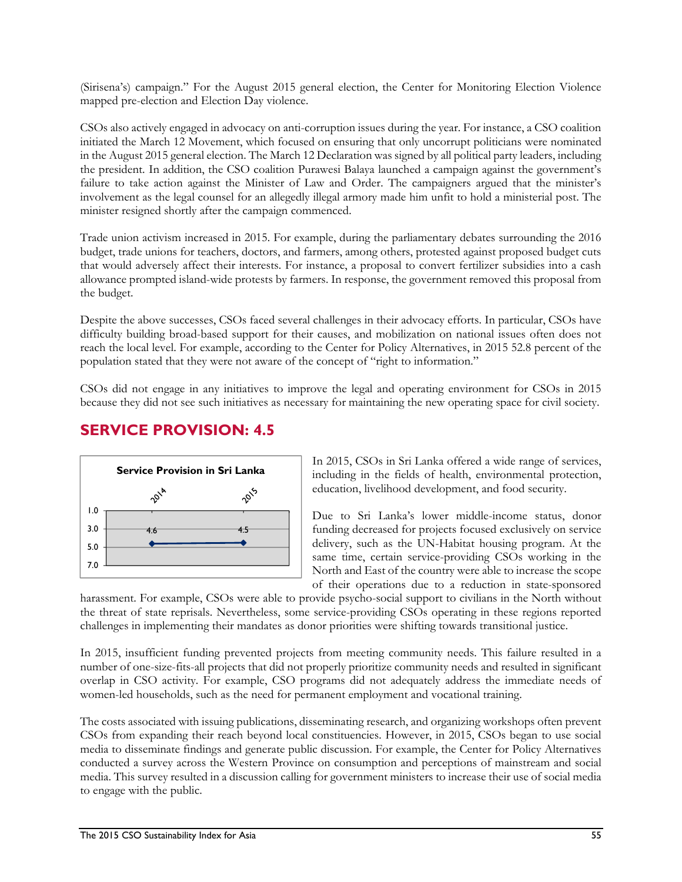(Sirisena's) campaign." For the August 2015 general election, the Center for Monitoring Election Violence mapped pre-election and Election Day violence.

CSOs also actively engaged in advocacy on anti-corruption issues during the year. For instance, a CSO coalition initiated the March 12 Movement, which focused on ensuring that only uncorrupt politicians were nominated in the August 2015 general election. The March 12 Declaration was signed by all political party leaders, including the president. In addition, the CSO coalition Purawesi Balaya launched a campaign against the government's failure to take action against the Minister of Law and Order. The campaigners argued that the minister's involvement as the legal counsel for an allegedly illegal armory made him unfit to hold a ministerial post. The minister resigned shortly after the campaign commenced.

Trade union activism increased in 2015. For example, during the parliamentary debates surrounding the 2016 budget, trade unions for teachers, doctors, and farmers, among others, protested against proposed budget cuts that would adversely affect their interests. For instance, a proposal to convert fertilizer subsidies into a cash allowance prompted island-wide protests by farmers. In response, the government removed this proposal from the budget.

Despite the above successes, CSOs faced several challenges in their advocacy efforts. In particular, CSOs have difficulty building broad-based support for their causes, and mobilization on national issues often does not reach the local level. For example, according to the Center for Policy Alternatives, in 2015 52.8 percent of the population stated that they were not aware of the concept of "right to information."

CSOs did not engage in any initiatives to improve the legal and operating environment for CSOs in 2015 because they did not see such initiatives as necessary for maintaining the new operating space for civil society.

## SERVICE PROVISION: 4.5

**Service Provision in Sri Lanka**

| 2014 | 2015 |
| --- | --- |
| 4.6 | 4.5 |

In 2015, CSOs in Sri Lanka offered a wide range of services, including in the fields of health, environmental protection, education, livelihood development, and food security.

Due to Sri Lanka's lower middle-income status, donor funding decreased for projects focused exclusively on service delivery, such as the UN-Habitat housing program. At the same time, certain service-providing CSOs working in the North and East of the country were able to increase the scope of their operations due to a reduction in state-sponsored harassment. For example, CSOs were able to provide psycho-social support to civilians in the North without the threat of state reprisals. Nevertheless, some service-providing CSOs operating in these regions reported challenges in implementing their mandates as donor priorities were shifting towards transitional justice.

In 2015, insufficient funding prevented projects from meeting community needs. This failure resulted in a number of one-size-fits-all projects that did not properly prioritize community needs and resulted in significant overlap in CSO activity. For example, CSO programs did not adequately address the immediate needs of women-led households, such as the need for permanent employment and vocational training.

The costs associated with issuing publications, disseminating research, and organizing workshops often prevent CSOs from expanding their reach beyond local constituencies. However, in 2015, CSOs began to use social media to disseminate findings and generate public discussion. For example, the Center for Policy Alternatives conducted a survey across the Western Province on consumption and perceptions of mainstream and social media. This survey resulted in a discussion calling for government ministers to increase their use of social media to engage with the public.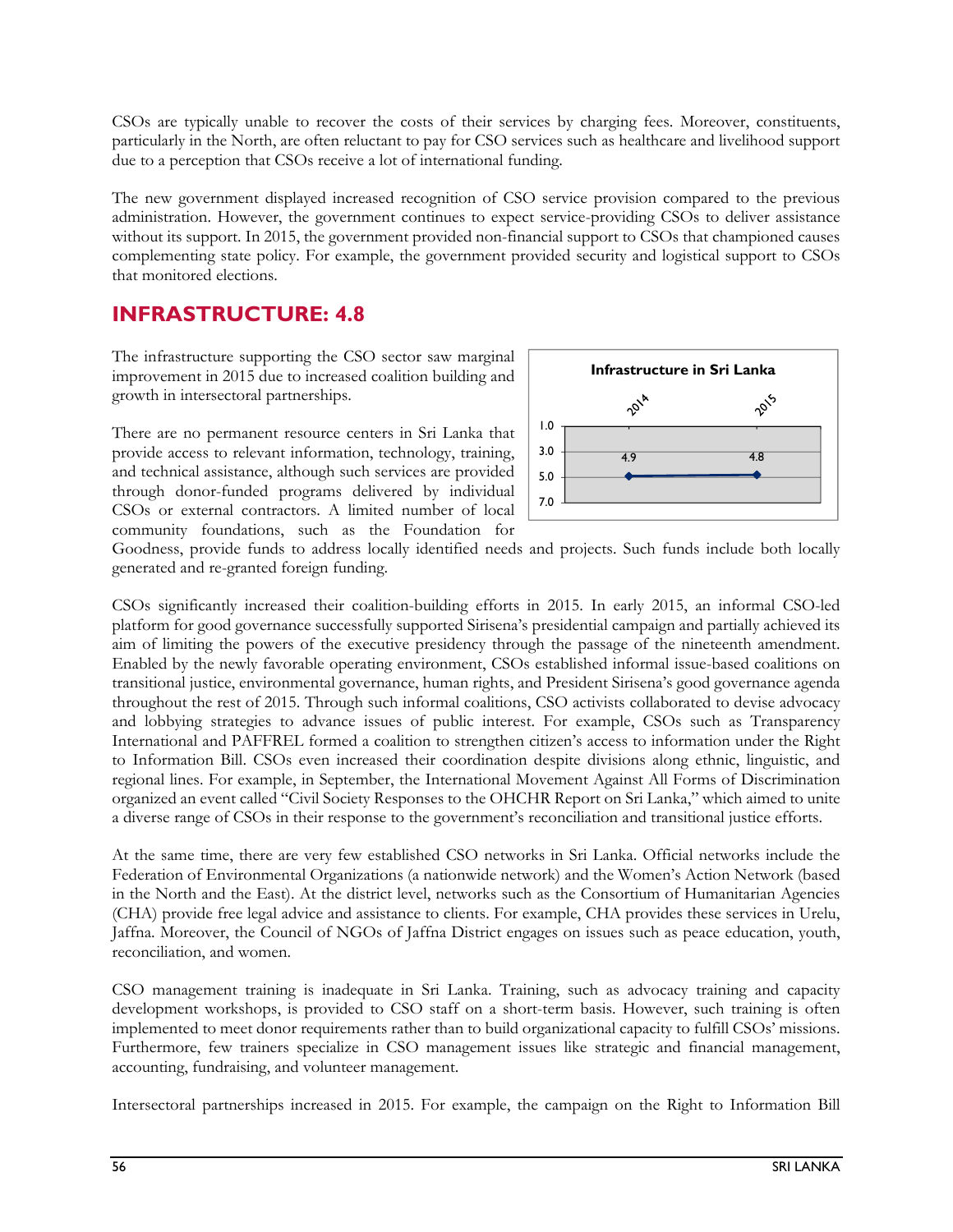CSOs are typically unable to recover the costs of their services by charging fees. Moreover, constituents, particularly in the North, are often reluctant to pay for CSO services such as healthcare and livelihood support due to a perception that CSOs receive a lot of international funding.

The new government displayed increased recognition of CSO service provision compared to the previous administration. However, the government continues to expect service-providing CSOs to deliver assistance without its support. In 2015, the government provided non-financial support to CSOs that championed causes complementing state policy. For example, the government provided security and logistical support to CSOs that monitored elections.

## INFRASTRUCTURE: 4.8

The infrastructure supporting the CSO sector saw marginal improvement in 2015 due to increased coalition building and growth in intersectoral partnerships.

**Infrastructure in Sri Lanka**

| 2014 | 2015 |
|---|---|
| 4.9 | 4.8 |

There are no permanent resource centers in Sri Lanka that provide access to relevant information, technology, training, and technical assistance, although such services are provided through donor-funded programs delivered by individual CSOs or external contractors. A limited number of local community foundations, such as the Foundation for Goodness, provide funds to address locally identified needs and projects. Such funds include both locally generated and re-granted foreign funding.

CSOs significantly increased their coalition-building efforts in 2015. In early 2015, an informal CSO-led platform for good governance successfully supported Sirisena's presidential campaign and partially achieved its aim of limiting the powers of the executive presidency through the passage of the nineteenth amendment. Enabled by the newly favorable operating environment, CSOs established informal issue-based coalitions on transitional justice, environmental governance, human rights, and President Sirisena's good governance agenda throughout the rest of 2015. Through such informal coalitions, CSO activists collaborated to devise advocacy and lobbying strategies to advance issues of public interest. For example, CSOs such as Transparency International and PAFFREL formed a coalition to strengthen citizen's access to information under the Right to Information Bill. CSOs even increased their coordination despite divisions along ethnic, linguistic, and regional lines. For example, in September, the International Movement Against All Forms of Discrimination organized an event called "Civil Society Responses to the OHCHR Report on Sri Lanka," which aimed to unite a diverse range of CSOs in their response to the government's reconciliation and transitional justice efforts.

At the same time, there are very few established CSO networks in Sri Lanka. Official networks include the Federation of Environmental Organizations (a nationwide network) and the Women's Action Network (based in the North and the East). At the district level, networks such as the Consortium of Humanitarian Agencies (CHA) provide free legal advice and assistance to clients. For example, CHA provides these services in Urelu, Jaffna. Moreover, the Council of NGOs of Jaffna District engages on issues such as peace education, youth, reconciliation, and women.

CSO management training is inadequate in Sri Lanka. Training, such as advocacy training and capacity development workshops, is provided to CSO staff on a short-term basis. However, such training is often implemented to meet donor requirements rather than to build organizational capacity to fulfill CSOs' missions. Furthermore, few trainers specialize in CSO management issues like strategic and financial management, accounting, fundraising, and volunteer management.

Intersectoral partnerships increased in 2015. For example, the campaign on the Right to Information Bill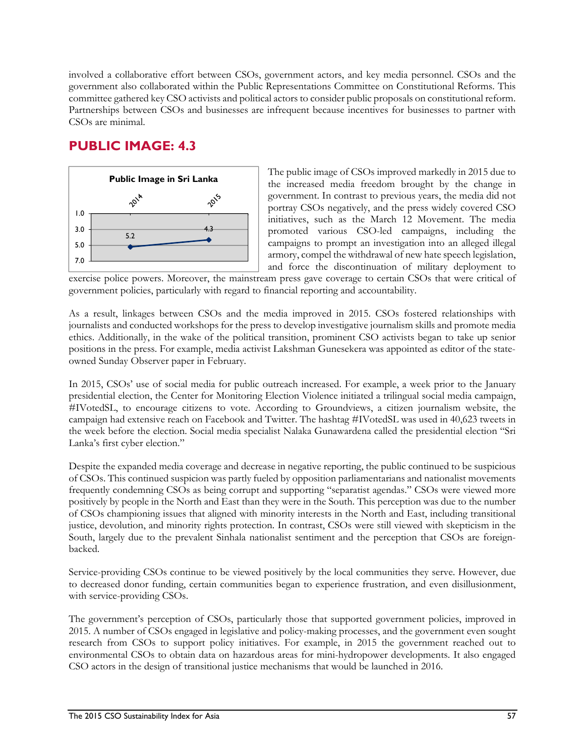involved a collaborative effort between CSOs, government actors, and key media personnel. CSOs and the government also collaborated within the Public Representations Committee on Constitutional Reforms. This committee gathered key CSO activists and political actors to consider public proposals on constitutional reform. Partnerships between CSOs and businesses are infrequent because incentives for businesses to partner with CSOs are minimal.

## PUBLIC IMAGE: 4.3

**Public Image in Sri Lanka**

| 2014 | 2015 |
|---|---|
| 5.2 | 4.3 |

The public image of CSOs improved markedly in 2015 due to the increased media freedom brought by the change in government. In contrast to previous years, the media did not portray CSOs negatively, and the press widely covered CSO initiatives, such as the March 12 Movement. The media promoted various CSO-led campaigns, including the campaigns to prompt an investigation into an alleged illegal armory, compel the withdrawal of new hate speech legislation, and force the discontinuation of military deployment to exercise police powers. Moreover, the mainstream press gave coverage to certain CSOs that were critical of government policies, particularly with regard to financial reporting and accountability.

As a result, linkages between CSOs and the media improved in 2015. CSOs fostered relationships with journalists and conducted workshops for the press to develop investigative journalism skills and promote media ethics. Additionally, in the wake of the political transition, prominent CSO activists began to take up senior positions in the press. For example, media activist Lakshman Gunesekera was appointed as editor of the state-owned Sunday Observer paper in February.

In 2015, CSOs' use of social media for public outreach increased. For example, a week prior to the January presidential election, the Center for Monitoring Election Violence initiated a trilingual social media campaign, #IVotedSL, to encourage citizens to vote. According to Groundviews, a citizen journalism website, the campaign had extensive reach on Facebook and Twitter. The hashtag #IVotedSL was used in 40,623 tweets in the week before the election. Social media specialist Nalaka Gunawardena called the presidential election "Sri Lanka's first cyber election."

Despite the expanded media coverage and decrease in negative reporting, the public continued to be suspicious of CSOs. This continued suspicion was partly fueled by opposition parliamentarians and nationalist movements frequently condemning CSOs as being corrupt and supporting "separatist agendas." CSOs were viewed more positively by people in the North and East than they were in the South. This perception was due to the number of CSOs championing issues that aligned with minority interests in the North and East, including transitional justice, devolution, and minority rights protection. In contrast, CSOs were still viewed with skepticism in the South, largely due to the prevalent Sinhala nationalist sentiment and the perception that CSOs are foreign-backed.

Service-providing CSOs continue to be viewed positively by the local communities they serve. However, due to decreased donor funding, certain communities began to experience frustration, and even disillusionment, with service-providing CSOs.

The government's perception of CSOs, particularly those that supported government policies, improved in 2015. A number of CSOs engaged in legislative and policy-making processes, and the government even sought research from CSOs to support policy initiatives. For example, in 2015 the government reached out to environmental CSOs to obtain data on hazardous areas for mini-hydropower developments. It also engaged CSO actors in the design of transitional justice mechanisms that would be launched in 2016.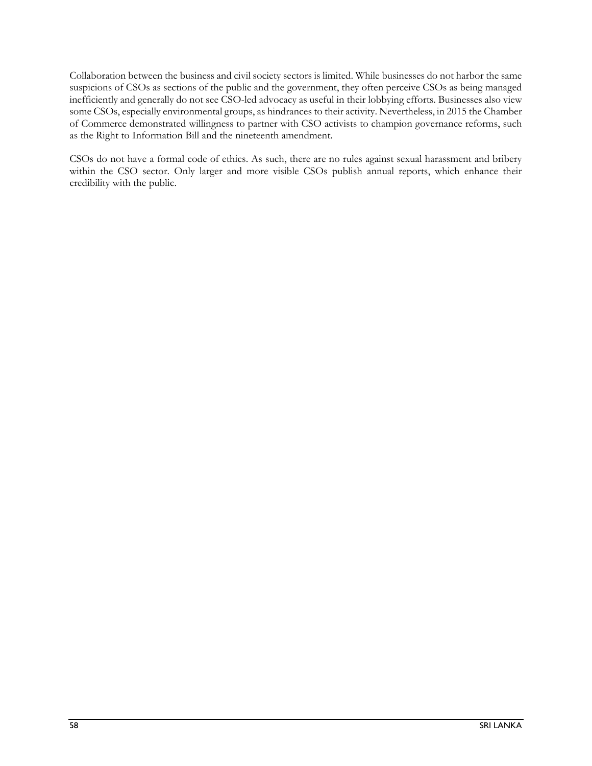Collaboration between the business and civil society sectors is limited. While businesses do not harbor the same suspicions of CSOs as sections of the public and the government, they often perceive CSOs as being managed inefficiently and generally do not see CSO-led advocacy as useful in their lobbying efforts. Businesses also view some CSOs, especially environmental groups, as hindrances to their activity. Nevertheless, in 2015 the Chamber of Commerce demonstrated willingness to partner with CSO activists to champion governance reforms, such as the Right to Information Bill and the nineteenth amendment.

CSOs do not have a formal code of ethics. As such, there are no rules against sexual harassment and bribery within the CSO sector. Only larger and more visible CSOs publish annual reports, which enhance their credibility with the public.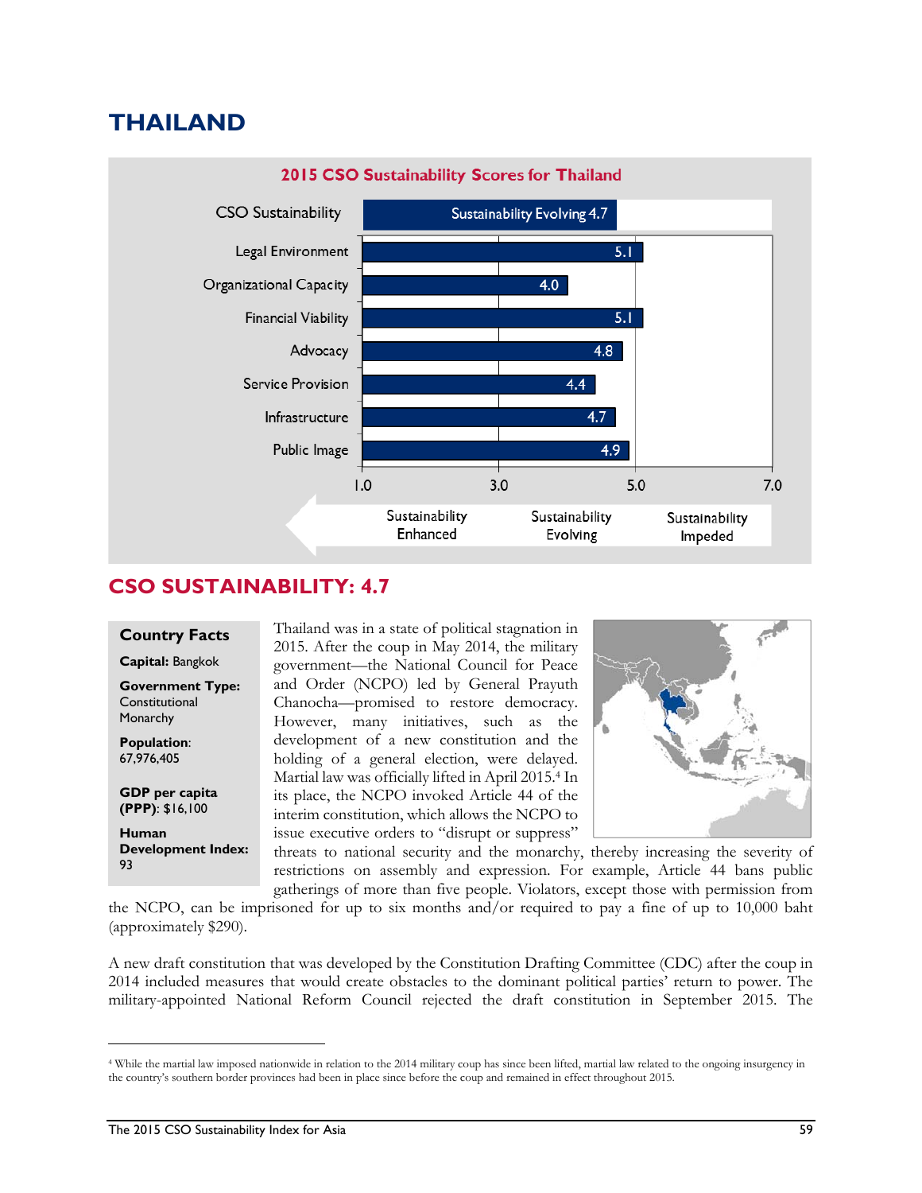# THAILAND

**2015 CSO Sustainability Scores for Thailand**

| Dimension | Score |
|---|---|
| CSO Sustainability | Sustainability Evolving 4.7 |
| Legal Environment | 5.1 |
| Organizational Capacity | 4.0 |
| Financial Viability | 5.1 |
| Advocacy | 4.8 |
| Service Provision | 4.4 |
| Infrastructure | 4.7 |
| Public Image | 4.9 |

Scale: 1.0–3.0 Sustainability Enhanced; 3.0–5.0 Sustainability Evolving; 5.0–7.0 Sustainability Impeded

## CSO SUSTAINABILITY: 4.7

**Country Facts**

**Capital:** Bangkok

**Government Type:** Constitutional Monarchy

**Population**: 67,976,405

**GDP per capita (PPP)**: $16,100

**Human Development Index:** 93

Thailand was in a state of political stagnation in 2015. After the coup in May 2014, the military government—the National Council for Peace and Order (NCPO) led by General Prayuth Chanocha—promised to restore democracy. However, many initiatives, such as the development of a new constitution and the holding of a general election, were delayed. Martial law was officially lifted in April 2015.[4] In its place, the NCPO invoked Article 44 of the interim constitution, which allows the NCPO to issue executive orders to "disrupt or suppress" threats to national security and the monarchy, thereby increasing the severity of restrictions on assembly and expression. For example, Article 44 bans public gatherings of more than five people. Violators, except those with permission from the NCPO, can be imprisoned for up to six months and/or required to pay a fine of up to 10,000 baht (approximately $290).

A new draft constitution that was developed by the Constitution Drafting Committee (CDC) after the coup in 2014 included measures that would create obstacles to the dominant political parties' return to power. The military-appointed National Reform Council rejected the draft constitution in September 2015. The

[4] While the martial law imposed nationwide in relation to the 2014 military coup has since been lifted, martial law related to the ongoing insurgency in the country's southern border provinces had been in place since before the coup and remained in effect throughout 2015.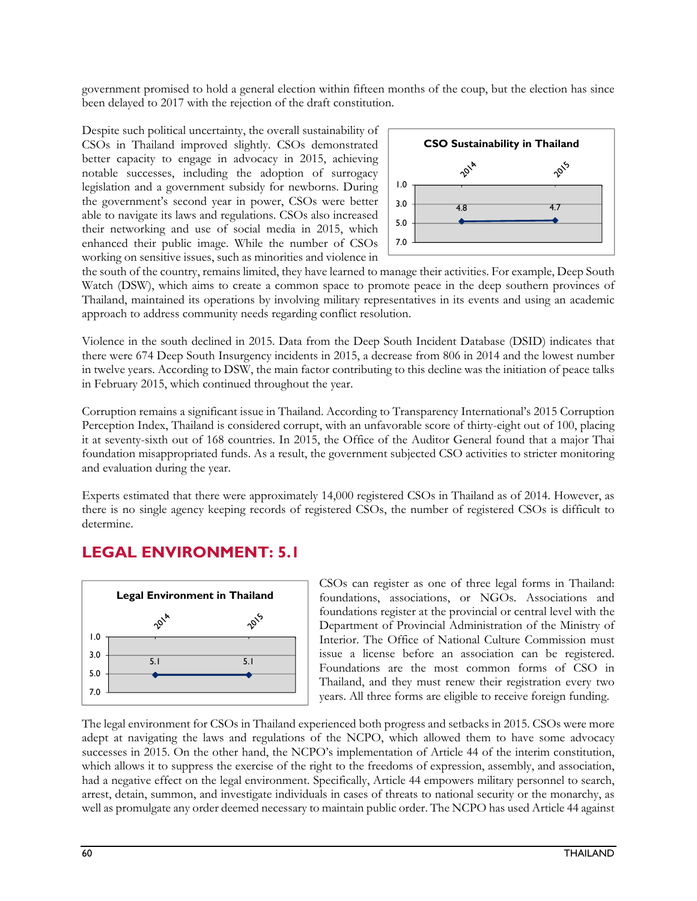government promised to hold a general election within fifteen months of the coup, but the election has since been delayed to 2017 with the rejection of the draft constitution.

Despite such political uncertainty, the overall sustainability of CSOs in Thailand improved slightly. CSOs demonstrated better capacity to engage in advocacy in 2015, achieving notable successes, including the adoption of surrogacy legislation and a government subsidy for newborns. During the government's second year in power, CSOs were better able to navigate its laws and regulations. CSOs also increased their networking and use of social media in 2015, which enhanced their public image. While the number of CSOs working on sensitive issues, such as minorities and violence in the south of the country, remains limited, they have learned to manage their activities. For example, Deep South Watch (DSW), which aims to create a common space to promote peace in the deep southern provinces of Thailand, maintained its operations by involving military representatives in its events and using an academic approach to address community needs regarding conflict resolution.

**CSO Sustainability in Thailand**

| 2014 | 2015 |
|---|---|
| 4.8 | 4.7 |

Violence in the south declined in 2015. Data from the Deep South Incident Database (DSID) indicates that there were 674 Deep South Insurgency incidents in 2015, a decrease from 806 in 2014 and the lowest number in twelve years. According to DSW, the main factor contributing to this decline was the initiation of peace talks in February 2015, which continued throughout the year.

Corruption remains a significant issue in Thailand. According to Transparency International's 2015 Corruption Perception Index, Thailand is considered corrupt, with an unfavorable score of thirty-eight out of 100, placing it at seventy-sixth out of 168 countries. In 2015, the Office of the Auditor General found that a major Thai foundation misappropriated funds. As a result, the government subjected CSO activities to stricter monitoring and evaluation during the year.

Experts estimated that there were approximately 14,000 registered CSOs in Thailand as of 2014. However, as there is no single agency keeping records of registered CSOs, the number of registered CSOs is difficult to determine.

## LEGAL ENVIRONMENT: 5.1

**Legal Environment in Thailand**

| 2014 | 2015 |
|---|---|
| 5.1 | 5.1 |

CSOs can register as one of three legal forms in Thailand: foundations, associations, or NGOs. Associations and foundations register at the provincial or central level with the Department of Provincial Administration of the Ministry of Interior. The Office of National Culture Commission must issue a license before an association can be registered. Foundations are the most common forms of CSO in Thailand, and they must renew their registration every two years. All three forms are eligible to receive foreign funding.

The legal environment for CSOs in Thailand experienced both progress and setbacks in 2015. CSOs were more adept at navigating the laws and regulations of the NCPO, which allowed them to have some advocacy successes in 2015. On the other hand, the NCPO's implementation of Article 44 of the interim constitution, which allows it to suppress the exercise of the right to the freedoms of expression, assembly, and association, had a negative effect on the legal environment. Specifically, Article 44 empowers military personnel to search, arrest, detain, summon, and investigate individuals in cases of threats to national security or the monarchy, as well as promulgate any order deemed necessary to maintain public order. The NCPO has used Article 44 against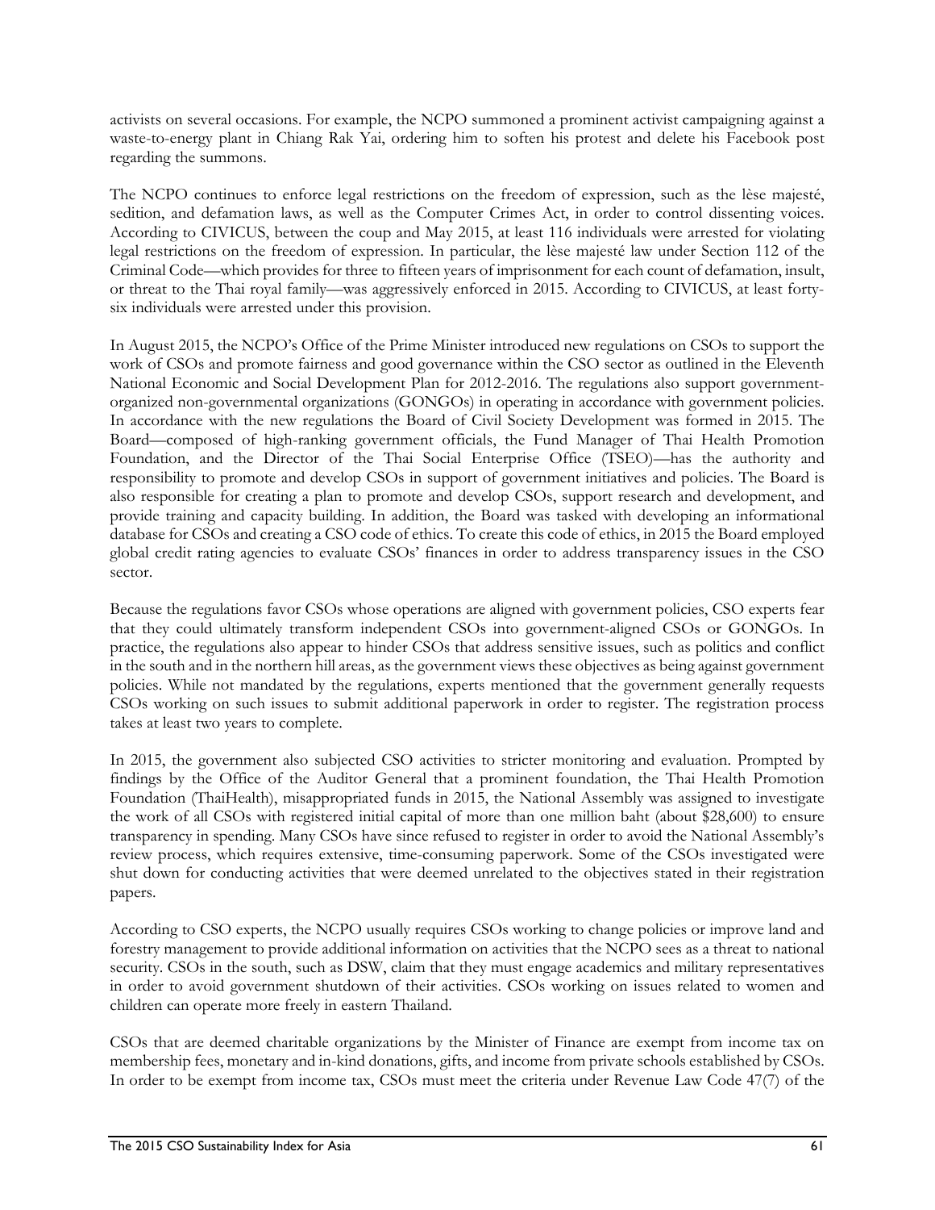activists on several occasions. For example, the NCPO summoned a prominent activist campaigning against a waste-to-energy plant in Chiang Rak Yai, ordering him to soften his protest and delete his Facebook post regarding the summons.

The NCPO continues to enforce legal restrictions on the freedom of expression, such as the lèse majesté, sedition, and defamation laws, as well as the Computer Crimes Act, in order to control dissenting voices. According to CIVICUS, between the coup and May 2015, at least 116 individuals were arrested for violating legal restrictions on the freedom of expression. In particular, the lèse majesté law under Section 112 of the Criminal Code—which provides for three to fifteen years of imprisonment for each count of defamation, insult, or threat to the Thai royal family—was aggressively enforced in 2015. According to CIVICUS, at least forty-six individuals were arrested under this provision.

In August 2015, the NCPO's Office of the Prime Minister introduced new regulations on CSOs to support the work of CSOs and promote fairness and good governance within the CSO sector as outlined in the Eleventh National Economic and Social Development Plan for 2012-2016. The regulations also support government-organized non-governmental organizations (GONGOs) in operating in accordance with government policies. In accordance with the new regulations the Board of Civil Society Development was formed in 2015. The Board—composed of high-ranking government officials, the Fund Manager of Thai Health Promotion Foundation, and the Director of the Thai Social Enterprise Office (TSEO)—has the authority and responsibility to promote and develop CSOs in support of government initiatives and policies. The Board is also responsible for creating a plan to promote and develop CSOs, support research and development, and provide training and capacity building. In addition, the Board was tasked with developing an informational database for CSOs and creating a CSO code of ethics. To create this code of ethics, in 2015 the Board employed global credit rating agencies to evaluate CSOs' finances in order to address transparency issues in the CSO sector.

Because the regulations favor CSOs whose operations are aligned with government policies, CSO experts fear that they could ultimately transform independent CSOs into government-aligned CSOs or GONGOs. In practice, the regulations also appear to hinder CSOs that address sensitive issues, such as politics and conflict in the south and in the northern hill areas, as the government views these objectives as being against government policies. While not mandated by the regulations, experts mentioned that the government generally requests CSOs working on such issues to submit additional paperwork in order to register. The registration process takes at least two years to complete.

In 2015, the government also subjected CSO activities to stricter monitoring and evaluation. Prompted by findings by the Office of the Auditor General that a prominent foundation, the Thai Health Promotion Foundation (ThaiHealth), misappropriated funds in 2015, the National Assembly was assigned to investigate the work of all CSOs with registered initial capital of more than one million baht (about $28,600) to ensure transparency in spending. Many CSOs have since refused to register in order to avoid the National Assembly's review process, which requires extensive, time-consuming paperwork. Some of the CSOs investigated were shut down for conducting activities that were deemed unrelated to the objectives stated in their registration papers.

According to CSO experts, the NCPO usually requires CSOs working to change policies or improve land and forestry management to provide additional information on activities that the NCPO sees as a threat to national security. CSOs in the south, such as DSW, claim that they must engage academics and military representatives in order to avoid government shutdown of their activities. CSOs working on issues related to women and children can operate more freely in eastern Thailand.

CSOs that are deemed charitable organizations by the Minister of Finance are exempt from income tax on membership fees, monetary and in-kind donations, gifts, and income from private schools established by CSOs. In order to be exempt from income tax, CSOs must meet the criteria under Revenue Law Code 47(7) of the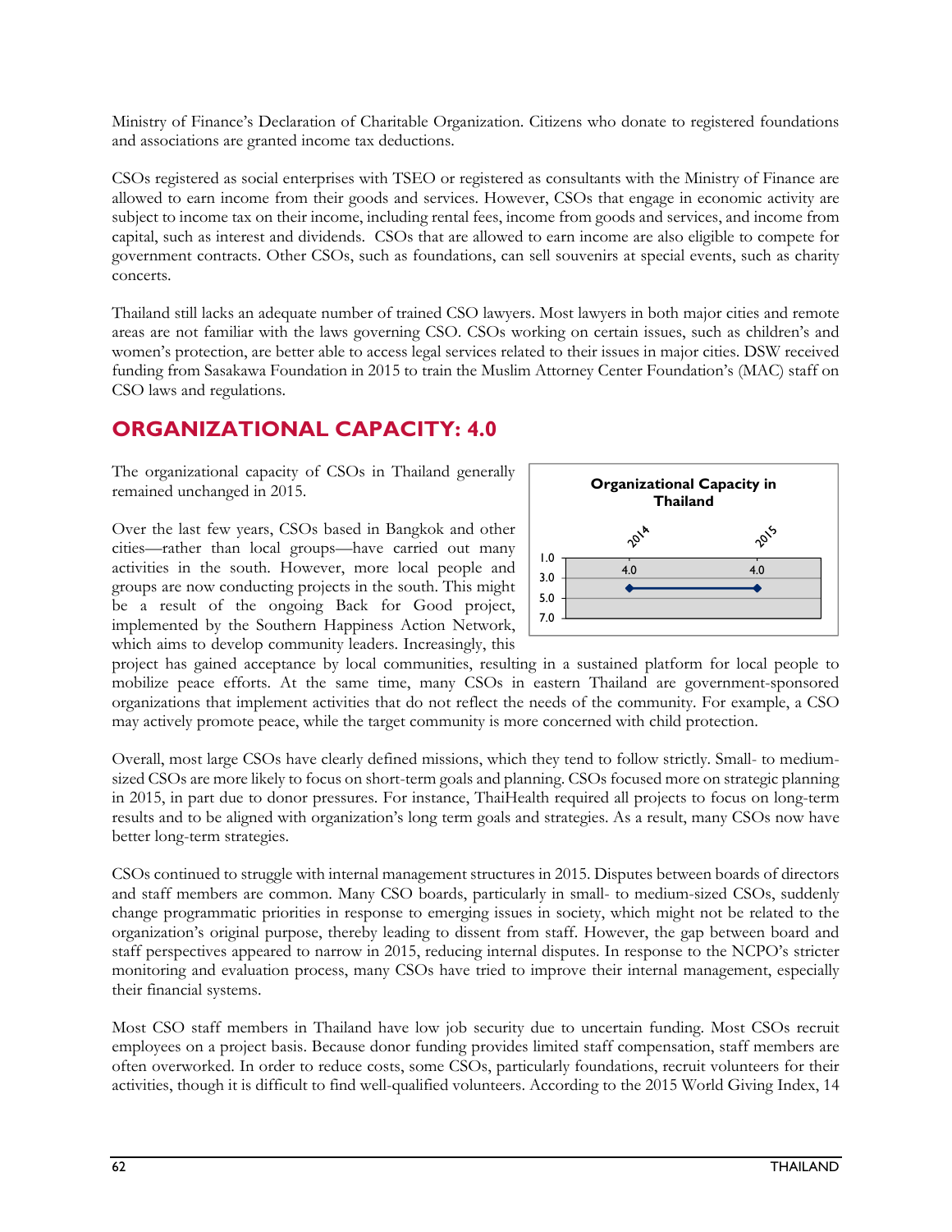Ministry of Finance's Declaration of Charitable Organization. Citizens who donate to registered foundations and associations are granted income tax deductions.

CSOs registered as social enterprises with TSEO or registered as consultants with the Ministry of Finance are allowed to earn income from their goods and services. However, CSOs that engage in economic activity are subject to income tax on their income, including rental fees, income from goods and services, and income from capital, such as interest and dividends. CSOs that are allowed to earn income are also eligible to compete for government contracts. Other CSOs, such as foundations, can sell souvenirs at special events, such as charity concerts.

Thailand still lacks an adequate number of trained CSO lawyers. Most lawyers in both major cities and remote areas are not familiar with the laws governing CSO. CSOs working on certain issues, such as children's and women's protection, are better able to access legal services related to their issues in major cities. DSW received funding from Sasakawa Foundation in 2015 to train the Muslim Attorney Center Foundation's (MAC) staff on CSO laws and regulations.

## ORGANIZATIONAL CAPACITY: 4.0

The organizational capacity of CSOs in Thailand generally remained unchanged in 2015.

**Organizational Capacity in Thailand**

| 2014 | 2015 |
|---|---|
| 4.0 | 4.0 |

Over the last few years, CSOs based in Bangkok and other cities—rather than local groups—have carried out many activities in the south. However, more local people and groups are now conducting projects in the south. This might be a result of the ongoing Back for Good project, implemented by the Southern Happiness Action Network, which aims to develop community leaders. Increasingly, this project has gained acceptance by local communities, resulting in a sustained platform for local people to mobilize peace efforts. At the same time, many CSOs in eastern Thailand are government-sponsored organizations that implement activities that do not reflect the needs of the community. For example, a CSO may actively promote peace, while the target community is more concerned with child protection.

Overall, most large CSOs have clearly defined missions, which they tend to follow strictly. Small- to medium-sized CSOs are more likely to focus on short-term goals and planning. CSOs focused more on strategic planning in 2015, in part due to donor pressures. For instance, ThaiHealth required all projects to focus on long-term results and to be aligned with organization's long term goals and strategies. As a result, many CSOs now have better long-term strategies.

CSOs continued to struggle with internal management structures in 2015. Disputes between boards of directors and staff members are common. Many CSO boards, particularly in small- to medium-sized CSOs, suddenly change programmatic priorities in response to emerging issues in society, which might not be related to the organization's original purpose, thereby leading to dissent from staff. However, the gap between board and staff perspectives appeared to narrow in 2015, reducing internal disputes. In response to the NCPO's stricter monitoring and evaluation process, many CSOs have tried to improve their internal management, especially their financial systems.

Most CSO staff members in Thailand have low job security due to uncertain funding. Most CSOs recruit employees on a project basis. Because donor funding provides limited staff compensation, staff members are often overworked. In order to reduce costs, some CSOs, particularly foundations, recruit volunteers for their activities, though it is difficult to find well-qualified volunteers. According to the 2015 World Giving Index, 14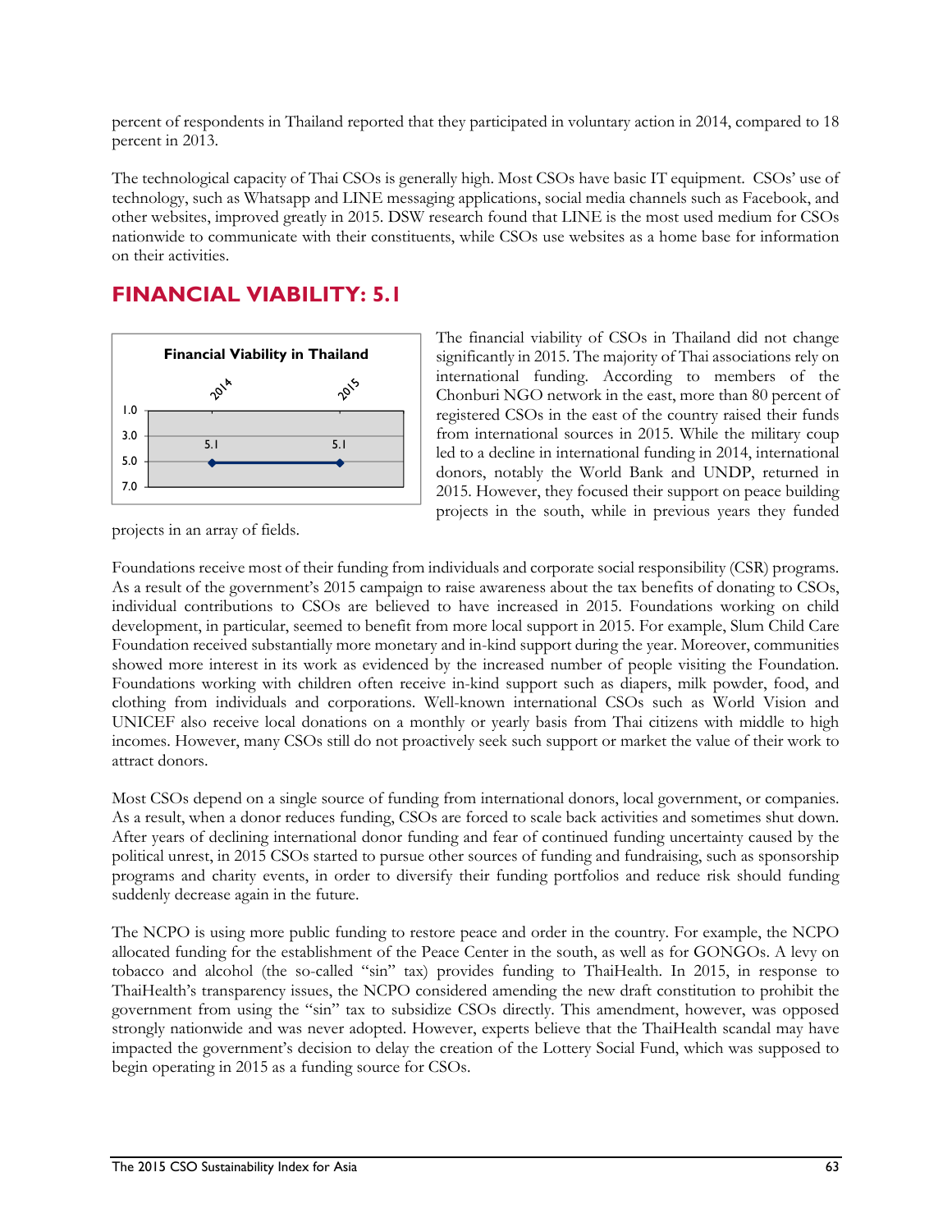percent of respondents in Thailand reported that they participated in voluntary action in 2014, compared to 18 percent in 2013.

The technological capacity of Thai CSOs is generally high. Most CSOs have basic IT equipment. CSOs' use of technology, such as Whatsapp and LINE messaging applications, social media channels such as Facebook, and other websites, improved greatly in 2015. DSW research found that LINE is the most used medium for CSOs nationwide to communicate with their constituents, while CSOs use websites as a home base for information on their activities.

## FINANCIAL VIABILITY: 5.1

The financial viability of CSOs in Thailand did not change significantly in 2015. The majority of Thai associations rely on international funding. According to members of the Chonburi NGO network in the east, more than 80 percent of registered CSOs in the east of the country raised their funds from international sources in 2015. While the military coup led to a decline in international funding in 2014, international donors, notably the World Bank and UNDP, returned in 2015. However, they focused their support on peace building projects in the south, while in previous years they funded projects in an array of fields.

Foundations receive most of their funding from individuals and corporate social responsibility (CSR) programs. As a result of the government's 2015 campaign to raise awareness about the tax benefits of donating to CSOs, individual contributions to CSOs are believed to have increased in 2015. Foundations working on child development, in particular, seemed to benefit from more local support in 2015. For example, Slum Child Care Foundation received substantially more monetary and in-kind support during the year. Moreover, communities showed more interest in its work as evidenced by the increased number of people visiting the Foundation. Foundations working with children often receive in-kind support such as diapers, milk powder, food, and clothing from individuals and corporations. Well-known international CSOs such as World Vision and UNICEF also receive local donations on a monthly or yearly basis from Thai citizens with middle to high incomes. However, many CSOs still do not proactively seek such support or market the value of their work to attract donors.

Most CSOs depend on a single source of funding from international donors, local government, or companies. As a result, when a donor reduces funding, CSOs are forced to scale back activities and sometimes shut down. After years of declining international donor funding and fear of continued funding uncertainty caused by the political unrest, in 2015 CSOs started to pursue other sources of funding and fundraising, such as sponsorship programs and charity events, in order to diversify their funding portfolios and reduce risk should funding suddenly decrease again in the future.

The NCPO is using more public funding to restore peace and order in the country. For example, the NCPO allocated funding for the establishment of the Peace Center in the south, as well as for GONGOs. A levy on tobacco and alcohol (the so-called "sin" tax) provides funding to ThaiHealth. In 2015, in response to ThaiHealth's transparency issues, the NCPO considered amending the new draft constitution to prohibit the government from using the "sin" tax to subsidize CSOs directly. This amendment, however, was opposed strongly nationwide and was never adopted. However, experts believe that the ThaiHealth scandal may have impacted the government's decision to delay the creation of the Lottery Social Fund, which was supposed to begin operating in 2015 as a funding source for CSOs.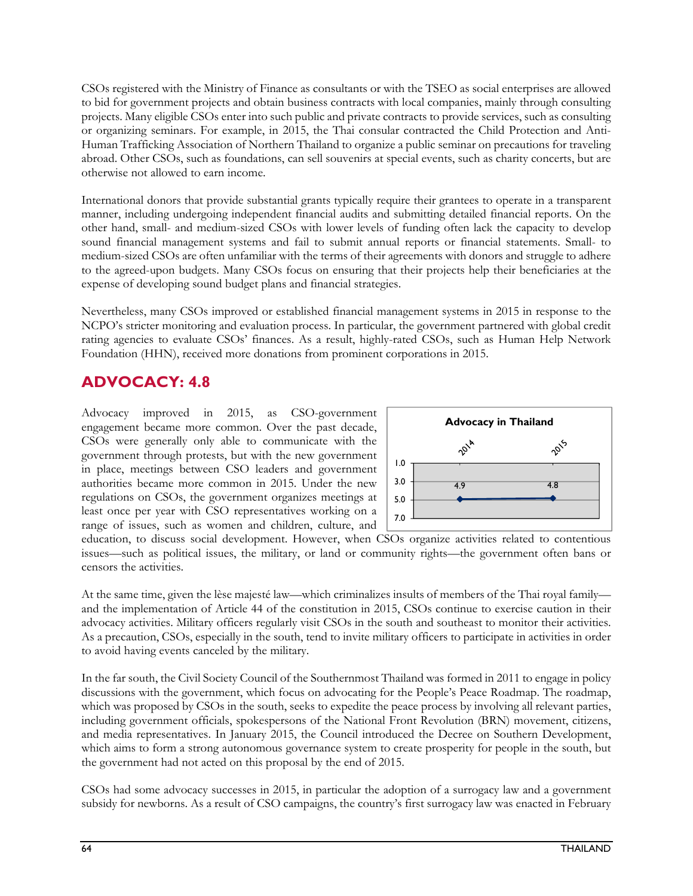CSOs registered with the Ministry of Finance as consultants or with the TSEO as social enterprises are allowed to bid for government projects and obtain business contracts with local companies, mainly through consulting projects. Many eligible CSOs enter into such public and private contracts to provide services, such as consulting or organizing seminars. For example, in 2015, the Thai consular contracted the Child Protection and Anti-Human Trafficking Association of Northern Thailand to organize a public seminar on precautions for traveling abroad. Other CSOs, such as foundations, can sell souvenirs at special events, such as charity concerts, but are otherwise not allowed to earn income.

International donors that provide substantial grants typically require their grantees to operate in a transparent manner, including undergoing independent financial audits and submitting detailed financial reports. On the other hand, small- and medium-sized CSOs with lower levels of funding often lack the capacity to develop sound financial management systems and fail to submit annual reports or financial statements. Small- to medium-sized CSOs are often unfamiliar with the terms of their agreements with donors and struggle to adhere to the agreed-upon budgets. Many CSOs focus on ensuring that their projects help their beneficiaries at the expense of developing sound budget plans and financial strategies.

Nevertheless, many CSOs improved or established financial management systems in 2015 in response to the NCPO's stricter monitoring and evaluation process. In particular, the government partnered with global credit rating agencies to evaluate CSOs' finances. As a result, highly-rated CSOs, such as Human Help Network Foundation (HHN), received more donations from prominent corporations in 2015.

## ADVOCACY: 4.8

**Advocacy in Thailand**

| 2014 | 2015 |
|---|---|
| 4.9 | 4.8 |

Advocacy improved in 2015, as CSO-government engagement became more common. Over the past decade, CSOs were generally only able to communicate with the government through protests, but with the new government in place, meetings between CSO leaders and government authorities became more common in 2015. Under the new regulations on CSOs, the government organizes meetings at least once per year with CSO representatives working on a range of issues, such as women and children, culture, and education, to discuss social development. However, when CSOs organize activities related to contentious issues—such as political issues, the military, or land or community rights—the government often bans or censors the activities.

At the same time, given the lèse majesté law—which criminalizes insults of members of the Thai royal family—and the implementation of Article 44 of the constitution in 2015, CSOs continue to exercise caution in their advocacy activities. Military officers regularly visit CSOs in the south and southeast to monitor their activities. As a precaution, CSOs, especially in the south, tend to invite military officers to participate in activities in order to avoid having events canceled by the military.

In the far south, the Civil Society Council of the Southernmost Thailand was formed in 2011 to engage in policy discussions with the government, which focus on advocating for the People's Peace Roadmap. The roadmap, which was proposed by CSOs in the south, seeks to expedite the peace process by involving all relevant parties, including government officials, spokespersons of the National Front Revolution (BRN) movement, citizens, and media representatives. In January 2015, the Council introduced the Decree on Southern Development, which aims to form a strong autonomous governance system to create prosperity for people in the south, but the government had not acted on this proposal by the end of 2015.

CSOs had some advocacy successes in 2015, in particular the adoption of a surrogacy law and a government subsidy for newborns. As a result of CSO campaigns, the country's first surrogacy law was enacted in February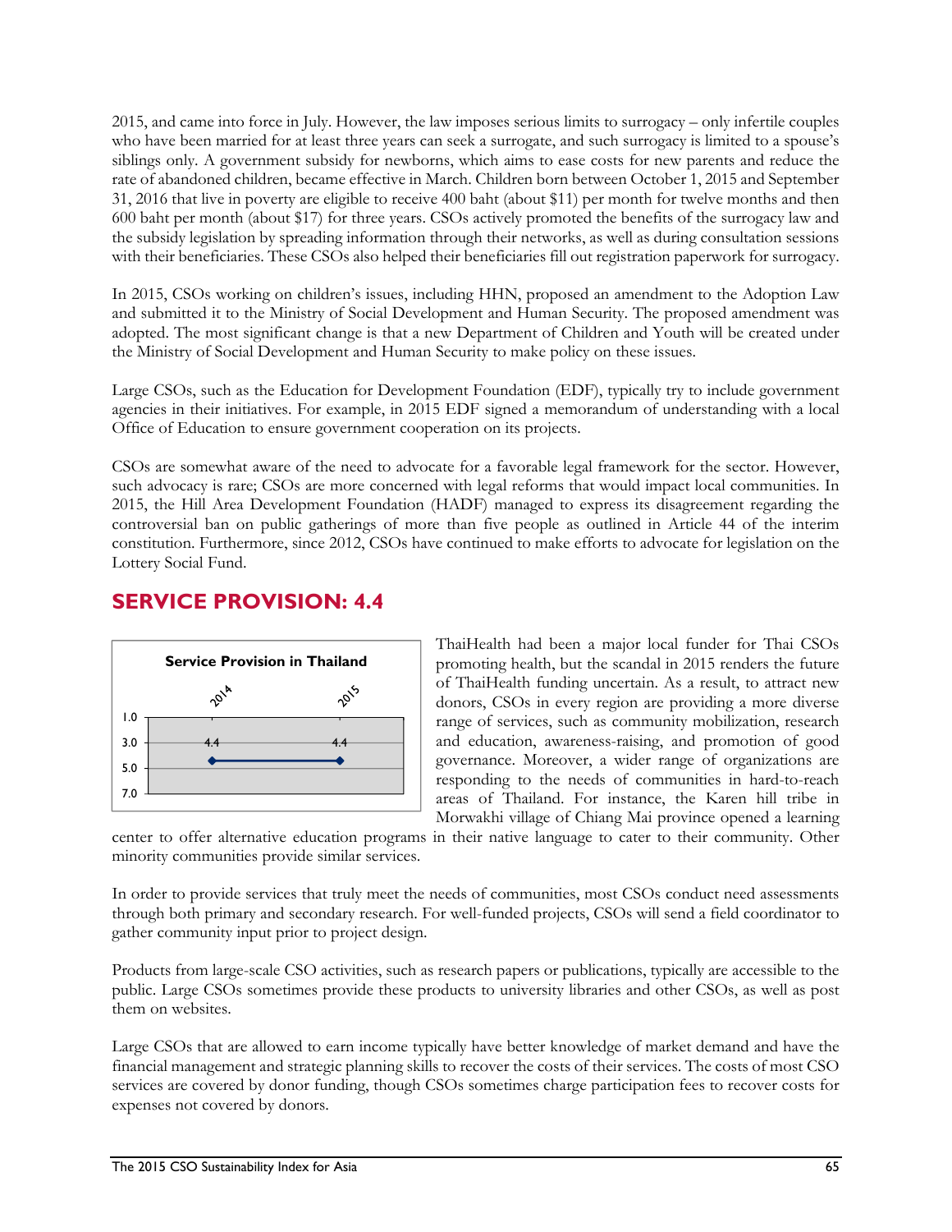2015, and came into force in July. However, the law imposes serious limits to surrogacy – only infertile couples who have been married for at least three years can seek a surrogate, and such surrogacy is limited to a spouse's siblings only. A government subsidy for newborns, which aims to ease costs for new parents and reduce the rate of abandoned children, became effective in March. Children born between October 1, 2015 and September 31, 2016 that live in poverty are eligible to receive 400 baht (about $11) per month for twelve months and then 600 baht per month (about $17) for three years. CSOs actively promoted the benefits of the surrogacy law and the subsidy legislation by spreading information through their networks, as well as during consultation sessions with their beneficiaries. These CSOs also helped their beneficiaries fill out registration paperwork for surrogacy.

In 2015, CSOs working on children's issues, including HHN, proposed an amendment to the Adoption Law and submitted it to the Ministry of Social Development and Human Security. The proposed amendment was adopted. The most significant change is that a new Department of Children and Youth will be created under the Ministry of Social Development and Human Security to make policy on these issues.

Large CSOs, such as the Education for Development Foundation (EDF), typically try to include government agencies in their initiatives. For example, in 2015 EDF signed a memorandum of understanding with a local Office of Education to ensure government cooperation on its projects.

CSOs are somewhat aware of the need to advocate for a favorable legal framework for the sector. However, such advocacy is rare; CSOs are more concerned with legal reforms that would impact local communities. In 2015, the Hill Area Development Foundation (HADF) managed to express its disagreement regarding the controversial ban on public gatherings of more than five people as outlined in Article 44 of the interim constitution. Furthermore, since 2012, CSOs have continued to make efforts to advocate for legislation on the Lottery Social Fund.

## SERVICE PROVISION: 4.4

**Service Provision in Thailand**

| 2014 | 2015 |
|---|---|
| 4.4 | 4.4 |

ThaiHealth had been a major local funder for Thai CSOs promoting health, but the scandal in 2015 renders the future of ThaiHealth funding uncertain. As a result, to attract new donors, CSOs in every region are providing a more diverse range of services, such as community mobilization, research and education, awareness-raising, and promotion of good governance. Moreover, a wider range of organizations are responding to the needs of communities in hard-to-reach areas of Thailand. For instance, the Karen hill tribe in Morwakhi village of Chiang Mai province opened a learning center to offer alternative education programs in their native language to cater to their community. Other minority communities provide similar services.

In order to provide services that truly meet the needs of communities, most CSOs conduct need assessments through both primary and secondary research. For well-funded projects, CSOs will send a field coordinator to gather community input prior to project design.

Products from large-scale CSO activities, such as research papers or publications, typically are accessible to the public. Large CSOs sometimes provide these products to university libraries and other CSOs, as well as post them on websites.

Large CSOs that are allowed to earn income typically have better knowledge of market demand and have the financial management and strategic planning skills to recover the costs of their services. The costs of most CSO services are covered by donor funding, though CSOs sometimes charge participation fees to recover costs for expenses not covered by donors.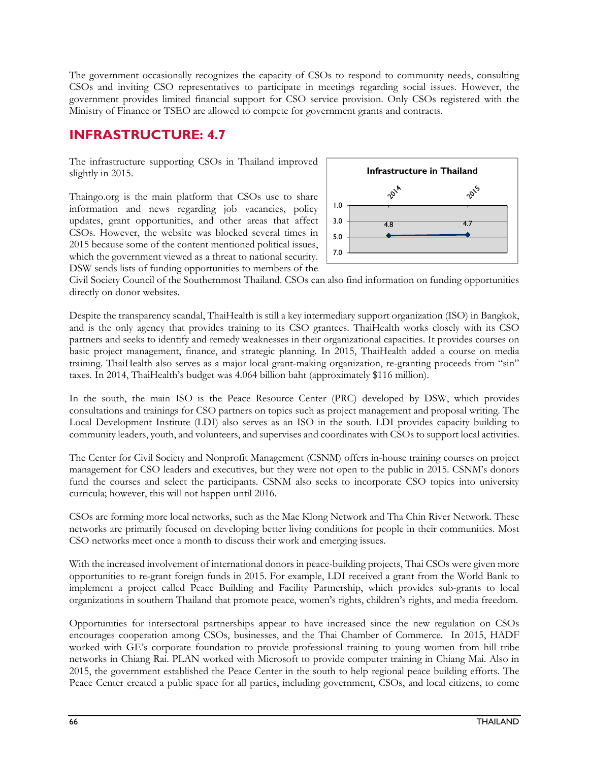The government occasionally recognizes the capacity of CSOs to respond to community needs, consulting CSOs and inviting CSO representatives to participate in meetings regarding social issues. However, the government provides limited financial support for CSO service provision. Only CSOs registered with the Ministry of Finance or TSEO are allowed to compete for government grants and contracts.

## INFRASTRUCTURE: 4.7

The infrastructure supporting CSOs in Thailand improved slightly in 2015.

Thaingo.org is the main platform that CSOs use to share information and news regarding job vacancies, policy updates, grant opportunities, and other areas that affect CSOs. However, the website was blocked several times in 2015 because some of the content mentioned political issues, which the government viewed as a threat to national security. DSW sends lists of funding opportunities to members of the Civil Society Council of the Southernmost Thailand. CSOs can also find information on funding opportunities directly on donor websites.

Despite the transparency scandal, ThaiHealth is still a key intermediary support organization (ISO) in Bangkok, and is the only agency that provides training to its CSO grantees. ThaiHealth works closely with its CSO partners and seeks to identify and remedy weaknesses in their organizational capacities. It provides courses on basic project management, finance, and strategic planning. In 2015, ThaiHealth added a course on media training. ThaiHealth also serves as a major local grant-making organization, re-granting proceeds from "sin" taxes. In 2014, ThaiHealth's budget was 4.064 billion baht (approximately $116 million).

In the south, the main ISO is the Peace Resource Center (PRC) developed by DSW, which provides consultations and trainings for CSO partners on topics such as project management and proposal writing. The Local Development Institute (LDI) also serves as an ISO in the south. LDI provides capacity building to community leaders, youth, and volunteers, and supervises and coordinates with CSOs to support local activities.

The Center for Civil Society and Nonprofit Management (CSNM) offers in-house training courses on project management for CSO leaders and executives, but they were not open to the public in 2015. CSNM's donors fund the courses and select the participants. CSNM also seeks to incorporate CSO topics into university curricula; however, this will not happen until 2016.

CSOs are forming more local networks, such as the Mae Klong Network and Tha Chin River Network. These networks are primarily focused on developing better living conditions for people in their communities. Most CSO networks meet once a month to discuss their work and emerging issues.

With the increased involvement of international donors in peace-building projects, Thai CSOs were given more opportunities to re-grant foreign funds in 2015. For example, LDI received a grant from the World Bank to implement a project called Peace Building and Facility Partnership, which provides sub-grants to local organizations in southern Thailand that promote peace, women's rights, children's rights, and media freedom.

Opportunities for intersectoral partnerships appear to have increased since the new regulation on CSOs encourages cooperation among CSOs, businesses, and the Thai Chamber of Commerce. In 2015, HADF worked with GE's corporate foundation to provide professional training to young women from hill tribe networks in Chiang Rai. PLAN worked with Microsoft to provide computer training in Chiang Mai. Also in 2015, the government established the Peace Center in the south to help regional peace building efforts. The Peace Center created a public space for all parties, including government, CSOs, and local citizens, to come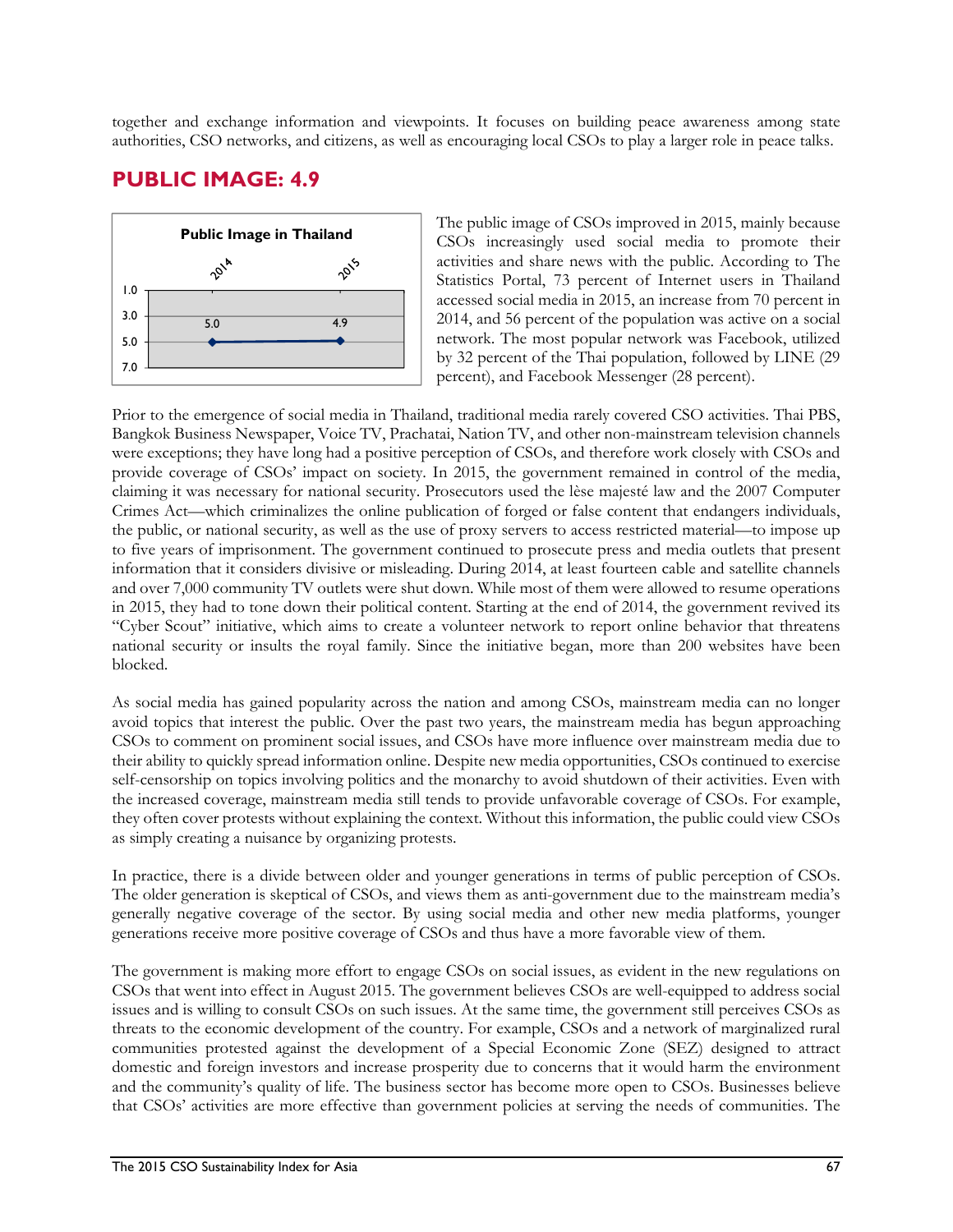together and exchange information and viewpoints. It focuses on building peace awareness among state authorities, CSO networks, and citizens, as well as encouraging local CSOs to play a larger role in peace talks.

## PUBLIC IMAGE: 4.9

**Public Image in Thailand**

| 2014 | 2015 |
|---|---|
| 5.0 | 4.9 |

The public image of CSOs improved in 2015, mainly because CSOs increasingly used social media to promote their activities and share news with the public. According to The Statistics Portal, 73 percent of Internet users in Thailand accessed social media in 2015, an increase from 70 percent in 2014, and 56 percent of the population was active on a social network. The most popular network was Facebook, utilized by 32 percent of the Thai population, followed by LINE (29 percent), and Facebook Messenger (28 percent).

Prior to the emergence of social media in Thailand, traditional media rarely covered CSO activities. Thai PBS, Bangkok Business Newspaper, Voice TV, Prachatai, Nation TV, and other non-mainstream television channels were exceptions; they have long had a positive perception of CSOs, and therefore work closely with CSOs and provide coverage of CSOs' impact on society. In 2015, the government remained in control of the media, claiming it was necessary for national security. Prosecutors used the lèse majesté law and the 2007 Computer Crimes Act—which criminalizes the online publication of forged or false content that endangers individuals, the public, or national security, as well as the use of proxy servers to access restricted material—to impose up to five years of imprisonment. The government continued to prosecute press and media outlets that present information that it considers divisive or misleading. During 2014, at least fourteen cable and satellite channels and over 7,000 community TV outlets were shut down. While most of them were allowed to resume operations in 2015, they had to tone down their political content. Starting at the end of 2014, the government revived its "Cyber Scout" initiative, which aims to create a volunteer network to report online behavior that threatens national security or insults the royal family. Since the initiative began, more than 200 websites have been blocked.

As social media has gained popularity across the nation and among CSOs, mainstream media can no longer avoid topics that interest the public. Over the past two years, the mainstream media has begun approaching CSOs to comment on prominent social issues, and CSOs have more influence over mainstream media due to their ability to quickly spread information online. Despite new media opportunities, CSOs continued to exercise self-censorship on topics involving politics and the monarchy to avoid shutdown of their activities. Even with the increased coverage, mainstream media still tends to provide unfavorable coverage of CSOs. For example, they often cover protests without explaining the context. Without this information, the public could view CSOs as simply creating a nuisance by organizing protests.

In practice, there is a divide between older and younger generations in terms of public perception of CSOs. The older generation is skeptical of CSOs, and views them as anti-government due to the mainstream media's generally negative coverage of the sector. By using social media and other new media platforms, younger generations receive more positive coverage of CSOs and thus have a more favorable view of them.

The government is making more effort to engage CSOs on social issues, as evident in the new regulations on CSOs that went into effect in August 2015. The government believes CSOs are well-equipped to address social issues and is willing to consult CSOs on such issues. At the same time, the government still perceives CSOs as threats to the economic development of the country. For example, CSOs and a network of marginalized rural communities protested against the development of a Special Economic Zone (SEZ) designed to attract domestic and foreign investors and increase prosperity due to concerns that it would harm the environment and the community's quality of life. The business sector has become more open to CSOs. Businesses believe that CSOs' activities are more effective than government policies at serving the needs of communities. The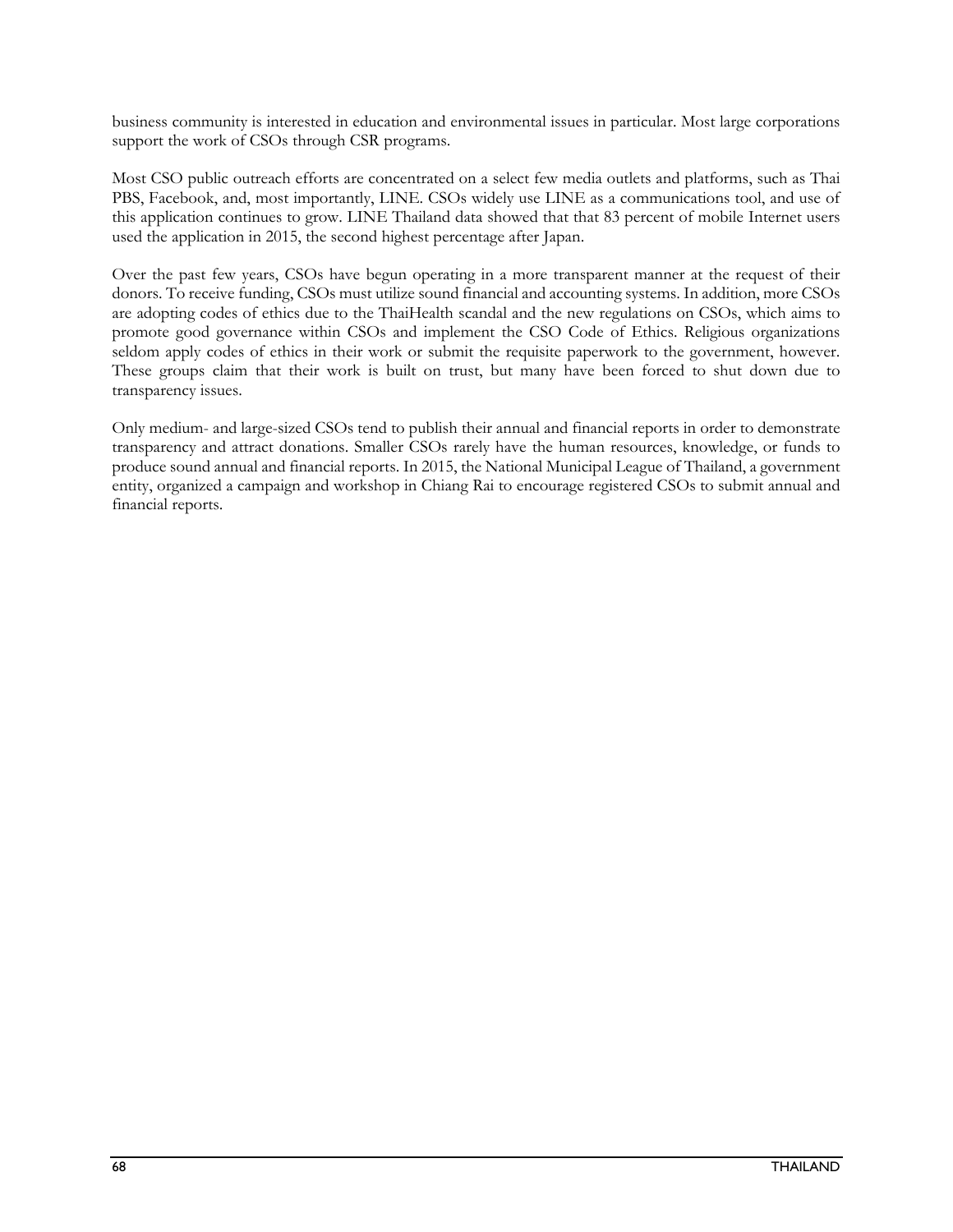business community is interested in education and environmental issues in particular. Most large corporations support the work of CSOs through CSR programs.

Most CSO public outreach efforts are concentrated on a select few media outlets and platforms, such as Thai PBS, Facebook, and, most importantly, LINE. CSOs widely use LINE as a communications tool, and use of this application continues to grow. LINE Thailand data showed that that 83 percent of mobile Internet users used the application in 2015, the second highest percentage after Japan.

Over the past few years, CSOs have begun operating in a more transparent manner at the request of their donors. To receive funding, CSOs must utilize sound financial and accounting systems. In addition, more CSOs are adopting codes of ethics due to the ThaiHealth scandal and the new regulations on CSOs, which aims to promote good governance within CSOs and implement the CSO Code of Ethics. Religious organizations seldom apply codes of ethics in their work or submit the requisite paperwork to the government, however. These groups claim that their work is built on trust, but many have been forced to shut down due to transparency issues.

Only medium- and large-sized CSOs tend to publish their annual and financial reports in order to demonstrate transparency and attract donations. Smaller CSOs rarely have the human resources, knowledge, or funds to produce sound annual and financial reports. In 2015, the National Municipal League of Thailand, a government entity, organized a campaign and workshop in Chiang Rai to encourage registered CSOs to submit annual and financial reports.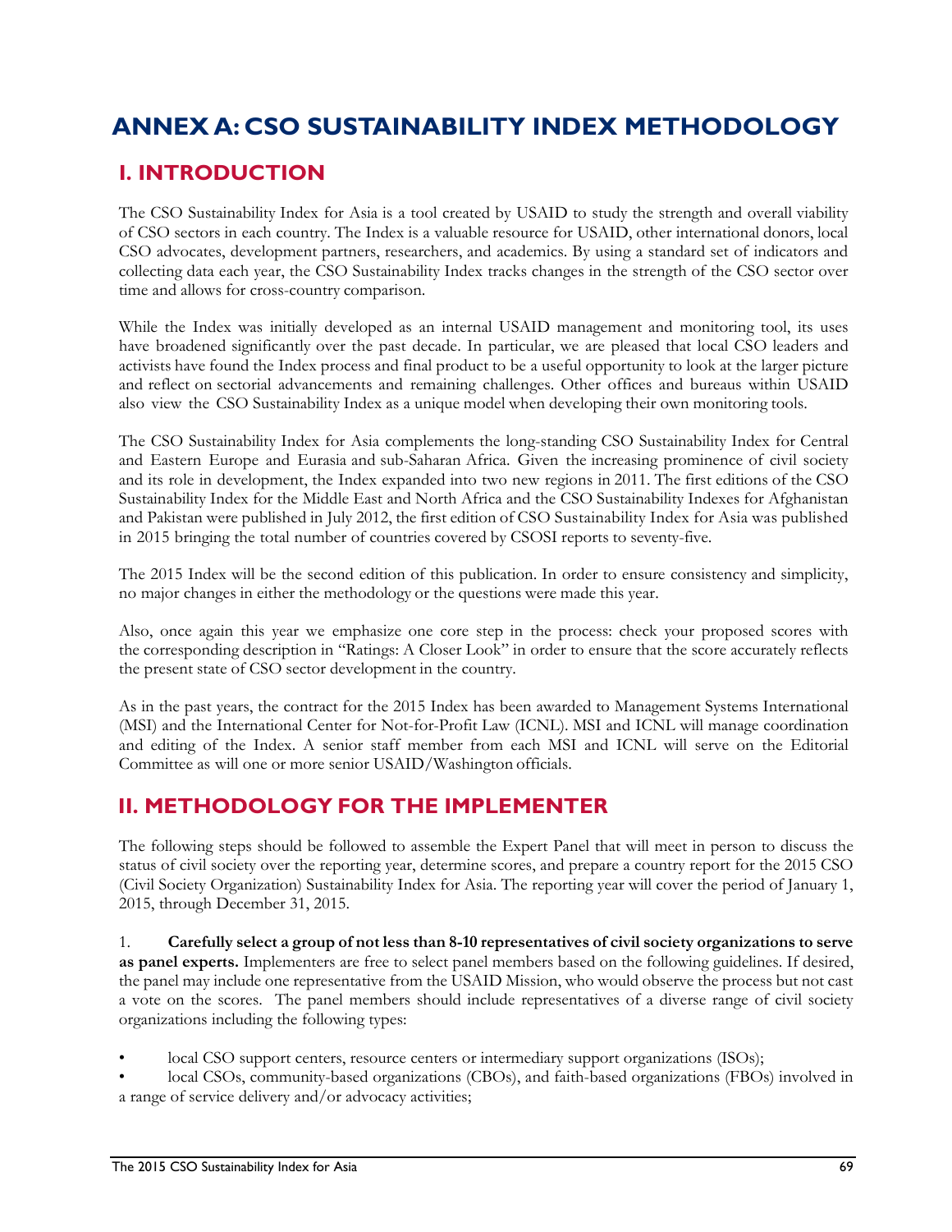# ANNEX A: CSO SUSTAINABILITY INDEX METHODOLOGY

## I. INTRODUCTION

The CSO Sustainability Index for Asia is a tool created by USAID to study the strength and overall viability of CSO sectors in each country. The Index is a valuable resource for USAID, other international donors, local CSO advocates, development partners, researchers, and academics. By using a standard set of indicators and collecting data each year, the CSO Sustainability Index tracks changes in the strength of the CSO sector over time and allows for cross-country comparison.

While the Index was initially developed as an internal USAID management and monitoring tool, its uses have broadened significantly over the past decade. In particular, we are pleased that local CSO leaders and activists have found the Index process and final product to be a useful opportunity to look at the larger picture and reflect on sectorial advancements and remaining challenges. Other offices and bureaus within USAID also view the CSO Sustainability Index as a unique model when developing their own monitoring tools.

The CSO Sustainability Index for Asia complements the long-standing CSO Sustainability Index for Central and Eastern Europe and Eurasia and sub-Saharan Africa. Given the increasing prominence of civil society and its role in development, the Index expanded into two new regions in 2011. The first editions of the CSO Sustainability Index for the Middle East and North Africa and the CSO Sustainability Indexes for Afghanistan and Pakistan were published in July 2012, the first edition of CSO Sustainability Index for Asia was published in 2015 bringing the total number of countries covered by CSOSI reports to seventy-five.

The 2015 Index will be the second edition of this publication. In order to ensure consistency and simplicity, no major changes in either the methodology or the questions were made this year.

Also, once again this year we emphasize one core step in the process: check your proposed scores with the corresponding description in "Ratings: A Closer Look" in order to ensure that the score accurately reflects the present state of CSO sector development in the country.

As in the past years, the contract for the 2015 Index has been awarded to Management Systems International (MSI) and the International Center for Not-for-Profit Law (ICNL). MSI and ICNL will manage coordination and editing of the Index. A senior staff member from each MSI and ICNL will serve on the Editorial Committee as will one or more senior USAID/Washington officials.

## II. METHODOLOGY FOR THE IMPLEMENTER

The following steps should be followed to assemble the Expert Panel that will meet in person to discuss the status of civil society over the reporting year, determine scores, and prepare a country report for the 2015 CSO (Civil Society Organization) Sustainability Index for Asia. The reporting year will cover the period of January 1, 2015, through December 31, 2015.

1. **Carefully select a group of not less than 8-10 representatives of civil society organizations to serve as panel experts.** Implementers are free to select panel members based on the following guidelines. If desired, the panel may include one representative from the USAID Mission, who would observe the process but not cast a vote on the scores. The panel members should include representatives of a diverse range of civil society organizations including the following types:

- local CSO support centers, resource centers or intermediary support organizations (ISOs);
- local CSOs, community-based organizations (CBOs), and faith-based organizations (FBOs) involved in a range of service delivery and/or advocacy activities;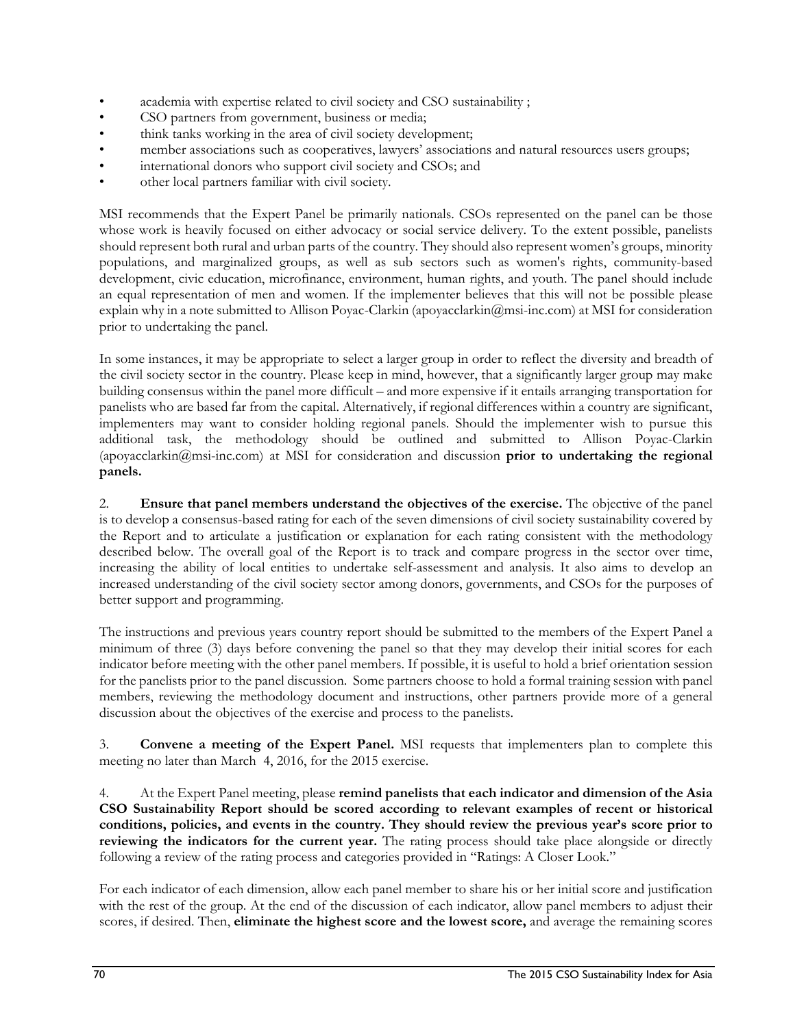- academia with expertise related to civil society and CSO sustainability ;
- CSO partners from government, business or media;
- think tanks working in the area of civil society development;
- member associations such as cooperatives, lawyers' associations and natural resources users groups;
- international donors who support civil society and CSOs; and
- other local partners familiar with civil society.

MSI recommends that the Expert Panel be primarily nationals. CSOs represented on the panel can be those whose work is heavily focused on either advocacy or social service delivery. To the extent possible, panelists should represent both rural and urban parts of the country. They should also represent women's groups, minority populations, and marginalized groups, as well as sub sectors such as women's rights, community-based development, civic education, microfinance, environment, human rights, and youth. The panel should include an equal representation of men and women. If the implementer believes that this will not be possible please explain why in a note submitted to Allison Poyac-Clarkin (apoyacclarkin@msi-inc.com) at MSI for consideration prior to undertaking the panel.

In some instances, it may be appropriate to select a larger group in order to reflect the diversity and breadth of the civil society sector in the country. Please keep in mind, however, that a significantly larger group may make building consensus within the panel more difficult – and more expensive if it entails arranging transportation for panelists who are based far from the capital. Alternatively, if regional differences within a country are significant, implementers may want to consider holding regional panels. Should the implementer wish to pursue this additional task, the methodology should be outlined and submitted to Allison Poyac-Clarkin (apoyacclarkin@msi-inc.com) at MSI for consideration and discussion **prior to undertaking the regional panels.**

2. **Ensure that panel members understand the objectives of the exercise.** The objective of the panel is to develop a consensus-based rating for each of the seven dimensions of civil society sustainability covered by the Report and to articulate a justification or explanation for each rating consistent with the methodology described below. The overall goal of the Report is to track and compare progress in the sector over time, increasing the ability of local entities to undertake self-assessment and analysis. It also aims to develop an increased understanding of the civil society sector among donors, governments, and CSOs for the purposes of better support and programming.

The instructions and previous years country report should be submitted to the members of the Expert Panel a minimum of three (3) days before convening the panel so that they may develop their initial scores for each indicator before meeting with the other panel members. If possible, it is useful to hold a brief orientation session for the panelists prior to the panel discussion. Some partners choose to hold a formal training session with panel members, reviewing the methodology document and instructions, other partners provide more of a general discussion about the objectives of the exercise and process to the panelists.

3. **Convene a meeting of the Expert Panel.** MSI requests that implementers plan to complete this meeting no later than March 4, 2016, for the 2015 exercise.

4. At the Expert Panel meeting, please **remind panelists that each indicator and dimension of the Asia CSO Sustainability Report should be scored according to relevant examples of recent or historical conditions, policies, and events in the country. They should review the previous year's score prior to reviewing the indicators for the current year.** The rating process should take place alongside or directly following a review of the rating process and categories provided in "Ratings: A Closer Look."

For each indicator of each dimension, allow each panel member to share his or her initial score and justification with the rest of the group. At the end of the discussion of each indicator, allow panel members to adjust their scores, if desired. Then, **eliminate the highest score and the lowest score,** and average the remaining scores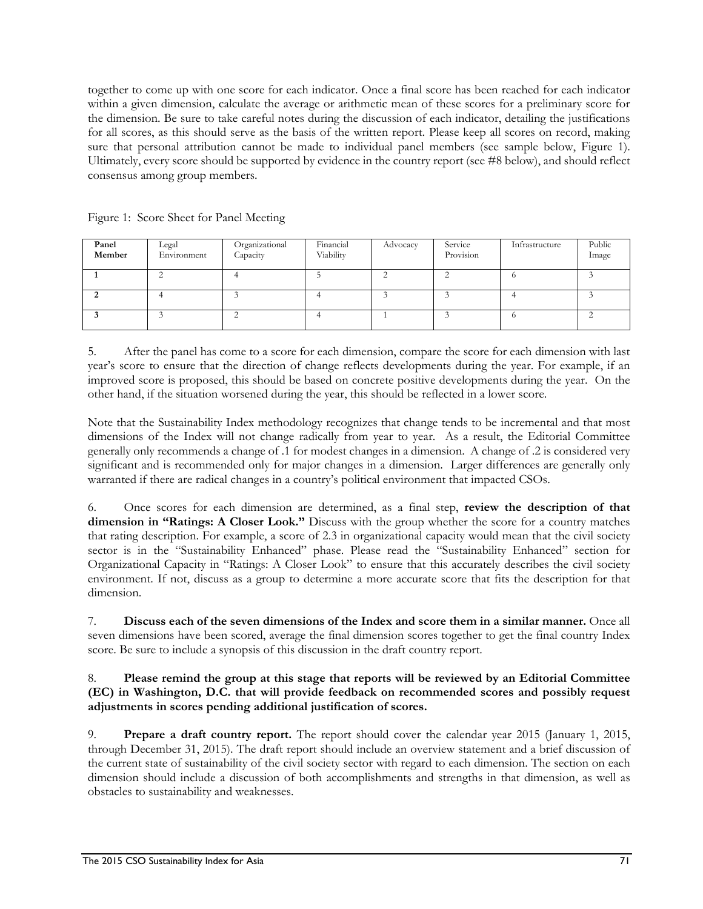together to come up with one score for each indicator. Once a final score has been reached for each indicator within a given dimension, calculate the average or arithmetic mean of these scores for a preliminary score for the dimension. Be sure to take careful notes during the discussion of each indicator, detailing the justifications for all scores, as this should serve as the basis of the written report. Please keep all scores on record, making sure that personal attribution cannot be made to individual panel members (see sample below, Figure 1). Ultimately, every score should be supported by evidence in the country report (see #8 below), and should reflect consensus among group members.

Figure 1: Score Sheet for Panel Meeting

| **Panel Member** | Legal Environment | Organizational Capacity | Financial Viability | Advocacy | Service Provision | Infrastructure | Public Image |
|---|---|---|---|---|---|---|---|
| **1** | 2 | 4 | 5 | 2 | 2 | 6 | 3 |
| **2** | 4 | 3 | 4 | 3 | 3 | 4 | 3 |
| **3** | 3 | 2 | 4 | 1 | 3 | 6 | 2 |

5. After the panel has come to a score for each dimension, compare the score for each dimension with last year's score to ensure that the direction of change reflects developments during the year. For example, if an improved score is proposed, this should be based on concrete positive developments during the year. On the other hand, if the situation worsened during the year, this should be reflected in a lower score.

Note that the Sustainability Index methodology recognizes that change tends to be incremental and that most dimensions of the Index will not change radically from year to year. As a result, the Editorial Committee generally only recommends a change of .1 for modest changes in a dimension. A change of .2 is considered very significant and is recommended only for major changes in a dimension. Larger differences are generally only warranted if there are radical changes in a country's political environment that impacted CSOs.

6. Once scores for each dimension are determined, as a final step, **review the description of that dimension in "Ratings: A Closer Look."** Discuss with the group whether the score for a country matches that rating description. For example, a score of 2.3 in organizational capacity would mean that the civil society sector is in the "Sustainability Enhanced" phase. Please read the "Sustainability Enhanced" section for Organizational Capacity in "Ratings: A Closer Look" to ensure that this accurately describes the civil society environment. If not, discuss as a group to determine a more accurate score that fits the description for that dimension.

7. **Discuss each of the seven dimensions of the Index and score them in a similar manner.** Once all seven dimensions have been scored, average the final dimension scores together to get the final country Index score. Be sure to include a synopsis of this discussion in the draft country report.

8. **Please remind the group at this stage that reports will be reviewed by an Editorial Committee (EC) in Washington, D.C. that will provide feedback on recommended scores and possibly request adjustments in scores pending additional justification of scores.**

9. **Prepare a draft country report.** The report should cover the calendar year 2015 (January 1, 2015, through December 31, 2015). The draft report should include an overview statement and a brief discussion of the current state of sustainability of the civil society sector with regard to each dimension. The section on each dimension should include a discussion of both accomplishments and strengths in that dimension, as well as obstacles to sustainability and weaknesses.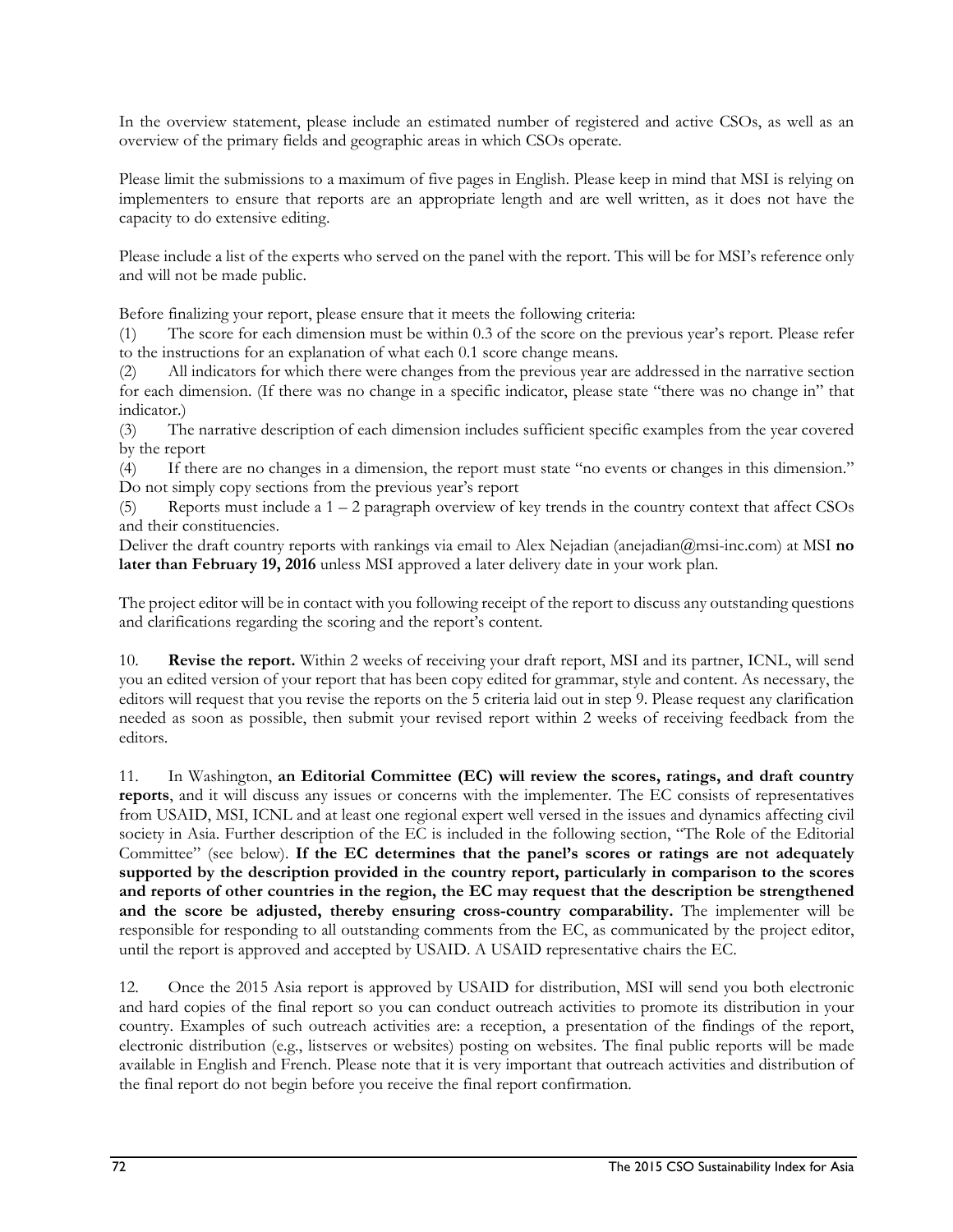In the overview statement, please include an estimated number of registered and active CSOs, as well as an overview of the primary fields and geographic areas in which CSOs operate.

Please limit the submissions to a maximum of five pages in English. Please keep in mind that MSI is relying on implementers to ensure that reports are an appropriate length and are well written, as it does not have the capacity to do extensive editing.

Please include a list of the experts who served on the panel with the report. This will be for MSI's reference only and will not be made public.

Before finalizing your report, please ensure that it meets the following criteria:

(1) The score for each dimension must be within 0.3 of the score on the previous year's report. Please refer to the instructions for an explanation of what each 0.1 score change means.

(2) All indicators for which there were changes from the previous year are addressed in the narrative section for each dimension. (If there was no change in a specific indicator, please state "there was no change in" that indicator.)

(3) The narrative description of each dimension includes sufficient specific examples from the year covered by the report

(4) If there are no changes in a dimension, the report must state "no events or changes in this dimension." Do not simply copy sections from the previous year's report

(5) Reports must include a 1 – 2 paragraph overview of key trends in the country context that affect CSOs and their constituencies.

Deliver the draft country reports with rankings via email to Alex Nejadian (anejadian@msi-inc.com) at MSI **no later than February 19, 2016** unless MSI approved a later delivery date in your work plan.

The project editor will be in contact with you following receipt of the report to discuss any outstanding questions and clarifications regarding the scoring and the report's content.

10. **Revise the report.** Within 2 weeks of receiving your draft report, MSI and its partner, ICNL, will send you an edited version of your report that has been copy edited for grammar, style and content. As necessary, the editors will request that you revise the reports on the 5 criteria laid out in step 9. Please request any clarification needed as soon as possible, then submit your revised report within 2 weeks of receiving feedback from the editors.

11. In Washington, **an Editorial Committee (EC) will review the scores, ratings, and draft country reports**, and it will discuss any issues or concerns with the implementer. The EC consists of representatives from USAID, MSI, ICNL and at least one regional expert well versed in the issues and dynamics affecting civil society in Asia. Further description of the EC is included in the following section, "The Role of the Editorial Committee" (see below). **If the EC determines that the panel's scores or ratings are not adequately supported by the description provided in the country report, particularly in comparison to the scores and reports of other countries in the region, the EC may request that the description be strengthened and the score be adjusted, thereby ensuring cross-country comparability.** The implementer will be responsible for responding to all outstanding comments from the EC, as communicated by the project editor, until the report is approved and accepted by USAID. A USAID representative chairs the EC.

12. Once the 2015 Asia report is approved by USAID for distribution, MSI will send you both electronic and hard copies of the final report so you can conduct outreach activities to promote its distribution in your country. Examples of such outreach activities are: a reception, a presentation of the findings of the report, electronic distribution (e.g., listserves or websites) posting on websites. The final public reports will be made available in English and French. Please note that it is very important that outreach activities and distribution of the final report do not begin before you receive the final report confirmation.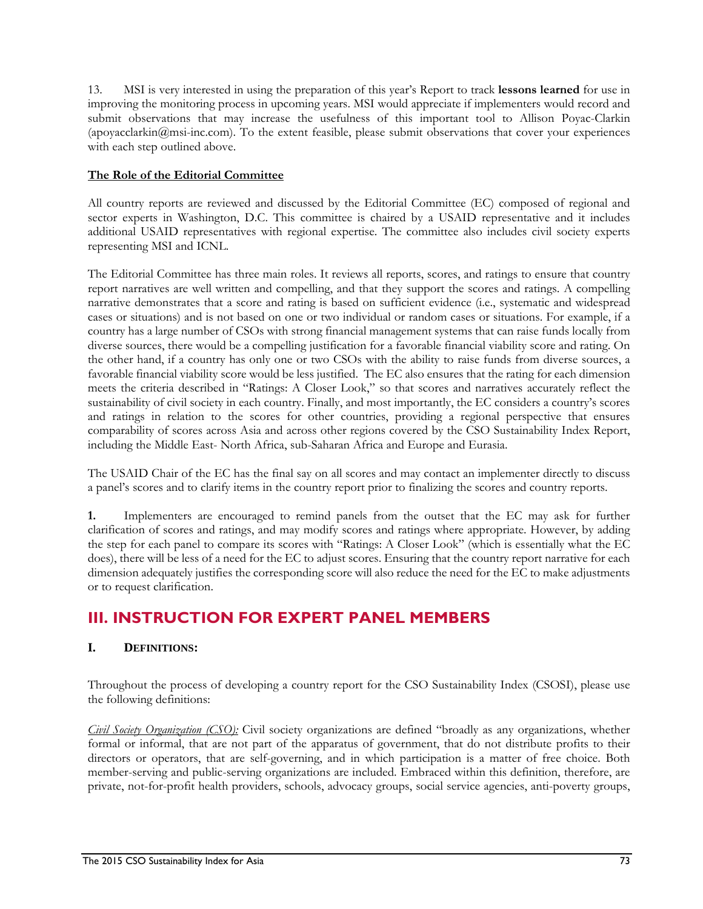13. MSI is very interested in using the preparation of this year's Report to track **lessons learned** for use in improving the monitoring process in upcoming years. MSI would appreciate if implementers would record and submit observations that may increase the usefulness of this important tool to Allison Poyac-Clarkin (apoyacclarkin@msi-inc.com). To the extent feasible, please submit observations that cover your experiences with each step outlined above.

**The Role of the Editorial Committee**

All country reports are reviewed and discussed by the Editorial Committee (EC) composed of regional and sector experts in Washington, D.C. This committee is chaired by a USAID representative and it includes additional USAID representatives with regional expertise. The committee also includes civil society experts representing MSI and ICNL.

The Editorial Committee has three main roles. It reviews all reports, scores, and ratings to ensure that country report narratives are well written and compelling, and that they support the scores and ratings. A compelling narrative demonstrates that a score and rating is based on sufficient evidence (i.e., systematic and widespread cases or situations) and is not based on one or two individual or random cases or situations. For example, if a country has a large number of CSOs with strong financial management systems that can raise funds locally from diverse sources, there would be a compelling justification for a favorable financial viability score and rating. On the other hand, if a country has only one or two CSOs with the ability to raise funds from diverse sources, a favorable financial viability score would be less justified. The EC also ensures that the rating for each dimension meets the criteria described in "Ratings: A Closer Look," so that scores and narratives accurately reflect the sustainability of civil society in each country. Finally, and most importantly, the EC considers a country's scores and ratings in relation to the scores for other countries, providing a regional perspective that ensures comparability of scores across Asia and across other regions covered by the CSO Sustainability Index Report, including the Middle East- North Africa, sub-Saharan Africa and Europe and Eurasia.

The USAID Chair of the EC has the final say on all scores and may contact an implementer directly to discuss a panel's scores and to clarify items in the country report prior to finalizing the scores and country reports.

**1.** Implementers are encouraged to remind panels from the outset that the EC may ask for further clarification of scores and ratings, and may modify scores and ratings where appropriate. However, by adding the step for each panel to compare its scores with "Ratings: A Closer Look" (which is essentially what the EC does), there will be less of a need for the EC to adjust scores. Ensuring that the country report narrative for each dimension adequately justifies the corresponding score will also reduce the need for the EC to make adjustments or to request clarification.

## III. INSTRUCTION FOR EXPERT PANEL MEMBERS

### I. DEFINITIONS:

Throughout the process of developing a country report for the CSO Sustainability Index (CSOSI), please use the following definitions:

*Civil Society Organization (CSO):* Civil society organizations are defined "broadly as any organizations, whether formal or informal, that are not part of the apparatus of government, that do not distribute profits to their directors or operators, that are self-governing, and in which participation is a matter of free choice. Both member-serving and public-serving organizations are included. Embraced within this definition, therefore, are private, not-for-profit health providers, schools, advocacy groups, social service agencies, anti-poverty groups,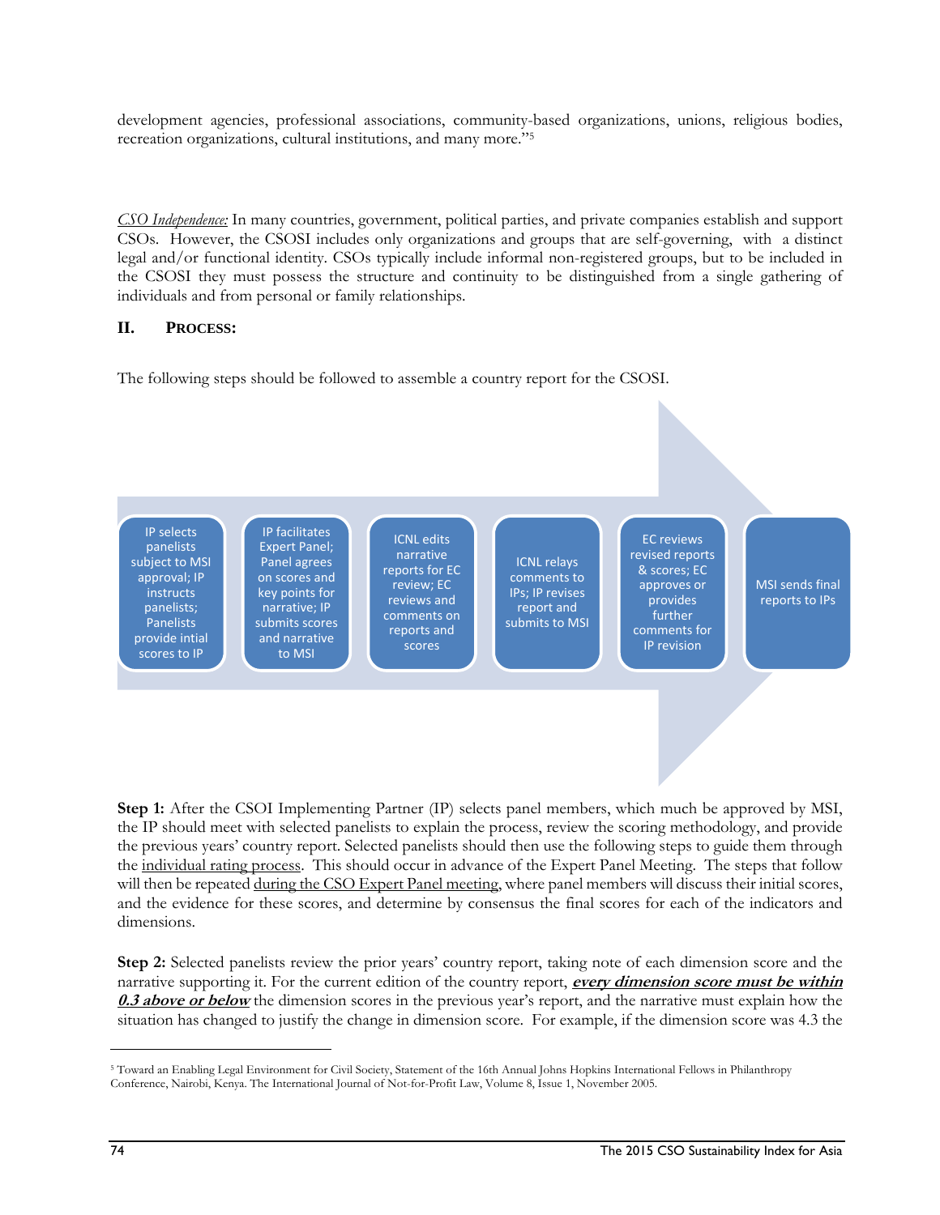development agencies, professional associations, community-based organizations, unions, religious bodies, recreation organizations, cultural institutions, and many more."[5]

*CSO Independence:* In many countries, government, political parties, and private companies establish and support CSOs. However, the CSOSI includes only organizations and groups that are self-governing, with a distinct legal and/or functional identity. CSOs typically include informal non-registered groups, but to be included in the CSOSI they must possess the structure and continuity to be distinguished from a single gathering of individuals and from personal or family relationships.

## II. PROCESS:

The following steps should be followed to assemble a country report for the CSOSI.

1. IP selects panelists subject to MSI approval; IP instructs panelists; Panelists provide intial scores to IP
2. IP facilitates Expert Panel; Panel agrees on scores and key points for narrative; IP submits scores and narrative to MSI
3. ICNL edits narrative reports for EC review; EC reviews and comments on reports and scores
4. ICNL relays comments to IPs; IP revises report and submits to MSI
5. EC reviews revised reports & scores; EC approves or provides further comments for IP revision
6. MSI sends final reports to IPs

**Step 1:** After the CSOI Implementing Partner (IP) selects panel members, which much be approved by MSI, the IP should meet with selected panelists to explain the process, review the scoring methodology, and provide the previous years' country report. Selected panelists should then use the following steps to guide them through the individual rating process. This should occur in advance of the Expert Panel Meeting. The steps that follow will then be repeated during the CSO Expert Panel meeting, where panel members will discuss their initial scores, and the evidence for these scores, and determine by consensus the final scores for each of the indicators and dimensions.

**Step 2:** Selected panelists review the prior years' country report, taking note of each dimension score and the narrative supporting it. For the current edition of the country report, ***every dimension score must be within 0.3 above or below*** the dimension scores in the previous year's report, and the narrative must explain how the situation has changed to justify the change in dimension score. For example, if the dimension score was 4.3 the

[5] Toward an Enabling Legal Environment for Civil Society, Statement of the 16th Annual Johns Hopkins International Fellows in Philanthropy Conference, Nairobi, Kenya. The International Journal of Not-for-Profit Law, Volume 8, Issue 1, November 2005.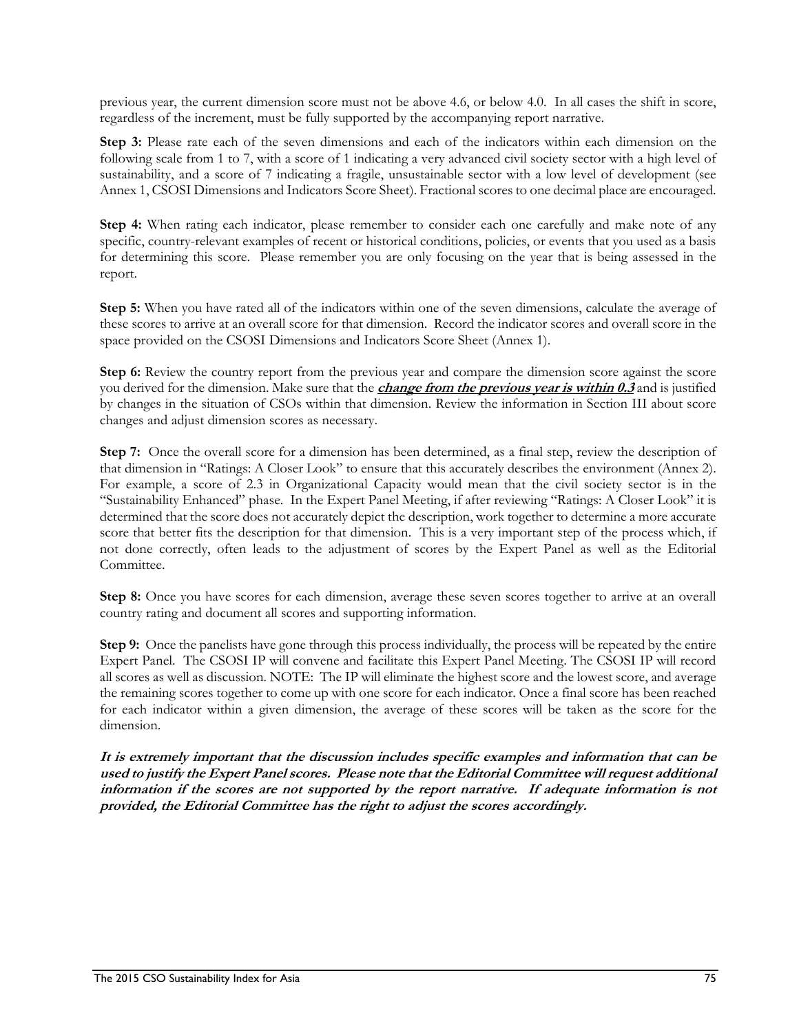previous year, the current dimension score must not be above 4.6, or below 4.0. In all cases the shift in score, regardless of the increment, must be fully supported by the accompanying report narrative.

**Step 3:** Please rate each of the seven dimensions and each of the indicators within each dimension on the following scale from 1 to 7, with a score of 1 indicating a very advanced civil society sector with a high level of sustainability, and a score of 7 indicating a fragile, unsustainable sector with a low level of development (see Annex 1, CSOSI Dimensions and Indicators Score Sheet). Fractional scores to one decimal place are encouraged.

**Step 4:** When rating each indicator, please remember to consider each one carefully and make note of any specific, country-relevant examples of recent or historical conditions, policies, or events that you used as a basis for determining this score. Please remember you are only focusing on the year that is being assessed in the report.

**Step 5:** When you have rated all of the indicators within one of the seven dimensions, calculate the average of these scores to arrive at an overall score for that dimension. Record the indicator scores and overall score in the space provided on the CSOSI Dimensions and Indicators Score Sheet (Annex 1).

**Step 6:** Review the country report from the previous year and compare the dimension score against the score you derived for the dimension. Make sure that the ***change from the previous year is within 0.3*** and is justified by changes in the situation of CSOs within that dimension. Review the information in Section III about score changes and adjust dimension scores as necessary.

**Step 7:** Once the overall score for a dimension has been determined, as a final step, review the description of that dimension in "Ratings: A Closer Look" to ensure that this accurately describes the environment (Annex 2). For example, a score of 2.3 in Organizational Capacity would mean that the civil society sector is in the "Sustainability Enhanced" phase. In the Expert Panel Meeting, if after reviewing "Ratings: A Closer Look" it is determined that the score does not accurately depict the description, work together to determine a more accurate score that better fits the description for that dimension. This is a very important step of the process which, if not done correctly, often leads to the adjustment of scores by the Expert Panel as well as the Editorial Committee.

**Step 8:** Once you have scores for each dimension, average these seven scores together to arrive at an overall country rating and document all scores and supporting information.

**Step 9:** Once the panelists have gone through this process individually, the process will be repeated by the entire Expert Panel. The CSOSI IP will convene and facilitate this Expert Panel Meeting. The CSOSI IP will record all scores as well as discussion. NOTE: The IP will eliminate the highest score and the lowest score, and average the remaining scores together to come up with one score for each indicator. Once a final score has been reached for each indicator within a given dimension, the average of these scores will be taken as the score for the dimension.

***It is extremely important that the discussion includes specific examples and information that can be used to justify the Expert Panel scores. Please note that the Editorial Committee will request additional information if the scores are not supported by the report narrative. If adequate information is not provided, the Editorial Committee has the right to adjust the scores accordingly.***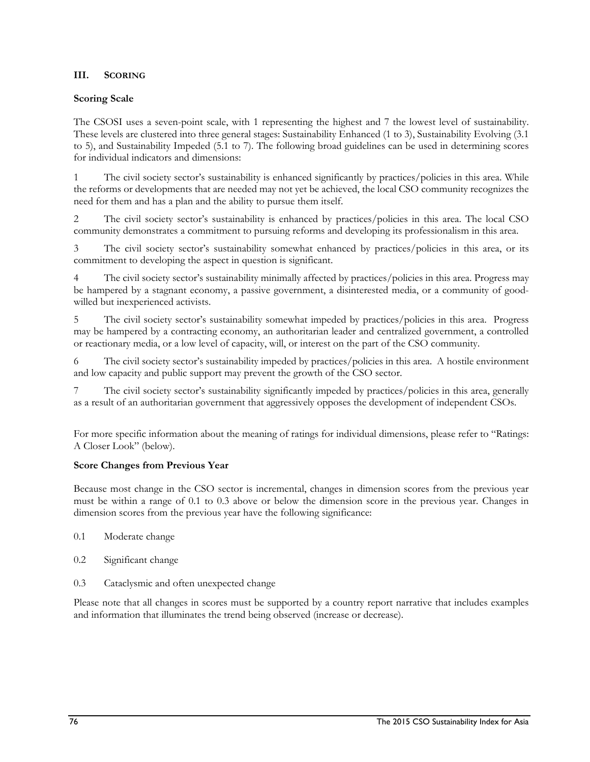## III. SCORING

### Scoring Scale

The CSOSI uses a seven-point scale, with 1 representing the highest and 7 the lowest level of sustainability. These levels are clustered into three general stages: Sustainability Enhanced (1 to 3), Sustainability Evolving (3.1 to 5), and Sustainability Impeded (5.1 to 7). The following broad guidelines can be used in determining scores for individual indicators and dimensions:

1 The civil society sector's sustainability is enhanced significantly by practices/policies in this area. While the reforms or developments that are needed may not yet be achieved, the local CSO community recognizes the need for them and has a plan and the ability to pursue them itself.

2 The civil society sector's sustainability is enhanced by practices/policies in this area. The local CSO community demonstrates a commitment to pursuing reforms and developing its professionalism in this area.

3 The civil society sector's sustainability somewhat enhanced by practices/policies in this area, or its commitment to developing the aspect in question is significant.

4 The civil society sector's sustainability minimally affected by practices/policies in this area. Progress may be hampered by a stagnant economy, a passive government, a disinterested media, or a community of good-willed but inexperienced activists.

5 The civil society sector's sustainability somewhat impeded by practices/policies in this area. Progress may be hampered by a contracting economy, an authoritarian leader and centralized government, a controlled or reactionary media, or a low level of capacity, will, or interest on the part of the CSO community.

6 The civil society sector's sustainability impeded by practices/policies in this area. A hostile environment and low capacity and public support may prevent the growth of the CSO sector.

7 The civil society sector's sustainability significantly impeded by practices/policies in this area, generally as a result of an authoritarian government that aggressively opposes the development of independent CSOs.

For more specific information about the meaning of ratings for individual dimensions, please refer to "Ratings: A Closer Look" (below).

### Score Changes from Previous Year

Because most change in the CSO sector is incremental, changes in dimension scores from the previous year must be within a range of 0.1 to 0.3 above or below the dimension score in the previous year. Changes in dimension scores from the previous year have the following significance:

0.1 Moderate change

0.2 Significant change

0.3 Cataclysmic and often unexpected change

Please note that all changes in scores must be supported by a country report narrative that includes examples and information that illuminates the trend being observed (increase or decrease).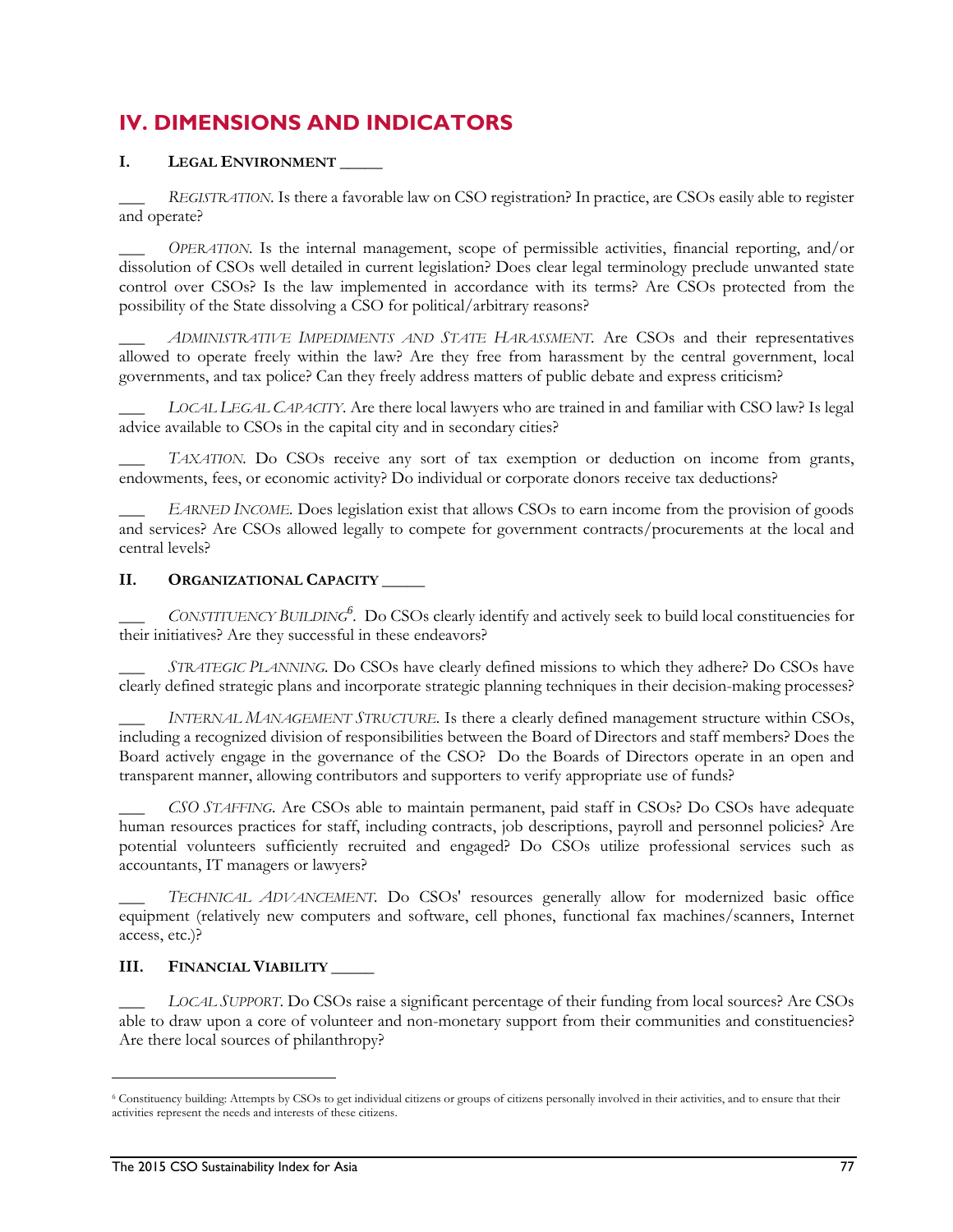# IV. DIMENSIONS AND INDICATORS

## I. LEGAL ENVIRONMENT _____

___ *REGISTRATION.* Is there a favorable law on CSO registration? In practice, are CSOs easily able to register and operate?

___ *OPERATION.* Is the internal management, scope of permissible activities, financial reporting, and/or dissolution of CSOs well detailed in current legislation? Does clear legal terminology preclude unwanted state control over CSOs? Is the law implemented in accordance with its terms? Are CSOs protected from the possibility of the State dissolving a CSO for political/arbitrary reasons?

___ *ADMINISTRATIVE IMPEDIMENTS AND STATE HARASSMENT.* Are CSOs and their representatives allowed to operate freely within the law? Are they free from harassment by the central government, local governments, and tax police? Can they freely address matters of public debate and express criticism?

___ *LOCAL LEGAL CAPACITY.* Are there local lawyers who are trained in and familiar with CSO law? Is legal advice available to CSOs in the capital city and in secondary cities?

___ *TAXATION.* Do CSOs receive any sort of tax exemption or deduction on income from grants, endowments, fees, or economic activity? Do individual or corporate donors receive tax deductions?

___ *EARNED INCOME.* Does legislation exist that allows CSOs to earn income from the provision of goods and services? Are CSOs allowed legally to compete for government contracts/procurements at the local and central levels?

## II. ORGANIZATIONAL CAPACITY _____

___ *CONSTITUENCY BUILDING*[6]. Do CSOs clearly identify and actively seek to build local constituencies for their initiatives? Are they successful in these endeavors?

___ *STRATEGIC PLANNING.* Do CSOs have clearly defined missions to which they adhere? Do CSOs have clearly defined strategic plans and incorporate strategic planning techniques in their decision-making processes?

___ *INTERNAL MANAGEMENT STRUCTURE.* Is there a clearly defined management structure within CSOs, including a recognized division of responsibilities between the Board of Directors and staff members? Does the Board actively engage in the governance of the CSO? Do the Boards of Directors operate in an open and transparent manner, allowing contributors and supporters to verify appropriate use of funds?

___ *CSO STAFFING.* Are CSOs able to maintain permanent, paid staff in CSOs? Do CSOs have adequate human resources practices for staff, including contracts, job descriptions, payroll and personnel policies? Are potential volunteers sufficiently recruited and engaged? Do CSOs utilize professional services such as accountants, IT managers or lawyers?

___ *TECHNICAL ADVANCEMENT.* Do CSOs' resources generally allow for modernized basic office equipment (relatively new computers and software, cell phones, functional fax machines/scanners, Internet access, etc.)?

## III. FINANCIAL VIABILITY _____

___ *LOCAL SUPPORT.* Do CSOs raise a significant percentage of their funding from local sources? Are CSOs able to draw upon a core of volunteer and non-monetary support from their communities and constituencies? Are there local sources of philanthropy?

---

[6] Constituency building: Attempts by CSOs to get individual citizens or groups of citizens personally involved in their activities, and to ensure that their activities represent the needs and interests of these citizens.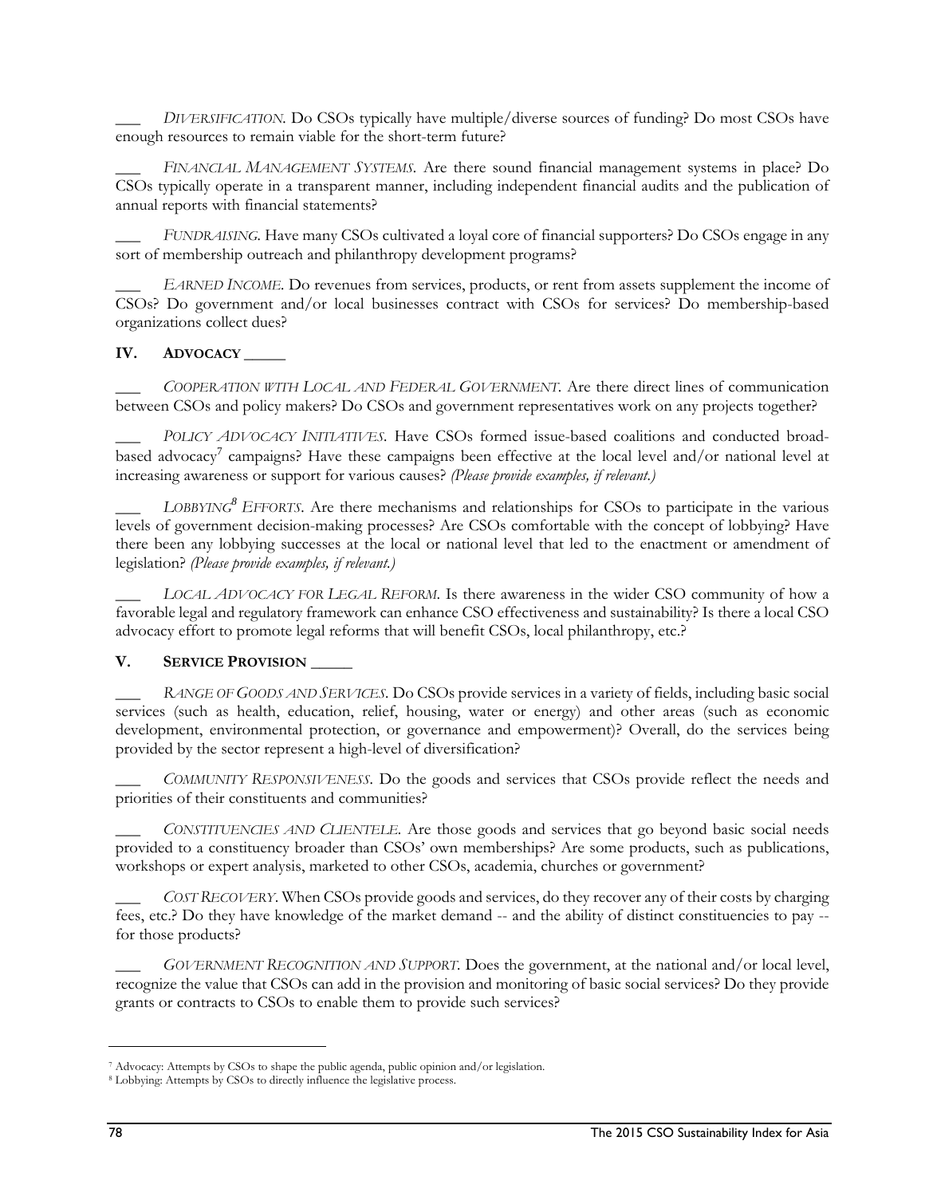___ *DIVERSIFICATION*. Do CSOs typically have multiple/diverse sources of funding? Do most CSOs have enough resources to remain viable for the short-term future?

___ *FINANCIAL MANAGEMENT SYSTEMS*. Are there sound financial management systems in place? Do CSOs typically operate in a transparent manner, including independent financial audits and the publication of annual reports with financial statements?

___ *FUNDRAISING*. Have many CSOs cultivated a loyal core of financial supporters? Do CSOs engage in any sort of membership outreach and philanthropy development programs?

___ *EARNED INCOME*. Do revenues from services, products, or rent from assets supplement the income of CSOs? Do government and/or local businesses contract with CSOs for services? Do membership-based organizations collect dues?

## IV. ADVOCACY _____

___ *COOPERATION WITH LOCAL AND FEDERAL GOVERNMENT*. Are there direct lines of communication between CSOs and policy makers? Do CSOs and government representatives work on any projects together?

___ *POLICY ADVOCACY INITIATIVES*. Have CSOs formed issue-based coalitions and conducted broad-based advocacy[7] campaigns? Have these campaigns been effective at the local level and/or national level at increasing awareness or support for various causes? *(Please provide examples, if relevant.)*

___ *LOBBYING[8] EFFORTS*. Are there mechanisms and relationships for CSOs to participate in the various levels of government decision-making processes? Are CSOs comfortable with the concept of lobbying? Have there been any lobbying successes at the local or national level that led to the enactment or amendment of legislation? *(Please provide examples, if relevant.)*

___ *LOCAL ADVOCACY FOR LEGAL REFORM*. Is there awareness in the wider CSO community of how a favorable legal and regulatory framework can enhance CSO effectiveness and sustainability? Is there a local CSO advocacy effort to promote legal reforms that will benefit CSOs, local philanthropy, etc.?

## V. SERVICE PROVISION _____

___ *RANGE OF GOODS AND SERVICES*. Do CSOs provide services in a variety of fields, including basic social services (such as health, education, relief, housing, water or energy) and other areas (such as economic development, environmental protection, or governance and empowerment)? Overall, do the services being provided by the sector represent a high-level of diversification?

___ *COMMUNITY RESPONSIVENESS*. Do the goods and services that CSOs provide reflect the needs and priorities of their constituents and communities?

___ *CONSTITUENCIES AND CLIENTELE*. Are those goods and services that go beyond basic social needs provided to a constituency broader than CSOs' own memberships? Are some products, such as publications, workshops or expert analysis, marketed to other CSOs, academia, churches or government?

___ *COST RECOVERY*. When CSOs provide goods and services, do they recover any of their costs by charging fees, etc.? Do they have knowledge of the market demand -- and the ability of distinct constituencies to pay -- for those products?

___ *GOVERNMENT RECOGNITION AND SUPPORT*. Does the government, at the national and/or local level, recognize the value that CSOs can add in the provision and monitoring of basic social services? Do they provide grants or contracts to CSOs to enable them to provide such services?

---

[7] Advocacy: Attempts by CSOs to shape the public agenda, public opinion and/or legislation.

[8] Lobbying: Attempts by CSOs to directly influence the legislative process.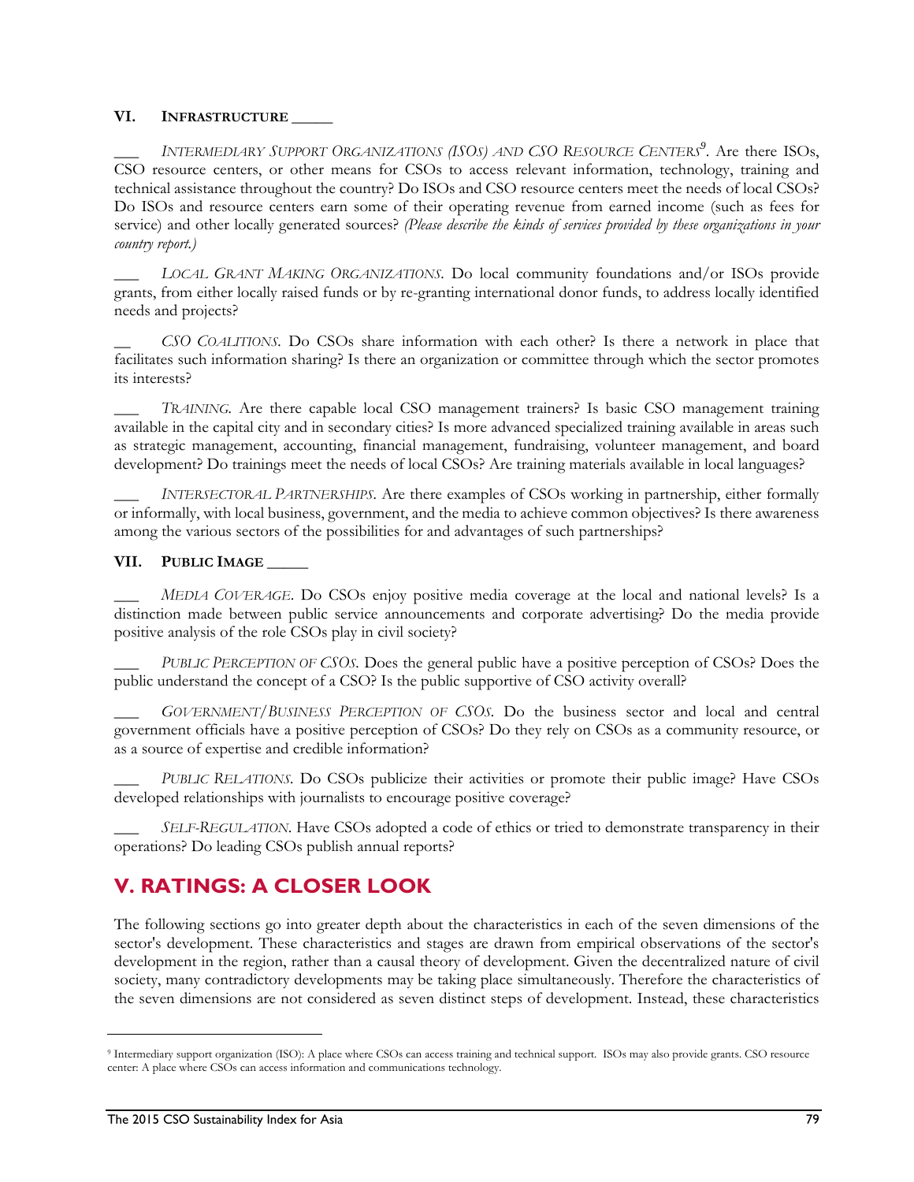### VI. INFRASTRUCTURE _____

___ *INTERMEDIARY SUPPORT ORGANIZATIONS (ISOS) AND CSO RESOURCE CENTERS*[9]. Are there ISOs, CSO resource centers, or other means for CSOs to access relevant information, technology, training and technical assistance throughout the country? Do ISOs and CSO resource centers meet the needs of local CSOs? Do ISOs and resource centers earn some of their operating revenue from earned income (such as fees for service) and other locally generated sources? *(Please describe the kinds of services provided by these organizations in your country report.)*

___ *LOCAL GRANT MAKING ORGANIZATIONS*. Do local community foundations and/or ISOs provide grants, from either locally raised funds or by re-granting international donor funds, to address locally identified needs and projects?

__ *CSO COALITIONS*. Do CSOs share information with each other? Is there a network in place that facilitates such information sharing? Is there an organization or committee through which the sector promotes its interests?

___ *TRAINING*. Are there capable local CSO management trainers? Is basic CSO management training available in the capital city and in secondary cities? Is more advanced specialized training available in areas such as strategic management, accounting, financial management, fundraising, volunteer management, and board development? Do trainings meet the needs of local CSOs? Are training materials available in local languages?

___ *INTERSECTORAL PARTNERSHIPS*. Are there examples of CSOs working in partnership, either formally or informally, with local business, government, and the media to achieve common objectives? Is there awareness among the various sectors of the possibilities for and advantages of such partnerships?

### VII. PUBLIC IMAGE _____

___ *MEDIA COVERAGE*. Do CSOs enjoy positive media coverage at the local and national levels? Is a distinction made between public service announcements and corporate advertising? Do the media provide positive analysis of the role CSOs play in civil society?

___ *PUBLIC PERCEPTION OF CSOS*. Does the general public have a positive perception of CSOs? Does the public understand the concept of a CSO? Is the public supportive of CSO activity overall?

___ *GOVERNMENT/BUSINESS PERCEPTION OF CSOS*. Do the business sector and local and central government officials have a positive perception of CSOs? Do they rely on CSOs as a community resource, or as a source of expertise and credible information?

___ *PUBLIC RELATIONS*. Do CSOs publicize their activities or promote their public image? Have CSOs developed relationships with journalists to encourage positive coverage?

___ *SELF-REGULATION*. Have CSOs adopted a code of ethics or tried to demonstrate transparency in their operations? Do leading CSOs publish annual reports?

## V. RATINGS: A CLOSER LOOK

The following sections go into greater depth about the characteristics in each of the seven dimensions of the sector's development. These characteristics and stages are drawn from empirical observations of the sector's development in the region, rather than a causal theory of development. Given the decentralized nature of civil society, many contradictory developments may be taking place simultaneously. Therefore the characteristics of the seven dimensions are not considered as seven distinct steps of development. Instead, these characteristics

[9] Intermediary support organization (ISO): A place where CSOs can access training and technical support. ISOs may also provide grants. CSO resource center: A place where CSOs can access information and communications technology.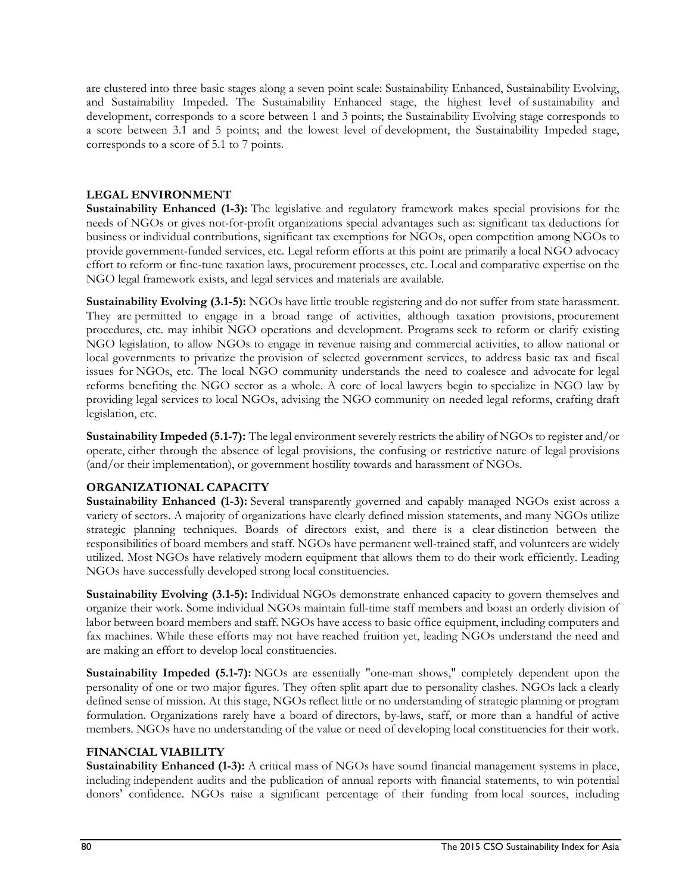are clustered into three basic stages along a seven point scale: Sustainability Enhanced, Sustainability Evolving, and Sustainability Impeded. The Sustainability Enhanced stage, the highest level of sustainability and development, corresponds to a score between 1 and 3 points; the Sustainability Evolving stage corresponds to a score between 3.1 and 5 points; and the lowest level of development, the Sustainability Impeded stage, corresponds to a score of 5.1 to 7 points.

## LEGAL ENVIRONMENT

**Sustainability Enhanced (1-3):** The legislative and regulatory framework makes special provisions for the needs of NGOs or gives not-for-profit organizations special advantages such as: significant tax deductions for business or individual contributions, significant tax exemptions for NGOs, open competition among NGOs to provide government-funded services, etc. Legal reform efforts at this point are primarily a local NGO advocacy effort to reform or fine-tune taxation laws, procurement processes, etc. Local and comparative expertise on the NGO legal framework exists, and legal services and materials are available.

**Sustainability Evolving (3.1-5):** NGOs have little trouble registering and do not suffer from state harassment. They are permitted to engage in a broad range of activities, although taxation provisions, procurement procedures, etc. may inhibit NGO operations and development. Programs seek to reform or clarify existing NGO legislation, to allow NGOs to engage in revenue raising and commercial activities, to allow national or local governments to privatize the provision of selected government services, to address basic tax and fiscal issues for NGOs, etc. The local NGO community understands the need to coalesce and advocate for legal reforms benefiting the NGO sector as a whole. A core of local lawyers begin to specialize in NGO law by providing legal services to local NGOs, advising the NGO community on needed legal reforms, crafting draft legislation, etc.

**Sustainability Impeded (5.1-7):** The legal environment severely restricts the ability of NGOs to register and/or operate, either through the absence of legal provisions, the confusing or restrictive nature of legal provisions (and/or their implementation), or government hostility towards and harassment of NGOs.

## ORGANIZATIONAL CAPACITY

**Sustainability Enhanced (1-3):** Several transparently governed and capably managed NGOs exist across a variety of sectors. A majority of organizations have clearly defined mission statements, and many NGOs utilize strategic planning techniques. Boards of directors exist, and there is a clear distinction between the responsibilities of board members and staff. NGOs have permanent well-trained staff, and volunteers are widely utilized. Most NGOs have relatively modern equipment that allows them to do their work efficiently. Leading NGOs have successfully developed strong local constituencies.

**Sustainability Evolving (3.1-5):** Individual NGOs demonstrate enhanced capacity to govern themselves and organize their work. Some individual NGOs maintain full-time staff members and boast an orderly division of labor between board members and staff. NGOs have access to basic office equipment, including computers and fax machines. While these efforts may not have reached fruition yet, leading NGOs understand the need and are making an effort to develop local constituencies.

**Sustainability Impeded (5.1-7):** NGOs are essentially "one-man shows," completely dependent upon the personality of one or two major figures. They often split apart due to personality clashes. NGOs lack a clearly defined sense of mission. At this stage, NGOs reflect little or no understanding of strategic planning or program formulation. Organizations rarely have a board of directors, by-laws, staff, or more than a handful of active members. NGOs have no understanding of the value or need of developing local constituencies for their work.

## FINANCIAL VIABILITY

**Sustainability Enhanced (1-3):** A critical mass of NGOs have sound financial management systems in place, including independent audits and the publication of annual reports with financial statements, to win potential donors' confidence. NGOs raise a significant percentage of their funding from local sources, including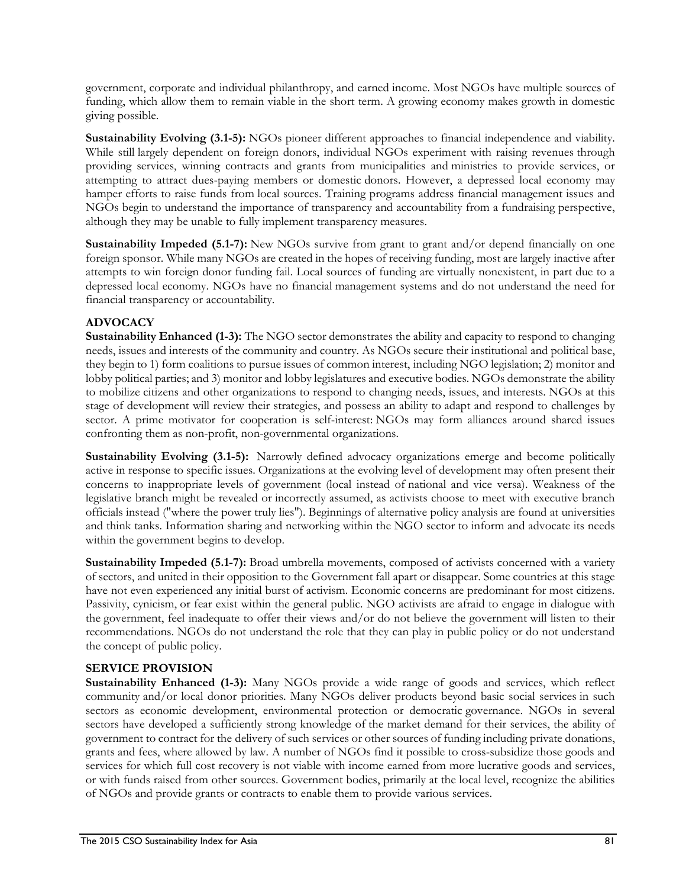government, corporate and individual philanthropy, and earned income. Most NGOs have multiple sources of funding, which allow them to remain viable in the short term. A growing economy makes growth in domestic giving possible.

**Sustainability Evolving (3.1-5):** NGOs pioneer different approaches to financial independence and viability. While still largely dependent on foreign donors, individual NGOs experiment with raising revenues through providing services, winning contracts and grants from municipalities and ministries to provide services, or attempting to attract dues-paying members or domestic donors. However, a depressed local economy may hamper efforts to raise funds from local sources. Training programs address financial management issues and NGOs begin to understand the importance of transparency and accountability from a fundraising perspective, although they may be unable to fully implement transparency measures.

**Sustainability Impeded (5.1-7):** New NGOs survive from grant to grant and/or depend financially on one foreign sponsor. While many NGOs are created in the hopes of receiving funding, most are largely inactive after attempts to win foreign donor funding fail. Local sources of funding are virtually nonexistent, in part due to a depressed local economy. NGOs have no financial management systems and do not understand the need for financial transparency or accountability.

### ADVOCACY

**Sustainability Enhanced (1-3):** The NGO sector demonstrates the ability and capacity to respond to changing needs, issues and interests of the community and country. As NGOs secure their institutional and political base, they begin to 1) form coalitions to pursue issues of common interest, including NGO legislation; 2) monitor and lobby political parties; and 3) monitor and lobby legislatures and executive bodies. NGOs demonstrate the ability to mobilize citizens and other organizations to respond to changing needs, issues, and interests. NGOs at this stage of development will review their strategies, and possess an ability to adapt and respond to challenges by sector. A prime motivator for cooperation is self-interest: NGOs may form alliances around shared issues confronting them as non-profit, non-governmental organizations.

**Sustainability Evolving (3.1-5):** Narrowly defined advocacy organizations emerge and become politically active in response to specific issues. Organizations at the evolving level of development may often present their concerns to inappropriate levels of government (local instead of national and vice versa). Weakness of the legislative branch might be revealed or incorrectly assumed, as activists choose to meet with executive branch officials instead ("where the power truly lies"). Beginnings of alternative policy analysis are found at universities and think tanks. Information sharing and networking within the NGO sector to inform and advocate its needs within the government begins to develop.

**Sustainability Impeded (5.1-7):** Broad umbrella movements, composed of activists concerned with a variety of sectors, and united in their opposition to the Government fall apart or disappear. Some countries at this stage have not even experienced any initial burst of activism. Economic concerns are predominant for most citizens. Passivity, cynicism, or fear exist within the general public. NGO activists are afraid to engage in dialogue with the government, feel inadequate to offer their views and/or do not believe the government will listen to their recommendations. NGOs do not understand the role that they can play in public policy or do not understand the concept of public policy.

### SERVICE PROVISION

**Sustainability Enhanced (1-3):** Many NGOs provide a wide range of goods and services, which reflect community and/or local donor priorities. Many NGOs deliver products beyond basic social services in such sectors as economic development, environmental protection or democratic governance. NGOs in several sectors have developed a sufficiently strong knowledge of the market demand for their services, the ability of government to contract for the delivery of such services or other sources of funding including private donations, grants and fees, where allowed by law. A number of NGOs find it possible to cross-subsidize those goods and services for which full cost recovery is not viable with income earned from more lucrative goods and services, or with funds raised from other sources. Government bodies, primarily at the local level, recognize the abilities of NGOs and provide grants or contracts to enable them to provide various services.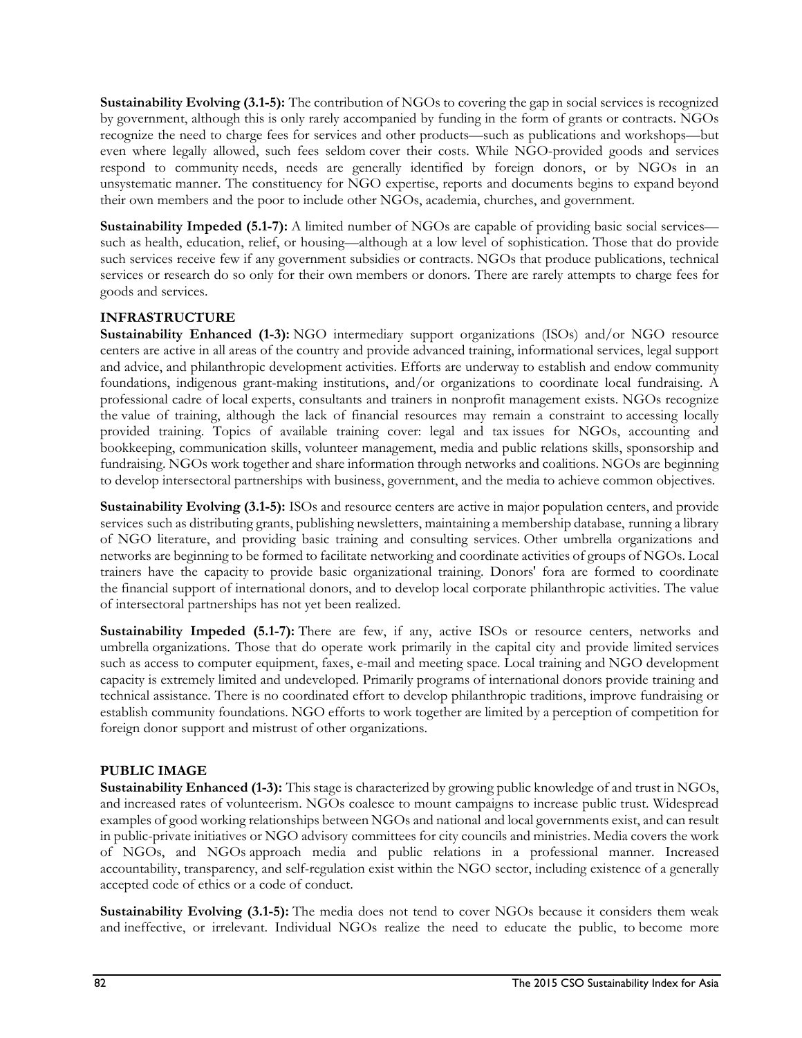**Sustainability Evolving (3.1-5):** The contribution of NGOs to covering the gap in social services is recognized by government, although this is only rarely accompanied by funding in the form of grants or contracts. NGOs recognize the need to charge fees for services and other products—such as publications and workshops—but even where legally allowed, such fees seldom cover their costs. While NGO-provided goods and services respond to community needs, needs are generally identified by foreign donors, or by NGOs in an unsystematic manner. The constituency for NGO expertise, reports and documents begins to expand beyond their own members and the poor to include other NGOs, academia, churches, and government.

**Sustainability Impeded (5.1-7):** A limited number of NGOs are capable of providing basic social services—such as health, education, relief, or housing—although at a low level of sophistication. Those that do provide such services receive few if any government subsidies or contracts. NGOs that produce publications, technical services or research do so only for their own members or donors. There are rarely attempts to charge fees for goods and services.

### INFRASTRUCTURE

**Sustainability Enhanced (1-3):** NGO intermediary support organizations (ISOs) and/or NGO resource centers are active in all areas of the country and provide advanced training, informational services, legal support and advice, and philanthropic development activities. Efforts are underway to establish and endow community foundations, indigenous grant-making institutions, and/or organizations to coordinate local fundraising. A professional cadre of local experts, consultants and trainers in nonprofit management exists. NGOs recognize the value of training, although the lack of financial resources may remain a constraint to accessing locally provided training. Topics of available training cover: legal and tax issues for NGOs, accounting and bookkeeping, communication skills, volunteer management, media and public relations skills, sponsorship and fundraising. NGOs work together and share information through networks and coalitions. NGOs are beginning to develop intersectoral partnerships with business, government, and the media to achieve common objectives.

**Sustainability Evolving (3.1-5):** ISOs and resource centers are active in major population centers, and provide services such as distributing grants, publishing newsletters, maintaining a membership database, running a library of NGO literature, and providing basic training and consulting services. Other umbrella organizations and networks are beginning to be formed to facilitate networking and coordinate activities of groups of NGOs. Local trainers have the capacity to provide basic organizational training. Donors' fora are formed to coordinate the financial support of international donors, and to develop local corporate philanthropic activities. The value of intersectoral partnerships has not yet been realized.

**Sustainability Impeded (5.1-7):** There are few, if any, active ISOs or resource centers, networks and umbrella organizations. Those that do operate work primarily in the capital city and provide limited services such as access to computer equipment, faxes, e-mail and meeting space. Local training and NGO development capacity is extremely limited and undeveloped. Primarily programs of international donors provide training and technical assistance. There is no coordinated effort to develop philanthropic traditions, improve fundraising or establish community foundations. NGO efforts to work together are limited by a perception of competition for foreign donor support and mistrust of other organizations.

### PUBLIC IMAGE

**Sustainability Enhanced (1-3):** This stage is characterized by growing public knowledge of and trust in NGOs, and increased rates of volunteerism. NGOs coalesce to mount campaigns to increase public trust. Widespread examples of good working relationships between NGOs and national and local governments exist, and can result in public-private initiatives or NGO advisory committees for city councils and ministries. Media covers the work of NGOs, and NGOs approach media and public relations in a professional manner. Increased accountability, transparency, and self-regulation exist within the NGO sector, including existence of a generally accepted code of ethics or a code of conduct.

**Sustainability Evolving (3.1-5):** The media does not tend to cover NGOs because it considers them weak and ineffective, or irrelevant. Individual NGOs realize the need to educate the public, to become more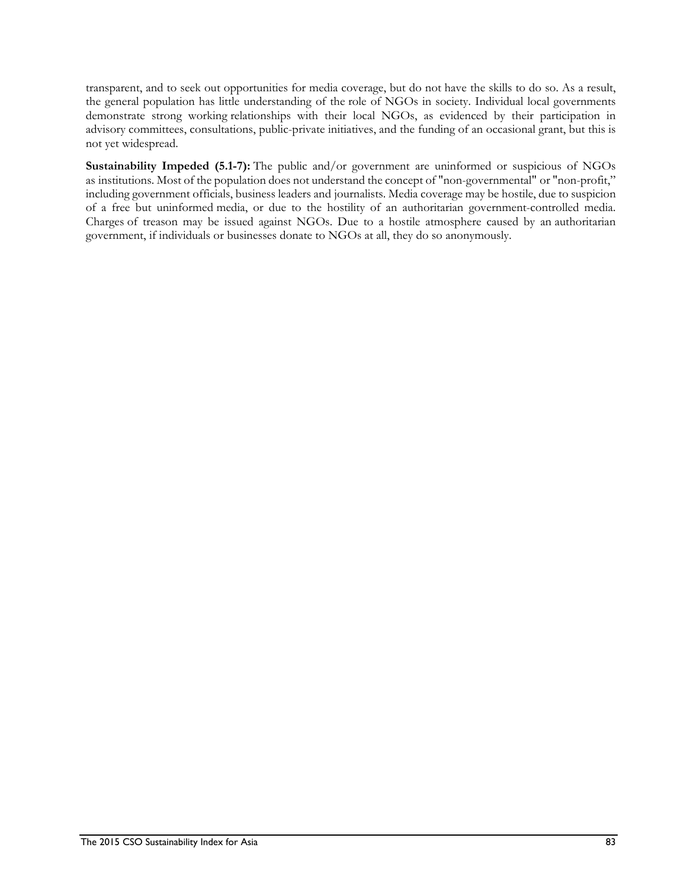transparent, and to seek out opportunities for media coverage, but do not have the skills to do so. As a result, the general population has little understanding of the role of NGOs in society. Individual local governments demonstrate strong working relationships with their local NGOs, as evidenced by their participation in advisory committees, consultations, public-private initiatives, and the funding of an occasional grant, but this is not yet widespread.

**Sustainability Impeded (5.1-7):** The public and/or government are uninformed or suspicious of NGOs as institutions. Most of the population does not understand the concept of "non-governmental" or "non-profit," including government officials, business leaders and journalists. Media coverage may be hostile, due to suspicion of a free but uninformed media, or due to the hostility of an authoritarian government-controlled media. Charges of treason may be issued against NGOs. Due to a hostile atmosphere caused by an authoritarian government, if individuals or businesses donate to NGOs at all, they do so anonymously.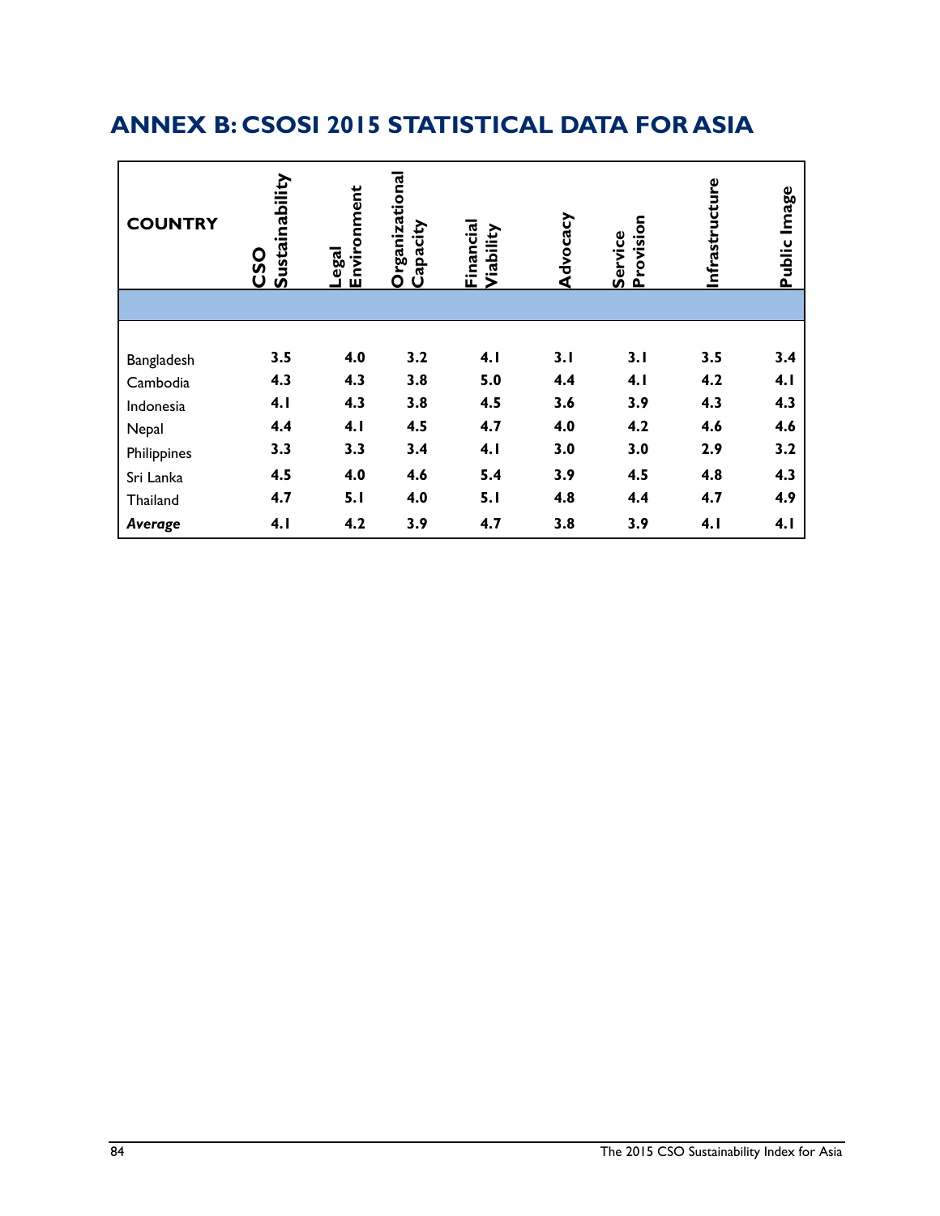# ANNEX B: CSOSI 2015 STATISTICAL DATA FOR ASIA

| COUNTRY | CSO Sustainability | Legal Environment | Organizational Capacity | Financial Viability | Advocacy | Service Provision | Infrastructure | Public Image |
|---|---|---|---|---|---|---|---|---|
| Bangladesh | **3.5** | **4.0** | **3.2** | **4.1** | **3.1** | **3.1** | **3.5** | **3.4** |
| Cambodia | **4.3** | **4.3** | **3.8** | **5.0** | **4.4** | **4.1** | **4.2** | **4.1** |
| Indonesia | **4.1** | **4.3** | **3.8** | **4.5** | **3.6** | **3.9** | **4.3** | **4.3** |
| Nepal | **4.4** | **4.1** | **4.5** | **4.7** | **4.0** | **4.2** | **4.6** | **4.6** |
| Philippines | **3.3** | **3.3** | **3.4** | **4.1** | **3.0** | **3.0** | **2.9** | **3.2** |
| Sri Lanka | **4.5** | **4.0** | **4.6** | **5.4** | **3.9** | **4.5** | **4.8** | **4.3** |
| Thailand | **4.7** | **5.1** | **4.0** | **5.1** | **4.8** | **4.4** | **4.7** | **4.9** |
| ***Average*** | **4.1** | **4.2** | **3.9** | **4.7** | **3.8** | **3.9** | **4.1** | **4.1** |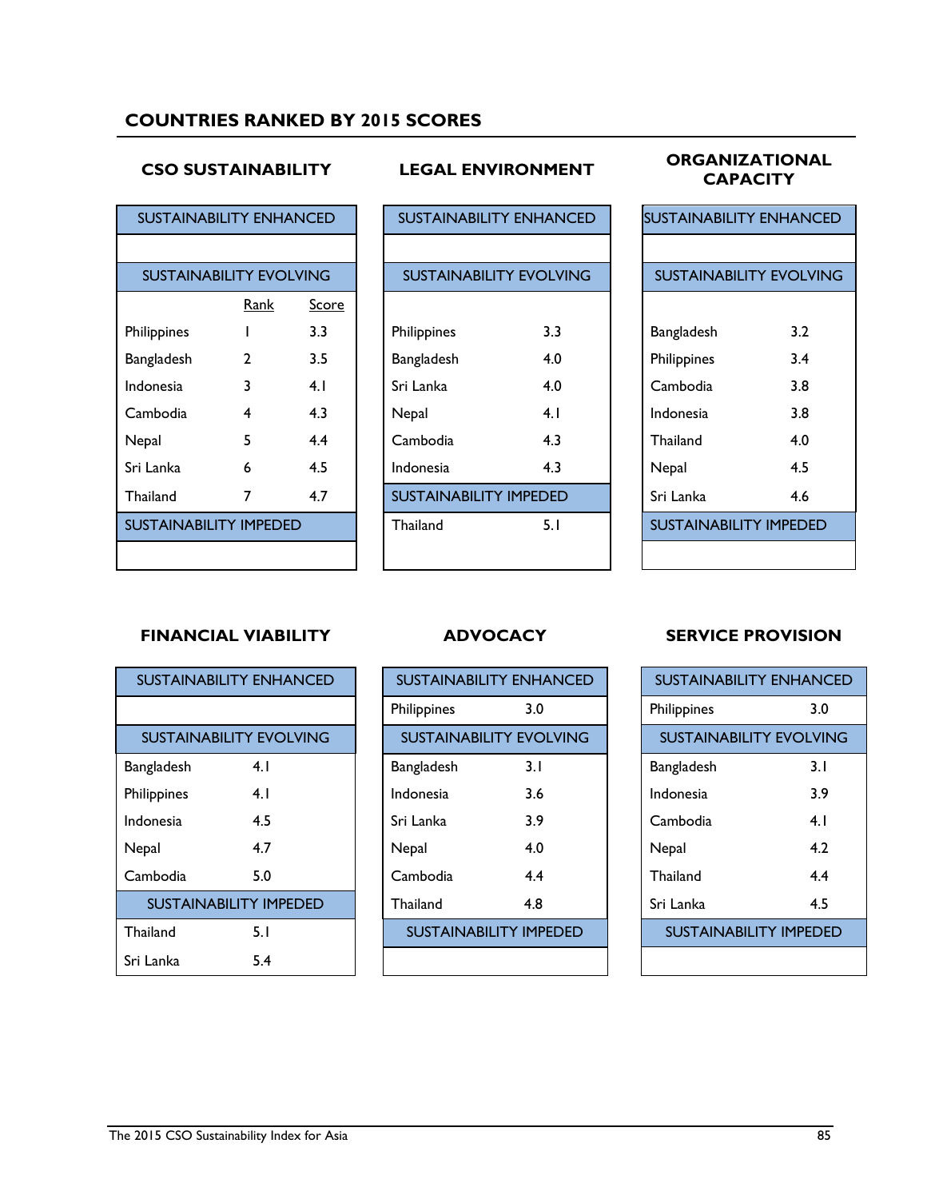## COUNTRIES RANKED BY 2015 SCORES

### CSO SUSTAINABILITY

| SUSTAINABILITY ENHANCED | | |
|---|---|---|
| | | |
| **SUSTAINABILITY EVOLVING** | | |
| | Rank | Score |
| Philippines | 1 | 3.3 |
| Bangladesh | 2 | 3.5 |
| Indonesia | 3 | 4.1 |
| Cambodia | 4 | 4.3 |
| Nepal | 5 | 4.4 |
| Sri Lanka | 6 | 4.5 |
| Thailand | 7 | 4.7 |
| **SUSTAINABILITY IMPEDED** | | |
| | | |

### LEGAL ENVIRONMENT

| SUSTAINABILITY ENHANCED | |
|---|---|
| | |
| **SUSTAINABILITY EVOLVING** | |
| Philippines | 3.3 |
| Bangladesh | 4.0 |
| Sri Lanka | 4.0 |
| Nepal | 4.1 |
| Cambodia | 4.3 |
| Indonesia | 4.3 |
| **SUSTAINABILITY IMPEDED** | |
| Thailand | 5.1 |

### ORGANIZATIONAL CAPACITY

| SUSTAINABILITY ENHANCED | |
|---|---|
| | |
| **SUSTAINABILITY EVOLVING** | |
| Bangladesh | 3.2 |
| Philippines | 3.4 |
| Cambodia | 3.8 |
| Indonesia | 3.8 |
| Thailand | 4.0 |
| Nepal | 4.5 |
| Sri Lanka | 4.6 |
| **SUSTAINABILITY IMPEDED** | |
| | |

### FINANCIAL VIABILITY

| SUSTAINABILITY ENHANCED | |
|---|---|
| | |
| **SUSTAINABILITY EVOLVING** | |
| Bangladesh | 4.1 |
| Philippines | 4.1 |
| Indonesia | 4.5 |
| Nepal | 4.7 |
| Cambodia | 5.0 |
| **SUSTAINABILITY IMPEDED** | |
| Thailand | 5.1 |
| Sri Lanka | 5.4 |

### ADVOCACY

| SUSTAINABILITY ENHANCED | |
|---|---|
| Philippines | 3.0 |
| **SUSTAINABILITY EVOLVING** | |
| Bangladesh | 3.1 |
| Indonesia | 3.6 |
| Sri Lanka | 3.9 |
| Nepal | 4.0 |
| Cambodia | 4.4 |
| Thailand | 4.8 |
| **SUSTAINABILITY IMPEDED** | |
| | |

### SERVICE PROVISION

| SUSTAINABILITY ENHANCED | |
|---|---|
| Philippines | 3.0 |
| **SUSTAINABILITY EVOLVING** | |
| Bangladesh | 3.1 |
| Indonesia | 3.9 |
| Cambodia | 4.1 |
| Nepal | 4.2 |
| Thailand | 4.4 |
| Sri Lanka | 4.5 |
| **SUSTAINABILITY IMPEDED** | |
| | |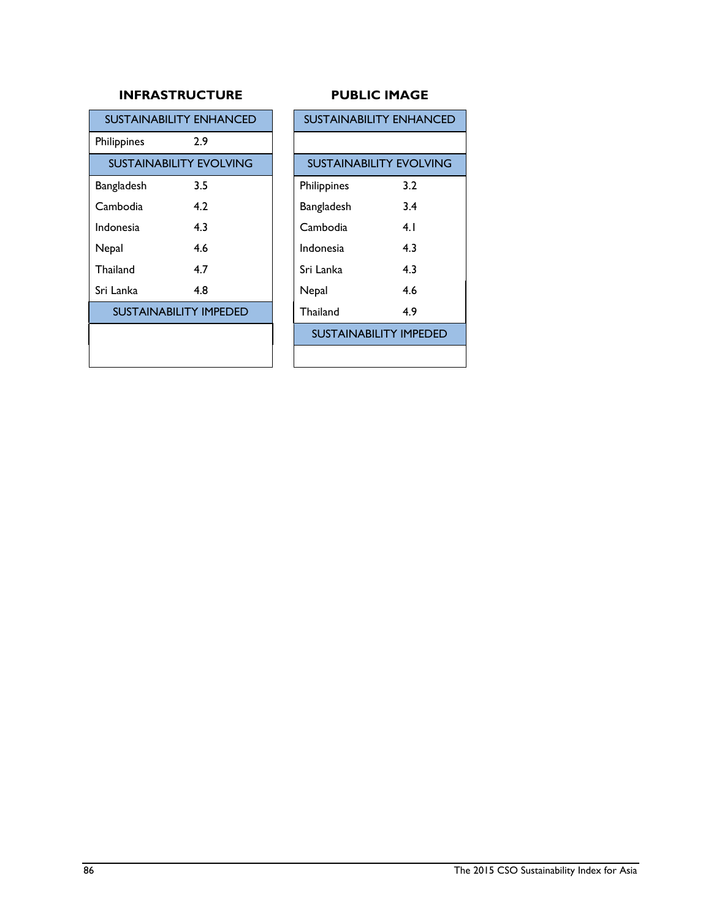## INFRASTRUCTURE

| | |
|---|---|
| **SUSTAINABILITY ENHANCED** | |
| Philippines | 2.9 |
| **SUSTAINABILITY EVOLVING** | |
| Bangladesh | 3.5 |
| Cambodia | 4.2 |
| Indonesia | 4.3 |
| Nepal | 4.6 |
| Thailand | 4.7 |
| Sri Lanka | 4.8 |
| **SUSTAINABILITY IMPEDED** | |

## PUBLIC IMAGE

| | |
|---|---|
| **SUSTAINABILITY ENHANCED** | |
| **SUSTAINABILITY EVOLVING** | |
| Philippines | 3.2 |
| Bangladesh | 3.4 |
| Cambodia | 4.1 |
| Indonesia | 4.3 |
| Sri Lanka | 4.3 |
| Nepal | 4.6 |
| Thailand | 4.9 |
| **SUSTAINABILITY IMPEDED** | |